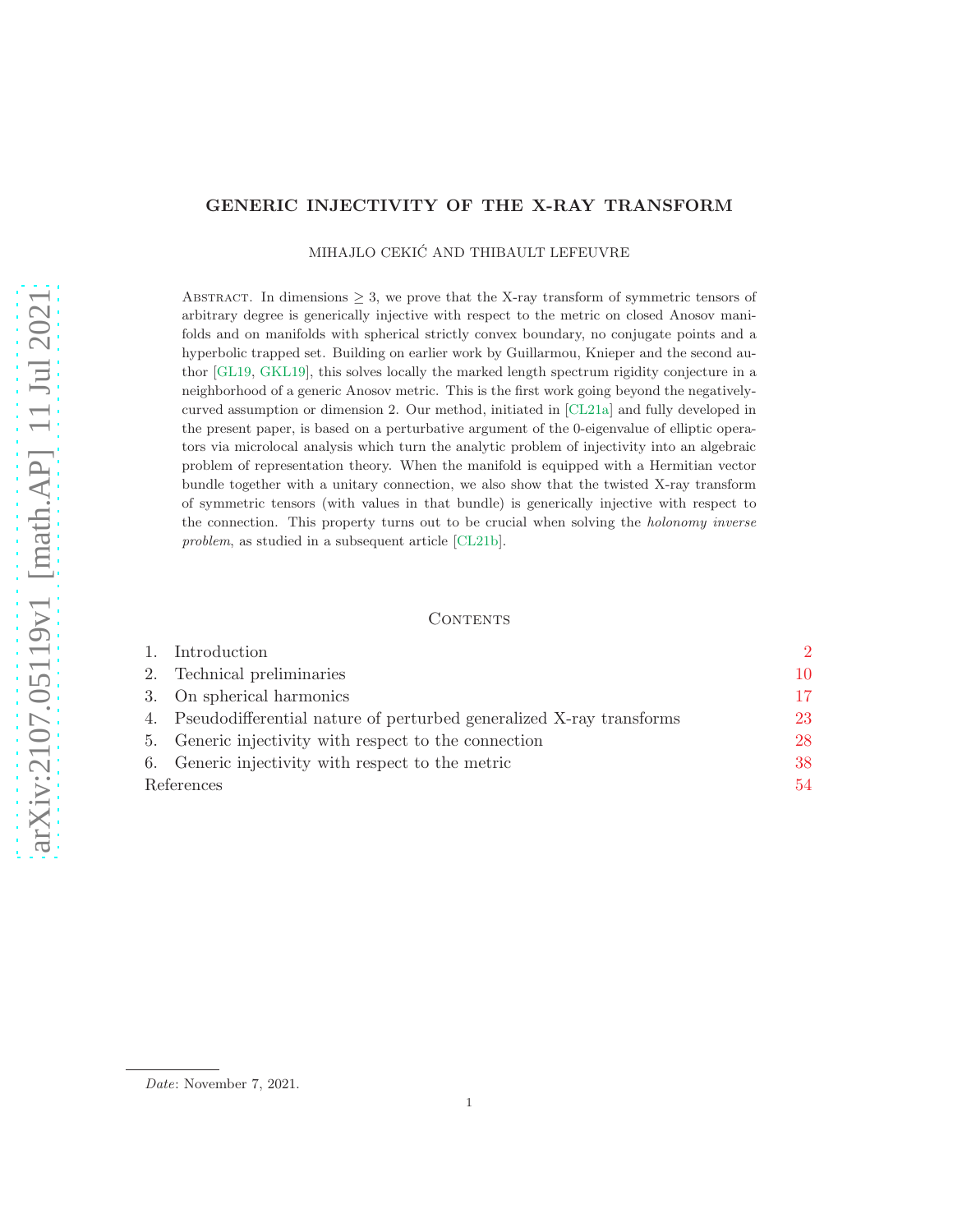# GENERIC INJECTIVITY OF THE X-RAY TRANSFORM

MIHAJLO CEKIĆ AND THIBAULT LEFEUVRE

Abstract. In dimensions $\geq 3$, we prove that the X-ray transform of symmetric tensors of arbitrary degree is generically injective with respect to the metric on closed Anosov manifolds and on manifolds with spherical strictly convex boundary, no conjugate points and a hyperbolic trapped set. Building on earlier work by Guillarmou, Knieper and the second author [GL19, GKL19], this solves locally the marked length spectrum rigidity conjecture in a neighborhood of a generic Anosov metric. This is the first work going beyond the negatively-curved assumption or dimension 2. Our method, initiated in [CL21a] and fully developed in the present paper, is based on a perturbative argument of the 0-eigenvalue of elliptic operators via microlocal analysis which turn the analytic problem of injectivity into an algebraic problem of representation theory. When the manifold is equipped with a Hermitian vector bundle together with a unitary connection, we also show that the twisted X-ray transform of symmetric tensors (with values in that bundle) is generically injective with respect to the connection. This property turns out to be crucial when solving the *holonomy inverse problem*, as studied in a subsequent article [CL21b].

## Contents

1. Introduction 2
2. Technical preliminaries 10
3. On spherical harmonics 17
4. Pseudodifferential nature of perturbed generalized X-ray transforms 23
5. Generic injectivity with respect to the connection 28
6. Generic injectivity with respect to the metric 38

References 54

*Date*: November 7, 2021.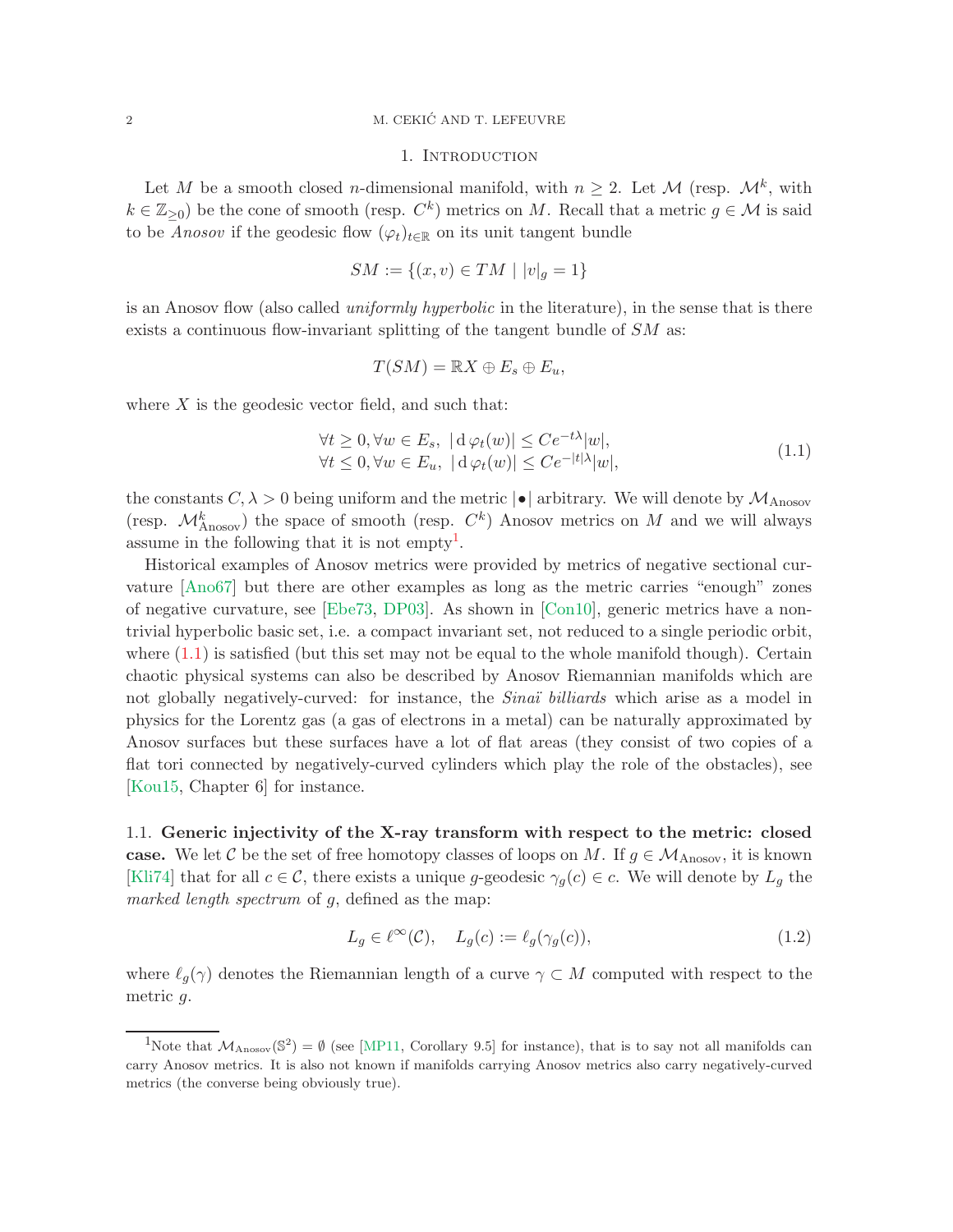## 1. Introduction

Let $M$ be a smooth closed $n$-dimensional manifold, with $n \geq 2$. Let $\mathcal{M}$ (resp. $\mathcal{M}^k$, with $k \in \mathbb{Z}_{\geq 0}$) be the cone of smooth (resp. $C^k$) metrics on $M$. Recall that a metric $g \in \mathcal{M}$ is said to be *Anosov* if the geodesic flow $(\varphi_t)_{t\in\mathbb{R}}$ on its unit tangent bundle

$$SM := \{(x, v) \in TM \mid |v|_g = 1\}$$

is an Anosov flow (also called *uniformly hyperbolic* in the literature), in the sense that is there exists a continuous flow-invariant splitting of the tangent bundle of $SM$ as:

$$T(SM) = \mathbb{R}X \oplus E_s \oplus E_u,$$

where $X$ is the geodesic vector field, and such that:

$$\begin{aligned} &\forall t \geq 0, \forall w \in E_s,\ |\,\mathrm{d}\,\varphi_t(w)| \leq Ce^{-t\lambda}|w|, \\ &\forall t \leq 0, \forall w \in E_u,\ |\,\mathrm{d}\,\varphi_t(w)| \leq Ce^{-|t|\lambda}|w|, \end{aligned} \tag{1.1}$$

the constants $C, \lambda > 0$ being uniform and the metric $|\bullet|$ arbitrary. We will denote by $\mathcal{M}_{\mathrm{Anosov}}$ (resp. $\mathcal{M}^k_{\mathrm{Anosov}}$) the space of smooth (resp. $C^k$) Anosov metrics on $M$ and we will always assume in the following that it is not empty[1].

Historical examples of Anosov metrics were provided by metrics of negative sectional curvature [Ano67] but there are other examples as long as the metric carries "enough" zones of negative curvature, see [Ebe73, DP03]. As shown in [Con10], generic metrics have a non-trivial hyperbolic basic set, i.e. a compact invariant set, not reduced to a single periodic orbit, where (1.1) is satisfied (but this set may not be equal to the whole manifold though). Certain chaotic physical systems can also be described by Anosov Riemannian manifolds which are not globally negatively-curved: for instance, the *Sinaï billiards* which arise as a model in physics for the Lorentz gas (a gas of electrons in a metal) can be naturally approximated by Anosov surfaces but these surfaces have a lot of flat areas (they consist of two copies of a flat tori connected by negatively-curved cylinders which play the role of the obstacles), see [Kou15, Chapter 6] for instance.

### 1.1. Generic injectivity of the X-ray transform with respect to the metric: closed case.

We let $\mathcal{C}$ be the set of free homotopy classes of loops on $M$. If $g \in \mathcal{M}_{\mathrm{Anosov}}$, it is known [Kli74] that for all $c \in \mathcal{C}$, there exists a unique $g$-geodesic $\gamma_g(c) \in c$. We will denote by $L_g$ the *marked length spectrum* of $g$, defined as the map:

$$L_g \in \ell^\infty(\mathcal{C}), \quad L_g(c) := \ell_g(\gamma_g(c)), \tag{1.2}$$

where $\ell_g(\gamma)$ denotes the Riemannian length of a curve $\gamma \subset M$ computed with respect to the metric $g$.

---

[1] Note that $\mathcal{M}_{\mathrm{Anosov}}(\mathbb{S}^2) = \emptyset$ (see [MP11, Corollary 9.5] for instance), that is to say not all manifolds can carry Anosov metrics. It is also not known if manifolds carrying Anosov metrics also carry negatively-curved metrics (the converse being obviously true).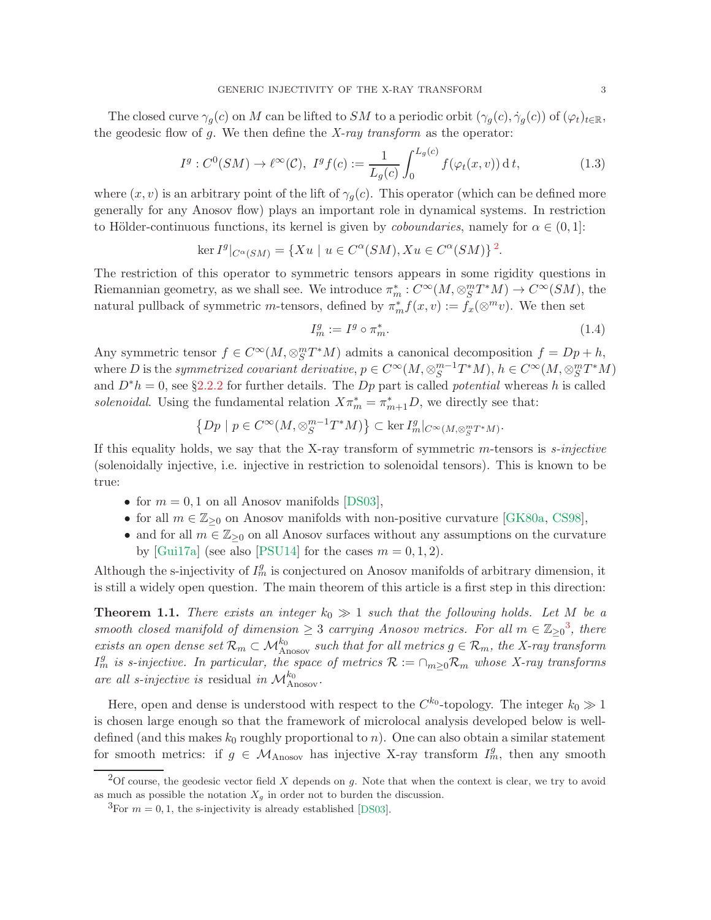The closed curve $\gamma_g(c)$ on $M$ can be lifted to $SM$ to a periodic orbit $(\gamma_g(c), \dot{\gamma}_g(c))$ of $(\varphi_t)_{t\in\mathbb{R}}$, the geodesic flow of $g$. We then define the *X-ray transform* as the operator:

$$I^g : C^0(SM) \to \ell^\infty(\mathcal{C}),\ I^g f(c) := \frac{1}{L_g(c)} \int_0^{L_g(c)} f(\varphi_t(x,v))\, \mathrm{d}\, t, \tag{1.3}$$

where $(x,v)$ is an arbitrary point of the lift of $\gamma_g(c)$. This operator (which can be defined more generally for any Anosov flow) plays an important role in dynamical systems. In restriction to Hölder-continuous functions, its kernel is given by *coboundaries*, namely for $\alpha \in (0,1]$:

$$\ker I^g|_{C^\alpha(SM)} = \{Xu \mid u \in C^\alpha(SM), Xu \in C^\alpha(SM)\}\ ^{2}.$$

The restriction of this operator to symmetric tensors appears in some rigidity questions in Riemannian geometry, as we shall see. We introduce $\pi_m^* : C^\infty(M, \otimes_S^m T^*M) \to C^\infty(SM)$, the natural pullback of symmetric $m$-tensors, defined by $\pi_m^* f(x,v) := f_x(\otimes^m v)$. We then set

$$I_m^g := I^g \circ \pi_m^*. \tag{1.4}$$

Any symmetric tensor $f \in C^\infty(M, \otimes_S^m T^*M)$ admits a canonical decomposition $f = Dp + h$, where $D$ is the *symmetrized covariant derivative*, $p \in C^\infty(M, \otimes_S^{m-1} T^*M)$, $h \in C^\infty(M, \otimes_S^m T^*M)$ and $D^*h = 0$, see §2.2.2 for further details. The $Dp$ part is called *potential* whereas $h$ is called *solenoidal*. Using the fundamental relation $X\pi_m^* = \pi_{m+1}^* D$, we directly see that:

$$\left\{Dp \mid p \in C^\infty(M, \otimes_S^{m-1} T^*M)\right\} \subset \ker I_m^g|_{C^\infty(M, \otimes_S^m T^*M)}.$$

If this equality holds, we say that the X-ray transform of symmetric $m$-tensors is *s-injective* (solenoidally injective, i.e. injective in restriction to solenoidal tensors). This is known to be true:

- for $m = 0, 1$ on all Anosov manifolds [DS03],
- for all $m \in \mathbb{Z}_{\geq 0}$ on Anosov manifolds with non-positive curvature [GK80a, CS98],
- and for all $m \in \mathbb{Z}_{\geq 0}$ on all Anosov surfaces without any assumptions on the curvature by [Gui17a] (see also [PSU14] for the cases $m = 0, 1, 2$).

Although the s-injectivity of $I_m^g$ is conjectured on Anosov manifolds of arbitrary dimension, it is still a widely open question. The main theorem of this article is a first step in this direction:

**Theorem 1.1.** *There exists an integer $k_0 \gg 1$ such that the following holds. Let $M$ be a smooth closed manifold of dimension $\geq 3$ carrying Anosov metrics. For all $m \in \mathbb{Z}_{\geq 0}$[3], there exists an open dense set $\mathcal{R}_m \subset \mathcal{M}_{\mathrm{Anosov}}^{k_0}$ such that for all metrics $g \in \mathcal{R}_m$, the X-ray transform $I_m^g$ is s-injective. In particular, the space of metrics $\mathcal{R} := \cap_{m\geq 0} \mathcal{R}_m$ whose X-ray transforms are all s-injective is* residual *in $\mathcal{M}_{\mathrm{Anosov}}^{k_0}$.*

Here, open and dense is understood with respect to the $C^{k_0}$-topology. The integer $k_0 \gg 1$ is chosen large enough so that the framework of microlocal analysis developed below is well-defined (and this makes $k_0$ roughly proportional to $n$). One can also obtain a similar statement for smooth metrics: if $g \in \mathcal{M}_{\mathrm{Anosov}}$ has injective X-ray transform $I_m^g$, then any smooth

[2] Of course, the geodesic vector field $X$ depends on $g$. Note that when the context is clear, we try to avoid as much as possible the notation $X_g$ in order not to burden the discussion.

[3] For $m = 0, 1$, the s-injectivity is already established [DS03].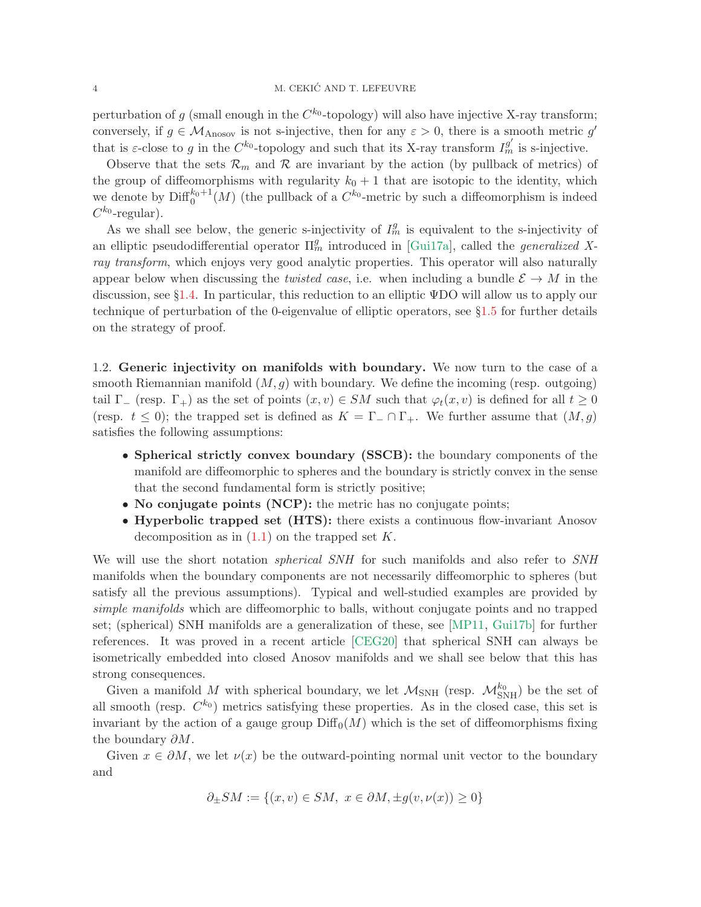perturbation of $g$ (small enough in the $C^{k_0}$-topology) will also have injective X-ray transform; conversely, if $g \in \mathcal{M}_{\mathrm{Anosov}}$ is not s-injective, then for any $\varepsilon > 0$, there is a smooth metric $g'$ that is $\varepsilon$-close to $g$ in the $C^{k_0}$-topology and such that its X-ray transform $I_m^{g'}$ is s-injective.

Observe that the sets $\mathcal{R}_m$ and $\mathcal{R}$ are invariant by the action (by pullback of metrics) of the group of diffeomorphisms with regularity $k_0 + 1$ that are isotopic to the identity, which we denote by $\mathrm{Diff}_0^{k_0+1}(M)$ (the pullback of a $C^{k_0}$-metric by such a diffeomorphism is indeed $C^{k_0}$-regular).

As we shall see below, the generic s-injectivity of $I_m^g$ is equivalent to the s-injectivity of an elliptic pseudodifferential operator $\Pi_m^g$ introduced in [Gui17a], called the *generalized X-ray transform*, which enjoys very good analytic properties. This operator will also naturally appear below when discussing the *twisted case*, i.e. when including a bundle $\mathcal{E} \to M$ in the discussion, see §1.4. In particular, this reduction to an elliptic ΨDO will allow us to apply our technique of perturbation of the 0-eigenvalue of elliptic operators, see §1.5 for further details on the strategy of proof.

## 1.2. Generic injectivity on manifolds with boundary.

We now turn to the case of a smooth Riemannian manifold $(M, g)$ with boundary. We define the incoming (resp. outgoing) tail $\Gamma_-$ (resp. $\Gamma_+$) as the set of points $(x, v) \in SM$ such that $\varphi_t(x, v)$ is defined for all $t \geq 0$ (resp. $t \leq 0$); the trapped set is defined as $K = \Gamma_- \cap \Gamma_+$. We further assume that $(M, g)$ satisfies the following assumptions:

- **Spherical strictly convex boundary (SSCB):** the boundary components of the manifold are diffeomorphic to spheres and the boundary is strictly convex in the sense that the second fundamental form is strictly positive;
- **No conjugate points (NCP):** the metric has no conjugate points;
- **Hyperbolic trapped set (HTS):** there exists a continuous flow-invariant Anosov decomposition as in (1.1) on the trapped set $K$.

We will use the short notation *spherical SNH* for such manifolds and also refer to *SNH* manifolds when the boundary components are not necessarily diffeomorphic to spheres (but satisfy all the previous assumptions). Typical and well-studied examples are provided by *simple manifolds* which are diffeomorphic to balls, without conjugate points and no trapped set; (spherical) SNH manifolds are a generalization of these, see [MP11, Gui17b] for further references. It was proved in a recent article [CEG20] that spherical SNH can always be isometrically embedded into closed Anosov manifolds and we shall see below that this has strong consequences.

Given a manifold $M$ with spherical boundary, we let $\mathcal{M}_{\mathrm{SNH}}$ (resp. $\mathcal{M}_{\mathrm{SNH}}^{k_0}$) be the set of all smooth (resp. $C^{k_0}$) metrics satisfying these properties. As in the closed case, this set is invariant by the action of a gauge group $\mathrm{Diff}_0(M)$ which is the set of diffeomorphisms fixing the boundary $\partial M$.

Given $x \in \partial M$, we let $\nu(x)$ be the outward-pointing normal unit vector to the boundary and

$$\partial_\pm SM := \{(x, v) \in SM,\ x \in \partial M, \pm g(v, \nu(x)) \geq 0\}$$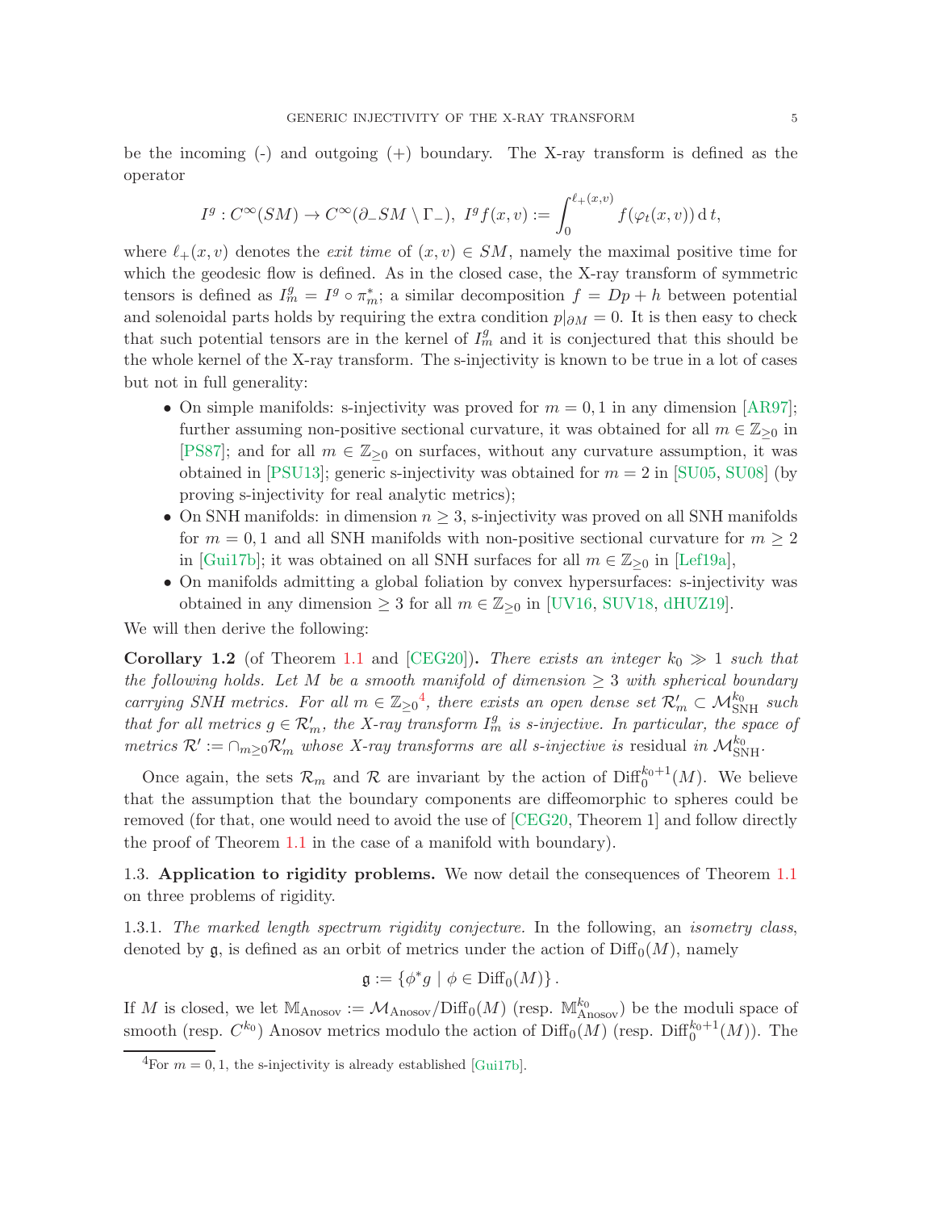be the incoming (-) and outgoing (+) boundary. The X-ray transform is defined as the operator

$$I^g : C^\infty(SM) \to C^\infty(\partial_- SM \setminus \Gamma_-),\ I^g f(x,v) := \int_0^{\ell_+(x,v)} f(\varphi_t(x,v))\,\mathrm{d}\,t,$$

where $\ell_+(x,v)$ denotes the *exit time* of $(x,v) \in SM$, namely the maximal positive time for which the geodesic flow is defined. As in the closed case, the X-ray transform of symmetric tensors is defined as $I^g_m = I^g \circ \pi_m^*$; a similar decomposition $f = Dp + h$ between potential and solenoidal parts holds by requiring the extra condition $p|_{\partial M} = 0$. It is then easy to check that such potential tensors are in the kernel of $I^g_m$ and it is conjectured that this should be the whole kernel of the X-ray transform. The s-injectivity is known to be true in a lot of cases but not in full generality:

- On simple manifolds: s-injectivity was proved for $m = 0, 1$ in any dimension [AR97]; further assuming non-positive sectional curvature, it was obtained for all $m \in \mathbb{Z}_{\geq 0}$ in [PS87]; and for all $m \in \mathbb{Z}_{\geq 0}$ on surfaces, without any curvature assumption, it was obtained in [PSU13]; generic s-injectivity was obtained for $m = 2$ in [SU05, SU08] (by proving s-injectivity for real analytic metrics);
- On SNH manifolds: in dimension $n \geq 3$, s-injectivity was proved on all SNH manifolds for $m = 0, 1$ and all SNH manifolds with non-positive sectional curvature for $m \geq 2$ in [Gui17b]; it was obtained on all SNH surfaces for all $m \in \mathbb{Z}_{\geq 0}$ in [Lef19a],
- On manifolds admitting a global foliation by convex hypersurfaces: s-injectivity was obtained in any dimension $\geq 3$ for all $m \in \mathbb{Z}_{\geq 0}$ in [UV16, SUV18, dHUZ19].

We will then derive the following:

**Corollary 1.2** (of Theorem 1.1 and [CEG20])**.** *There exists an integer $k_0 \gg 1$ such that the following holds. Let $M$ be a smooth manifold of dimension $\geq 3$ with spherical boundary carrying SNH metrics. For all $m \in \mathbb{Z}_{\geq 0}$*[4]*, there exists an open dense set $\mathcal{R}'_m \subset \mathcal{M}^{k_0}_{\mathrm{SNH}}$ such that for all metrics $g \in \mathcal{R}'_m$, the X-ray transform $I^g_m$ is s-injective. In particular, the space of metrics $\mathcal{R}' := \cap_{m \geq 0} \mathcal{R}'_m$ whose X-ray transforms are all s-injective is* residual *in $\mathcal{M}^{k_0}_{\mathrm{SNH}}$.*

Once again, the sets $\mathcal{R}_m$ and $\mathcal{R}$ are invariant by the action of $\mathrm{Diff}^{k_0+1}_0(M)$. We believe that the assumption that the boundary components are diffeomorphic to spheres could be removed (for that, one would need to avoid the use of [CEG20, Theorem 1] and follow directly the proof of Theorem 1.1 in the case of a manifold with boundary).

### 1.3. Application to rigidity problems.

We now detail the consequences of Theorem 1.1 on three problems of rigidity.

#### 1.3.1. *The marked length spectrum rigidity conjecture.*

In the following, an *isometry class*, denoted by $\mathfrak{g}$, is defined as an orbit of metrics under the action of $\mathrm{Diff}_0(M)$, namely

$$\mathfrak{g} := \{\phi^* g \mid \phi \in \mathrm{Diff}_0(M)\}.$$

If $M$ is closed, we let $\mathbb{M}_{\mathrm{Anosov}} := \mathcal{M}_{\mathrm{Anosov}}/\mathrm{Diff}_0(M)$ (resp. $\mathbb{M}^{k_0}_{\mathrm{Anosov}}$) be the moduli space of smooth (resp. $C^{k_0}$) Anosov metrics modulo the action of $\mathrm{Diff}_0(M)$ (resp. $\mathrm{Diff}^{k_0+1}_0(M)$). The

[4] For $m = 0, 1$, the s-injectivity is already established [Gui17b].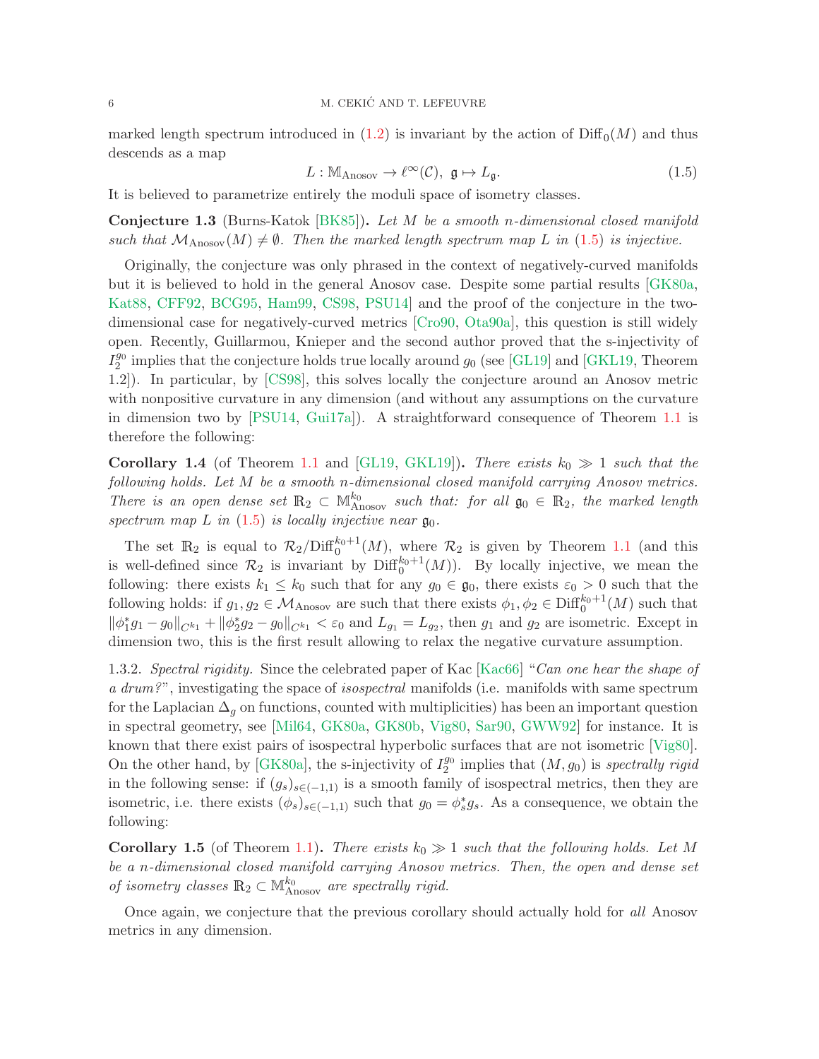marked length spectrum introduced in (1.2) is invariant by the action of $\mathrm{Diff}_0(M)$ and thus descends as a map

$$L : \mathbb{M}_{\mathrm{Anosov}} \to \ell^\infty(\mathcal{C}),\ \mathfrak{g} \mapsto L_{\mathfrak{g}}. \tag{1.5}$$

It is believed to parametrize entirely the moduli space of isometry classes.

**Conjecture 1.3** (Burns-Katok [BK85]). *Let $M$ be a smooth $n$-dimensional closed manifold such that $\mathcal{M}_{\mathrm{Anosov}}(M) \neq \emptyset$. Then the marked length spectrum map $L$ in (1.5) is injective.*

Originally, the conjecture was only phrased in the context of negatively-curved manifolds but it is believed to hold in the general Anosov case. Despite some partial results [GK80a, Kat88, CFF92, BCG95, Ham99, CS98, PSU14] and the proof of the conjecture in the two-dimensional case for negatively-curved metrics [Cro90, Ota90a], this question is still widely open. Recently, Guillarmou, Knieper and the second author proved that the s-injectivity of $I_2^{g_0}$ implies that the conjecture holds true locally around $g_0$ (see [GL19] and [GKL19, Theorem 1.2]). In particular, by [CS98], this solves locally the conjecture around an Anosov metric with nonpositive curvature in any dimension (and without any assumptions on the curvature in dimension two by [PSU14, Gui17a]). A straightforward consequence of Theorem 1.1 is therefore the following:

**Corollary 1.4** (of Theorem 1.1 and [GL19, GKL19]). *There exists $k_0 \gg 1$ such that the following holds. Let $M$ be a smooth $n$-dimensional closed manifold carrying Anosov metrics. There is an open dense set $\mathbb{R}_2 \subset \mathbb{M}^{k_0}_{\mathrm{Anosov}}$ such that: for all $\mathfrak{g}_0 \in \mathbb{R}_2$, the marked length spectrum map $L$ in (1.5) is locally injective near $\mathfrak{g}_0$.*

The set $\mathbb{R}_2$ is equal to $\mathcal{R}_2/\mathrm{Diff}_0^{k_0+1}(M)$, where $\mathcal{R}_2$ is given by Theorem 1.1 (and this is well-defined since $\mathcal{R}_2$ is invariant by $\mathrm{Diff}_0^{k_0+1}(M)$). By locally injective, we mean the following: there exists $k_1 \leq k_0$ such that for any $g_0 \in \mathfrak{g}_0$, there exists $\varepsilon_0 > 0$ such that the following holds: if $g_1, g_2 \in \mathcal{M}_{\mathrm{Anosov}}$ are such that there exists $\phi_1, \phi_2 \in \mathrm{Diff}_0^{k_0+1}(M)$ such that $\|\phi_1^* g_1 - g_0\|_{C^{k_1}} + \|\phi_2^* g_2 - g_0\|_{C^{k_1}} < \varepsilon_0$ and $L_{g_1} = L_{g_2}$, then $g_1$ and $g_2$ are isometric. Except in dimension two, this is the first result allowing to relax the negative curvature assumption.

1.3.2. *Spectral rigidity.* Since the celebrated paper of Kac [Kac66] "*Can one hear the shape of a drum?*", investigating the space of *isospectral* manifolds (i.e. manifolds with same spectrum for the Laplacian $\Delta_g$ on functions, counted with multiplicities) has been an important question in spectral geometry, see [Mil64, GK80a, GK80b, Vig80, Sar90, GWW92] for instance. It is known that there exist pairs of isospectral hyperbolic surfaces that are not isometric [Vig80]. On the other hand, by [GK80a], the s-injectivity of $I_2^{g_0}$ implies that $(M, g_0)$ is *spectrally rigid* in the following sense: if $(g_s)_{s\in(-1,1)}$ is a smooth family of isospectral metrics, then they are isometric, i.e. there exists $(\phi_s)_{s\in(-1,1)}$ such that $g_0 = \phi_s^* g_s$. As a consequence, we obtain the following:

**Corollary 1.5** (of Theorem 1.1). *There exists $k_0 \gg 1$ such that the following holds. Let $M$ be a $n$-dimensional closed manifold carrying Anosov metrics. Then, the open and dense set of isometry classes $\mathbb{R}_2 \subset \mathbb{M}^{k_0}_{\mathrm{Anosov}}$ are spectrally rigid.*

Once again, we conjecture that the previous corollary should actually hold for *all* Anosov metrics in any dimension.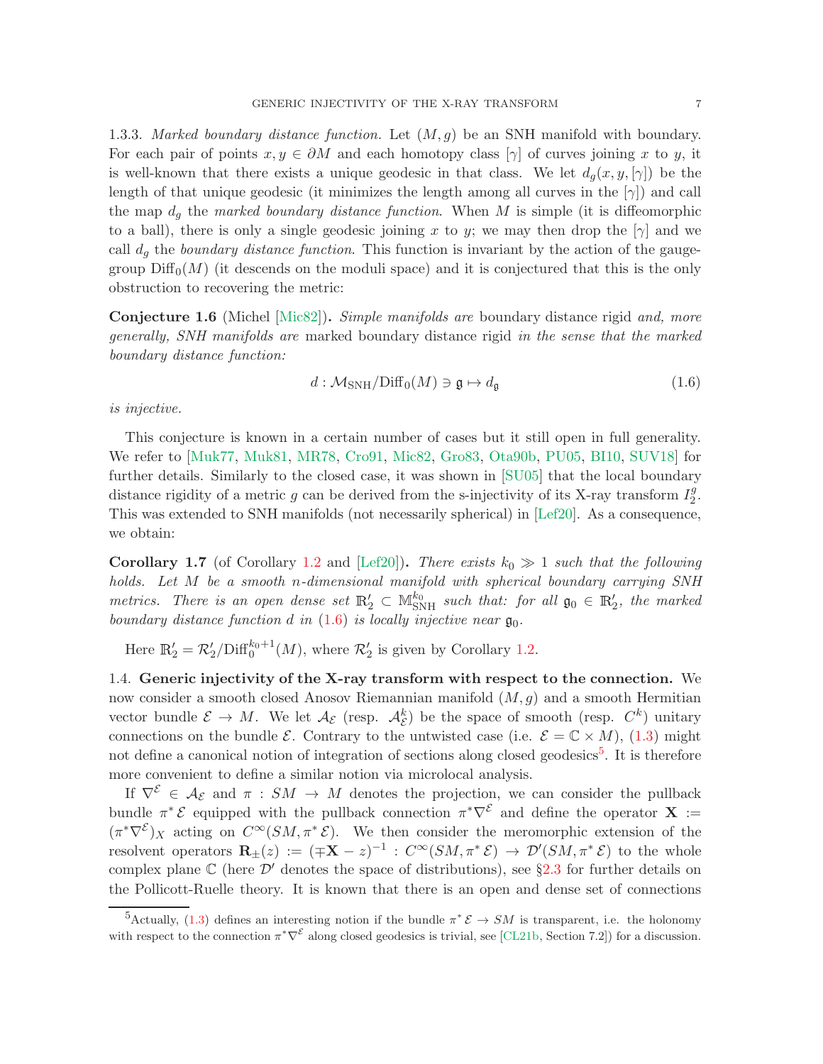1.3.3. *Marked boundary distance function.* Let $(M, g)$ be an SNH manifold with boundary. For each pair of points $x, y \in \partial M$ and each homotopy class $[\gamma]$ of curves joining $x$ to $y$, it is well-known that there exists a unique geodesic in that class. We let $d_g(x, y, [\gamma])$ be the length of that unique geodesic (it minimizes the length among all curves in the $[\gamma]$) and call the map $d_g$ the *marked boundary distance function*. When $M$ is simple (it is diffeomorphic to a ball), there is only a single geodesic joining $x$ to $y$; we may then drop the $[\gamma]$ and we call $d_g$ the *boundary distance function*. This function is invariant by the action of the gauge-group $\mathrm{Diff}_0(M)$ (it descends on the moduli space) and it is conjectured that this is the only obstruction to recovering the metric:

**Conjecture 1.6** (Michel [Mic82])**.** *Simple manifolds are* boundary distance rigid *and, more generally, SNH manifolds are* marked boundary distance rigid *in the sense that the marked boundary distance function:*

$$d : \mathcal{M}_{\mathrm{SNH}}/\mathrm{Diff}_0(M) \ni \mathfrak{g} \mapsto d_{\mathfrak{g}} \tag{1.6}$$

*is injective.*

This conjecture is known in a certain number of cases but it still open in full generality. We refer to [Muk77, Muk81, MR78, Cro91, Mic82, Gro83, Ota90b, PU05, BI10, SUV18] for further details. Similarly to the closed case, it was shown in [SU05] that the local boundary distance rigidity of a metric $g$ can be derived from the s-injectivity of its X-ray transform $I_2^g$. This was extended to SNH manifolds (not necessarily spherical) in [Lef20]. As a consequence, we obtain:

**Corollary 1.7** (of Corollary 1.2 and [Lef20])**.** *There exists $k_0 \gg 1$ such that the following holds. Let $M$ be a smooth $n$-dimensional manifold with spherical boundary carrying SNH metrics. There is an open dense set $\mathbb{R}'_2 \subset \mathbb{M}^{k_0}_{\mathrm{SNH}}$ such that: for all $\mathfrak{g}_0 \in \mathbb{R}'_2$, the marked boundary distance function $d$ in (1.6) is locally injective near $\mathfrak{g}_0$.*

Here $\mathbb{R}'_2 = \mathcal{R}'_2/\mathrm{Diff}_0^{k_0+1}(M)$, where $\mathcal{R}'_2$ is given by Corollary 1.2.

1.4. **Generic injectivity of the X-ray transform with respect to the connection.** We now consider a smooth closed Anosov Riemannian manifold $(M, g)$ and a smooth Hermitian vector bundle $\mathcal{E} \to M$. We let $\mathcal{A}_{\mathcal{E}}$ (resp. $\mathcal{A}^k_{\mathcal{E}}$) be the space of smooth (resp. $C^k$) unitary connections on the bundle $\mathcal{E}$. Contrary to the untwisted case (i.e. $\mathcal{E} = \mathbb{C} \times M$), (1.3) might not define a canonical notion of integration of sections along closed geodesics[5]. It is therefore more convenient to define a similar notion via microlocal analysis.

If $\nabla^{\mathcal{E}} \in \mathcal{A}_{\mathcal{E}}$ and $\pi : SM \to M$ denotes the projection, we can consider the pullback bundle $\pi^*\mathcal{E}$ equipped with the pullback connection $\pi^*\nabla^{\mathcal{E}}$ and define the operator $\mathbf{X} := (\pi^*\nabla^{\mathcal{E}})_X$ acting on $C^\infty(SM, \pi^*\mathcal{E})$. We then consider the meromorphic extension of the resolvent operators $\mathbf{R}_\pm(z) := (\mp\mathbf{X} - z)^{-1} : C^\infty(SM, \pi^*\mathcal{E}) \to \mathcal{D}'(SM, \pi^*\mathcal{E})$ to the whole complex plane $\mathbb{C}$ (here $\mathcal{D}'$ denotes the space of distributions), see §2.3 for further details on the Pollicott-Ruelle theory. It is known that there is an open and dense set of connections

[5] Actually, (1.3) defines an interesting notion if the bundle $\pi^*\mathcal{E} \to SM$ is transparent, i.e. the holonomy with respect to the connection $\pi^*\nabla^{\mathcal{E}}$ along closed geodesics is trivial, see [CL21b, Section 7.2]) for a discussion.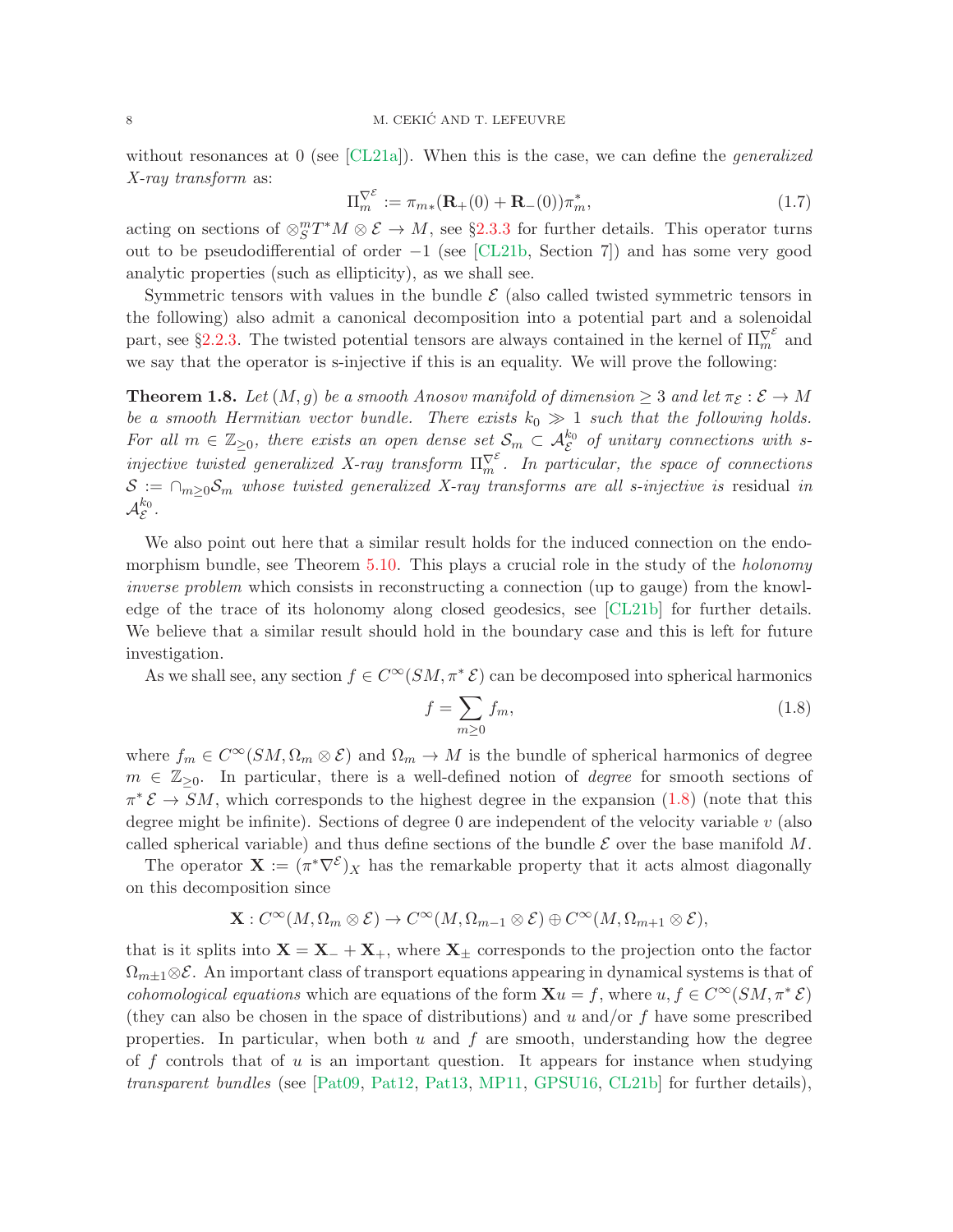without resonances at 0 (see [CL21a]). When this is the case, we can define the *generalized X-ray transform* as:

$$\Pi_m^{\nabla^{\mathcal{E}}} := \pi_{m*}(\mathbf{R}_+(0) + \mathbf{R}_-(0))\pi_m^*, \tag{1.7}$$

acting on sections of $\otimes_S^m T^*M \otimes \mathcal{E} \to M$, see §2.3.3 for further details. This operator turns out to be pseudodifferential of order $-1$ (see [CL21b, Section 7]) and has some very good analytic properties (such as ellipticity), as we shall see.

Symmetric tensors with values in the bundle $\mathcal{E}$ (also called twisted symmetric tensors in the following) also admit a canonical decomposition into a potential part and a solenoidal part, see §2.2.3. The twisted potential tensors are always contained in the kernel of $\Pi_m^{\nabla^{\mathcal{E}}}$ and we say that the operator is s-injective if this is an equality. We will prove the following:

**Theorem 1.8.** *Let $(M, g)$ be a smooth Anosov manifold of dimension $\geq 3$ and let $\pi_{\mathcal{E}} : \mathcal{E} \to M$ be a smooth Hermitian vector bundle. There exists $k_0 \gg 1$ such that the following holds. For all $m \in \mathbb{Z}_{\geq 0}$, there exists an open dense set $\mathcal{S}_m \subset \mathcal{A}_{\mathcal{E}}^{k_0}$ of unitary connections with s-injective twisted generalized X-ray transform $\Pi_m^{\nabla^{\mathcal{E}}}$. In particular, the space of connections $\mathcal{S} := \cap_{m \geq 0} \mathcal{S}_m$ whose twisted generalized X-ray transforms are all s-injective is* residual *in $\mathcal{A}_{\mathcal{E}}^{k_0}$.*

We also point out here that a similar result holds for the induced connection on the endomorphism bundle, see Theorem 5.10. This plays a crucial role in the study of the *holonomy inverse problem* which consists in reconstructing a connection (up to gauge) from the knowledge of the trace of its holonomy along closed geodesics, see [CL21b] for further details. We believe that a similar result should hold in the boundary case and this is left for future investigation.

As we shall see, any section $f \in C^\infty(SM, \pi^* \mathcal{E})$ can be decomposed into spherical harmonics

$$f = \sum_{m \geq 0} f_m, \tag{1.8}$$

where $f_m \in C^\infty(SM, \Omega_m \otimes \mathcal{E})$ and $\Omega_m \to M$ is the bundle of spherical harmonics of degree $m \in \mathbb{Z}_{\geq 0}$. In particular, there is a well-defined notion of *degree* for smooth sections of $\pi^* \mathcal{E} \to SM$, which corresponds to the highest degree in the expansion (1.8) (note that this degree might be infinite). Sections of degree 0 are independent of the velocity variable $v$ (also called spherical variable) and thus define sections of the bundle $\mathcal{E}$ over the base manifold $M$.

The operator $\mathbf{X} := (\pi^* \nabla^{\mathcal{E}})_X$ has the remarkable property that it acts almost diagonally on this decomposition since

$$\mathbf{X} : C^\infty(M, \Omega_m \otimes \mathcal{E}) \to C^\infty(M, \Omega_{m-1} \otimes \mathcal{E}) \oplus C^\infty(M, \Omega_{m+1} \otimes \mathcal{E}),$$

that is it splits into $\mathbf{X} = \mathbf{X}_- + \mathbf{X}_+$, where $\mathbf{X}_\pm$ corresponds to the projection onto the factor $\Omega_{m\pm1} \otimes \mathcal{E}$. An important class of transport equations appearing in dynamical systems is that of *cohomological equations* which are equations of the form $\mathbf{X}u = f$, where $u, f \in C^\infty(SM, \pi^* \mathcal{E})$ (they can also be chosen in the space of distributions) and $u$ and/or $f$ have some prescribed properties. In particular, when both $u$ and $f$ are smooth, understanding how the degree of $f$ controls that of $u$ is an important question. It appears for instance when studying *transparent bundles* (see [Pat09, Pat12, Pat13, MP11, GPSU16, CL21b] for further details),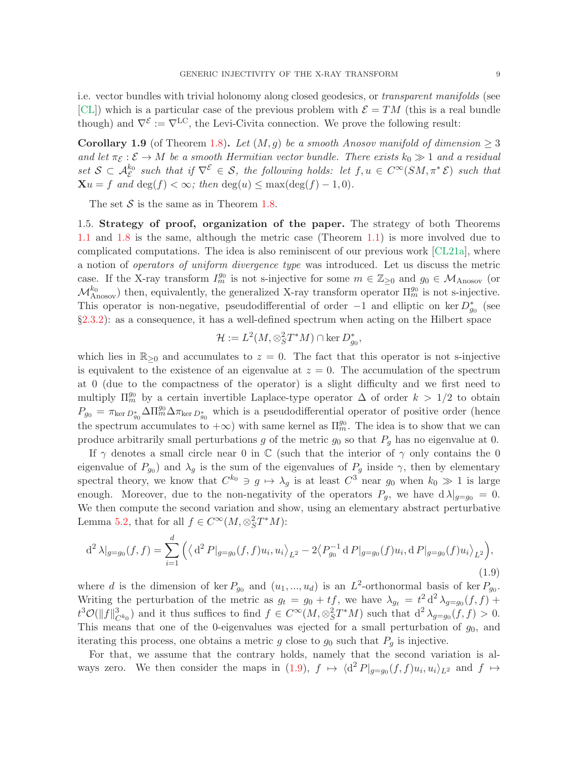i.e. vector bundles with trivial holonomy along closed geodesics, or *transparent manifolds* (see [CL]) which is a particular case of the previous problem with $\mathcal{E} = TM$ (this is a real bundle though) and $\nabla^{\mathcal{E}} := \nabla^{\mathrm{LC}}$, the Levi-Civita connection. We prove the following result:

**Corollary 1.9** (of Theorem 1.8)**.** *Let $(M,g)$ be a smooth Anosov manifold of dimension $\geq 3$ and let $\pi_{\mathcal{E}} : \mathcal{E} \to M$ be a smooth Hermitian vector bundle. There exists $k_0 \gg 1$ and a residual set $\mathcal{S} \subset \mathcal{A}^{k_0}_{\mathcal{E}}$ such that if $\nabla^{\mathcal{E}} \in \mathcal{S}$, the following holds: let $f, u \in C^\infty(SM, \pi^*\mathcal{E})$ such that $\mathbf{X}u = f$ and $\deg(f) < \infty$; then $\deg(u) \leq \max(\deg(f) - 1, 0)$.*

The set $\mathcal{S}$ is the same as in Theorem 1.8.

1.5. **Strategy of proof, organization of the paper.** The strategy of both Theorems 1.1 and 1.8 is the same, although the metric case (Theorem 1.1) is more involved due to complicated computations. The idea is also reminiscent of our previous work [CL21a], where a notion of *operators of uniform divergence type* was introduced. Let us discuss the metric case. If the X-ray transform $I^{g_0}_m$ is not s-injective for some $m \in \mathbb{Z}_{\geq 0}$ and $g_0 \in \mathcal{M}_{\mathrm{Anosov}}$ (or $\mathcal{M}^{k_0}_{\mathrm{Anosov}}$) then, equivalently, the generalized X-ray transform operator $\Pi^{g_0}_m$ is not s-injective. This operator is non-negative, pseudodifferential of order $-1$ and elliptic on $\ker D^*_{g_0}$ (see §2.3.2): as a consequence, it has a well-defined spectrum when acting on the Hilbert space

$$\mathcal{H} := L^2(M, \otimes^2_S T^*M) \cap \ker D^*_{g_0},$$

which lies in $\mathbb{R}_{\geq 0}$ and accumulates to $z = 0$. The fact that this operator is not s-injective is equivalent to the existence of an eigenvalue at $z = 0$. The accumulation of the spectrum at 0 (due to the compactness of the operator) is a slight difficulty and we first need to multiply $\Pi^{g_0}_m$ by a certain invertible Laplace-type operator $\Delta$ of order $k > 1/2$ to obtain $P_{g_0} = \pi_{\ker D^*_{g_0}} \Delta \Pi^{g_0}_m \Delta \pi_{\ker D^*_{g_0}}$ which is a pseudodifferential operator of positive order (hence the spectrum accumulates to $+\infty$) with same kernel as $\Pi^{g_0}_m$. The idea is to show that we can produce arbitrarily small perturbations $g$ of the metric $g_0$ so that $P_g$ has no eigenvalue at 0.

If $\gamma$ denotes a small circle near 0 in $\mathbb{C}$ (such that the interior of $\gamma$ only contains the 0 eigenvalue of $P_{g_0}$) and $\lambda_g$ is the sum of the eigenvalues of $P_g$ inside $\gamma$, then by elementary spectral theory, we know that $C^{k_0} \ni g \mapsto \lambda_g$ is at least $C^3$ near $g_0$ when $k_0 \gg 1$ is large enough. Moreover, due to the non-negativity of the operators $P_g$, we have $\mathrm{d}\,\lambda|_{g=g_0} = 0$. We then compute the second variation and show, using an elementary abstract perturbative Lemma 5.2, that for all $f \in C^\infty(M, \otimes^2_S T^*M)$:

$$\mathrm{d}^2\,\lambda|_{g=g_0}(f,f) = \sum_{i=1}^d \Big( \big\langle \mathrm{d}^2\, P|_{g=g_0}(f,f)u_i, u_i \big\rangle_{L^2} - 2\big\langle P^{-1}_{g_0}\,\mathrm{d}\,P|_{g=g_0}(f)u_i, \mathrm{d}\,P|_{g=g_0}(f)u_i \big\rangle_{L^2} \Big), \tag{1.9}$$

where $d$ is the dimension of $\ker P_{g_0}$ and $(u_1, \ldots, u_d)$ is an $L^2$-orthonormal basis of $\ker P_{g_0}$. Writing the perturbation of the metric as $g_t = g_0 + tf$, we have $\lambda_{g_t} = t^2\,\mathrm{d}^2\,\lambda_{g=g_0}(f,f) + t^3\mathcal{O}(\|f\|^3_{C^{k_0}})$ and it thus suffices to find $f \in C^\infty(M, \otimes^2_S T^*M)$ such that $\mathrm{d}^2\,\lambda_{g=g_0}(f,f) > 0$. This means that one of the 0-eigenvalues was ejected for a small perturbation of $g_0$, and iterating this process, one obtains a metric $g$ close to $g_0$ such that $P_g$ is injective.

For that, we assume that the contrary holds, namely that the second variation is always zero. We then consider the maps in (1.9), $f \mapsto \langle \mathrm{d}^2\, P|_{g=g_0}(f,f)u_i, u_i\rangle_{L^2}$ and $f \mapsto$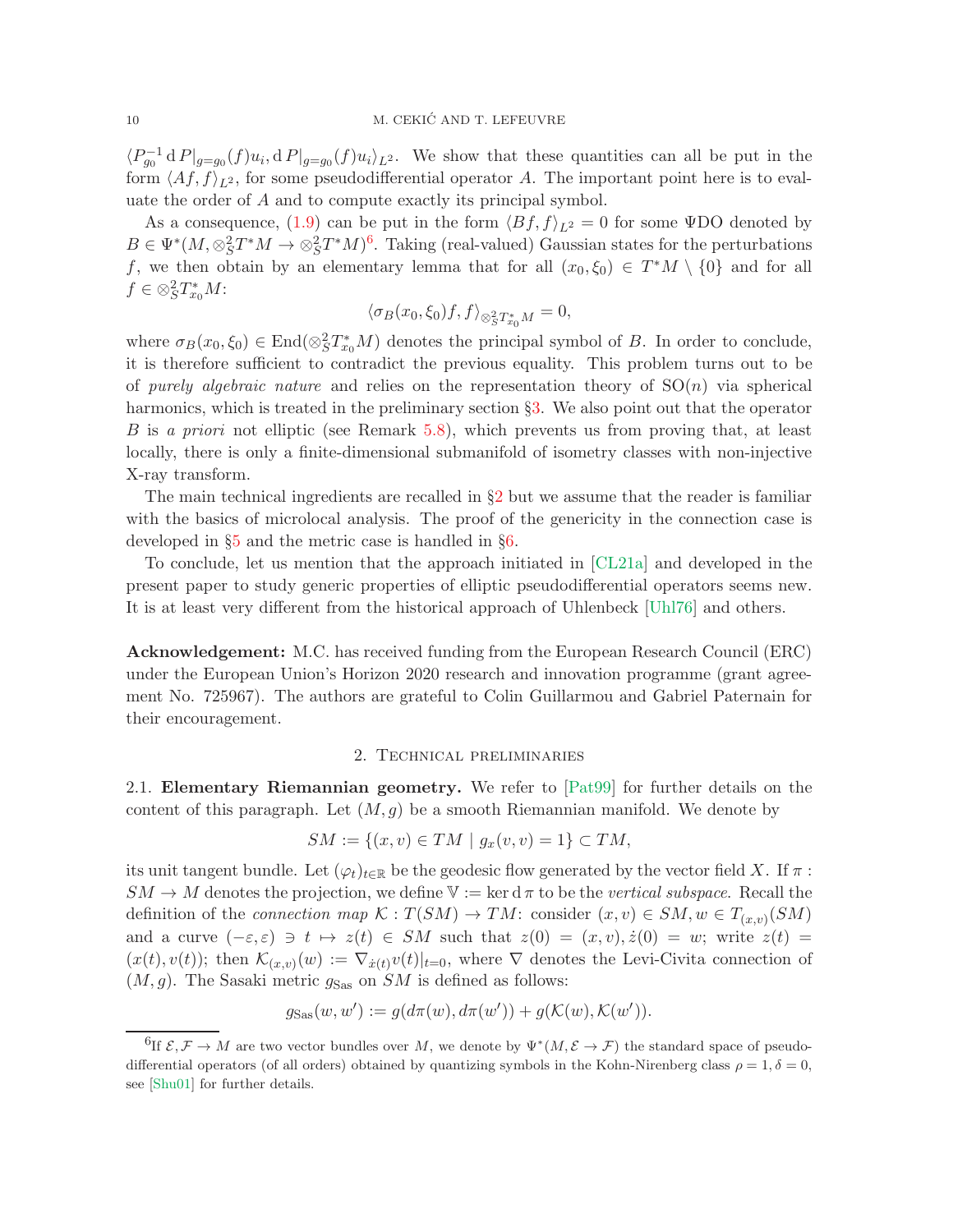$\langle P_{g_0}^{-1} \mathrm{d} P|_{g=g_0}(f)u_i, \mathrm{d} P|_{g=g_0}(f)u_i\rangle_{L^2}$. We show that these quantities can all be put in the form $\langle Af, f\rangle_{L^2}$, for some pseudodifferential operator $A$. The important point here is to evaluate the order of $A$ and to compute exactly its principal symbol.

As a consequence, (1.9) can be put in the form $\langle Bf, f\rangle_{L^2} = 0$ for some ΨDO denoted by $B \in \Psi^*(M, \otimes_S^2 T^*M \to \otimes_S^2 T^*M)$[6]. Taking (real-valued) Gaussian states for the perturbations $f$, we then obtain by an elementary lemma that for all $(x_0, \xi_0) \in T^*M \setminus \{0\}$ and for all $f \in \otimes_S^2 T_{x_0}^*M$:

$$\langle \sigma_B(x_0, \xi_0)f, f\rangle_{\otimes_S^2 T_{x_0}^*M} = 0,$$

where $\sigma_B(x_0, \xi_0) \in \mathrm{End}(\otimes_S^2 T_{x_0}^*M)$ denotes the principal symbol of $B$. In order to conclude, it is therefore sufficient to contradict the previous equality. This problem turns out to be of *purely algebraic nature* and relies on the representation theory of $\mathrm{SO}(n)$ via spherical harmonics, which is treated in the preliminary section §3. We also point out that the operator $B$ is *a priori* not elliptic (see Remark 5.8), which prevents us from proving that, at least locally, there is only a finite-dimensional submanifold of isometry classes with non-injective X-ray transform.

The main technical ingredients are recalled in §2 but we assume that the reader is familiar with the basics of microlocal analysis. The proof of the genericity in the connection case is developed in §5 and the metric case is handled in §6.

To conclude, let us mention that the approach initiated in [CL21a] and developed in the present paper to study generic properties of elliptic pseudodifferential operators seems new. It is at least very different from the historical approach of Uhlenbeck [Uhl76] and others.

**Acknowledgement:** M.C. has received funding from the European Research Council (ERC) under the European Union's Horizon 2020 research and innovation programme (grant agreement No. 725967). The authors are grateful to Colin Guillarmou and Gabriel Paternain for their encouragement.

## 2. Technical preliminaries

### 2.1. Elementary Riemannian geometry.

We refer to [Pat99] for further details on the content of this paragraph. Let $(M, g)$ be a smooth Riemannian manifold. We denote by

$$SM := \{(x, v) \in TM \mid g_x(v, v) = 1\} \subset TM,$$

its unit tangent bundle. Let $(\varphi_t)_{t\in\mathbb{R}}$ be the geodesic flow generated by the vector field $X$. If $\pi : SM \to M$ denotes the projection, we define $\mathbb{V} := \ker \mathrm{d}\,\pi$ to be the *vertical subspace*. Recall the definition of the *connection map* $\mathcal{K} : T(SM) \to TM$: consider $(x, v) \in SM, w \in T_{(x,v)}(SM)$ and a curve $(-\varepsilon, \varepsilon) \ni t \mapsto z(t) \in SM$ such that $z(0) = (x, v), \dot{z}(0) = w$; write $z(t) = (x(t), v(t))$; then $\mathcal{K}_{(x,v)}(w) := \nabla_{\dot{x}(t)} v(t)|_{t=0}$, where $\nabla$ denotes the Levi-Civita connection of $(M, g)$. The Sasaki metric $g_{\mathrm{Sas}}$ on $SM$ is defined as follows:

$$g_{\mathrm{Sas}}(w, w') := g(d\pi(w), d\pi(w')) + g(\mathcal{K}(w), \mathcal{K}(w')).$$

[6] If $\mathcal{E}, \mathcal{F} \to M$ are two vector bundles over $M$, we denote by $\Psi^*(M, \mathcal{E} \to \mathcal{F})$ the standard space of pseudodifferential operators (of all orders) obtained by quantizing symbols in the Kohn-Nirenberg class $\rho = 1, \delta = 0$, see [Shu01] for further details.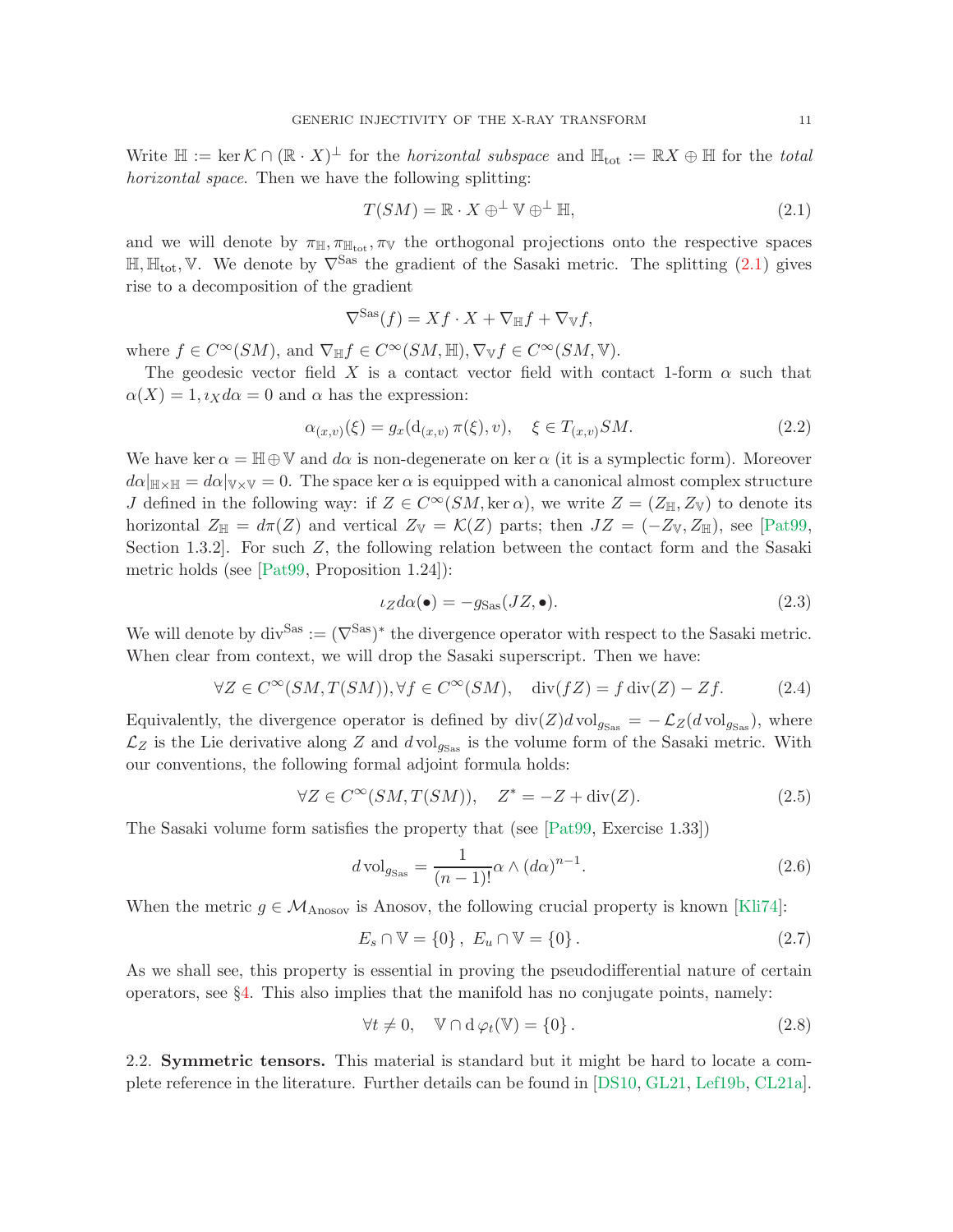Write $\mathbb{H} := \ker \mathcal{K} \cap (\mathbb{R} \cdot X)^\perp$ for the *horizontal subspace* and $\mathbb{H}_{\mathrm{tot}} := \mathbb{R}X \oplus \mathbb{H}$ for the *total horizontal space*. Then we have the following splitting:

$$T(SM) = \mathbb{R} \cdot X \oplus^\perp \mathbb{V} \oplus^\perp \mathbb{H}, \tag{2.1}$$

and we will denote by $\pi_{\mathbb{H}}, \pi_{\mathbb{H}_{\mathrm{tot}}}, \pi_{\mathbb{V}}$ the orthogonal projections onto the respective spaces $\mathbb{H}, \mathbb{H}_{\mathrm{tot}}, \mathbb{V}$. We denote by $\nabla^{\mathrm{Sas}}$ the gradient of the Sasaki metric. The splitting (2.1) gives rise to a decomposition of the gradient

$$\nabla^{\mathrm{Sas}}(f) = Xf \cdot X + \nabla_{\mathbb{H}} f + \nabla_{\mathbb{V}} f,$$

where $f \in C^\infty(SM)$, and $\nabla_{\mathbb{H}} f \in C^\infty(SM, \mathbb{H}), \nabla_{\mathbb{V}} f \in C^\infty(SM, \mathbb{V})$.

The geodesic vector field $X$ is a contact vector field with contact 1-form $\alpha$ such that $\alpha(X) = 1, \iota_X d\alpha = 0$ and $\alpha$ has the expression:

$$\alpha_{(x,v)}(\xi) = g_x(\mathrm{d}_{(x,v)}\, \pi(\xi), v), \quad \xi \in T_{(x,v)}SM. \tag{2.2}$$

We have $\ker \alpha = \mathbb{H} \oplus \mathbb{V}$ and $d\alpha$ is non-degenerate on $\ker \alpha$ (it is a symplectic form). Moreover $d\alpha|_{\mathbb{H}\times\mathbb{H}} = d\alpha|_{\mathbb{V}\times\mathbb{V}} = 0$. The space $\ker \alpha$ is equipped with a canonical almost complex structure $J$ defined in the following way: if $Z \in C^\infty(SM, \ker \alpha)$, we write $Z = (Z_{\mathbb{H}}, Z_{\mathbb{V}})$ to denote its horizontal $Z_{\mathbb{H}} = d\pi(Z)$ and vertical $Z_{\mathbb{V}} = \mathcal{K}(Z)$ parts; then $JZ = (-Z_{\mathbb{V}}, Z_{\mathbb{H}})$, see [Pat99, Section 1.3.2]. For such $Z$, the following relation between the contact form and the Sasaki metric holds (see [Pat99, Proposition 1.24]):

$$\iota_Z d\alpha(\bullet) = -g_{\mathrm{Sas}}(JZ, \bullet). \tag{2.3}$$

We will denote by $\mathrm{div}^{\mathrm{Sas}} := (\nabla^{\mathrm{Sas}})^*$ the divergence operator with respect to the Sasaki metric. When clear from context, we will drop the Sasaki superscript. Then we have:

$$\forall Z \in C^\infty(SM, T(SM)), \forall f \in C^\infty(SM), \quad \mathrm{div}(fZ) = f\,\mathrm{div}(Z) - Zf. \tag{2.4}$$

Equivalently, the divergence operator is defined by $\mathrm{div}(Z) d\,\mathrm{vol}_{g_{\mathrm{Sas}}} = -\mathcal{L}_Z(d\,\mathrm{vol}_{g_{\mathrm{Sas}}})$, where $\mathcal{L}_Z$ is the Lie derivative along $Z$ and $d\,\mathrm{vol}_{g_{\mathrm{Sas}}}$ is the volume form of the Sasaki metric. With our conventions, the following formal adjoint formula holds:

$$\forall Z \in C^\infty(SM, T(SM)), \quad Z^* = -Z + \mathrm{div}(Z). \tag{2.5}$$

The Sasaki volume form satisfies the property that (see [Pat99, Exercise 1.33])

$$d\,\mathrm{vol}_{g_{\mathrm{Sas}}} = \frac{1}{(n-1)!} \alpha \wedge (d\alpha)^{n-1}. \tag{2.6}$$

When the metric $g \in \mathcal{M}_{\mathrm{Anosov}}$ is Anosov, the following crucial property is known [Kli74]:

$$E_s \cap \mathbb{V} = \{0\}, \; E_u \cap \mathbb{V} = \{0\}. \tag{2.7}$$

As we shall see, this property is essential in proving the pseudodifferential nature of certain operators, see §4. This also implies that the manifold has no conjugate points, namely:

$$\forall t \neq 0, \quad \mathbb{V} \cap \mathrm{d}\,\varphi_t(\mathbb{V}) = \{0\}. \tag{2.8}$$

**2.2. Symmetric tensors.** This material is standard but it might be hard to locate a complete reference in the literature. Further details can be found in [DS10, GL21, Lef19b, CL21a].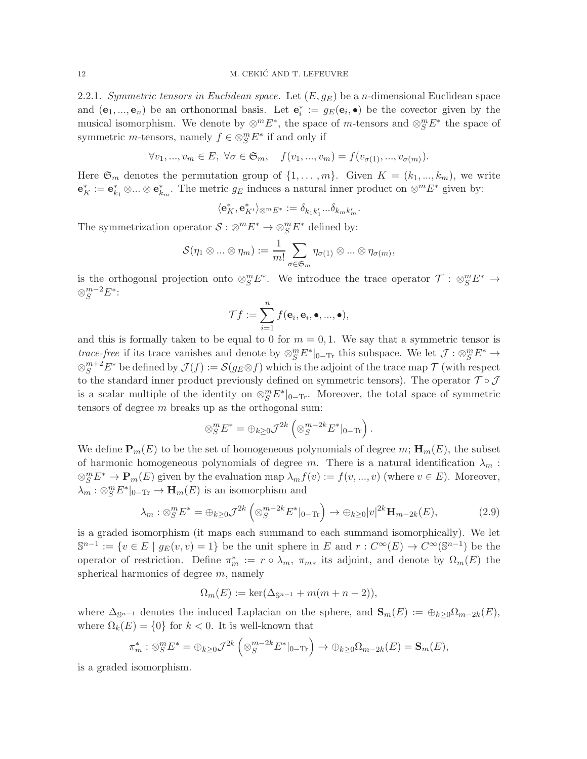2.2.1. *Symmetric tensors in Euclidean space.* Let $(E, g_E)$ be a $n$-dimensional Euclidean space and $(\mathbf{e}_1, ..., \mathbf{e}_n)$ be an orthonormal basis. Let $\mathbf{e}_i^* := g_E(\mathbf{e}_i, \bullet)$ be the covector given by the musical isomorphism. We denote by $\otimes^m E^*$, the space of $m$-tensors and $\otimes_S^m E^*$ the space of symmetric $m$-tensors, namely $f \in \otimes_S^m E^*$ if and only if

$$\forall v_1, ..., v_m \in E, \ \forall \sigma \in \mathfrak{S}_m, \quad f(v_1, ..., v_m) = f(v_{\sigma(1)}, ..., v_{\sigma(m)}).$$

Here $\mathfrak{S}_m$ denotes the permutation group of $\{1, \ldots, m\}$. Given $K = (k_1, ..., k_m)$, we write $\mathbf{e}_K^* := \mathbf{e}_{k_1}^* \otimes ... \otimes \mathbf{e}_{k_m}^*$. The metric $g_E$ induces a natural inner product on $\otimes^m E^*$ given by:

$$\langle \mathbf{e}_K^*, \mathbf{e}_{K'}^* \rangle_{\otimes^m E^*} := \delta_{k_1 k_1'} ... \delta_{k_m k_m'}.$$

The symmetrization operator $\mathcal{S} : \otimes^m E^* \to \otimes_S^m E^*$ defined by:

$$\mathcal{S}(\eta_1 \otimes ... \otimes \eta_m) := \frac{1}{m!} \sum_{\sigma \in \mathfrak{S}_m} \eta_{\sigma(1)} \otimes ... \otimes \eta_{\sigma(m)},$$

is the orthogonal projection onto $\otimes_S^m E^*$. We introduce the trace operator $\mathcal{T} : \otimes_S^m E^* \to \otimes_S^{m-2} E^*$:

$$\mathcal{T} f := \sum_{i=1}^n f(\mathbf{e}_i, \mathbf{e}_i, \bullet, ..., \bullet),$$

and this is formally taken to be equal to 0 for $m = 0, 1$. We say that a symmetric tensor is *trace-free* if its trace vanishes and denote by $\otimes_S^m E^*|_{0-\mathrm{Tr}}$ this subspace. We let $\mathcal{J} : \otimes_S^m E^* \to \otimes_S^{m+2} E^*$ be defined by $\mathcal{J}(f) := \mathcal{S}(g_E \otimes f)$ which is the adjoint of the trace map $\mathcal{T}$ (with respect to the standard inner product previously defined on symmetric tensors). The operator $\mathcal{T} \circ \mathcal{J}$ is a scalar multiple of the identity on $\otimes_S^m E^*|_{0-\mathrm{Tr}}$. Moreover, the total space of symmetric tensors of degree $m$ breaks up as the orthogonal sum:

$$\otimes_S^m E^* = \oplus_{k \geq 0} \mathcal{J}^{2k} \left( \otimes_S^{m-2k} E^*|_{0-\mathrm{Tr}} \right).$$

We define $\mathbf{P}_m(E)$ to be the set of homogeneous polynomials of degree $m$; $\mathbf{H}_m(E)$, the subset of harmonic homogeneous polynomials of degree $m$. There is a natural identification $\lambda_m : \otimes_S^m E^* \to \mathbf{P}_m(E)$ given by the evaluation map $\lambda_m f(v) := f(v, ..., v)$ (where $v \in E$). Moreover, $\lambda_m : \otimes_S^m E^*|_{0-\mathrm{Tr}} \to \mathbf{H}_m(E)$ is an isomorphism and

$$\lambda_m : \otimes_S^m E^* = \oplus_{k \geq 0} \mathcal{J}^{2k} \left( \otimes_S^{m-2k} E^*|_{0-\mathrm{Tr}} \right) \to \oplus_{k \geq 0} |v|^{2k} \mathbf{H}_{m-2k}(E), \tag{2.9}$$

is a graded isomorphism (it maps each summand to each summand isomorphically). We let $\mathbb{S}^{n-1} := \{v \in E \mid g_E(v, v) = 1\}$ be the unit sphere in $E$ and $r : C^\infty(E) \to C^\infty(\mathbb{S}^{n-1})$ be the operator of restriction. Define $\pi_m^* := r \circ \lambda_m$, $\pi_{m*}$ its adjoint, and denote by $\Omega_m(E)$ the spherical harmonics of degree $m$, namely

$$\Omega_m(E) := \ker(\Delta_{\mathbb{S}^{n-1}} + m(m + n - 2)),$$

where $\Delta_{\mathbb{S}^{n-1}}$ denotes the induced Laplacian on the sphere, and $\mathbf{S}_m(E) := \oplus_{k \geq 0} \Omega_{m-2k}(E)$, where $\Omega_k(E) = \{0\}$ for $k < 0$. It is well-known that

$$\pi_m^* : \otimes_S^m E^* = \oplus_{k \geq 0} \mathcal{J}^{2k} \left( \otimes_S^{m-2k} E^*|_{0-\mathrm{Tr}} \right) \to \oplus_{k \geq 0} \Omega_{m-2k}(E) = \mathbf{S}_m(E),$$

is a graded isomorphism.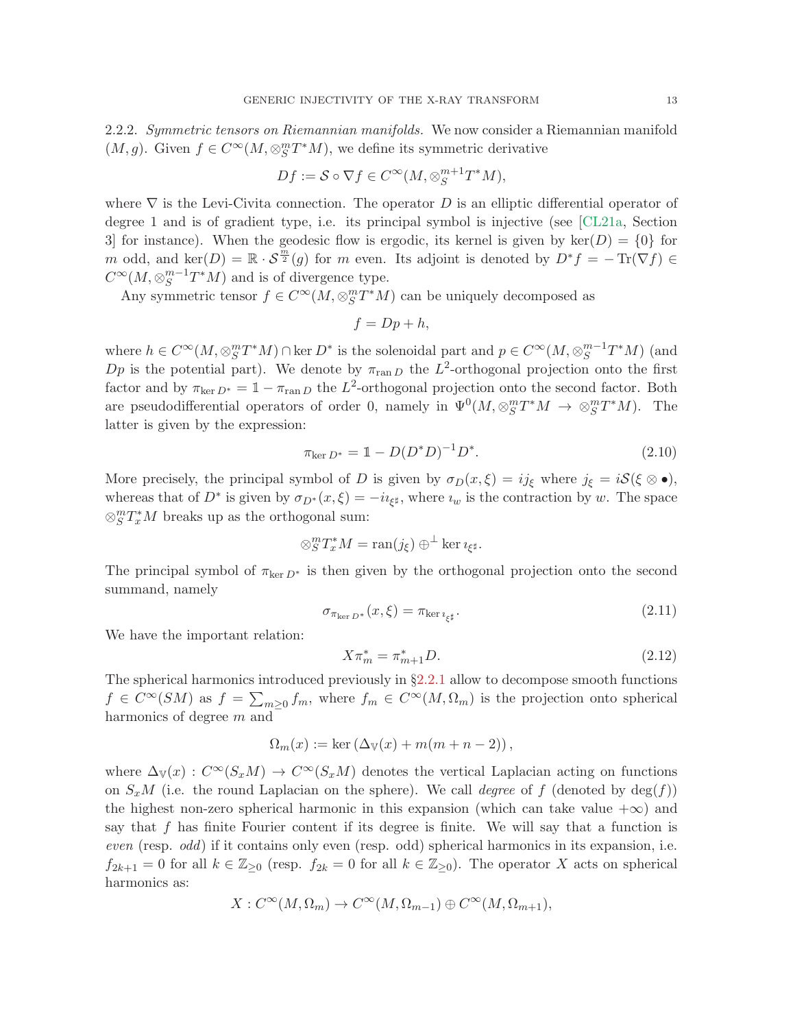2.2.2. *Symmetric tensors on Riemannian manifolds.* We now consider a Riemannian manifold $(M, g)$. Given $f \in C^\infty(M, \otimes_S^m T^*M)$, we define its symmetric derivative

$$Df := \mathcal{S} \circ \nabla f \in C^\infty(M, \otimes_S^{m+1} T^*M),$$

where $\nabla$ is the Levi-Civita connection. The operator $D$ is an elliptic differential operator of degree 1 and is of gradient type, i.e. its principal symbol is injective (see [CL21a, Section 3] for instance). When the geodesic flow is ergodic, its kernel is given by $\ker(D) = \{0\}$ for $m$ odd, and $\ker(D) = \mathbb{R} \cdot \mathcal{S}^{\frac{m}{2}}(g)$ for $m$ even. Its adjoint is denoted by $D^* f = -\operatorname{Tr}(\nabla f) \in C^\infty(M, \otimes_S^{m-1} T^*M)$ and is of divergence type.

Any symmetric tensor $f \in C^\infty(M, \otimes_S^m T^*M)$ can be uniquely decomposed as

$$f = Dp + h,$$

where $h \in C^\infty(M, \otimes_S^m T^*M) \cap \ker D^*$ is the solenoidal part and $p \in C^\infty(M, \otimes_S^{m-1} T^*M)$ (and $Dp$ is the potential part). We denote by $\pi_{\operatorname{ran} D}$ the $L^2$-orthogonal projection onto the first factor and by $\pi_{\ker D^*} = \mathbb{1} - \pi_{\operatorname{ran} D}$ the $L^2$-orthogonal projection onto the second factor. Both are pseudodifferential operators of order 0, namely in $\Psi^0(M, \otimes_S^m T^*M \to \otimes_S^m T^*M)$. The latter is given by the expression:

$$\pi_{\ker D^*} = \mathbb{1} - D(D^*D)^{-1} D^*. \tag{2.10}$$

More precisely, the principal symbol of $D$ is given by $\sigma_D(x, \xi) = i j_\xi$ where $j_\xi = i\mathcal{S}(\xi \otimes \bullet)$, whereas that of $D^*$ is given by $\sigma_{D^*}(x, \xi) = -i\imath_{\xi^\sharp}$, where $\imath_w$ is the contraction by $w$. The space $\otimes_S^m T_x^* M$ breaks up as the orthogonal sum:

$$\otimes_S^m T_x^* M = \operatorname{ran}(j_\xi) \oplus^\perp \ker \imath_{\xi^\sharp}.$$

The principal symbol of $\pi_{\ker D^*}$ is then given by the orthogonal projection onto the second summand, namely

$$\sigma_{\pi_{\ker D^*}}(x, \xi) = \pi_{\ker \imath_{\xi^\sharp}}. \tag{2.11}$$

We have the important relation:

$$X \pi_m^* = \pi_{m+1}^* D. \tag{2.12}$$

The spherical harmonics introduced previously in §2.2.1 allow to decompose smooth functions $f \in C^\infty(SM)$ as $f = \sum_{m \geq 0} f_m$, where $f_m \in C^\infty(M, \Omega_m)$ is the projection onto spherical harmonics of degree $m$ and

$$\Omega_m(x) := \ker\left(\Delta_{\mathbb{V}}(x) + m(m+n-2)\right),$$

where $\Delta_{\mathbb{V}}(x) : C^\infty(S_x M) \to C^\infty(S_x M)$ denotes the vertical Laplacian acting on functions on $S_x M$ (i.e. the round Laplacian on the sphere). We call *degree* of $f$ (denoted by $\deg(f)$) the highest non-zero spherical harmonic in this expansion (which can take value $+\infty$) and say that $f$ has finite Fourier content if its degree is finite. We will say that a function is *even* (resp. *odd*) if it contains only even (resp. odd) spherical harmonics in its expansion, i.e. $f_{2k+1} = 0$ for all $k \in \mathbb{Z}_{\geq 0}$ (resp. $f_{2k} = 0$ for all $k \in \mathbb{Z}_{\geq 0}$). The operator $X$ acts on spherical harmonics as:

$$X : C^\infty(M, \Omega_m) \to C^\infty(M, \Omega_{m-1}) \oplus C^\infty(M, \Omega_{m+1}),$$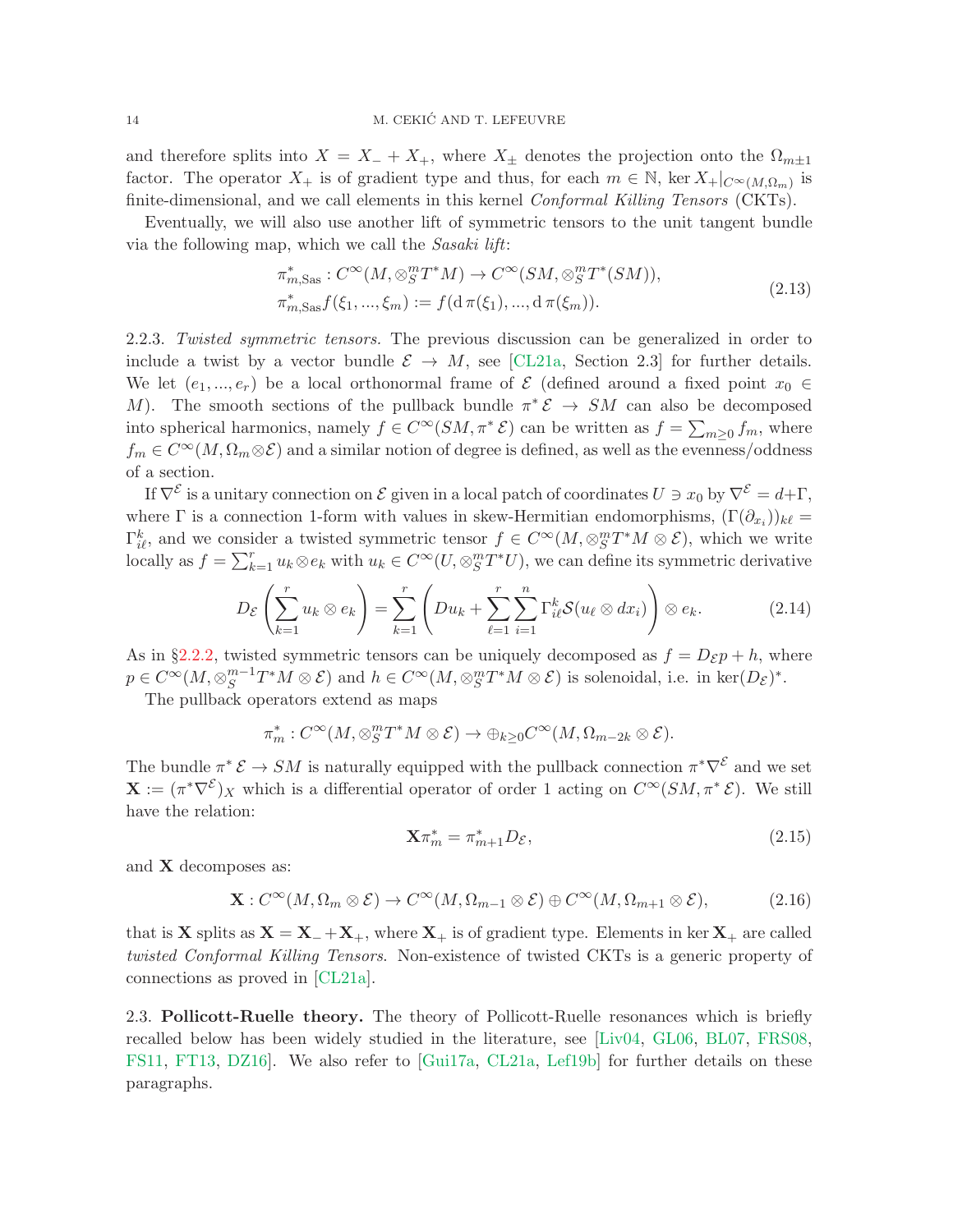and therefore splits into $X = X_- + X_+$, where $X_\pm$ denotes the projection onto the $\Omega_{m\pm1}$ factor. The operator $X_+$ is of gradient type and thus, for each $m \in \mathbb{N}$, $\ker X_+|_{C^\infty(M,\Omega_m)}$ is finite-dimensional, and we call elements in this kernel *Conformal Killing Tensors* (CKTs).

Eventually, we will also use another lift of symmetric tensors to the unit tangent bundle via the following map, which we call the *Sasaki lift*:

$$
\begin{aligned}
&\pi^*_{m,\mathrm{Sas}} : C^\infty(M, \otimes^m_S T^*M) \to C^\infty(SM, \otimes^m_S T^*(SM)),\\
&\pi^*_{m,\mathrm{Sas}} f(\xi_1, ..., \xi_m) := f(\mathrm{d}\,\pi(\xi_1), ..., \mathrm{d}\,\pi(\xi_m)).
\end{aligned}
\tag{2.13}
$$

2.2.3. *Twisted symmetric tensors.* The previous discussion can be generalized in order to include a twist by a vector bundle $\mathcal{E} \to M$, see [CL21a, Section 2.3] for further details. We let $(e_1, ..., e_r)$ be a local orthonormal frame of $\mathcal{E}$ (defined around a fixed point $x_0 \in M$). The smooth sections of the pullback bundle $\pi^*\mathcal{E} \to SM$ can also be decomposed into spherical harmonics, namely $f \in C^\infty(SM, \pi^*\mathcal{E})$ can be written as $f = \sum_{m\geq 0} f_m$, where $f_m \in C^\infty(M, \Omega_m \otimes \mathcal{E})$ and a similar notion of degree is defined, as well as the evenness/oddness of a section.

If $\nabla^{\mathcal{E}}$ is a unitary connection on $\mathcal{E}$ given in a local patch of coordinates $U \ni x_0$ by $\nabla^{\mathcal{E}} = d+\Gamma$, where $\Gamma$ is a connection 1-form with values in skew-Hermitian endomorphisms, $(\Gamma(\partial_{x_i}))_{k\ell} = \Gamma^k_{i\ell}$, and we consider a twisted symmetric tensor $f \in C^\infty(M, \otimes^m_S T^*M \otimes \mathcal{E})$, which we write locally as $f = \sum_{k=1}^r u_k \otimes e_k$ with $u_k \in C^\infty(U, \otimes^m_S T^*U)$, we can define its symmetric derivative

$$
D_{\mathcal{E}}\left(\sum_{k=1}^r u_k \otimes e_k\right) = \sum_{k=1}^r \left(Du_k + \sum_{\ell=1}^r \sum_{i=1}^n \Gamma^k_{i\ell} \mathcal{S}(u_\ell \otimes dx_i)\right) \otimes e_k. \tag{2.14}
$$

As in §2.2.2, twisted symmetric tensors can be uniquely decomposed as $f = D_{\mathcal{E}} p + h$, where $p \in C^\infty(M, \otimes^{m-1}_S T^*M \otimes \mathcal{E})$ and $h \in C^\infty(M, \otimes^m_S T^*M \otimes \mathcal{E})$ is solenoidal, i.e. in $\ker(D_{\mathcal{E}})^*$.

The pullback operators extend as maps

$$
\pi^*_m : C^\infty(M, \otimes^m_S T^*M \otimes \mathcal{E}) \to \oplus_{k\geq 0} C^\infty(M, \Omega_{m-2k} \otimes \mathcal{E}).
$$

The bundle $\pi^*\mathcal{E} \to SM$ is naturally equipped with the pullback connection $\pi^*\nabla^{\mathcal{E}}$ and we set $\mathbf{X} := (\pi^*\nabla^{\mathcal{E}})_X$ which is a differential operator of order 1 acting on $C^\infty(SM, \pi^*\mathcal{E})$. We still have the relation:

$$
\mathbf{X}\pi^*_m = \pi^*_{m+1} D_{\mathcal{E}}, \tag{2.15}
$$

and $\mathbf{X}$ decomposes as:

$$
\mathbf{X} : C^\infty(M, \Omega_m \otimes \mathcal{E}) \to C^\infty(M, \Omega_{m-1} \otimes \mathcal{E}) \oplus C^\infty(M, \Omega_{m+1} \otimes \mathcal{E}), \tag{2.16}
$$

that is $\mathbf{X}$ splits as $\mathbf{X} = \mathbf{X}_- + \mathbf{X}_+$, where $\mathbf{X}_+$ is of gradient type. Elements in $\ker \mathbf{X}_+$ are called *twisted Conformal Killing Tensors*. Non-existence of twisted CKTs is a generic property of connections as proved in [CL21a].

2.3. **Pollicott-Ruelle theory.** The theory of Pollicott-Ruelle resonances which is briefly recalled below has been widely studied in the literature, see [Liv04, GL06, BL07, FRS08, FS11, FT13, DZ16]. We also refer to [Gui17a, CL21a, Lef19b] for further details on these paragraphs.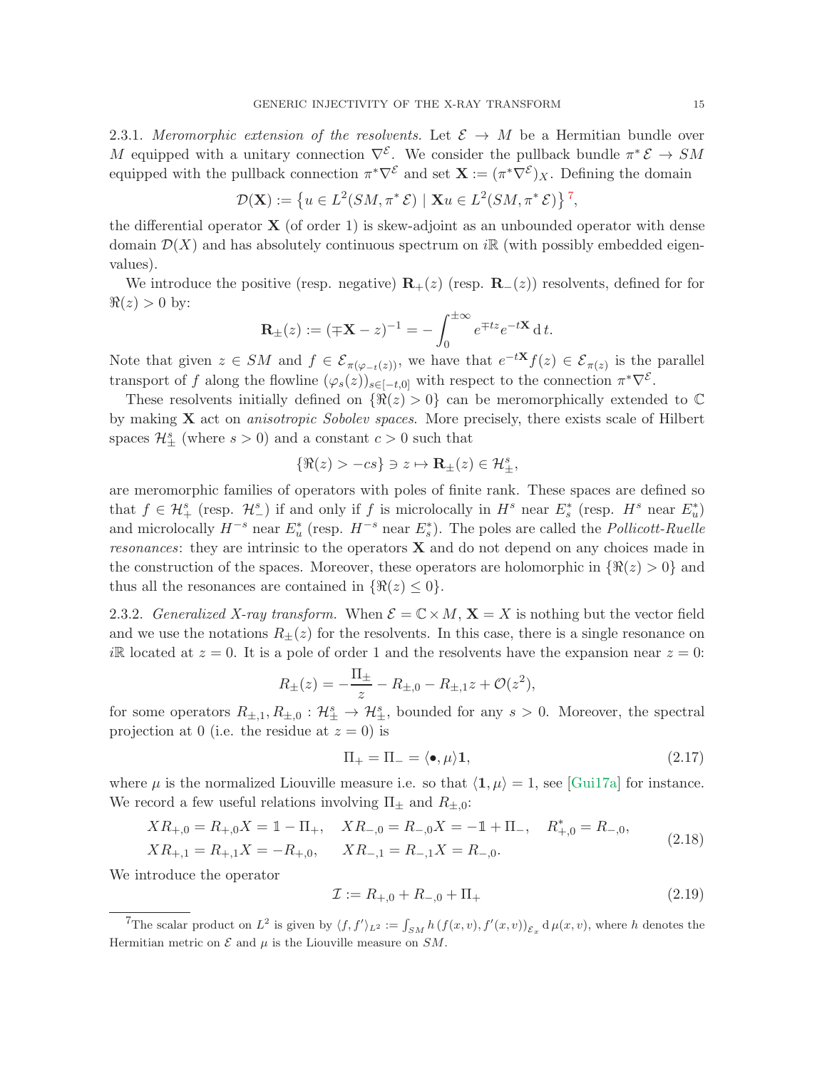2.3.1. *Meromorphic extension of the resolvents.* Let $\mathcal{E} \to M$ be a Hermitian bundle over $M$ equipped with a unitary connection $\nabla^{\mathcal{E}}$. We consider the pullback bundle $\pi^*\mathcal{E} \to SM$ equipped with the pullback connection $\pi^*\nabla^{\mathcal{E}}$ and set $\mathbf{X} := (\pi^*\nabla^{\mathcal{E}})_X$. Defining the domain

$$\mathcal{D}(\mathbf{X}) := \left\{ u \in L^2(SM, \pi^*\mathcal{E}) \mid \mathbf{X}u \in L^2(SM, \pi^*\mathcal{E}) \right\} [7],$$

the differential operator $\mathbf{X}$ (of order 1) is skew-adjoint as an unbounded operator with dense domain $\mathcal{D}(X)$ and has absolutely continuous spectrum on $i\mathbb{R}$ (with possibly embedded eigenvalues).

We introduce the positive (resp. negative) $\mathbf{R}_+(z)$ (resp. $\mathbf{R}_-(z)$) resolvents, defined for for $\Re(z) > 0$ by:

$$\mathbf{R}_\pm(z) := (\mp\mathbf{X} - z)^{-1} = -\int_0^{\pm\infty} e^{\mp tz} e^{-t\mathbf{X}} \,\mathrm{d}\, t.$$

Note that given $z \in SM$ and $f \in \mathcal{E}_{\pi(\varphi_{-t}(z))}$, we have that $e^{-t\mathbf{X}} f(z) \in \mathcal{E}_{\pi(z)}$ is the parallel transport of $f$ along the flowline $(\varphi_s(z))_{s\in[-t,0]}$ with respect to the connection $\pi^*\nabla^{\mathcal{E}}$.

These resolvents initially defined on $\{\Re(z) > 0\}$ can be meromorphically extended to $\mathbb{C}$ by making $\mathbf{X}$ act on *anisotropic Sobolev spaces.* More precisely, there exists scale of Hilbert spaces $\mathcal{H}^s_\pm$ (where $s > 0$) and a constant $c > 0$ such that

$$\{\Re(z) > -cs\} \ni z \mapsto \mathbf{R}_\pm(z) \in \mathcal{H}^s_\pm,$$

are meromorphic families of operators with poles of finite rank. These spaces are defined so that $f \in \mathcal{H}^s_+$ (resp. $\mathcal{H}^s_-$) if and only if $f$ is microlocally in $H^s$ near $E_s^*$ (resp. $H^s$ near $E_u^*$) and microlocally $H^{-s}$ near $E_u^*$ (resp. $H^{-s}$ near $E_s^*$). The poles are called the *Pollicott-Ruelle resonances*: they are intrinsic to the operators $\mathbf{X}$ and do not depend on any choices made in the construction of the spaces. Moreover, these operators are holomorphic in $\{\Re(z) > 0\}$ and thus all the resonances are contained in $\{\Re(z) \leq 0\}$.

2.3.2. *Generalized X-ray transform.* When $\mathcal{E} = \mathbb{C} \times M$, $\mathbf{X} = X$ is nothing but the vector field and we use the notations $R_\pm(z)$ for the resolvents. In this case, there is a single resonance on $i\mathbb{R}$ located at $z = 0$. It is a pole of order 1 and the resolvents have the expansion near $z = 0$:

$$R_\pm(z) = -\frac{\Pi_\pm}{z} - R_{\pm,0} - R_{\pm,1}z + \mathcal{O}(z^2),$$

for some operators $R_{\pm,1}, R_{\pm,0} : \mathcal{H}^s_\pm \to \mathcal{H}^s_\pm$, bounded for any $s > 0$. Moreover, the spectral projection at 0 (i.e. the residue at $z = 0$) is

$$\Pi_+ = \Pi_- = \langle \bullet, \mu \rangle \mathbf{1}, \tag{2.17}$$

where $\mu$ is the normalized Liouville measure i.e. so that $\langle \mathbf{1}, \mu \rangle = 1$, see [Gui17a] for instance. We record a few useful relations involving $\Pi_\pm$ and $R_{\pm,0}$:

$$\begin{aligned}
&XR_{+,0} = R_{+,0}X = \mathbb{1} - \Pi_+, \quad XR_{-,0} = R_{-,0}X = -\mathbb{1} + \Pi_-, \quad R^*_{+,0} = R_{-,0}, \\
&XR_{+,1} = R_{+,1}X = -R_{+,0}, \quad\ \ XR_{-,1} = R_{-,1}X = R_{-,0}.
\end{aligned} \tag{2.18}$$

We introduce the operator

$$\mathcal{I} := R_{+,0} + R_{-,0} + \Pi_+ \tag{2.19}$$

[7] The scalar product on $L^2$ is given by $\langle f, f' \rangle_{L^2} := \int_{SM} h\,(f(x,v), f'(x,v))_{\mathcal{E}_x} \,\mathrm{d}\,\mu(x,v)$, where $h$ denotes the Hermitian metric on $\mathcal{E}$ and $\mu$ is the Liouville measure on $SM$.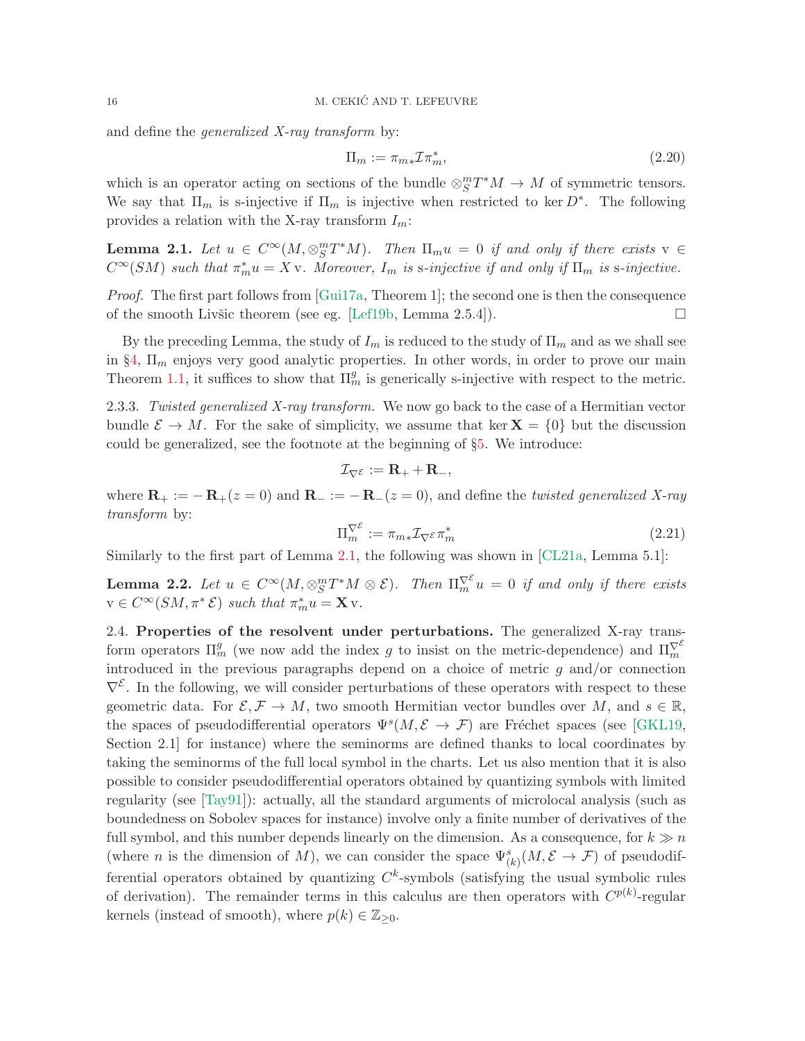and define the *generalized X-ray transform* by:

$$\Pi_m := \pi_{m*} \mathcal{I} \pi_m^*, \tag{2.20}$$

which is an operator acting on sections of the bundle $\otimes_S^m T^*M \to M$ of symmetric tensors. We say that $\Pi_m$ is s-injective if $\Pi_m$ is injective when restricted to $\ker D^*$. The following provides a relation with the X-ray transform $I_m$:

**Lemma 2.1.** *Let $u \in C^\infty(M, \otimes_S^m T^*M)$. Then $\Pi_m u = 0$ if and only if there exists $\mathrm{v} \in C^\infty(SM)$ such that $\pi_m^* u = X\,\mathrm{v}$. Moreover, $I_m$ is* s*-injective if and only if $\Pi_m$ is* s*-injective.*

*Proof.* The first part follows from [Gui17a, Theorem 1]; the second one is then the consequence of the smooth Livšic theorem (see eg. [Lef19b, Lemma 2.5.4]). □

By the preceding Lemma, the study of $I_m$ is reduced to the study of $\Pi_m$ and as we shall see in §4, $\Pi_m$ enjoys very good analytic properties. In other words, in order to prove our main Theorem 1.1, it suffices to show that $\Pi_m^g$ is generically s-injective with respect to the metric.

2.3.3. *Twisted generalized X-ray transform.* We now go back to the case of a Hermitian vector bundle $\mathcal{E} \to M$. For the sake of simplicity, we assume that $\ker \mathbf{X} = \{0\}$ but the discussion could be generalized, see the footnote at the beginning of §5. We introduce:

$$\mathcal{I}_{\nabla^\mathcal{E}} := \mathbf{R}_+ + \mathbf{R}_-,$$

where $\mathbf{R}_+ := -\mathbf{R}_+(z=0)$ and $\mathbf{R}_- := -\mathbf{R}_-(z=0)$, and define the *twisted generalized X-ray transform* by:

$$\Pi_m^{\nabla^\mathcal{E}} := \pi_{m*} \mathcal{I}_{\nabla^\mathcal{E}} \pi_m^* \tag{2.21}$$

Similarly to the first part of Lemma 2.1, the following was shown in [CL21a, Lemma 5.1]:

**Lemma 2.2.** *Let $u \in C^\infty(M, \otimes_S^m T^*M \otimes \mathcal{E})$. Then $\Pi_m^{\nabla^\mathcal{E}} u = 0$ if and only if there exists $\mathrm{v} \in C^\infty(SM, \pi^* \mathcal{E})$ such that $\pi_m^* u = \mathbf{X}\,\mathrm{v}$.*

2.4. **Properties of the resolvent under perturbations.** The generalized X-ray transform operators $\Pi_m^g$ (we now add the index $g$ to insist on the metric-dependence) and $\Pi_m^{\nabla^\mathcal{E}}$ introduced in the previous paragraphs depend on a choice of metric $g$ and/or connection $\nabla^\mathcal{E}$. In the following, we will consider perturbations of these operators with respect to these geometric data. For $\mathcal{E}, \mathcal{F} \to M$, two smooth Hermitian vector bundles over $M$, and $s \in \mathbb{R}$, the spaces of pseudodifferential operators $\Psi^s(M, \mathcal{E} \to \mathcal{F})$ are Fréchet spaces (see [GKL19, Section 2.1] for instance) where the seminorms are defined thanks to local coordinates by taking the seminorms of the full local symbol in the charts. Let us also mention that it is also possible to consider pseudodifferential operators obtained by quantizing symbols with limited regularity (see [Tay91]): actually, all the standard arguments of microlocal analysis (such as boundedness on Sobolev spaces for instance) involve only a finite number of derivatives of the full symbol, and this number depends linearly on the dimension. As a consequence, for $k \gg n$ (where $n$ is the dimension of $M$), we can consider the space $\Psi^s_{(k)}(M, \mathcal{E} \to \mathcal{F})$ of pseudodifferential operators obtained by quantizing $C^k$-symbols (satisfying the usual symbolic rules of derivation). The remainder terms in this calculus are then operators with $C^{p(k)}$-regular kernels (instead of smooth), where $p(k) \in \mathbb{Z}_{\geq 0}$.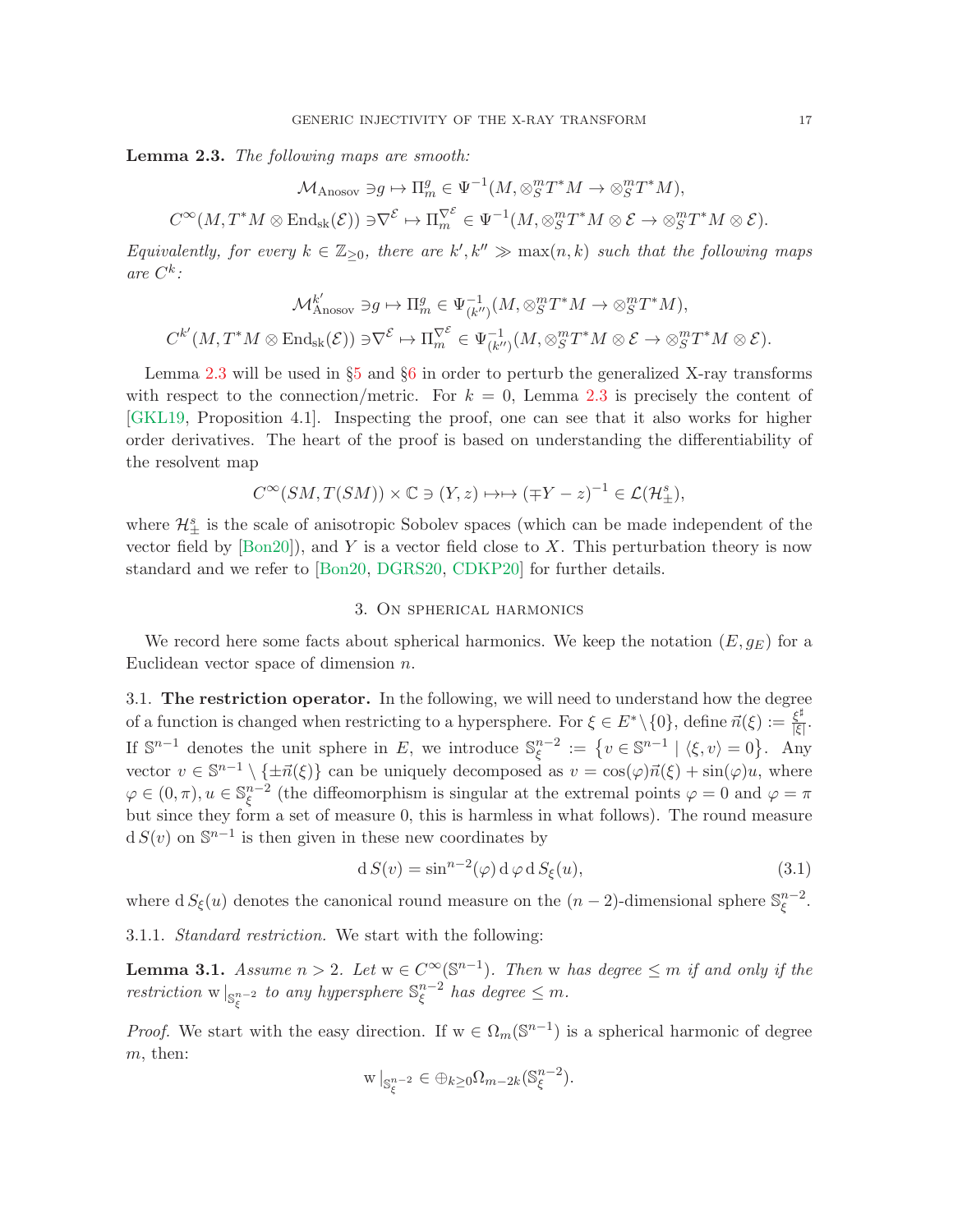**Lemma 2.3.** *The following maps are smooth:*

$$\mathcal{M}_{\text{Anosov}} \ni g \mapsto \Pi_m^g \in \Psi^{-1}(M, \otimes_S^m T^*M \to \otimes_S^m T^*M),$$

$$C^\infty(M, T^*M \otimes \text{End}_{\text{sk}}(\mathcal{E})) \ni \nabla^{\mathcal{E}} \mapsto \Pi_m^{\nabla^{\mathcal{E}}} \in \Psi^{-1}(M, \otimes_S^m T^*M \otimes \mathcal{E} \to \otimes_S^m T^*M \otimes \mathcal{E}).$$

*Equivalently, for every $k \in \mathbb{Z}_{\geq 0}$, there are $k', k'' \gg \max(n,k)$ such that the following maps are $C^k$:*

$$\mathcal{M}_{\text{Anosov}}^{k'} \ni g \mapsto \Pi_m^g \in \Psi_{(k'')}^{-1}(M, \otimes_S^m T^*M \to \otimes_S^m T^*M),$$

$$C^{k'}(M, T^*M \otimes \text{End}_{\text{sk}}(\mathcal{E})) \ni \nabla^{\mathcal{E}} \mapsto \Pi_m^{\nabla^{\mathcal{E}}} \in \Psi_{(k'')}^{-1}(M, \otimes_S^m T^*M \otimes \mathcal{E} \to \otimes_S^m T^*M \otimes \mathcal{E}).$$

Lemma 2.3 will be used in §5 and §6 in order to perturb the generalized X-ray transforms with respect to the connection/metric. For $k = 0$, Lemma 2.3 is precisely the content of [GKL19, Proposition 4.1]. Inspecting the proof, one can see that it also works for higher order derivatives. The heart of the proof is based on understanding the differentiability of the resolvent map

$$C^\infty(SM, T(SM)) \times \mathbb{C} \ni (Y, z) \mapsto\mapsto (\mp Y - z)^{-1} \in \mathcal{L}(\mathcal{H}_\pm^s),$$

where $\mathcal{H}_\pm^s$ is the scale of anisotropic Sobolev spaces (which can be made independent of the vector field by [Bon20]), and $Y$ is a vector field close to $X$. This perturbation theory is now standard and we refer to [Bon20, DGRS20, CDKP20] for further details.

## 3. On spherical harmonics

We record here some facts about spherical harmonics. We keep the notation $(E, g_E)$ for a Euclidean vector space of dimension $n$.

### 3.1. The restriction operator.

In the following, we will need to understand how the degree of a function is changed when restricting to a hypersphere. For $\xi \in E^* \setminus \{0\}$, define $\vec{n}(\xi) := \frac{\xi^\sharp}{|\xi|}$. If $\mathbb{S}^{n-1}$ denotes the unit sphere in $E$, we introduce $\mathbb{S}_\xi^{n-2} := \{v \in \mathbb{S}^{n-1} \mid \langle \xi, v \rangle = 0\}$. Any vector $v \in \mathbb{S}^{n-1} \setminus \{\pm \vec{n}(\xi)\}$ can be uniquely decomposed as $v = \cos(\varphi)\vec{n}(\xi) + \sin(\varphi)u$, where $\varphi \in (0, \pi), u \in \mathbb{S}_\xi^{n-2}$ (the diffeomorphism is singular at the extremal points $\varphi = 0$ and $\varphi = \pi$ but since they form a set of measure 0, this is harmless in what follows). The round measure $\mathrm{d}\,S(v)$ on $\mathbb{S}^{n-1}$ is then given in these new coordinates by

$$\mathrm{d}\,S(v) = \sin^{n-2}(\varphi)\,\mathrm{d}\,\varphi\,\mathrm{d}\,S_\xi(u), \tag{3.1}$$

where $\mathrm{d}\,S_\xi(u)$ denotes the canonical round measure on the $(n-2)$-dimensional sphere $\mathbb{S}_\xi^{n-2}$.

#### 3.1.1. *Standard restriction.*

We start with the following:

**Lemma 3.1.** *Assume $n > 2$. Let $\mathrm{w} \in C^\infty(\mathbb{S}^{n-1})$. Then $\mathrm{w}$ has degree $\leq m$ if and only if the restriction $\mathrm{w}|_{\mathbb{S}_\xi^{n-2}}$ to any hypersphere $\mathbb{S}_\xi^{n-2}$ has degree $\leq m$.*

*Proof.* We start with the easy direction. If $\mathrm{w} \in \Omega_m(\mathbb{S}^{n-1})$ is a spherical harmonic of degree $m$, then:

$$\mathrm{w}|_{\mathbb{S}_\xi^{n-2}} \in \oplus_{k \geq 0} \Omega_{m-2k}(\mathbb{S}_\xi^{n-2}).$$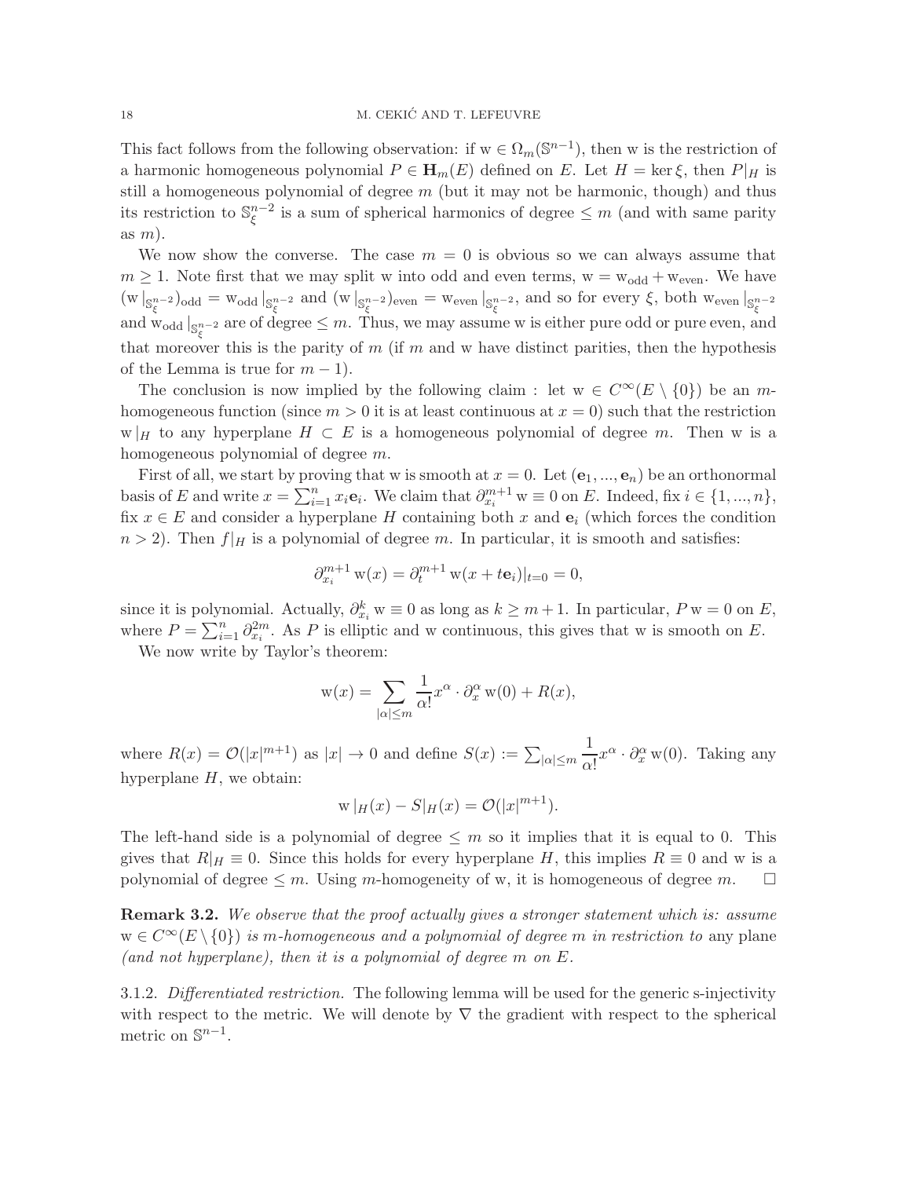This fact follows from the following observation: if $\mathrm{w} \in \Omega_m(\mathbb{S}^{n-1})$, then w is the restriction of a harmonic homogeneous polynomial $P \in \mathbf{H}_m(E)$ defined on $E$. Let $H = \ker \xi$, then $P|_H$ is still a homogeneous polynomial of degree $m$ (but it may not be harmonic, though) and thus its restriction to $\mathbb{S}^{n-2}_\xi$ is a sum of spherical harmonics of degree $\leq m$ (and with same parity as $m$).

We now show the converse. The case $m = 0$ is obvious so we can always assume that $m \geq 1$. Note first that we may split w into odd and even terms, $\mathrm{w} = \mathrm{w}_{\mathrm{odd}} + \mathrm{w}_{\mathrm{even}}$. We have $(\mathrm{w}|_{\mathbb{S}^{n-2}_\xi})_{\mathrm{odd}} = \mathrm{w}_{\mathrm{odd}}|_{\mathbb{S}^{n-2}_\xi}$ and $(\mathrm{w}|_{\mathbb{S}^{n-2}_\xi})_{\mathrm{even}} = \mathrm{w}_{\mathrm{even}}|_{\mathbb{S}^{n-2}_\xi}$, and so for every $\xi$, both $\mathrm{w}_{\mathrm{even}}|_{\mathbb{S}^{n-2}_\xi}$ and $\mathrm{w}_{\mathrm{odd}}|_{\mathbb{S}^{n-2}_\xi}$ are of degree $\leq m$. Thus, we may assume w is either pure odd or pure even, and that moreover this is the parity of $m$ (if $m$ and w have distinct parities, then the hypothesis of the Lemma is true for $m - 1$).

The conclusion is now implied by the following claim : let $\mathrm{w} \in C^\infty(E \setminus \{0\})$ be an $m$-homogeneous function (since $m > 0$ it is at least continuous at $x = 0$) such that the restriction $\mathrm{w}|_H$ to any hyperplane $H \subset E$ is a homogeneous polynomial of degree $m$. Then w is a homogeneous polynomial of degree $m$.

First of all, we start by proving that w is smooth at $x = 0$. Let $(\mathbf{e}_1, ..., \mathbf{e}_n)$ be an orthonormal basis of $E$ and write $x = \sum_{i=1}^n x_i \mathbf{e}_i$. We claim that $\partial_{x_i}^{m+1} \mathrm{w} \equiv 0$ on $E$. Indeed, fix $i \in \{1, ..., n\}$, fix $x \in E$ and consider a hyperplane $H$ containing both $x$ and $\mathbf{e}_i$ (which forces the condition $n > 2$). Then $f|_H$ is a polynomial of degree $m$. In particular, it is smooth and satisfies:

$$\partial_{x_i}^{m+1} \mathrm{w}(x) = \partial_t^{m+1} \mathrm{w}(x + t\mathbf{e}_i)|_{t=0} = 0,$$

since it is polynomial. Actually, $\partial_{x_i}^k \mathrm{w} \equiv 0$ as long as $k \geq m + 1$. In particular, $P\,\mathrm{w} = 0$ on $E$, where $P = \sum_{i=1}^n \partial_{x_i}^{2m}$. As $P$ is elliptic and w continuous, this gives that w is smooth on $E$.

We now write by Taylor's theorem:

$$\mathrm{w}(x) = \sum_{|\alpha| \leq m} \frac{1}{\alpha!} x^\alpha \cdot \partial_x^\alpha \mathrm{w}(0) + R(x),$$

where $R(x) = \mathcal{O}(|x|^{m+1})$ as $|x| \to 0$ and define $S(x) := \sum_{|\alpha| \leq m} \dfrac{1}{\alpha!} x^\alpha \cdot \partial_x^\alpha \mathrm{w}(0)$. Taking any hyperplane $H$, we obtain:

$$\mathrm{w}|_H(x) - S|_H(x) = \mathcal{O}(|x|^{m+1}).$$

The left-hand side is a polynomial of degree $\leq m$ so it implies that it is equal to 0. This gives that $R|_H \equiv 0$. Since this holds for every hyperplane $H$, this implies $R \equiv 0$ and w is a polynomial of degree $\leq m$. Using $m$-homogeneity of w, it is homogeneous of degree $m$. $\square$

**Remark 3.2.** *We observe that the proof actually gives a stronger statement which is: assume $\mathrm{w} \in C^\infty(E \setminus \{0\})$ is $m$-homogeneous and a polynomial of degree $m$ in restriction to* any plane *(and not hyperplane), then it is a polynomial of degree $m$ on $E$.*

3.1.2. *Differentiated restriction.* The following lemma will be used for the generic s-injectivity with respect to the metric. We will denote by $\nabla$ the gradient with respect to the spherical metric on $\mathbb{S}^{n-1}$.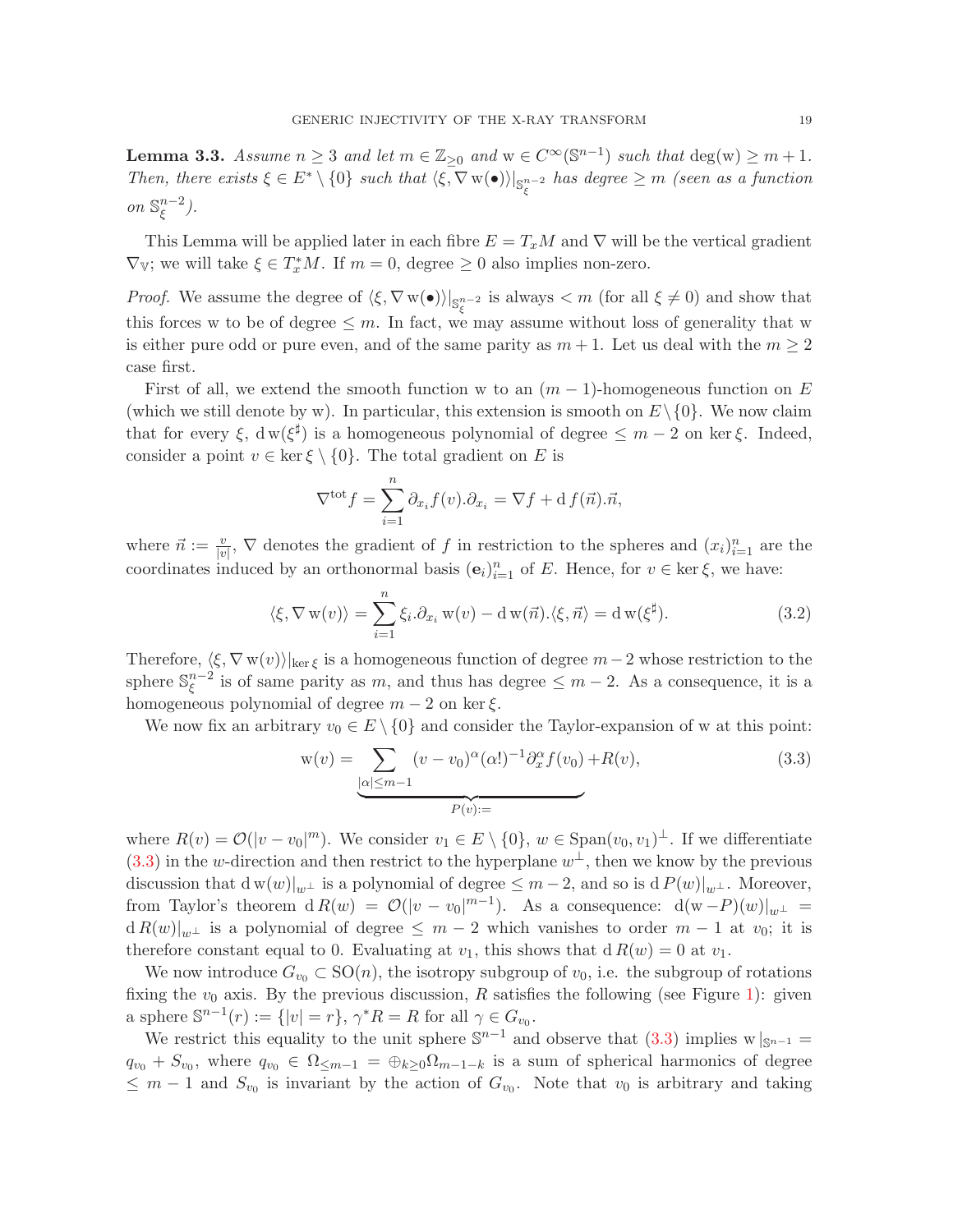**Lemma 3.3.** *Assume $n \geq 3$ and let $m \in \mathbb{Z}_{\geq 0}$ and $\mathrm{w} \in C^\infty(\mathbb{S}^{n-1})$ such that $\deg(\mathrm{w}) \geq m+1$. Then, there exists $\xi \in E^* \setminus \{0\}$ such that $\langle \xi, \nabla \mathrm{w}(\bullet)\rangle|_{\mathbb{S}^{n-2}_\xi}$ has degree $\geq m$ (seen as a function on $\mathbb{S}^{n-2}_\xi$).*

This Lemma will be applied later in each fibre $E = T_xM$ and $\nabla$ will be the vertical gradient $\nabla_{\mathbb{V}}$; we will take $\xi \in T_x^*M$. If $m = 0$, degree $\geq 0$ also implies non-zero.

*Proof.* We assume the degree of $\langle \xi, \nabla \mathrm{w}(\bullet)\rangle|_{\mathbb{S}^{n-2}_\xi}$ is always $< m$ (for all $\xi \neq 0$) and show that this forces w to be of degree $\leq m$. In fact, we may assume without loss of generality that w is either pure odd or pure even, and of the same parity as $m+1$. Let us deal with the $m \geq 2$ case first.

First of all, we extend the smooth function w to an $(m-1)$-homogeneous function on $E$ (which we still denote by w). In particular, this extension is smooth on $E \setminus \{0\}$. We now claim that for every $\xi$, $\mathrm{d}\,\mathrm{w}(\xi^\sharp)$ is a homogeneous polynomial of degree $\leq m-2$ on $\ker \xi$. Indeed, consider a point $v \in \ker \xi \setminus \{0\}$. The total gradient on $E$ is

$$\nabla^{\mathrm{tot}} f = \sum_{i=1}^n \partial_{x_i} f(v).\partial_{x_i} = \nabla f + \mathrm{d}\, f(\vec{n}).\vec{n},$$

where $\vec{n} := \frac{v}{|v|}$, $\nabla$ denotes the gradient of $f$ in restriction to the spheres and $(x_i)_{i=1}^n$ are the coordinates induced by an orthonormal basis $(\mathbf{e}_i)_{i=1}^n$ of $E$. Hence, for $v \in \ker \xi$, we have:

$$\langle \xi, \nabla \mathrm{w}(v)\rangle = \sum_{i=1}^n \xi_i.\partial_{x_i} \mathrm{w}(v) - \mathrm{d}\,\mathrm{w}(\vec{n}).\langle \xi, \vec{n}\rangle = \mathrm{d}\,\mathrm{w}(\xi^\sharp). \tag{3.2}$$

Therefore, $\langle \xi, \nabla \mathrm{w}(v)\rangle|_{\ker \xi}$ is a homogeneous function of degree $m-2$ whose restriction to the sphere $\mathbb{S}^{n-2}_\xi$ is of same parity as $m$, and thus has degree $\leq m-2$. As a consequence, it is a homogeneous polynomial of degree $m-2$ on $\ker \xi$.

We now fix an arbitrary $v_0 \in E \setminus \{0\}$ and consider the Taylor-expansion of w at this point:

$$\mathrm{w}(v) = \underbrace{\sum_{|\alpha| \leq m-1} (v - v_0)^\alpha (\alpha!)^{-1} \partial_x^\alpha f(v_0)}_{P(v):=} + R(v), \tag{3.3}$$

where $R(v) = \mathcal{O}(|v - v_0|^m)$. We consider $v_1 \in E \setminus \{0\}$, $w \in \mathrm{Span}(v_0, v_1)^\perp$. If we differentiate (3.3) in the $w$-direction and then restrict to the hyperplane $w^\perp$, then we know by the previous discussion that $\mathrm{d}\,\mathrm{w}(w)|_{w^\perp}$ is a polynomial of degree $\leq m-2$, and so is $\mathrm{d}\, P(w)|_{w^\perp}$. Moreover, from Taylor's theorem $\mathrm{d}\, R(w) = \mathcal{O}(|v - v_0|^{m-1})$. As a consequence: $\mathrm{d}(\mathrm{w} - P)(w)|_{w^\perp} = \mathrm{d}\, R(w)|_{w^\perp}$ is a polynomial of degree $\leq m-2$ which vanishes to order $m-1$ at $v_0$; it is therefore constant equal to 0. Evaluating at $v_1$, this shows that $\mathrm{d}\, R(w) = 0$ at $v_1$.

We now introduce $G_{v_0} \subset \mathrm{SO}(n)$, the isotropy subgroup of $v_0$, i.e. the subgroup of rotations fixing the $v_0$ axis. By the previous discussion, $R$ satisfies the following (see Figure 1): given a sphere $\mathbb{S}^{n-1}(r) := \{|v| = r\}$, $\gamma^* R = R$ for all $\gamma \in G_{v_0}$.

We restrict this equality to the unit sphere $\mathbb{S}^{n-1}$ and observe that (3.3) implies $\mathrm{w}|_{\mathbb{S}^{n-1}} = q_{v_0} + S_{v_0}$, where $q_{v_0} \in \Omega_{\leq m-1} = \oplus_{k \geq 0} \Omega_{m-1-k}$ is a sum of spherical harmonics of degree $\leq m-1$ and $S_{v_0}$ is invariant by the action of $G_{v_0}$. Note that $v_0$ is arbitrary and taking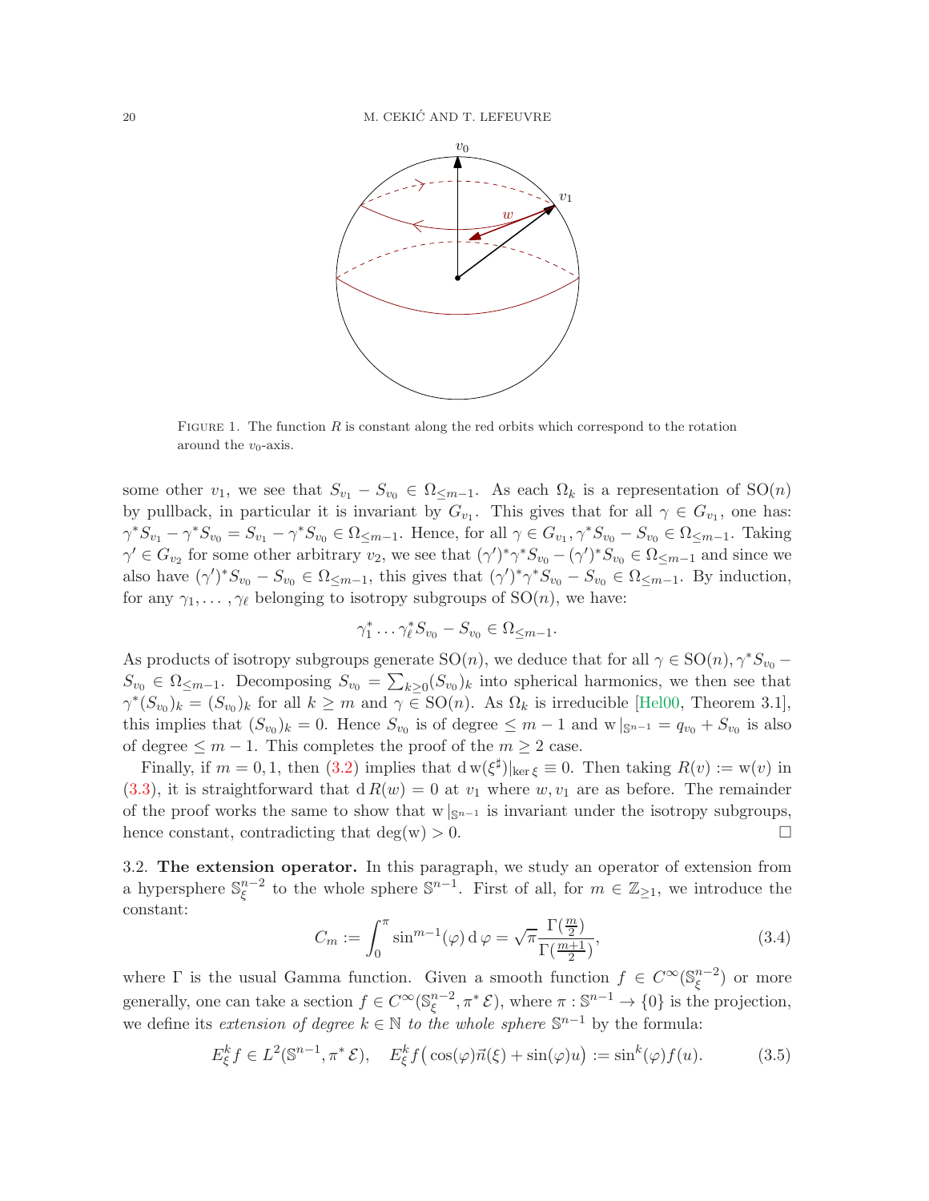FIGURE 1. The function $R$ is constant along the red orbits which correspond to the rotation around the $v_0$-axis.

some other $v_1$, we see that $S_{v_1} - S_{v_0} \in \Omega_{\leq m-1}$. As each $\Omega_k$ is a representation of $\mathrm{SO}(n)$ by pullback, in particular it is invariant by $G_{v_1}$. This gives that for all $\gamma \in G_{v_1}$, one has: $\gamma^* S_{v_1} - \gamma^* S_{v_0} = S_{v_1} - \gamma^* S_{v_0} \in \Omega_{\leq m-1}$. Hence, for all $\gamma \in G_{v_1}, \gamma^* S_{v_0} - S_{v_0} \in \Omega_{\leq m-1}$. Taking $\gamma' \in G_{v_2}$ for some other arbitrary $v_2$, we see that $(\gamma')^*\gamma^* S_{v_0} - (\gamma')^* S_{v_0} \in \Omega_{\leq m-1}$ and since we also have $(\gamma')^* S_{v_0} - S_{v_0} \in \Omega_{\leq m-1}$, this gives that $(\gamma')^*\gamma^* S_{v_0} - S_{v_0} \in \Omega_{\leq m-1}$. By induction, for any $\gamma_1, \dots, \gamma_\ell$ belonging to isotropy subgroups of $\mathrm{SO}(n)$, we have:

$$\gamma_1^* \dots \gamma_\ell^* S_{v_0} - S_{v_0} \in \Omega_{\leq m-1}.$$

As products of isotropy subgroups generate $\mathrm{SO}(n)$, we deduce that for all $\gamma \in \mathrm{SO}(n), \gamma^* S_{v_0} - S_{v_0} \in \Omega_{\leq m-1}$. Decomposing $S_{v_0} = \sum_{k \geq 0} (S_{v_0})_k$ into spherical harmonics, we then see that $\gamma^*(S_{v_0})_k = (S_{v_0})_k$ for all $k \geq m$ and $\gamma \in \mathrm{SO}(n)$. As $\Omega_k$ is irreducible [Hel00, Theorem 3.1], this implies that $(S_{v_0})_k = 0$. Hence $S_{v_0}$ is of degree $\leq m-1$ and $\mathrm{w}|_{\mathbb{S}^{n-1}} = q_{v_0} + S_{v_0}$ is also of degree $\leq m-1$. This completes the proof of the $m \geq 2$ case.

Finally, if $m = 0, 1$, then (3.2) implies that $\mathrm{d}\,\mathrm{w}(\xi^\sharp)|_{\ker \xi} \equiv 0$. Then taking $R(v) := \mathrm{w}(v)$ in (3.3), it is straightforward that $\mathrm{d}\, R(w) = 0$ at $v_1$ where $w, v_1$ are as before. The remainder of the proof works the same to show that $\mathrm{w}|_{\mathbb{S}^{n-1}}$ is invariant under the isotropy subgroups, hence constant, contradicting that $\deg(\mathrm{w}) > 0$. $\square$

3.2. **The extension operator.** In this paragraph, we study an operator of extension from a hypersphere $\mathbb{S}^{n-2}_\xi$ to the whole sphere $\mathbb{S}^{n-1}$. First of all, for $m \in \mathbb{Z}_{\geq 1}$, we introduce the constant:

$$C_m := \int_0^\pi \sin^{m-1}(\varphi)\,\mathrm{d}\,\varphi = \sqrt{\pi}\frac{\Gamma(\frac{m}{2})}{\Gamma(\frac{m+1}{2})}, \tag{3.4}$$

where $\Gamma$ is the usual Gamma function. Given a smooth function $f \in C^\infty(\mathbb{S}^{n-2}_\xi)$ or more generally, one can take a section $f \in C^\infty(\mathbb{S}^{n-2}_\xi, \pi^* \mathcal{E})$, where $\pi : \mathbb{S}^{n-1} \to \{0\}$ is the projection, we define its *extension of degree* $k \in \mathbb{N}$ *to the whole sphere* $\mathbb{S}^{n-1}$ by the formula:

$$E^k_\xi f \in L^2(\mathbb{S}^{n-1}, \pi^* \mathcal{E}), \quad E^k_\xi f\big(\cos(\varphi)\vec{n}(\xi) + \sin(\varphi)u\big) := \sin^k(\varphi) f(u). \tag{3.5}$$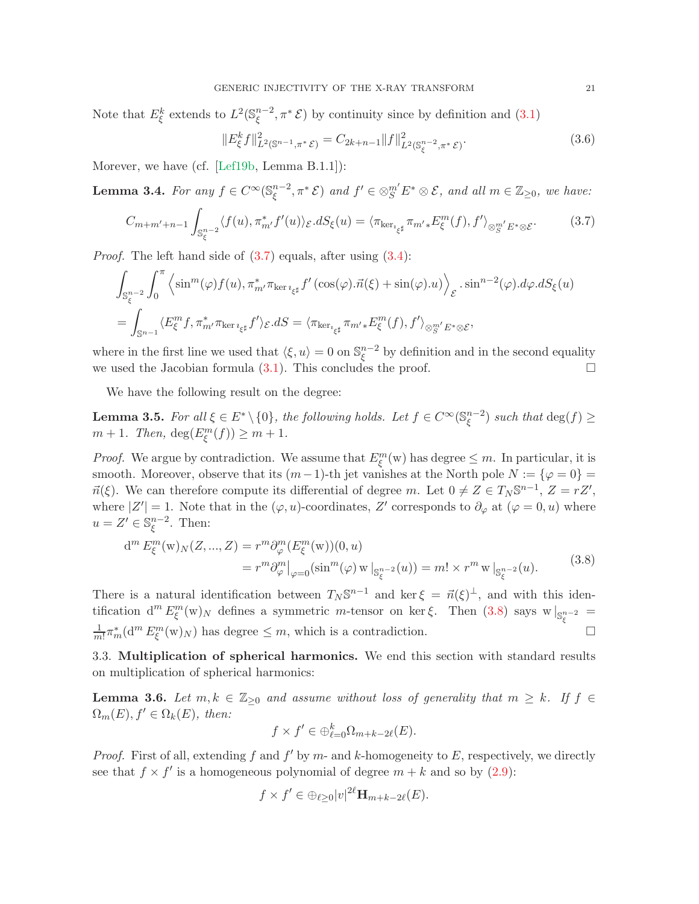Note that $E_\xi^k$ extends to $L^2(\mathbb{S}_\xi^{n-2}, \pi^* \mathcal{E})$ by continuity since by definition and (3.1)

$$\|E_\xi^k f\|^2_{L^2(\mathbb{S}^{n-1}, \pi^* \mathcal{E})} = C_{2k+n-1} \|f\|^2_{L^2(\mathbb{S}_\xi^{n-2}, \pi^* \mathcal{E})}. \tag{3.6}$$

Morever, we have (cf. [Lef19b, Lemma B.1.1]):

**Lemma 3.4.** *For any $f \in C^\infty(\mathbb{S}_\xi^{n-2}, \pi^* \mathcal{E})$ and $f' \in \otimes_S^{m'} E^* \otimes \mathcal{E}$, and all $m \in \mathbb{Z}_{\geq 0}$, we have:*

$$C_{m+m'+n-1} \int_{\mathbb{S}_\xi^{n-2}} \langle f(u), \pi_{m'}^* f'(u) \rangle_{\mathcal{E}} . dS_\xi(u) = \langle \pi_{\ker \imath_{\xi^\sharp}} \pi_{m' *} E_\xi^m(f), f' \rangle_{\otimes_S^{m'} E^* \otimes \mathcal{E}}. \tag{3.7}$$

*Proof.* The left hand side of (3.7) equals, after using (3.4):

$$\begin{aligned}
&\int_{\mathbb{S}_\xi^{n-2}} \int_0^\pi \left\langle \sin^m(\varphi) f(u), \pi_{m'}^* \pi_{\ker \imath_{\xi^\sharp}} f'(\cos(\varphi).\vec{n}(\xi) + \sin(\varphi).u) \right\rangle_{\mathcal{E}} . \sin^{n-2}(\varphi). d\varphi. dS_\xi(u) \\
&= \int_{\mathbb{S}^{n-1}} \langle E_\xi^m f, \pi_{m'}^* \pi_{\ker \imath_{\xi^\sharp}} f' \rangle_{\mathcal{E}} . dS = \langle \pi_{\ker \imath_{\xi^\sharp}} \pi_{m' *} E_\xi^m(f), f' \rangle_{\otimes_S^{m'} E^* \otimes \mathcal{E}},
\end{aligned}$$

where in the first line we used that $\langle \xi, u \rangle = 0$ on $\mathbb{S}_\xi^{n-2}$ by definition and in the second equality we used the Jacobian formula (3.1). This concludes the proof. $\square$

We have the following result on the degree:

**Lemma 3.5.** *For all $\xi \in E^* \setminus \{0\}$, the following holds. Let $f \in C^\infty(\mathbb{S}_\xi^{n-2})$ such that $\deg(f) \geq m+1$. Then, $\deg(E_\xi^m(f)) \geq m+1$.*

*Proof.* We argue by contradiction. We assume that $E_\xi^m(\mathrm{w})$ has degree $\leq m$. In particular, it is smooth. Moreover, observe that its $(m-1)$-th jet vanishes at the North pole $N := \{\varphi = 0\} = \vec{n}(\xi)$. We can therefore compute its differential of degree $m$. Let $0 \neq Z \in T_N \mathbb{S}^{n-1}$, $Z = rZ'$, where $|Z'| = 1$. Note that in the $(\varphi, u)$-coordinates, $Z'$ corresponds to $\partial_\varphi$ at $(\varphi = 0, u)$ where $u = Z' \in \mathbb{S}_\xi^{n-2}$. Then:

$$\begin{aligned}
\mathrm{d}^m E_\xi^m(\mathrm{w})_N(Z, ..., Z) &= r^m \partial_\varphi^m (E_\xi^m(\mathrm{w}))(0, u) \\
&= r^m \partial_\varphi^m|_{\varphi=0} (\sin^m(\varphi) \, \mathrm{w}|_{\mathbb{S}_\xi^{n-2}}(u)) = m! \times r^m \, \mathrm{w}|_{\mathbb{S}_\xi^{n-2}}(u).
\end{aligned} \tag{3.8}$$

There is a natural identification between $T_N \mathbb{S}^{n-1}$ and $\ker \xi = \vec{n}(\xi)^\perp$, and with this identification $\mathrm{d}^m E_\xi^m(\mathrm{w})_N$ defines a symmetric $m$-tensor on $\ker \xi$. Then (3.8) says $\mathrm{w}|_{\mathbb{S}_\xi^{n-2}} = \frac{1}{m!} \pi_m^* (\mathrm{d}^m E_\xi^m(\mathrm{w})_N)$ has degree $\leq m$, which is a contradiction. $\square$

### 3.3. Multiplication of spherical harmonics.

We end this section with standard results on multiplication of spherical harmonics:

**Lemma 3.6.** *Let $m, k \in \mathbb{Z}_{\geq 0}$ and assume without loss of generality that $m \geq k$. If $f \in \Omega_m(E), f' \in \Omega_k(E)$, then:*

$$f \times f' \in \oplus_{\ell=0}^k \Omega_{m+k-2\ell}(E).$$

*Proof.* First of all, extending $f$ and $f'$ by $m$- and $k$-homogeneity to $E$, respectively, we directly see that $f \times f'$ is a homogeneous polynomial of degree $m+k$ and so by (2.9):

$$f \times f' \in \oplus_{\ell \geq 0} |v|^{2\ell} \mathbf{H}_{m+k-2\ell}(E).$$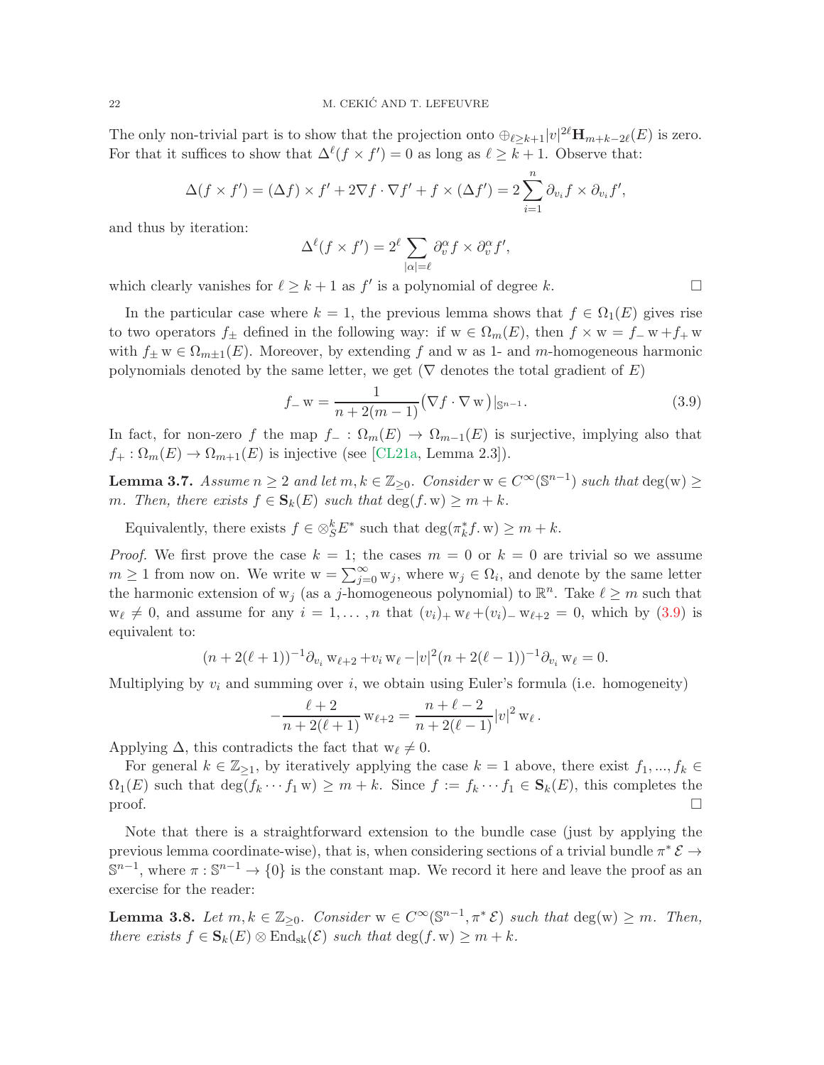The only non-trivial part is to show that the projection onto $\oplus_{\ell \geq k+1} |v|^{2\ell} \mathbf{H}_{m+k-2\ell}(E)$ is zero. For that it suffices to show that $\Delta^\ell(f \times f') = 0$ as long as $\ell \geq k+1$. Observe that:

$$\Delta(f \times f') = (\Delta f) \times f' + 2\nabla f \cdot \nabla f' + f \times (\Delta f') = 2\sum_{i=1}^{n} \partial_{v_i} f \times \partial_{v_i} f',$$

and thus by iteration:

$$\Delta^\ell(f \times f') = 2^\ell \sum_{|\alpha|=\ell} \partial_v^\alpha f \times \partial_v^\alpha f',$$

which clearly vanishes for $\ell \geq k+1$ as $f'$ is a polynomial of degree $k$. $\square$

In the particular case where $k = 1$, the previous lemma shows that $f \in \Omega_1(E)$ gives rise to two operators $f_\pm$ defined in the following way: if $\mathrm{w} \in \Omega_m(E)$, then $f \times \mathrm{w} = f_- \mathrm{w} + f_+ \mathrm{w}$ with $f_\pm \mathrm{w} \in \Omega_{m\pm 1}(E)$. Moreover, by extending $f$ and $\mathrm{w}$ as 1- and $m$-homogeneous harmonic polynomials denoted by the same letter, we get ($\nabla$ denotes the total gradient of $E$)

$$f_- \mathrm{w} = \frac{1}{n + 2(m-1)} \big(\nabla f \cdot \nabla \mathrm{w}\big)|_{\mathbb{S}^{n-1}}. \tag{3.9}$$

In fact, for non-zero $f$ the map $f_- : \Omega_m(E) \to \Omega_{m-1}(E)$ is surjective, implying also that $f_+ : \Omega_m(E) \to \Omega_{m+1}(E)$ is injective (see [CL21a, Lemma 2.3]).

**Lemma 3.7.** *Assume $n \geq 2$ and let $m, k \in \mathbb{Z}_{\geq 0}$. Consider $\mathrm{w} \in C^\infty(\mathbb{S}^{n-1})$ such that $\deg(\mathrm{w}) \geq m$. Then, there exists $f \in \mathbf{S}_k(E)$ such that $\deg(f.\mathrm{w}) \geq m + k$.*

Equivalently, there exists $f \in \otimes_S^k E^*$ such that $\deg(\pi_k^* f.\mathrm{w}) \geq m + k$.

*Proof.* We first prove the case $k = 1$; the cases $m = 0$ or $k = 0$ are trivial so we assume $m \geq 1$ from now on. We write $\mathrm{w} = \sum_{j=0}^\infty \mathrm{w}_j$, where $\mathrm{w}_j \in \Omega_i$, and denote by the same letter the harmonic extension of $\mathrm{w}_j$ (as a $j$-homogeneous polynomial) to $\mathbb{R}^n$. Take $\ell \geq m$ such that $\mathrm{w}_\ell \neq 0$, and assume for any $i = 1, \ldots, n$ that $(v_i)_+ \mathrm{w}_\ell + (v_i)_- \mathrm{w}_{\ell+2} = 0$, which by (3.9) is equivalent to:

$$(n + 2(\ell+1))^{-1} \partial_{v_i} \mathrm{w}_{\ell+2} + v_i \mathrm{w}_\ell - |v|^2 (n + 2(\ell-1))^{-1} \partial_{v_i} \mathrm{w}_\ell = 0.$$

Multiplying by $v_i$ and summing over $i$, we obtain using Euler's formula (i.e. homogeneity)

$$-\frac{\ell+2}{n + 2(\ell+1)} \mathrm{w}_{\ell+2} = \frac{n + \ell - 2}{n + 2(\ell-1)} |v|^2 \mathrm{w}_\ell.$$

Applying $\Delta$, this contradicts the fact that $\mathrm{w}_\ell \neq 0$.

For general $k \in \mathbb{Z}_{\geq 1}$, by iteratively applying the case $k = 1$ above, there exist $f_1, ..., f_k \in \Omega_1(E)$ such that $\deg(f_k \cdots f_1 \mathrm{w}) \geq m + k$. Since $f := f_k \cdots f_1 \in \mathbf{S}_k(E)$, this completes the proof. $\square$

Note that there is a straightforward extension to the bundle case (just by applying the previous lemma coordinate-wise), that is, when considering sections of a trivial bundle $\pi^* \mathcal{E} \to \mathbb{S}^{n-1}$, where $\pi : \mathbb{S}^{n-1} \to \{0\}$ is the constant map. We record it here and leave the proof as an exercise for the reader:

**Lemma 3.8.** *Let $m, k \in \mathbb{Z}_{\geq 0}$. Consider $\mathrm{w} \in C^\infty(\mathbb{S}^{n-1}, \pi^* \mathcal{E})$ such that $\deg(\mathrm{w}) \geq m$. Then, there exists $f \in \mathbf{S}_k(E) \otimes \mathrm{End}_{\mathrm{sk}}(\mathcal{E})$ such that $\deg(f.\mathrm{w}) \geq m + k$.*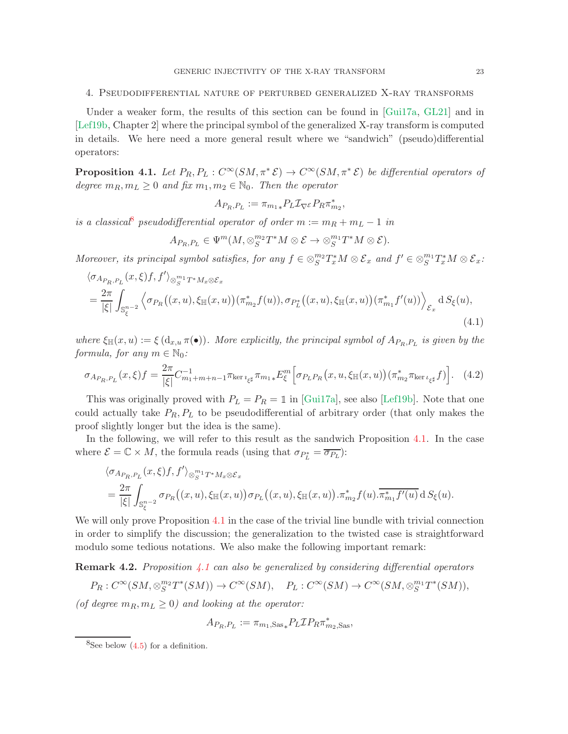## 4. Pseudodifferential nature of perturbed generalized X-ray transforms

Under a weaker form, the results of this section can be found in [Gui17a, GL21] and in [Lef19b, Chapter 2] where the principal symbol of the generalized X-ray transform is computed in details. We here need a more general result where we "sandwich" (pseudo)differential operators:

**Proposition 4.1.** *Let $P_R, P_L : C^\infty(SM, \pi^* \mathcal{E}) \to C^\infty(SM, \pi^* \mathcal{E})$ be differential operators of degree $m_R, m_L \geq 0$ and fix $m_1, m_2 \in \mathbb{N}_0$. Then the operator*

$$A_{P_R,P_L} := {\pi_{m_1}}_* P_L \mathcal{I}_{\nabla^{\mathcal{E}}} P_R \pi_{m_2}^*,$$

*is a classical*[8] *pseudodifferential operator of order $m := m_R + m_L - 1$ in*

$$A_{P_R,P_L} \in \Psi^m(M, \otimes_S^{m_2} T^*M \otimes \mathcal{E} \to \otimes_S^{m_1} T^*M \otimes \mathcal{E}).$$

*Moreover, its principal symbol satisfies, for any $f \in \otimes_S^{m_2} T_x^*M \otimes \mathcal{E}_x$ and $f' \in \otimes_S^{m_1} T_x^*M \otimes \mathcal{E}_x$:*

$$\begin{aligned}
&\langle \sigma_{A_{P_R,P_L}}(x,\xi) f, f' \rangle_{\otimes_S^{m_1} T^*M_x \otimes \mathcal{E}_x} \\
&= \frac{2\pi}{|\xi|} \int_{\mathbb{S}_\xi^{n-2}} \Big\langle \sigma_{P_R}\big((x,u), \xi_{\mathbb{H}}(x,u)\big)(\pi_{m_2}^* f(u)), \sigma_{P_L^*}\big((x,u), \xi_{\mathbb{H}}(x,u)\big)(\pi_{m_1}^* f'(u)) \Big\rangle_{\mathcal{E}_x} \, \mathrm{d}S_\xi(u),
\end{aligned} \tag{4.1}$$

*where $\xi_{\mathbb{H}}(x,u) := \xi\left(\mathrm{d}_{x,u}\pi(\bullet)\right)$. More explicitly, the principal symbol of $A_{P_R,P_L}$ is given by the formula, for any $m \in \mathbb{N}_0$:*

$$\sigma_{A_{P_R,P_L}}(x,\xi) f = \frac{2\pi}{|\xi|} C_{m_1+m+n-1}^{-1} \pi_{\ker \imath_{\xi^\sharp}} {\pi_{m_1}}_* E_\xi^m \Big[\sigma_{P_L P_R}\big(x,u,\xi_{\mathbb{H}}(x,u)\big)(\pi_{m_2}^* \pi_{\ker \imath_{\xi^\sharp}} f)\Big]. \tag{4.2}$$

This was originally proved with $P_L = P_R = \mathbb{1}$ in [Gui17a], see also [Lef19b]. Note that one could actually take $P_R, P_L$ to be pseudodifferential of arbitrary order (that only makes the proof slightly longer but the idea is the same).

In the following, we will refer to this result as the sandwich Proposition 4.1. In the case where $\mathcal{E} = \mathbb{C} \times M$, the formula reads (using that $\sigma_{P_L^*} = \overline{\sigma_{P_L}}$):

$$\begin{aligned}
&\langle \sigma_{A_{P_R,P_L}}(x,\xi) f, f' \rangle_{\otimes_S^{m_1} T^*M_x \otimes \mathcal{E}_x} \\
&= \frac{2\pi}{|\xi|} \int_{\mathbb{S}_\xi^{n-2}} \sigma_{P_R}\big((x,u), \xi_{\mathbb{H}}(x,u)\big) \sigma_{P_L}\big((x,u), \xi_{\mathbb{H}}(x,u)\big) . \pi_{m_2}^* f(u) . \overline{\pi_{m_1}^* f'(u)} \, \mathrm{d}S_\xi(u).
\end{aligned}$$

We will only prove Proposition 4.1 in the case of the trivial line bundle with trivial connection in order to simplify the discussion; the generalization to the twisted case is straightforward modulo some tedious notations. We also make the following important remark:

**Remark 4.2.** *Proposition 4.1 can also be generalized by considering differential operators*

$$P_R : C^\infty(SM, \otimes_S^{m_2} T^*(SM)) \to C^\infty(SM), \quad P_L : C^\infty(SM) \to C^\infty(SM, \otimes_S^{m_1} T^*(SM)),$$

*(of degree $m_R, m_L \geq 0$) and looking at the operator:*

$$A_{P_R,P_L} := {\pi_{m_1,\mathrm{Sas}}}_* P_L \mathcal{I} P_R \pi_{m_2,\mathrm{Sas}}^*,$$

---

[8] See below (4.5) for a definition.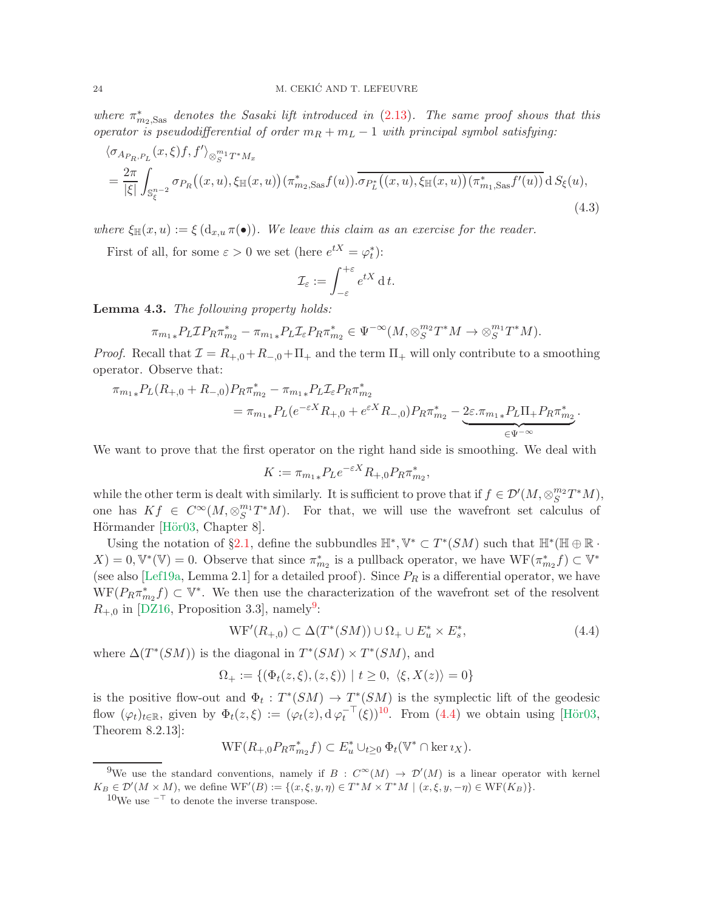where $\pi^*_{m_2,\mathrm{Sas}}$ denotes the Sasaki lift introduced in (2.13). The same proof shows that this operator is pseudodifferential of order $m_R + m_L - 1$ with principal symbol satisfying:

$$
\begin{aligned}
&\langle \sigma_{A_{P_R,P_L}}(x,\xi) f, f' \rangle_{\otimes_S^{m_1} T^*M_x} \\
&= \frac{2\pi}{|\xi|} \int_{\mathbb{S}^{n-2}_\xi} \sigma_{P_R}\big((x,u),\xi_{\mathbb{H}}(x,u)\big)(\pi^*_{m_2,\mathrm{Sas}} f(u)).\overline{\sigma_{P_L^*}\big((x,u),\xi_{\mathbb{H}}(x,u)\big)(\pi^*_{m_1,\mathrm{Sas}} f'(u))}\, \mathrm{d}\, S_\xi(u),
\end{aligned}
\tag{4.3}
$$

where $\xi_{\mathbb{H}}(x,u) := \xi\,(\mathrm{d}_{x,u}\,\pi(\bullet))$. We leave this claim as an exercise for the reader.

First of all, for some $\varepsilon > 0$ we set (here $e^{tX} = \varphi_t^*$):

$$
\mathcal{I}_\varepsilon := \int_{-\varepsilon}^{+\varepsilon} e^{tX}\,\mathrm{d}\,t.
$$

**Lemma 4.3.** *The following property holds:*

$$
\pi_{m_1 *} P_L \mathcal{I} P_R \pi^*_{m_2} - \pi_{m_1 *} P_L \mathcal{I}_\varepsilon P_R \pi^*_{m_2} \in \Psi^{-\infty}(M, \otimes_S^{m_2} T^*M \to \otimes_S^{m_1} T^*M).
$$

*Proof.* Recall that $\mathcal{I} = R_{+,0} + R_{-,0} + \Pi_+$ and the term $\Pi_+$ will only contribute to a smoothing operator. Observe that:

$$
\begin{aligned}
\pi_{m_1 *} P_L (R_{+,0} + R_{-,0}) P_R \pi^*_{m_2} &- \pi_{m_1 *} P_L \mathcal{I}_\varepsilon P_R \pi^*_{m_2} \\
&= \pi_{m_1 *} P_L (e^{-\varepsilon X} R_{+,0} + e^{\varepsilon X} R_{-,0}) P_R \pi^*_{m_2} - \underbrace{2\varepsilon . \pi_{m_1 *} P_L \Pi_+ P_R \pi^*_{m_2}}_{\in \Psi^{-\infty}}.
\end{aligned}
$$

We want to prove that the first operator on the right hand side is smoothing. We deal with

$$
K := \pi_{m_1 *} P_L e^{-\varepsilon X} R_{+,0} P_R \pi^*_{m_2},
$$

while the other term is dealt with similarly. It is sufficient to prove that if $f \in \mathcal{D}'(M, \otimes_S^{m_2} T^*M)$, one has $Kf \in C^\infty(M, \otimes_S^{m_1} T^*M)$. For that, we will use the wavefront set calculus of Hörmander [Hör03, Chapter 8].

Using the notation of §2.1, define the subbundles $\mathbb{H}^*, \mathbb{V}^* \subset T^*(SM)$ such that $\mathbb{H}^*(\mathbb{H} \oplus \mathbb{R} \cdot X) = 0, \mathbb{V}^*(\mathbb{V}) = 0$. Observe that since $\pi^*_{m_2}$ is a pullback operator, we have $\mathrm{WF}(\pi^*_{m_2} f) \subset \mathbb{V}^*$ (see also [Lef19a, Lemma 2.1] for a detailed proof). Since $P_R$ is a differential operator, we have $\mathrm{WF}(P_R \pi^*_{m_2} f) \subset \mathbb{V}^*$. We then use the characterization of the wavefront set of the resolvent $R_{+,0}$ in [DZ16, Proposition 3.3], namely[9]:

$$
\mathrm{WF}'(R_{+,0}) \subset \Delta(T^*(SM)) \cup \Omega_+ \cup E_u^* \times E_s^*,
\tag{4.4}
$$

where $\Delta(T^*(SM))$ is the diagonal in $T^*(SM) \times T^*(SM)$, and

$$
\Omega_+ := \{(\Phi_t(z,\xi),(z,\xi)) \mid t \geq 0,\ \langle \xi, X(z) \rangle = 0\}
$$

is the positive flow-out and $\Phi_t : T^*(SM) \to T^*(SM)$ is the symplectic lift of the geodesic flow $(\varphi_t)_{t\in\mathbb{R}}$, given by $\Phi_t(z,\xi) := (\varphi_t(z), \mathrm{d}\,\varphi_t^{-\top}(\xi))$[10]. From (4.4) we obtain using [Hör03, Theorem 8.2.13]:

$$
\mathrm{WF}(R_{+,0} P_R \pi^*_{m_2} f) \subset E_u^* \cup_{t \geq 0} \Phi_t(\mathbb{V}^* \cap \ker \imath_X).
$$

---

[9] We use the standard conventions, namely if $B : C^\infty(M) \to \mathcal{D}'(M)$ is a linear operator with kernel $K_B \in \mathcal{D}'(M \times M)$, we define $\mathrm{WF}'(B) := \{(x,\xi,y,\eta) \in T^*M \times T^*M \mid (x,\xi,y,-\eta) \in \mathrm{WF}(K_B)\}$.

[10] We use $^{-\top}$ to denote the inverse transpose.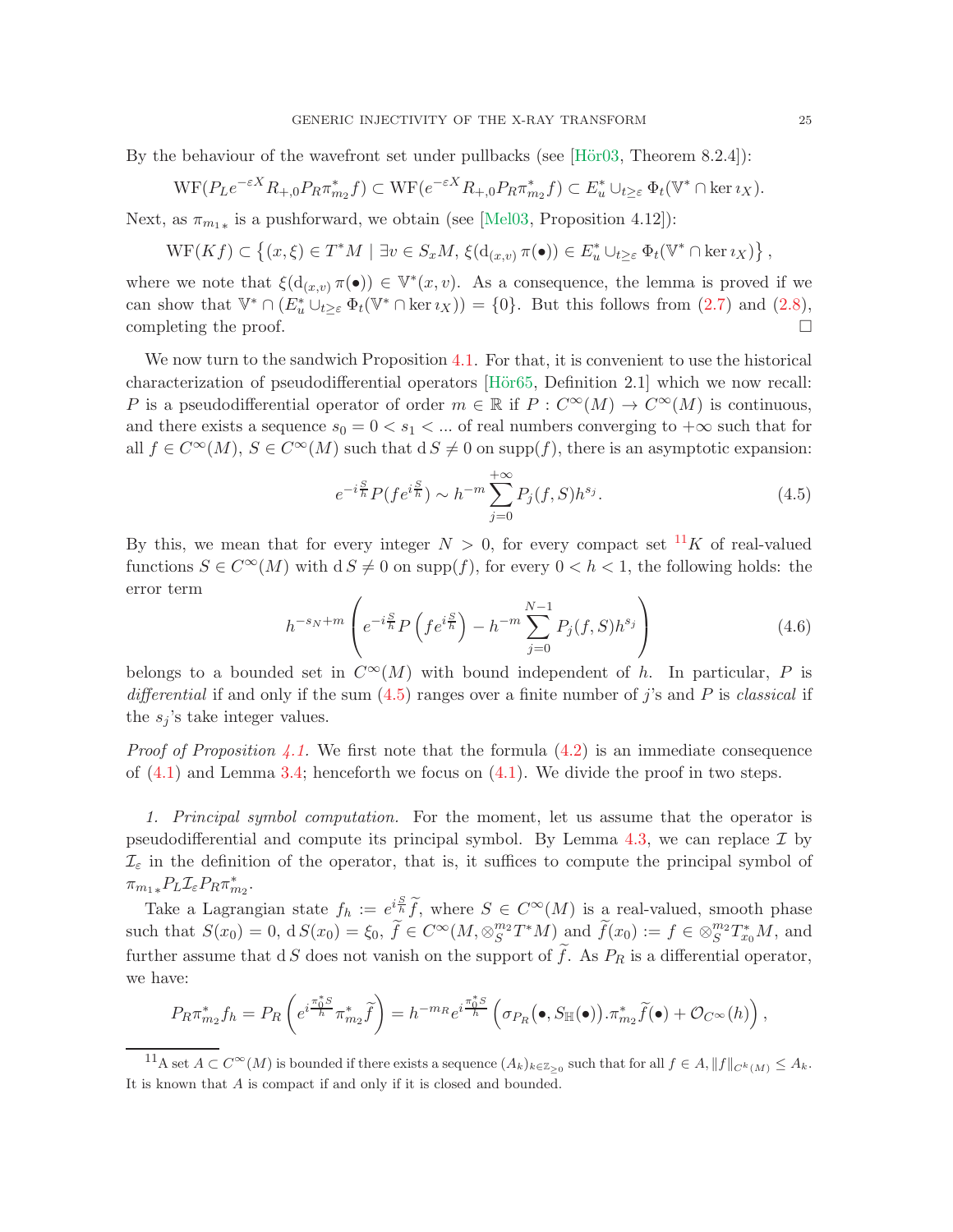By the behaviour of the wavefront set under pullbacks (see [Hör03, Theorem 8.2.4]):

$$\mathrm{WF}(P_L e^{-\varepsilon X} R_{+,0} P_R \pi_{m_2}^* f) \subset \mathrm{WF}(e^{-\varepsilon X} R_{+,0} P_R \pi_{m_2}^* f) \subset E_u^* \cup_{t \geq \varepsilon} \Phi_t(\mathbb{V}^* \cap \ker \imath_X).$$

Next, as $\pi_{m_1 *}$ is a pushforward, we obtain (see [Mel03, Proposition 4.12]):

$$\mathrm{WF}(Kf) \subset \left\{(x,\xi) \in T^*M \mid \exists v \in S_x M,\, \xi(\mathrm{d}_{(x,v)}\, \pi(\bullet)) \in E_u^* \cup_{t\geq \varepsilon} \Phi_t(\mathbb{V}^* \cap \ker \imath_X)\right\},$$

where we note that $\xi(\mathrm{d}_{(x,v)}\, \pi(\bullet)) \in \mathbb{V}^*(x,v)$. As a consequence, the lemma is proved if we can show that $\mathbb{V}^* \cap (E_u^* \cup_{t \geq \varepsilon} \Phi_t(\mathbb{V}^* \cap \ker \imath_X)) = \{0\}$. But this follows from (2.7) and (2.8), completing the proof. □

We now turn to the sandwich Proposition 4.1. For that, it is convenient to use the historical characterization of pseudodifferential operators [Hör65, Definition 2.1] which we now recall: $P$ is a pseudodifferential operator of order $m \in \mathbb{R}$ if $P : C^\infty(M) \to C^\infty(M)$ is continuous, and there exists a sequence $s_0 = 0 < s_1 < ...$ of real numbers converging to $+\infty$ such that for all $f \in C^\infty(M)$, $S \in C^\infty(M)$ such that $\mathrm{d}\, S \neq 0$ on $\mathrm{supp}(f)$, there is an asymptotic expansion:

$$e^{-i\frac{S}{h}} P(f e^{i\frac{S}{h}}) \sim h^{-m} \sum_{j=0}^{+\infty} P_j(f,S) h^{s_j}. \tag{4.5}$$

By this, we mean that for every integer $N > 0$, for every compact set [11] $K$ of real-valued functions $S \in C^\infty(M)$ with $\mathrm{d}\, S \neq 0$ on $\mathrm{supp}(f)$, for every $0 < h < 1$, the following holds: the error term

$$h^{-s_N + m} \left( e^{-i\frac{S}{h}} P\left(f e^{i\frac{S}{h}}\right) - h^{-m} \sum_{j=0}^{N-1} P_j(f,S) h^{s_j} \right) \tag{4.6}$$

belongs to a bounded set in $C^\infty(M)$ with bound independent of $h$. In particular, $P$ is *differential* if and only if the sum (4.5) ranges over a finite number of $j$'s and $P$ is *classical* if the $s_j$'s take integer values.

*Proof of Proposition 4.1.* We first note that the formula (4.2) is an immediate consequence of (4.1) and Lemma 3.4; henceforth we focus on (4.1). We divide the proof in two steps.

*1. Principal symbol computation.* For the moment, let us assume that the operator is pseudodifferential and compute its principal symbol. By Lemma 4.3, we can replace $\mathcal{I}$ by $\mathcal{I}_\varepsilon$ in the definition of the operator, that is, it suffices to compute the principal symbol of $\pi_{m_1 *} P_L \mathcal{I}_\varepsilon P_R \pi_{m_2}^*$.

Take a Lagrangian state $f_h := e^{i\frac{S}{h}} \widetilde{f}$, where $S \in C^\infty(M)$ is a real-valued, smooth phase such that $S(x_0) = 0$, $\mathrm{d}\, S(x_0) = \xi_0$, $\widetilde{f} \in C^\infty(M, \otimes_S^{m_2} T^*M)$ and $\widetilde{f}(x_0) := f \in \otimes_S^{m_2} T_{x_0}^* M$, and further assume that $\mathrm{d}\, S$ does not vanish on the support of $\widetilde{f}$. As $P_R$ is a differential operator, we have:

$$P_R \pi_{m_2}^* f_h = P_R \left( e^{i\frac{\pi_0^* S}{h}} \pi_{m_2}^* \widetilde{f} \right) = h^{-m_R} e^{i\frac{\pi_0^* S}{h}} \left( \sigma_{P_R}\big(\bullet, S_{\mathbb{H}}(\bullet)\big).\pi_{m_2}^* \widetilde{f}(\bullet) + \mathcal{O}_{C^\infty}(h) \right),$$

[11] A set $A \subset C^\infty(M)$ is bounded if there exists a sequence $(A_k)_{k\in\mathbb{Z}_{\geq 0}}$ such that for all $f \in A$, $\|f\|_{C^k(M)} \leq A_k$. It is known that $A$ is compact if and only if it is closed and bounded.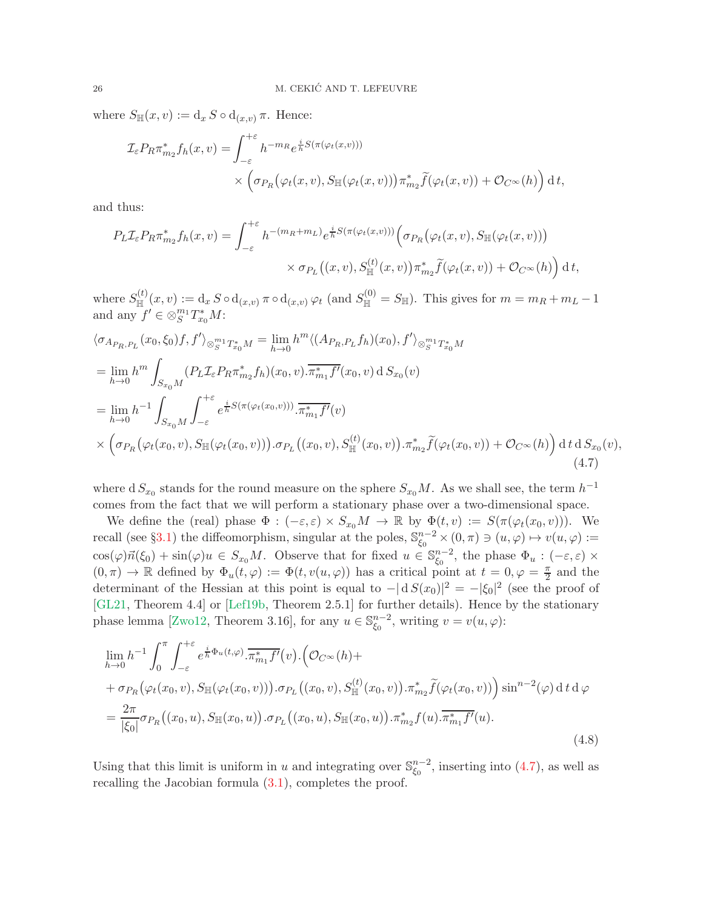where $S_{\mathbb{H}}(x,v) := \mathrm{d}_x S \circ \mathrm{d}_{(x,v)} \pi$. Hence:

$$\mathcal{I}_\varepsilon P_R \pi_{m_2}^* f_h(x,v) = \int_{-\varepsilon}^{+\varepsilon} h^{-m_R} e^{\frac{i}{h} S(\pi(\varphi_t(x,v)))} \times \Big( \sigma_{P_R}\big(\varphi_t(x,v), S_{\mathbb{H}}(\varphi_t(x,v))\big) \pi_{m_2}^* \widetilde{f}(\varphi_t(x,v)) + \mathcal{O}_{C^\infty}(h) \Big) \,\mathrm{d}\, t,$$

and thus:

$$P_L \mathcal{I}_\varepsilon P_R \pi_{m_2}^* f_h(x,v) = \int_{-\varepsilon}^{+\varepsilon} h^{-(m_R+m_L)} e^{\frac{i}{h} S(\pi(\varphi_t(x,v)))} \Big( \sigma_{P_R}\big(\varphi_t(x,v), S_{\mathbb{H}}(\varphi_t(x,v))\big) \times \sigma_{P_L}\big((x,v), S_{\mathbb{H}}^{(t)}(x,v)\big) \pi_{m_2}^* \widetilde{f}(\varphi_t(x,v)) + \mathcal{O}_{C^\infty}(h) \Big) \,\mathrm{d}\, t,$$

where $S_{\mathbb{H}}^{(t)}(x,v) := \mathrm{d}_x S \circ \mathrm{d}_{(x,v)} \pi \circ \mathrm{d}_{(x,v)} \varphi_t$ (and $S_{\mathbb{H}}^{(0)} = S_{\mathbb{H}}$). This gives for $m = m_R + m_L - 1$ and any $f' \in \otimes_S^{m_1} T_{x_0}^* M$:

$$\begin{aligned}
&\langle \sigma_{A_{P_R,P_L}}(x_0,\xi_0) f, f' \rangle_{\otimes_S^{m_1} T_{x_0}^* M} = \lim_{h\to 0} h^m \langle (A_{P_R,P_L} f_h)(x_0), f' \rangle_{\otimes_S^{m_1} T_{x_0}^* M} \\
&= \lim_{h \to 0} h^m \int_{S_{x_0} M} (P_L \mathcal{I}_\varepsilon P_R \pi_{m_2}^* f_h)(x_0, v) . \overline{\pi_{m_1}^* f'}(x_0, v) \,\mathrm{d}\, S_{x_0}(v) \\
&= \lim_{h \to 0} h^{-1} \int_{S_{x_0} M} \int_{-\varepsilon}^{+\varepsilon} e^{\frac{i}{h} S(\pi(\varphi_t(x_0,v)))} . \overline{\pi_{m_1}^* f'}(v) \\
&\times \Big( \sigma_{P_R}\big(\varphi_t(x_0,v), S_{\mathbb{H}}(\varphi_t(x_0,v))\big) . \sigma_{P_L}\big((x_0,v), S_{\mathbb{H}}^{(t)}(x_0,v)\big) . \pi_{m_2}^* \widetilde{f}(\varphi_t(x_0,v)) + \mathcal{O}_{C^\infty}(h) \Big) \,\mathrm{d}\, t \,\mathrm{d}\, S_{x_0}(v),
\end{aligned} \tag{4.7}$$

where $\mathrm{d}\, S_{x_0}$ stands for the round measure on the sphere $S_{x_0} M$. As we shall see, the term $h^{-1}$ comes from the fact that we will perform a stationary phase over a two-dimensional space.

We define the (real) phase $\Phi : (-\varepsilon, \varepsilon) \times S_{x_0} M \to \mathbb{R}$ by $\Phi(t,v) := S(\pi(\varphi_t(x_0,v)))$. We recall (see §3.1) the diffeomorphism, singular at the poles, $\mathbb{S}_{\xi_0}^{n-2} \times (0,\pi) \ni (u,\varphi) \mapsto v(u,\varphi) := \cos(\varphi) \vec{n}(\xi_0) + \sin(\varphi) u \in S_{x_0} M$. Observe that for fixed $u \in \mathbb{S}_{\xi_0}^{n-2}$, the phase $\Phi_u : (-\varepsilon,\varepsilon) \times (0,\pi) \to \mathbb{R}$ defined by $\Phi_u(t,\varphi) := \Phi(t, v(u,\varphi))$ has a critical point at $t = 0, \varphi = \frac{\pi}{2}$ and the determinant of the Hessian at this point is equal to $-|\,\mathrm{d}\, S(x_0)|^2 = -|\xi_0|^2$ (see the proof of [GL21, Theorem 4.4] or [Lef19b, Theorem 2.5.1] for further details). Hence by the stationary phase lemma [Zwo12, Theorem 3.16], for any $u \in \mathbb{S}_{\xi_0}^{n-2}$, writing $v = v(u,\varphi)$:

$$\begin{aligned}
&\lim_{h\to 0} h^{-1} \int_0^\pi \int_{-\varepsilon}^{+\varepsilon} e^{\frac{i}{h}\Phi_u(t,\varphi)} . \overline{\pi_{m_1}^* f'}(v) . \Big( \mathcal{O}_{C^\infty}(h) + \\
&+ \sigma_{P_R}\big(\varphi_t(x_0,v), S_{\mathbb{H}}(\varphi_t(x_0,v))\big) . \sigma_{P_L}\big((x_0,v), S_{\mathbb{H}}^{(t)}(x_0,v)\big) . \pi_{m_2}^* \widetilde{f}(\varphi_t(x_0,v)) \Big) \sin^{n-2}(\varphi) \,\mathrm{d}\, t \,\mathrm{d}\, \varphi \\
&= \frac{2\pi}{|\xi_0|} \sigma_{P_R}\big((x_0,u), S_{\mathbb{H}}(x_0,u)\big) . \sigma_{P_L}\big((x_0,u), S_{\mathbb{H}}(x_0,u)\big) . \pi_{m_2}^* f(u) . \overline{\pi_{m_1}^* f'}(u).
\end{aligned} \tag{4.8}$$

Using that this limit is uniform in $u$ and integrating over $\mathbb{S}_{\xi_0}^{n-2}$, inserting into (4.7), as well as recalling the Jacobian formula (3.1), completes the proof.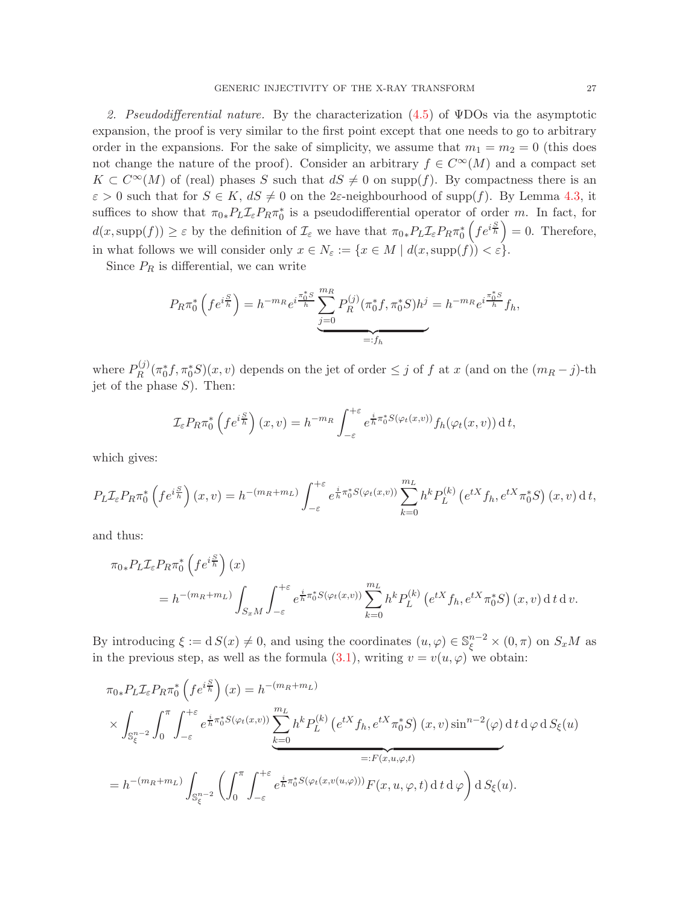*2. Pseudodifferential nature.* By the characterization (4.5) of ΨDOs via the asymptotic expansion, the proof is very similar to the first point except that one needs to go to arbitrary order in the expansions. For the sake of simplicity, we assume that $m_1 = m_2 = 0$ (this does not change the nature of the proof). Consider an arbitrary $f \in C^\infty(M)$ and a compact set $K \subset C^\infty(M)$ of (real) phases $S$ such that $dS \neq 0$ on $\mathrm{supp}(f)$. By compactness there is an $\varepsilon > 0$ such that for $S \in K$, $dS \neq 0$ on the $2\varepsilon$-neighbourhood of $\mathrm{supp}(f)$. By Lemma 4.3, it suffices to show that $\pi_{0*} P_L \mathcal{I}_\varepsilon P_R \pi_0^*$ is a pseudodifferential operator of order $m$. In fact, for $d(x, \mathrm{supp}(f)) \geq \varepsilon$ by the definition of $\mathcal{I}_\varepsilon$ we have that $\pi_{0*} P_L \mathcal{I}_\varepsilon P_R \pi_0^* \left( f e^{i\frac{S}{h}} \right) = 0$. Therefore, in what follows we will consider only $x \in N_\varepsilon := \{x \in M \mid d(x, \mathrm{supp}(f)) < \varepsilon\}$.

Since $P_R$ is differential, we can write

$$P_R \pi_0^* \left( f e^{i\frac{S}{h}} \right) = h^{-m_R} e^{i\frac{\pi_0^* S}{h}} \underbrace{\sum_{j=0}^{m_R} P_R^{(j)}(\pi_0^* f, \pi_0^* S) h^j}_{=: f_h} = h^{-m_R} e^{i\frac{\pi_0^* S}{h}} f_h,$$

where $P_R^{(j)}(\pi_0^* f, \pi_0^* S)(x, v)$ depends on the jet of order $\leq j$ of $f$ at $x$ (and on the $(m_R - j)$-th jet of the phase $S$). Then:

$$\mathcal{I}_\varepsilon P_R \pi_0^* \left( f e^{i\frac{S}{h}} \right)(x, v) = h^{-m_R} \int_{-\varepsilon}^{+\varepsilon} e^{\frac{i}{h}\pi_0^* S(\varphi_t(x,v))} f_h(\varphi_t(x, v)) \, \mathrm{d}\, t,$$

which gives:

$$P_L \mathcal{I}_\varepsilon P_R \pi_0^* \left( f e^{i\frac{S}{h}} \right)(x, v) = h^{-(m_R + m_L)} \int_{-\varepsilon}^{+\varepsilon} e^{\frac{i}{h}\pi_0^* S(\varphi_t(x,v))} \sum_{k=0}^{m_L} h^k P_L^{(k)} \left( e^{tX} f_h, e^{tX} \pi_0^* S \right)(x, v) \, \mathrm{d}\, t,$$

and thus:

$$\begin{aligned}
&\pi_{0*} P_L \mathcal{I}_\varepsilon P_R \pi_0^* \left( f e^{i\frac{S}{h}} \right)(x) \\
&\qquad = h^{-(m_R + m_L)} \int_{S_x M} \int_{-\varepsilon}^{+\varepsilon} e^{\frac{i}{h}\pi_0^* S(\varphi_t(x,v))} \sum_{k=0}^{m_L} h^k P_L^{(k)} \left( e^{tX} f_h, e^{tX} \pi_0^* S \right)(x, v) \, \mathrm{d}\, t \, \mathrm{d}\, v.
\end{aligned}$$

By introducing $\xi := \mathrm{d}\, S(x) \neq 0$, and using the coordinates $(u, \varphi) \in \mathbb{S}_\xi^{n-2} \times (0, \pi)$ on $S_x M$ as in the previous step, as well as the formula (3.1), writing $v = v(u, \varphi)$ we obtain:

$$\begin{aligned}
&\pi_{0*} P_L \mathcal{I}_\varepsilon P_R \pi_0^* \left( f e^{i\frac{S}{h}} \right)(x) = h^{-(m_R + m_L)} \\
&\times \int_{\mathbb{S}_\xi^{n-2}} \int_0^\pi \int_{-\varepsilon}^{+\varepsilon} e^{\frac{i}{h}\pi_0^* S(\varphi_t(x,v))} \underbrace{\sum_{k=0}^{m_L} h^k P_L^{(k)} \left( e^{tX} f_h, e^{tX} \pi_0^* S \right)(x, v) \sin^{n-2}(\varphi)}_{=: F(x, u, \varphi, t)} \, \mathrm{d}\, t \, \mathrm{d}\, \varphi \, \mathrm{d}\, S_\xi(u) \\
&= h^{-(m_R + m_L)} \int_{\mathbb{S}_\xi^{n-2}} \left( \int_0^\pi \int_{-\varepsilon}^{+\varepsilon} e^{\frac{i}{h}\pi_0^* S(\varphi_t(x, v(u,\varphi)))} F(x, u, \varphi, t) \, \mathrm{d}\, t \, \mathrm{d}\, \varphi \right) \mathrm{d}\, S_\xi(u).
\end{aligned}$$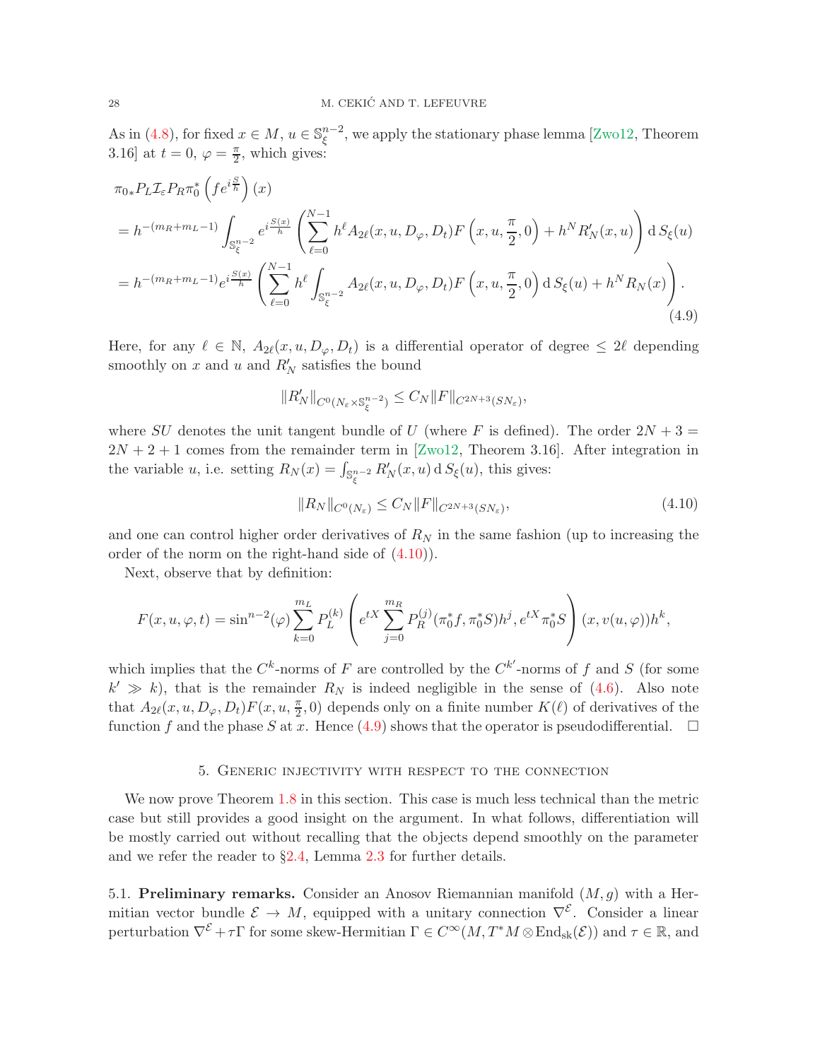As in (4.8), for fixed $x \in M$, $u \in \mathbb{S}^{n-2}_\xi$, we apply the stationary phase lemma [Zwo12, Theorem 3.16] at $t = 0$, $\varphi = \frac{\pi}{2}$, which gives:

$$
\begin{aligned}
&\pi_{0*} P_L \mathcal{I}_\varepsilon P_R \pi_0^* \left( f e^{i\frac{S}{h}} \right)(x) \\
&= h^{-(m_R+m_L-1)} \int_{\mathbb{S}^{n-2}_\xi} e^{i\frac{S(x)}{h}} \left( \sum_{\ell=0}^{N-1} h^\ell A_{2\ell}(x,u,D_\varphi,D_t) F\left(x,u,\frac{\pi}{2},0\right) + h^N R'_N(x,u) \right) \mathrm{d}\, S_\xi(u) \\
&= h^{-(m_R+m_L-1)} e^{i\frac{S(x)}{h}} \left( \sum_{\ell=0}^{N-1} h^\ell \int_{\mathbb{S}^{n-2}_\xi} A_{2\ell}(x,u,D_\varphi,D_t) F\left(x,u,\frac{\pi}{2},0\right) \mathrm{d}\, S_\xi(u) + h^N R_N(x) \right).
\end{aligned}
\tag{4.9}
$$

Here, for any $\ell \in \mathbb{N}$, $A_{2\ell}(x,u,D_\varphi,D_t)$ is a differential operator of degree $\leq 2\ell$ depending smoothly on $x$ and $u$ and $R'_N$ satisfies the bound

$$
\|R'_N\|_{C^0(N_\varepsilon \times \mathbb{S}^{n-2}_\xi)} \leq C_N \|F\|_{C^{2N+3}(SN_\varepsilon)},
$$

where $SU$ denotes the unit tangent bundle of $U$ (where $F$ is defined). The order $2N+3 = 2N+2+1$ comes from the remainder term in [Zwo12, Theorem 3.16]. After integration in the variable $u$, i.e. setting $R_N(x) = \int_{\mathbb{S}^{n-2}_\xi} R'_N(x,u)\, \mathrm{d}\, S_\xi(u)$, this gives:

$$
\|R_N\|_{C^0(N_\varepsilon)} \leq C_N \|F\|_{C^{2N+3}(SN_\varepsilon)},
\tag{4.10}
$$

and one can control higher order derivatives of $R_N$ in the same fashion (up to increasing the order of the norm on the right-hand side of (4.10)).

Next, observe that by definition:

$$
F(x,u,\varphi,t) = \sin^{n-2}(\varphi) \sum_{k=0}^{m_L} P_L^{(k)} \left( e^{tX} \sum_{j=0}^{m_R} P_R^{(j)}(\pi_0^* f, \pi_0^* S) h^j, e^{tX}\pi_0^* S \right)(x, v(u,\varphi)) h^k,
$$

which implies that the $C^k$-norms of $F$ are controlled by the $C^{k'}$-norms of $f$ and $S$ (for some $k' \gg k$), that is the remainder $R_N$ is indeed negligible in the sense of (4.6). Also note that $A_{2\ell}(x,u,D_\varphi,D_t)F(x,u,\frac{\pi}{2},0)$ depends only on a finite number $K(\ell)$ of derivatives of the function $f$ and the phase $S$ at $x$. Hence (4.9) shows that the operator is pseudodifferential. $\square$

## 5. Generic injectivity with respect to the connection

We now prove Theorem 1.8 in this section. This case is much less technical than the metric case but still provides a good insight on the argument. In what follows, differentiation will be mostly carried out without recalling that the objects depend smoothly on the parameter and we refer the reader to §2.4, Lemma 2.3 for further details.

**5.1. Preliminary remarks.** Consider an Anosov Riemannian manifold $(M,g)$ with a Hermitian vector bundle $\mathcal{E} \to M$, equipped with a unitary connection $\nabla^{\mathcal{E}}$. Consider a linear perturbation $\nabla^{\mathcal{E}} + \tau\Gamma$ for some skew-Hermitian $\Gamma \in C^\infty(M, T^*M \otimes \mathrm{End}_{\mathrm{sk}}(\mathcal{E}))$ and $\tau \in \mathbb{R}$, and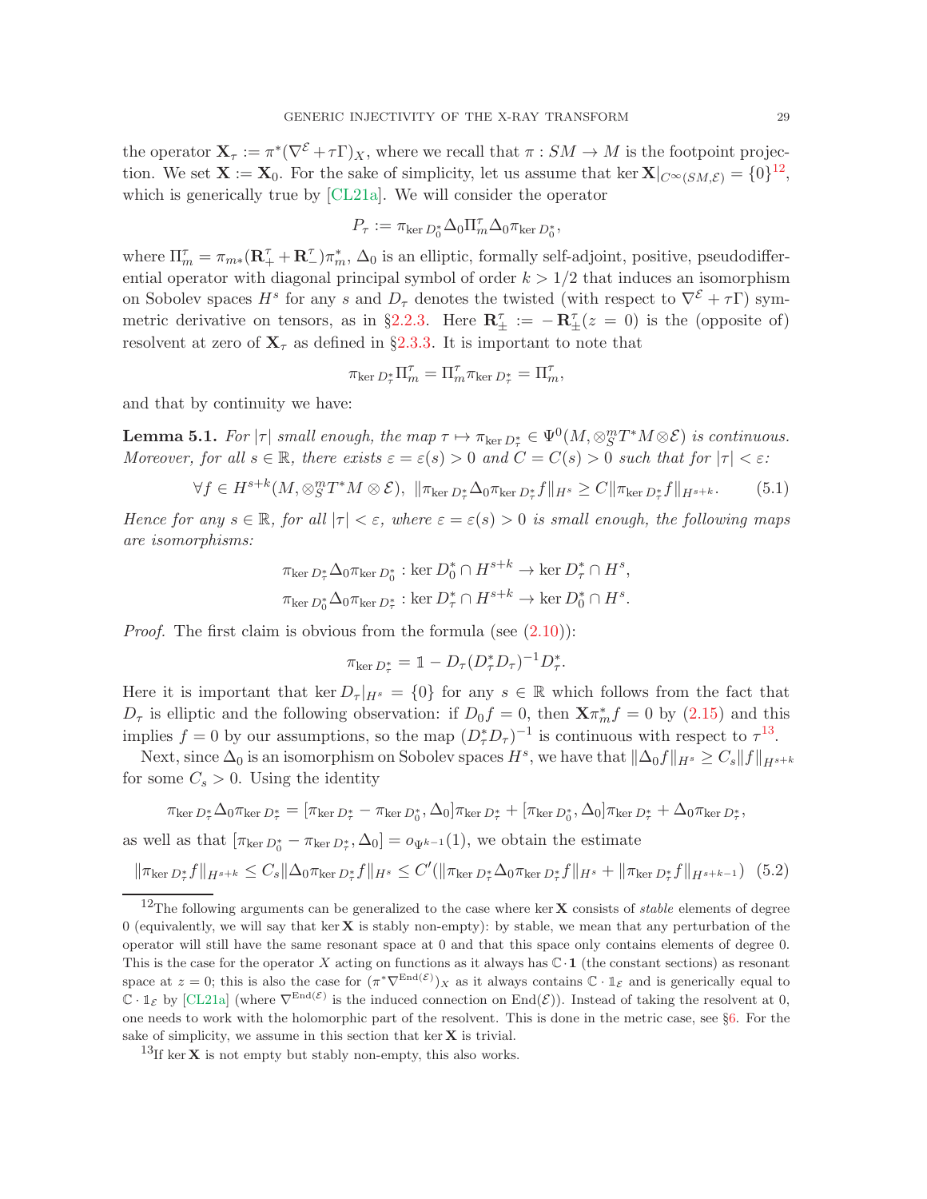the operator $\mathbf{X}_\tau := \pi^*(\nabla^{\mathcal{E}} + \tau\Gamma)_X$, where we recall that $\pi : SM \to M$ is the footpoint projection. We set $\mathbf{X} := \mathbf{X}_0$. For the sake of simplicity, let us assume that $\ker \mathbf{X}|_{C^\infty(SM,\mathcal{E})} = \{0\}$[12], which is generically true by [CL21a]. We will consider the operator

$$P_\tau := \pi_{\ker D_0^*} \Delta_0 \Pi_m^\tau \Delta_0 \pi_{\ker D_0^*},$$

where $\Pi_m^\tau = \pi_{m*}(\mathbf{R}_+^\tau + \mathbf{R}_-^\tau)\pi_m^*$, $\Delta_0$ is an elliptic, formally self-adjoint, positive, pseudodifferential operator with diagonal principal symbol of order $k > 1/2$ that induces an isomorphism on Sobolev spaces $H^s$ for any $s$ and $D_\tau$ denotes the twisted (with respect to $\nabla^{\mathcal{E}} + \tau\Gamma$) symmetric derivative on tensors, as in §2.2.3. Here $\mathbf{R}_\pm^\tau := -\mathbf{R}_\pm^\tau(z = 0)$ is the (opposite of) resolvent at zero of $\mathbf{X}_\tau$ as defined in §2.3.3. It is important to note that

$$\pi_{\ker D_\tau^*} \Pi_m^\tau = \Pi_m^\tau \pi_{\ker D_\tau^*} = \Pi_m^\tau,$$

and that by continuity we have:

**Lemma 5.1.** *For $|\tau|$ small enough, the map $\tau \mapsto \pi_{\ker D_\tau^*} \in \Psi^0(M, \otimes_S^m T^*M \otimes \mathcal{E})$ is continuous. Moreover, for all $s \in \mathbb{R}$, there exists $\varepsilon = \varepsilon(s) > 0$ and $C = C(s) > 0$ such that for $|\tau| < \varepsilon$:*

$$\forall f \in H^{s+k}(M, \otimes_S^m T^*M \otimes \mathcal{E}),\ \|\pi_{\ker D_\tau^*} \Delta_0 \pi_{\ker D_\tau^*} f\|_{H^s} \geq C \|\pi_{\ker D_\tau^*} f\|_{H^{s+k}}. \tag{5.1}$$

*Hence for any $s \in \mathbb{R}$, for all $|\tau| < \varepsilon$, where $\varepsilon = \varepsilon(s) > 0$ is small enough, the following maps are isomorphisms:*

$$\pi_{\ker D_\tau^*} \Delta_0 \pi_{\ker D_0^*} : \ker D_0^* \cap H^{s+k} \to \ker D_\tau^* \cap H^s,$$

$$\pi_{\ker D_0^*} \Delta_0 \pi_{\ker D_\tau^*} : \ker D_\tau^* \cap H^{s+k} \to \ker D_0^* \cap H^s.$$

*Proof.* The first claim is obvious from the formula (see (2.10)):

$$\pi_{\ker D_\tau^*} = \mathbb{1} - D_\tau (D_\tau^* D_\tau)^{-1} D_\tau^*.$$

Here it is important that $\ker D_\tau|_{H^s} = \{0\}$ for any $s \in \mathbb{R}$ which follows from the fact that $D_\tau$ is elliptic and the following observation: if $D_0 f = 0$, then $\mathbf{X}\pi_m^* f = 0$ by (2.15) and this implies $f = 0$ by our assumptions, so the map $(D_\tau^* D_\tau)^{-1}$ is continuous with respect to $\tau$[13].

Next, since $\Delta_0$ is an isomorphism on Sobolev spaces $H^s$, we have that $\|\Delta_0 f\|_{H^s} \geq C_s \|f\|_{H^{s+k}}$ for some $C_s > 0$. Using the identity

$$\pi_{\ker D_\tau^*} \Delta_0 \pi_{\ker D_\tau^*} = [\pi_{\ker D_\tau^*} - \pi_{\ker D_0^*}, \Delta_0] \pi_{\ker D_\tau^*} + [\pi_{\ker D_0^*}, \Delta_0] \pi_{\ker D_\tau^*} + \Delta_0 \pi_{\ker D_\tau^*},$$

as well as that $[\pi_{\ker D_0^*} - \pi_{\ker D_\tau^*}, \Delta_0] = o_{\Psi^{k-1}}(1)$, we obtain the estimate

$$\|\pi_{\ker D_\tau^*} f\|_{H^{s+k}} \leq C_s \|\Delta_0 \pi_{\ker D_\tau^*} f\|_{H^s} \leq C' (\|\pi_{\ker D_\tau^*} \Delta_0 \pi_{\ker D_\tau^*} f\|_{H^s} + \|\pi_{\ker D_\tau^*} f\|_{H^{s+k-1}}) \tag{5.2}$$

---

[12] The following arguments can be generalized to the case where $\ker \mathbf{X}$ consists of *stable* elements of degree 0 (equivalently, we will say that $\ker \mathbf{X}$ is stably non-empty): by stable, we mean that any perturbation of the operator will still have the same resonant space at 0 and that this space only contains elements of degree 0. This is the case for the operator $X$ acting on functions as it always has $\mathbb{C} \cdot \mathbf{1}$ (the constant sections) as resonant space at $z = 0$; this is also the case for $(\pi^* \nabla^{\mathrm{End}(\mathcal{E})})_X$ as it always contains $\mathbb{C} \cdot \mathbb{1}_{\mathcal{E}}$ and is generically equal to $\mathbb{C} \cdot \mathbb{1}_{\mathcal{E}}$ by [CL21a] (where $\nabla^{\mathrm{End}(\mathcal{E})}$ is the induced connection on $\mathrm{End}(\mathcal{E})$). Instead of taking the resolvent at 0, one needs to work with the holomorphic part of the resolvent. This is done in the metric case, see §6. For the sake of simplicity, we assume in this section that $\ker \mathbf{X}$ is trivial.

[13] If $\ker \mathbf{X}$ is not empty but stably non-empty, this also works.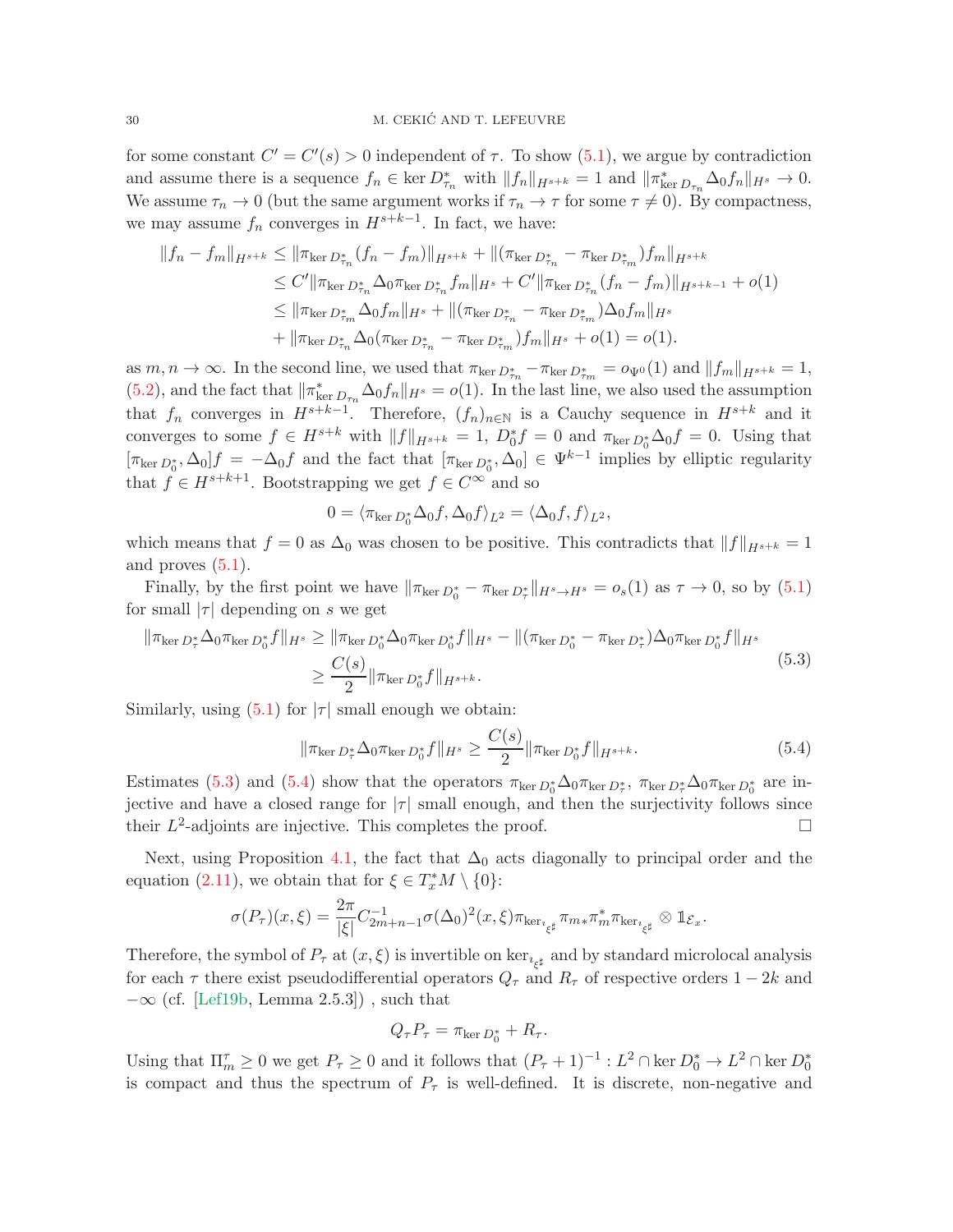for some constant $C' = C'(s) > 0$ independent of $\tau$. To show (5.1), we argue by contradiction and assume there is a sequence $f_n \in \ker D_{\tau_n}^*$ with $\|f_n\|_{H^{s+k}} = 1$ and $\|\pi^*_{\ker D_{\tau_n}} \Delta_0 f_n\|_{H^s} \to 0$. We assume $\tau_n \to 0$ (but the same argument works if $\tau_n \to \tau$ for some $\tau \neq 0$). By compactness, we may assume $f_n$ converges in $H^{s+k-1}$. In fact, we have:

$$
\begin{aligned}
\|f_n - f_m\|_{H^{s+k}} &\leq \|\pi_{\ker D_{\tau_n}^*}(f_n - f_m)\|_{H^{s+k}} + \|(\pi_{\ker D_{\tau_n}^*} - \pi_{\ker D_{\tau_m}^*}) f_m\|_{H^{s+k}} \\
&\leq C'\|\pi_{\ker D_{\tau_n}^*} \Delta_0 \pi_{\ker D_{\tau_n}^*} f_m\|_{H^s} + C'\|\pi_{\ker D_{\tau_n}^*}(f_n - f_m)\|_{H^{s+k-1}} + o(1) \\
&\leq \|\pi_{\ker D_{\tau_m}^*} \Delta_0 f_m\|_{H^s} + \|(\pi_{\ker D_{\tau_n}^*} - \pi_{\ker D_{\tau_m}^*}) \Delta_0 f_m\|_{H^s} \\
&\quad + \|\pi_{\ker D_{\tau_n}^*} \Delta_0 (\pi_{\ker D_{\tau_n}^*} - \pi_{\ker D_{\tau_m}^*}) f_m\|_{H^s} + o(1) = o(1).
\end{aligned}
$$

as $m, n \to \infty$. In the second line, we used that $\pi_{\ker D_{\tau_n}^*} - \pi_{\ker D_{\tau_m}^*} = o_{\Psi^0}(1)$ and $\|f_m\|_{H^{s+k}} = 1$, (5.2), and the fact that $\|\pi^*_{\ker D_{\tau_n}} \Delta_0 f_n\|_{H^s} = o(1)$. In the last line, we also used the assumption that $f_n$ converges in $H^{s+k-1}$. Therefore, $(f_n)_{n \in \mathbb{N}}$ is a Cauchy sequence in $H^{s+k}$ and it converges to some $f \in H^{s+k}$ with $\|f\|_{H^{s+k}} = 1$, $D_0^* f = 0$ and $\pi_{\ker D_0^*} \Delta_0 f = 0$. Using that $[\pi_{\ker D_0^*}, \Delta_0] f = -\Delta_0 f$ and the fact that $[\pi_{\ker D_0^*}, \Delta_0] \in \Psi^{k-1}$ implies by elliptic regularity that $f \in H^{s+k+1}$. Bootstrapping we get $f \in C^\infty$ and so

$$
0 = \langle \pi_{\ker D_0^*} \Delta_0 f, \Delta_0 f \rangle_{L^2} = \langle \Delta_0 f, f \rangle_{L^2},
$$

which means that $f = 0$ as $\Delta_0$ was chosen to be positive. This contradicts that $\|f\|_{H^{s+k}} = 1$ and proves (5.1).

Finally, by the first point we have $\|\pi_{\ker D_0^*} - \pi_{\ker D_\tau^*}\|_{H^s \to H^s} = o_s(1)$ as $\tau \to 0$, so by (5.1) for small $|\tau|$ depending on $s$ we get

$$
\begin{aligned}
\|\pi_{\ker D_\tau^*} \Delta_0 \pi_{\ker D_0^*} f\|_{H^s} &\geq \|\pi_{\ker D_0^*} \Delta_0 \pi_{\ker D_0^*} f\|_{H^s} - \|(\pi_{\ker D_0^*} - \pi_{\ker D_\tau^*}) \Delta_0 \pi_{\ker D_0^*} f\|_{H^s} \\
&\geq \frac{C(s)}{2} \|\pi_{\ker D_0^*} f\|_{H^{s+k}}.
\end{aligned} \tag{5.3}
$$

Similarly, using (5.1) for $|\tau|$ small enough we obtain:

$$
\|\pi_{\ker D_\tau^*} \Delta_0 \pi_{\ker D_0^*} f\|_{H^s} \geq \frac{C(s)}{2} \|\pi_{\ker D_0^*} f\|_{H^{s+k}}. \tag{5.4}
$$

Estimates (5.3) and (5.4) show that the operators $\pi_{\ker D_0^*} \Delta_0 \pi_{\ker D_\tau^*}$, $\pi_{\ker D_\tau^*} \Delta_0 \pi_{\ker D_0^*}$ are injective and have a closed range for $|\tau|$ small enough, and then the surjectivity follows since their $L^2$-adjoints are injective. This completes the proof. $\square$

Next, using Proposition 4.1, the fact that $\Delta_0$ acts diagonally to principal order and the equation (2.11), we obtain that for $\xi \in T_x^* M \setminus \{0\}$:

$$
\sigma(P_\tau)(x, \xi) = \frac{2\pi}{|\xi|} C_{2m+n-1}^{-1} \sigma(\Delta_0)^2(x, \xi) \pi_{\ker_{\imath_{\xi^\sharp}}} \pi_{m*} \pi_m^* \pi_{\ker_{\imath_{\xi^\sharp}}} \otimes \mathbb{1}_{\mathcal{E}_x}.
$$

Therefore, the symbol of $P_\tau$ at $(x, \xi)$ is invertible on $\ker_{\imath_{\xi^\sharp}}$ and by standard microlocal analysis for each $\tau$ there exist pseudodifferential operators $Q_\tau$ and $R_\tau$ of respective orders $1 - 2k$ and $-\infty$ (cf. [Lef19b, Lemma 2.5.3]) , such that

$$
Q_\tau P_\tau = \pi_{\ker D_0^*} + R_\tau.
$$

Using that $\Pi_m^\tau \geq 0$ we get $P_\tau \geq 0$ and it follows that $(P_\tau + 1)^{-1} : L^2 \cap \ker D_0^* \to L^2 \cap \ker D_0^*$ is compact and thus the spectrum of $P_\tau$ is well-defined. It is discrete, non-negative and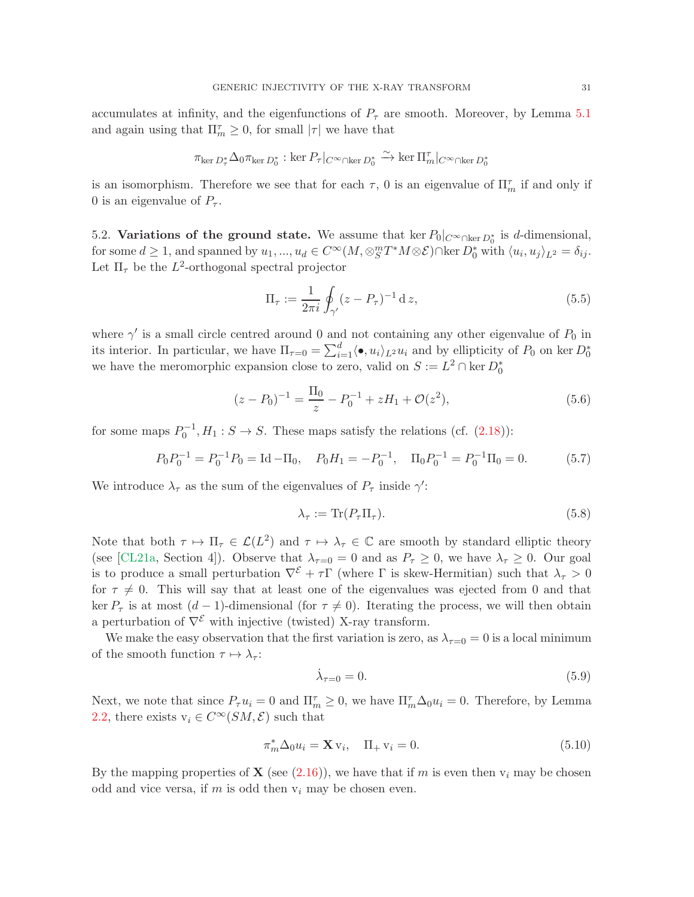accumulates at infinity, and the eigenfunctions of $P_\tau$ are smooth. Moreover, by Lemma 5.1 and again using that $\Pi_m^\tau \geq 0$, for small $|\tau|$ we have that

$$\pi_{\ker D_\tau^*} \Delta_0 \pi_{\ker D_0^*} : \ker P_\tau|_{C^\infty \cap \ker D_0^*} \xrightarrow{\sim} \ker \Pi_m^\tau|_{C^\infty \cap \ker D_0^*}$$

is an isomorphism. Therefore we see that for each $\tau$, 0 is an eigenvalue of $\Pi_m^\tau$ if and only if 0 is an eigenvalue of $P_\tau$.

5.2. **Variations of the ground state.** We assume that $\ker P_0|_{C^\infty \cap \ker D_0^*}$ is $d$-dimensional, for some $d \geq 1$, and spanned by $u_1, ..., u_d \in C^\infty(M, \otimes_S^m T^*M \otimes \mathcal{E}) \cap \ker D_0^*$ with $\langle u_i, u_j \rangle_{L^2} = \delta_{ij}$. Let $\Pi_\tau$ be the $L^2$-orthogonal spectral projector

$$\Pi_\tau := \frac{1}{2\pi i} \oint_{\gamma'} (z - P_\tau)^{-1} \, \mathrm{d}\, z, \tag{5.5}$$

where $\gamma'$ is a small circle centred around 0 and not containing any other eigenvalue of $P_0$ in its interior. In particular, we have $\Pi_{\tau=0} = \sum_{i=1}^d \langle \bullet, u_i \rangle_{L^2} u_i$ and by ellipticity of $P_0$ on $\ker D_0^*$ we have the meromorphic expansion close to zero, valid on $S := L^2 \cap \ker D_0^*$

$$(z - P_0)^{-1} = \frac{\Pi_0}{z} - P_0^{-1} + zH_1 + \mathcal{O}(z^2), \tag{5.6}$$

for some maps $P_0^{-1}, H_1 : S \to S$. These maps satisfy the relations (cf. (2.18)):

$$P_0 P_0^{-1} = P_0^{-1} P_0 = \mathrm{Id} - \Pi_0, \quad P_0 H_1 = -P_0^{-1}, \quad \Pi_0 P_0^{-1} = P_0^{-1} \Pi_0 = 0. \tag{5.7}$$

We introduce $\lambda_\tau$ as the sum of the eigenvalues of $P_\tau$ inside $\gamma'$:

$$\lambda_\tau := \mathrm{Tr}(P_\tau \Pi_\tau). \tag{5.8}$$

Note that both $\tau \mapsto \Pi_\tau \in \mathcal{L}(L^2)$ and $\tau \mapsto \lambda_\tau \in \mathbb{C}$ are smooth by standard elliptic theory (see [CL21a, Section 4]). Observe that $\lambda_{\tau=0} = 0$ and as $P_\tau \geq 0$, we have $\lambda_\tau \geq 0$. Our goal is to produce a small perturbation $\nabla^{\mathcal{E}} + \tau\Gamma$ (where $\Gamma$ is skew-Hermitian) such that $\lambda_\tau > 0$ for $\tau \neq 0$. This will say that at least one of the eigenvalues was ejected from 0 and that $\ker P_\tau$ is at most $(d-1)$-dimensional (for $\tau \neq 0$). Iterating the process, we will then obtain a perturbation of $\nabla^{\mathcal{E}}$ with injective (twisted) X-ray transform.

We make the easy observation that the first variation is zero, as $\lambda_{\tau=0} = 0$ is a local minimum of the smooth function $\tau \mapsto \lambda_\tau$:

$$\dot{\lambda}_{\tau=0} = 0. \tag{5.9}$$

Next, we note that since $P_\tau u_i = 0$ and $\Pi_m^\tau \geq 0$, we have $\Pi_m^\tau \Delta_0 u_i = 0$. Therefore, by Lemma 2.2, there exists $\mathrm{v}_i \in C^\infty(SM, \mathcal{E})$ such that

$$\pi_m^* \Delta_0 u_i = \mathbf{X}\, \mathrm{v}_i, \quad \Pi_+ \mathrm{v}_i = 0. \tag{5.10}$$

By the mapping properties of $\mathbf{X}$ (see (2.16)), we have that if $m$ is even then $\mathrm{v}_i$ may be chosen odd and vice versa, if $m$ is odd then $\mathrm{v}_i$ may be chosen even.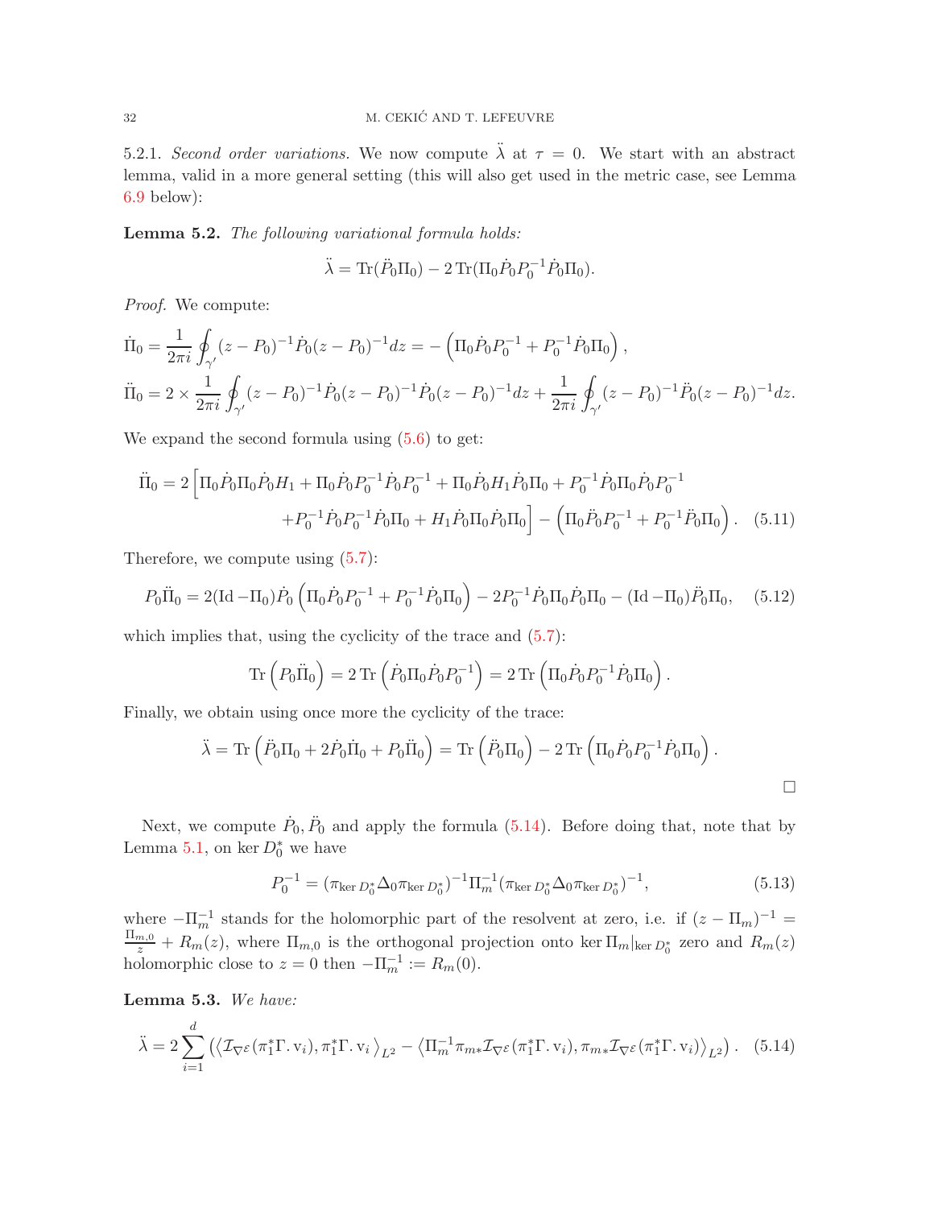5.2.1. *Second order variations.* We now compute $\ddot{\lambda}$ at $\tau = 0$. We start with an abstract lemma, valid in a more general setting (this will also get used in the metric case, see Lemma 6.9 below):

**Lemma 5.2.** *The following variational formula holds:*

$$\ddot{\lambda} = \operatorname{Tr}(\ddot{P}_0 \Pi_0) - 2\operatorname{Tr}(\Pi_0 \dot{P}_0 P_0^{-1} \dot{P}_0 \Pi_0).$$

*Proof.* We compute:

$$\dot{\Pi}_0 = \frac{1}{2\pi i}\oint_{\gamma'} (z - P_0)^{-1}\dot{P}_0(z-P_0)^{-1}dz = -\left(\Pi_0 \dot{P}_0 P_0^{-1} + P_0^{-1}\dot{P}_0 \Pi_0\right),$$

$$\ddot{\Pi}_0 = 2 \times \frac{1}{2\pi i}\oint_{\gamma'} (z - P_0)^{-1}\dot{P}_0(z-P_0)^{-1}\dot{P}_0(z-P_0)^{-1}dz + \frac{1}{2\pi i}\oint_{\gamma'} (z-P_0)^{-1}\ddot{P}_0(z-P_0)^{-1}dz.$$

We expand the second formula using (5.6) to get:

$$\begin{aligned}\ddot{\Pi}_0 = 2\Big[&\Pi_0\dot{P}_0\Pi_0\dot{P}_0 H_1 + \Pi_0\dot{P}_0 P_0^{-1}\dot{P}_0 P_0^{-1} + \Pi_0 \dot{P}_0 H_1 \dot{P}_0 \Pi_0 + P_0^{-1}\dot{P}_0 \Pi_0 \dot{P}_0 P_0^{-1} \\ &+ P_0^{-1}\dot{P}_0 P_0^{-1}\dot{P}_0\Pi_0 + H_1 \dot{P}_0\Pi_0\dot{P}_0\Pi_0\Big] - \left(\Pi_0 \ddot{P}_0 P_0^{-1} + P_0^{-1}\ddot{P}_0 \Pi_0\right).\end{aligned} \tag{5.11}$$

Therefore, we compute using (5.7):

$$P_0 \ddot{\Pi}_0 = 2(\operatorname{Id} - \Pi_0)\dot{P}_0\left(\Pi_0\dot{P}_0 P_0^{-1} + P_0^{-1}\dot{P}_0\Pi_0\right) - 2P_0^{-1}\dot{P}_0\Pi_0\dot{P}_0\Pi_0 - (\operatorname{Id} - \Pi_0)\ddot{P}_0\Pi_0, \tag{5.12}$$

which implies that, using the cyclicity of the trace and (5.7):

$$\operatorname{Tr}\left(P_0\ddot{\Pi}_0\right) = 2\operatorname{Tr}\left(\dot{P}_0\Pi_0\dot{P}_0 P_0^{-1}\right) = 2\operatorname{Tr}\left(\Pi_0\dot{P}_0 P_0^{-1}\dot{P}_0\Pi_0\right).$$

Finally, we obtain using once more the cyclicity of the trace:

$$\ddot{\lambda} = \operatorname{Tr}\left(\ddot{P}_0\Pi_0 + 2\dot{P}_0\dot{\Pi}_0 + P_0\ddot{\Pi}_0\right) = \operatorname{Tr}\left(\ddot{P}_0\Pi_0\right) - 2\operatorname{Tr}\left(\Pi_0\dot{P}_0 P_0^{-1}\dot{P}_0\Pi_0\right).$$

∎

Next, we compute $\dot{P}_0, \ddot{P}_0$ and apply the formula (5.14). Before doing that, note that by Lemma 5.1, on $\ker D_0^*$ we have

$$P_0^{-1} = (\pi_{\ker D_0^*}\Delta_0\pi_{\ker D_0^*})^{-1}\Pi_m^{-1}(\pi_{\ker D_0^*}\Delta_0\pi_{\ker D_0^*})^{-1}, \tag{5.13}$$

where $-\Pi_m^{-1}$ stands for the holomorphic part of the resolvent at zero, i.e. if $(z - \Pi_m)^{-1} = \frac{\Pi_{m,0}}{z} + R_m(z)$, where $\Pi_{m,0}$ is the orthogonal projection onto $\ker \Pi_m|_{\ker D_0^*}$ zero and $R_m(z)$ holomorphic close to $z = 0$ then $-\Pi_m^{-1} := R_m(0)$.

**Lemma 5.3.** *We have:*

$$\ddot{\lambda} = 2\sum_{i=1}^{d}\left(\left\langle \mathcal{I}_{\nabla^{\mathcal{E}}}(\pi_1^*\Gamma.\,\mathrm{v}_i), \pi_1^*\Gamma.\,\mathrm{v}_i\right\rangle_{L^2} - \left\langle \Pi_m^{-1}\pi_{m*}\mathcal{I}_{\nabla^{\mathcal{E}}}(\pi_1^*\Gamma.\,\mathrm{v}_i), \pi_{m*}\mathcal{I}_{\nabla^{\mathcal{E}}}(\pi_1^*\Gamma.\,\mathrm{v}_i)\right\rangle_{L^2}\right). \tag{5.14}$$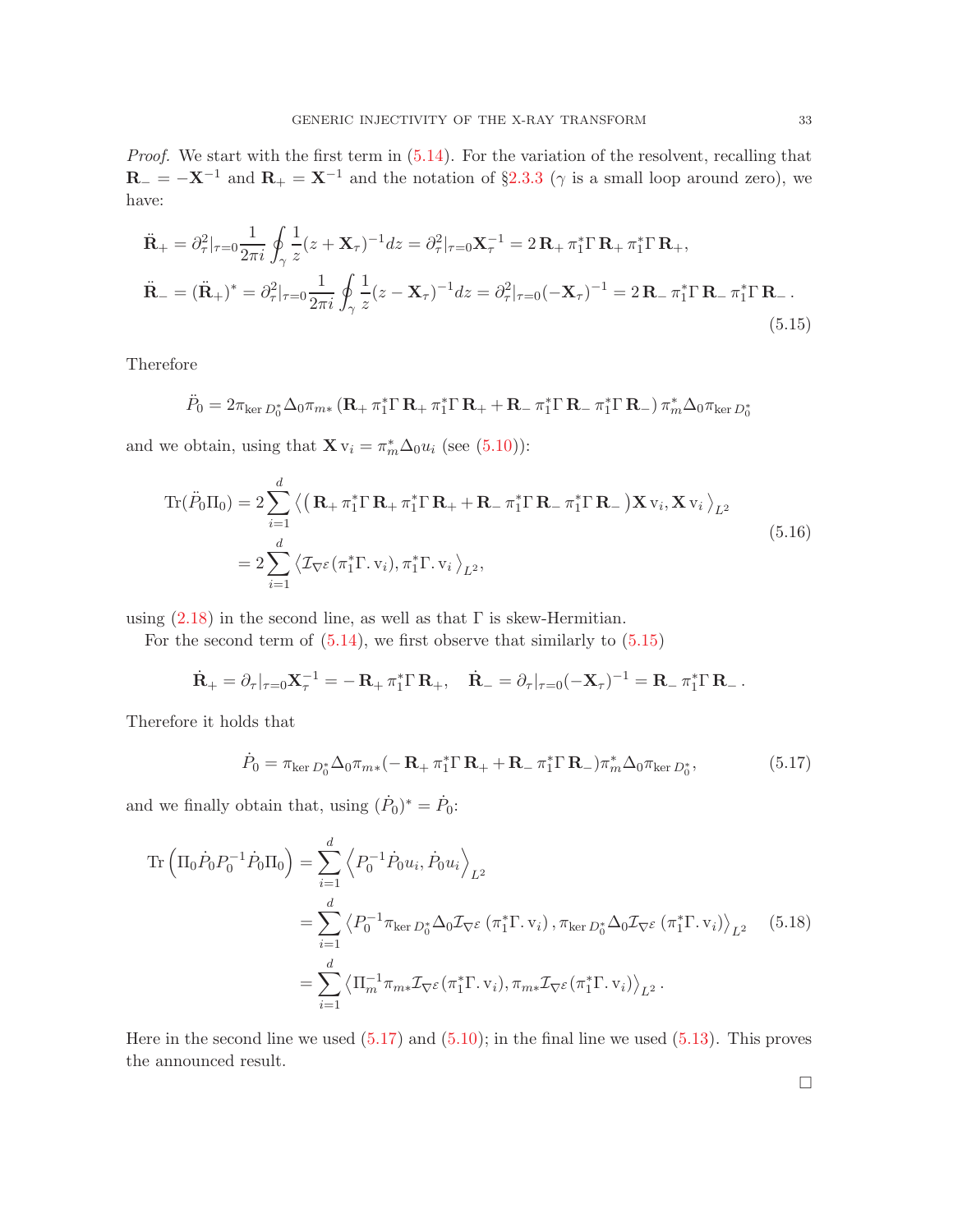*Proof.* We start with the first term in (5.14). For the variation of the resolvent, recalling that $\mathbf{R}_- = -\mathbf{X}^{-1}$ and $\mathbf{R}_+ = \mathbf{X}^{-1}$ and the notation of §2.3.3 ($\gamma$ is a small loop around zero), we have:

$$
\begin{aligned}
\ddot{\mathbf{R}}_+ &= \partial_\tau^2|_{\tau=0} \frac{1}{2\pi i} \oint_\gamma \frac{1}{z}(z + \mathbf{X}_\tau)^{-1} dz = \partial_\tau^2|_{\tau=0} \mathbf{X}_\tau^{-1} = 2\,\mathbf{R}_+\, \pi_1^* \Gamma\, \mathbf{R}_+\, \pi_1^* \Gamma\, \mathbf{R}_+, \\
\ddot{\mathbf{R}}_- &= (\ddot{\mathbf{R}}_+)^* = \partial_\tau^2|_{\tau=0} \frac{1}{2\pi i} \oint_\gamma \frac{1}{z}(z - \mathbf{X}_\tau)^{-1} dz = \partial_\tau^2|_{\tau=0} (-\mathbf{X}_\tau)^{-1} = 2\,\mathbf{R}_-\, \pi_1^* \Gamma\, \mathbf{R}_-\, \pi_1^* \Gamma\, \mathbf{R}_- \,.
\end{aligned}
\tag{5.15}
$$

Therefore

$$
\ddot{P}_0 = 2\pi_{\ker D_0^*} \Delta_0 \pi_{m*} \left( \mathbf{R}_+\, \pi_1^* \Gamma\, \mathbf{R}_+\, \pi_1^* \Gamma\, \mathbf{R}_+ + \mathbf{R}_-\, \pi_1^* \Gamma\, \mathbf{R}_-\, \pi_1^* \Gamma\, \mathbf{R}_- \right) \pi_m^* \Delta_0 \pi_{\ker D_0^*}
$$

and we obtain, using that $\mathbf{X}\, \mathrm{v}_i = \pi_m^* \Delta_0 u_i$ (see (5.10)):

$$
\begin{aligned}
\operatorname{Tr}(\ddot{P}_0 \Pi_0) &= 2 \sum_{i=1}^d \left\langle \left( \mathbf{R}_+\, \pi_1^* \Gamma\, \mathbf{R}_+\, \pi_1^* \Gamma\, \mathbf{R}_+ + \mathbf{R}_-\, \pi_1^* \Gamma\, \mathbf{R}_-\, \pi_1^* \Gamma\, \mathbf{R}_- \right) \mathbf{X}\, \mathrm{v}_i, \mathbf{X}\, \mathrm{v}_i \right\rangle_{L^2} \\
&= 2 \sum_{i=1}^d \left\langle \mathcal{I}_{\nabla^\mathcal{E}} (\pi_1^* \Gamma. \mathrm{v}_i), \pi_1^* \Gamma. \mathrm{v}_i \right\rangle_{L^2},
\end{aligned}
\tag{5.16}
$$

using (2.18) in the second line, as well as that $\Gamma$ is skew-Hermitian.

For the second term of (5.14), we first observe that similarly to (5.15)

$$
\dot{\mathbf{R}}_+ = \partial_\tau|_{\tau=0} \mathbf{X}_\tau^{-1} = -\,\mathbf{R}_+\, \pi_1^* \Gamma\, \mathbf{R}_+, \quad \dot{\mathbf{R}}_- = \partial_\tau|_{\tau=0} (-\mathbf{X}_\tau)^{-1} = \mathbf{R}_-\, \pi_1^* \Gamma\, \mathbf{R}_- \,.
$$

Therefore it holds that

$$
\dot{P}_0 = \pi_{\ker D_0^*} \Delta_0 \pi_{m*} (-\,\mathbf{R}_+\, \pi_1^* \Gamma\, \mathbf{R}_+ + \mathbf{R}_-\, \pi_1^* \Gamma\, \mathbf{R}_-) \pi_m^* \Delta_0 \pi_{\ker D_0^*},
\tag{5.17}
$$

and we finally obtain that, using $(\dot{P}_0)^* = \dot{P}_0$:

$$
\begin{aligned}
\operatorname{Tr}\left( \Pi_0 \dot{P}_0 P_0^{-1} \dot{P}_0 \Pi_0 \right) &= \sum_{i=1}^d \left\langle P_0^{-1} \dot{P}_0 u_i, \dot{P}_0 u_i \right\rangle_{L^2} \\
&= \sum_{i=1}^d \left\langle P_0^{-1} \pi_{\ker D_0^*} \Delta_0 \mathcal{I}_{\nabla^\mathcal{E}} \left( \pi_1^* \Gamma. \mathrm{v}_i \right), \pi_{\ker D_0^*} \Delta_0 \mathcal{I}_{\nabla^\mathcal{E}} \left( \pi_1^* \Gamma. \mathrm{v}_i \right) \right\rangle_{L^2} \\
&= \sum_{i=1}^d \left\langle \Pi_m^{-1} \pi_{m*} \mathcal{I}_{\nabla^\mathcal{E}} (\pi_1^* \Gamma. \mathrm{v}_i), \pi_{m*} \mathcal{I}_{\nabla^\mathcal{E}} (\pi_1^* \Gamma. \mathrm{v}_i) \right\rangle_{L^2} .
\end{aligned}
\tag{5.18}
$$

Here in the second line we used (5.17) and (5.10); in the final line we used (5.13). This proves the announced result.

□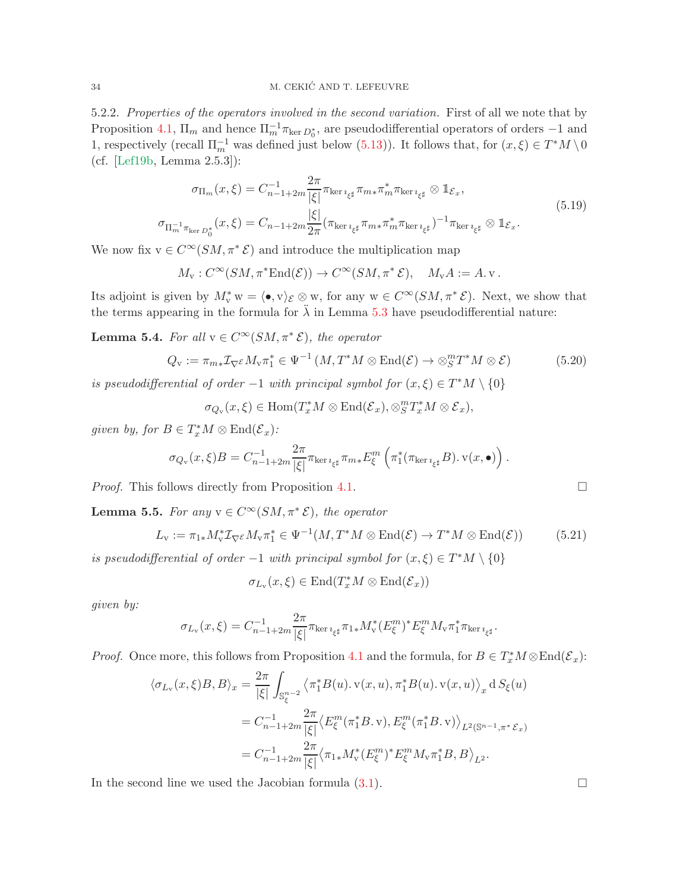5.2.2. *Properties of the operators involved in the second variation.* First of all we note that by Proposition 4.1, $\Pi_m$ and hence $\Pi_m^{-1}\pi_{\ker D_0^*}$, are pseudodifferential operators of orders $-1$ and $1$, respectively (recall $\Pi_m^{-1}$ was defined just below (5.13)). It follows that, for $(x,\xi) \in T^*M \setminus 0$ (cf. [Lef19b, Lemma 2.5.3]):

$$
\begin{aligned}
\sigma_{\Pi_m}(x,\xi) &= C_{n-1+2m}^{-1} \frac{2\pi}{|\xi|} \pi_{\ker \imath_{\xi^\sharp}} \pi_{m*} \pi_m^* \pi_{\ker \imath_{\xi^\sharp}} \otimes \mathbb{1}_{\mathcal{E}_x}, \\
\sigma_{\Pi_m^{-1}\pi_{\ker D_0^*}}(x,\xi) &= C_{n-1+2m} \frac{|\xi|}{2\pi} (\pi_{\ker \imath_{\xi^\sharp}} \pi_{m*} \pi_m^* \pi_{\ker \imath_{\xi^\sharp}})^{-1} \pi_{\ker \imath_{\xi^\sharp}} \otimes \mathbb{1}_{\mathcal{E}_x}.
\end{aligned}
\tag{5.19}
$$

We now fix $\mathrm{v} \in C^\infty(SM, \pi^* \mathcal{E})$ and introduce the multiplication map

$$
M_{\mathrm{v}} : C^\infty(SM, \pi^*\mathrm{End}(\mathcal{E})) \to C^\infty(SM, \pi^* \mathcal{E}), \quad M_{\mathrm{v}} A := A.\, \mathrm{v}\,.
$$

Its adjoint is given by $M_{\mathrm{v}}^* \mathrm{w} = \langle \bullet, \mathrm{v} \rangle_{\mathcal{E}} \otimes \mathrm{w}$, for any $\mathrm{w} \in C^\infty(SM, \pi^* \mathcal{E})$. Next, we show that the terms appearing in the formula for $\ddot{\lambda}$ in Lemma 5.3 have pseudodifferential nature:

**Lemma 5.4.** *For all $\mathrm{v} \in C^\infty(SM, \pi^* \mathcal{E})$, the operator*

$$
Q_{\mathrm{v}} := \pi_{m*} \mathcal{I}_{\nabla^{\mathcal{E}}} M_{\mathrm{v}} \pi_1^* \in \Psi^{-1}\left(M, T^*M \otimes \mathrm{End}(\mathcal{E}) \to \otimes_S^m T^*M \otimes \mathcal{E}\right)
\tag{5.20}
$$

*is pseudodifferential of order $-1$ with principal symbol for $(x,\xi) \in T^*M \setminus \{0\}$*

$$
\sigma_{Q_{\mathrm{v}}}(x,\xi) \in \mathrm{Hom}(T_x^*M \otimes \mathrm{End}(\mathcal{E}_x), \otimes_S^m T_x^*M \otimes \mathcal{E}_x),
$$

*given by, for $B \in T_x^*M \otimes \mathrm{End}(\mathcal{E}_x)$:*

$$
\sigma_{Q_{\mathrm{v}}}(x,\xi) B = C_{n-1+2m}^{-1} \frac{2\pi}{|\xi|} \pi_{\ker \imath_{\xi^\sharp}} \pi_{m*} E_\xi^m \left( \pi_1^*(\pi_{\ker \imath_{\xi^\sharp}} B).\, \mathrm{v}(x, \bullet) \right).
$$

*Proof.* This follows directly from Proposition 4.1. □

**Lemma 5.5.** *For any $\mathrm{v} \in C^\infty(SM, \pi^* \mathcal{E})$, the operator*

$$
L_{\mathrm{v}} := \pi_{1*} M_{\mathrm{v}}^* \mathcal{I}_{\nabla^{\mathcal{E}}} M_{\mathrm{v}} \pi_1^* \in \Psi^{-1}(M, T^*M \otimes \mathrm{End}(\mathcal{E}) \to T^*M \otimes \mathrm{End}(\mathcal{E}))
\tag{5.21}
$$

*is pseudodifferential of order $-1$ with principal symbol for $(x,\xi) \in T^*M \setminus \{0\}$*

$$
\sigma_{L_{\mathrm{v}}}(x,\xi) \in \mathrm{End}(T_x^*M \otimes \mathrm{End}(\mathcal{E}_x))
$$

*given by:*

$$
\sigma_{L_{\mathrm{v}}}(x,\xi) = C_{n-1+2m}^{-1} \frac{2\pi}{|\xi|} \pi_{\ker \imath_{\xi^\sharp}} \pi_{1*} M_{\mathrm{v}}^* (E_\xi^m)^* E_\xi^m M_{\mathrm{v}} \pi_1^* \pi_{\ker \imath_{\xi^\sharp}}.
$$

*Proof.* Once more, this follows from Proposition 4.1 and the formula, for $B \in T_x^*M \otimes \mathrm{End}(\mathcal{E}_x)$:

$$
\begin{aligned}
\langle \sigma_{L_{\mathrm{v}}}(x,\xi) B, B \rangle_x &= \frac{2\pi}{|\xi|} \int_{\mathbb{S}_\xi^{n-2}} \left\langle \pi_1^* B(u).\, \mathrm{v}(x,u), \pi_1^* B(u).\, \mathrm{v}(x,u) \right\rangle_x \mathrm{d}\, S_\xi(u) \\
&= C_{n-1+2m}^{-1} \frac{2\pi}{|\xi|} \left\langle E_\xi^m (\pi_1^* B.\, \mathrm{v}), E_\xi^m (\pi_1^* B.\, \mathrm{v}) \right\rangle_{L^2(\mathbb{S}^{n-1}, \pi^* \mathcal{E}_x)} \\
&= C_{n-1+2m}^{-1} \frac{2\pi}{|\xi|} \left\langle \pi_{1*} M_{\mathrm{v}}^* (E_\xi^m)^* E_\xi^m M_{\mathrm{v}} \pi_1^* B, B \right\rangle_{L^2}.
\end{aligned}
$$

In the second line we used the Jacobian formula (3.1). □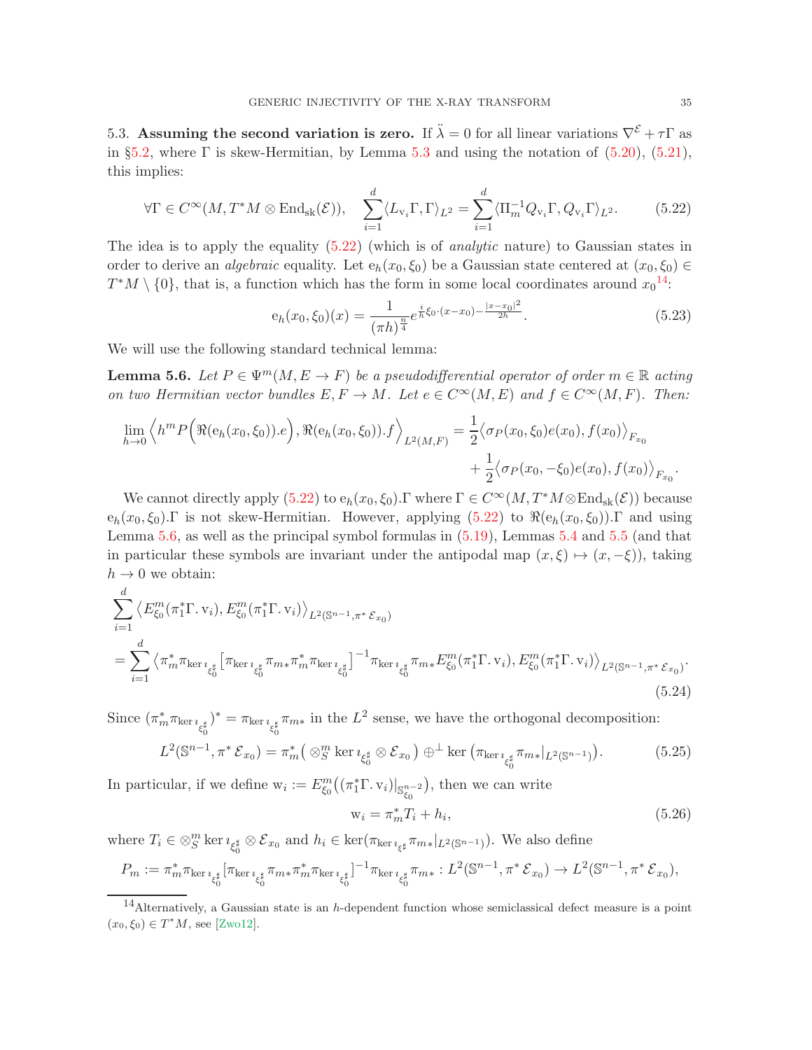5.3. **Assuming the second variation is zero.** If $\ddot{\lambda} = 0$ for all linear variations $\nabla^{\mathcal{E}} + \tau\Gamma$ as in §5.2, where $\Gamma$ is skew-Hermitian, by Lemma 5.3 and using the notation of (5.20), (5.21), this implies:

$$\forall \Gamma \in C^\infty(M, T^*M \otimes \mathrm{End}_{\mathrm{sk}}(\mathcal{E})), \quad \sum_{i=1}^d \langle L_{\mathrm{v}_i}\Gamma, \Gamma\rangle_{L^2} = \sum_{i=1}^d \langle \Pi_m^{-1} Q_{\mathrm{v}_i}\Gamma, Q_{\mathrm{v}_i}\Gamma\rangle_{L^2}. \tag{5.22}$$

The idea is to apply the equality (5.22) (which is of *analytic* nature) to Gaussian states in order to derive an *algebraic* equality. Let $\mathrm{e}_h(x_0, \xi_0)$ be a Gaussian state centered at $(x_0, \xi_0) \in T^*M \setminus \{0\}$, that is, a function which has the form in some local coordinates around $x_0$[14]:

$$\mathrm{e}_h(x_0, \xi_0)(x) = \frac{1}{(\pi h)^{\frac{n}{4}}} e^{\frac{i}{h}\xi_0\cdot(x-x_0) - \frac{|x-x_0|^2}{2h}}. \tag{5.23}$$

We will use the following standard technical lemma:

**Lemma 5.6.** *Let $P \in \Psi^m(M, E \to F)$ be a pseudodifferential operator of order $m \in \mathbb{R}$ acting on two Hermitian vector bundles $E, F \to M$. Let $e \in C^\infty(M, E)$ and $f \in C^\infty(M, F)$. Then:*

$$\lim_{h\to 0} \left\langle h^m P\Big(\Re(\mathrm{e}_h(x_0,\xi_0)).e\Big), \Re(\mathrm{e}_h(x_0,\xi_0)).f\right\rangle_{L^2(M,F)} = \frac{1}{2}\big\langle \sigma_P(x_0,\xi_0)e(x_0), f(x_0)\big\rangle_{F_{x_0}} + \frac{1}{2}\big\langle \sigma_P(x_0,-\xi_0)e(x_0), f(x_0)\big\rangle_{F_{x_0}}.$$

We cannot directly apply (5.22) to $\mathrm{e}_h(x_0,\xi_0).\Gamma$ where $\Gamma \in C^\infty(M, T^*M\otimes \mathrm{End}_{\mathrm{sk}}(\mathcal{E}))$ because $\mathrm{e}_h(x_0,\xi_0).\Gamma$ is not skew-Hermitian. However, applying (5.22) to $\Re(\mathrm{e}_h(x_0,\xi_0)).\Gamma$ and using Lemma 5.6, as well as the principal symbol formulas in (5.19), Lemmas 5.4 and 5.5 (and that in particular these symbols are invariant under the antipodal map $(x,\xi) \mapsto (x,-\xi)$), taking $h \to 0$ we obtain:

$$\begin{aligned}
&\sum_{i=1}^d \left\langle E_{\xi_0}^m(\pi_1^*\Gamma.\,\mathrm{v}_i), E_{\xi_0}^m(\pi_1^*\Gamma.\,\mathrm{v}_i)\right\rangle_{L^2(\mathbb{S}^{n-1},\pi^*\mathcal{E}_{x_0})} \\
&= \sum_{i=1}^d \left\langle \pi_m^*\pi_{\ker \imath_{\xi_0^\sharp}}\left[\pi_{\ker \imath_{\xi_0^\sharp}}\pi_{m*}\pi_m^*\pi_{\ker \imath_{\xi_0^\sharp}}\right]^{-1}\pi_{\ker \imath_{\xi_0^\sharp}}\pi_{m*}E_{\xi_0}^m(\pi_1^*\Gamma.\,\mathrm{v}_i), E_{\xi_0}^m(\pi_1^*\Gamma.\,\mathrm{v}_i)\right\rangle_{L^2(\mathbb{S}^{n-1},\pi^*\mathcal{E}_{x_0})}.
\end{aligned} \tag{5.24}$$

Since $(\pi_m^*\pi_{\ker \imath_{\xi_0^\sharp}})^* = \pi_{\ker \imath_{\xi_0^\sharp}}\pi_{m*}$ in the $L^2$ sense, we have the orthogonal decomposition:

$$L^2(\mathbb{S}^{n-1}, \pi^*\mathcal{E}_{x_0}) = \pi_m^*\big(\otimes_S^m \ker \imath_{\xi_0^\sharp} \otimes \mathcal{E}_{x_0}\big) \oplus^\perp \ker\big(\pi_{\ker \imath_{\xi_0^\sharp}}\pi_{m*}|_{L^2(\mathbb{S}^{n-1})}\big). \tag{5.25}$$

In particular, if we define $\mathrm{w}_i := E_{\xi_0}^m\big((\pi_1^*\Gamma.\,\mathrm{v}_i)|_{\mathbb{S}^{n-2}_{\xi_0}}\big)$, then we can write

$$\mathrm{w}_i = \pi_m^* T_i + h_i, \tag{5.26}$$

where $T_i \in \otimes_S^m \ker \imath_{\xi_0^\sharp} \otimes \mathcal{E}_{x_0}$ and $h_i \in \ker(\pi_{\ker \imath_{\xi^\sharp}}\pi_{m*}|_{L^2(\mathbb{S}^{n-1})})$. We also define

$$P_m := \pi_m^*\pi_{\ker \imath_{\xi_0^\sharp}}[\pi_{\ker \imath_{\xi_0^\sharp}}\pi_{m*}\pi_m^*\pi_{\ker \imath_{\xi_0^\sharp}}]^{-1}\pi_{\ker \imath_{\xi_0^\sharp}}\pi_{m*} : L^2(\mathbb{S}^{n-1}, \pi^*\mathcal{E}_{x_0}) \to L^2(\mathbb{S}^{n-1}, \pi^*\mathcal{E}_{x_0}),$$

[14] Alternatively, a Gaussian state is an $h$-dependent function whose semiclassical defect measure is a point $(x_0, \xi_0) \in T^*M$, see [Zwo12].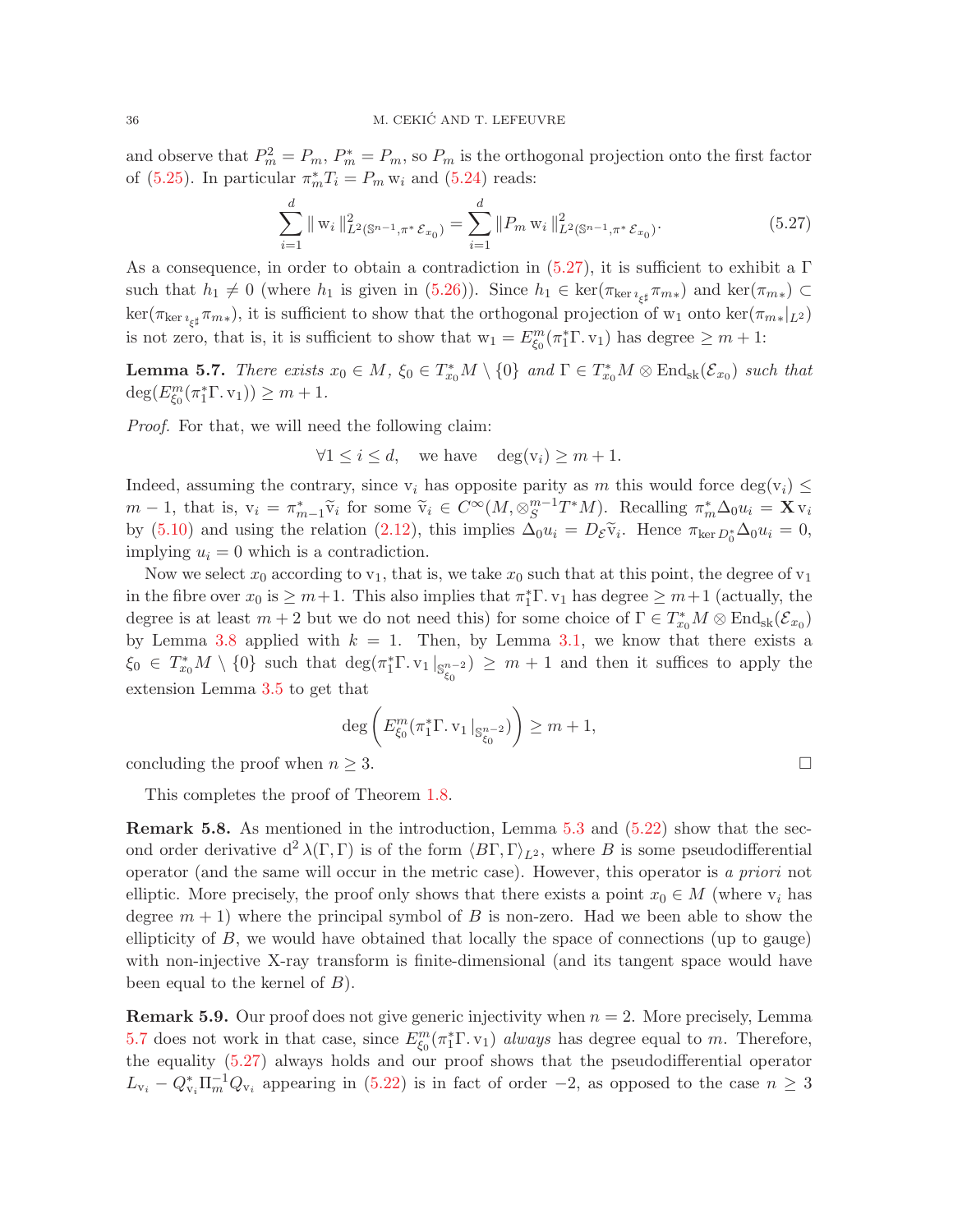and observe that $P_m^2 = P_m$, $P_m^* = P_m$, so $P_m$ is the orthogonal projection onto the first factor of (5.25). In particular $\pi_m^* T_i = P_m \,\mathrm{w}_i$ and (5.24) reads:

$$\sum_{i=1}^{d} \| \mathrm{w}_i \|^2_{L^2(\mathbb{S}^{n-1}, \pi^* \mathcal{E}_{x_0})} = \sum_{i=1}^{d} \| P_m \,\mathrm{w}_i \|^2_{L^2(\mathbb{S}^{n-1}, \pi^* \mathcal{E}_{x_0})}. \tag{5.27}$$

As a consequence, in order to obtain a contradiction in (5.27), it is sufficient to exhibit a $\Gamma$ such that $h_1 \neq 0$ (where $h_1$ is given in (5.26)). Since $h_1 \in \ker(\pi_{\ker \imath_{\xi^\sharp}} \pi_{m*})$ and $\ker(\pi_{m*}) \subset \ker(\pi_{\ker \imath_{\xi^\sharp}} \pi_{m*})$, it is sufficient to show that the orthogonal projection of $\mathrm{w}_1$ onto $\ker(\pi_{m*}|_{L^2})$ is not zero, that is, it is sufficient to show that $\mathrm{w}_1 = E^m_{\xi_0}(\pi_1^* \Gamma. \mathrm{v}_1)$ has degree $\geq m+1$:

**Lemma 5.7.** *There exists $x_0 \in M$, $\xi_0 \in T^*_{x_0} M \setminus \{0\}$ and $\Gamma \in T^*_{x_0} M \otimes \mathrm{End}_{\mathrm{sk}}(\mathcal{E}_{x_0})$ such that $\deg(E^m_{\xi_0}(\pi_1^* \Gamma. \mathrm{v}_1)) \geq m+1$.*

*Proof.* For that, we will need the following claim:

$$\forall 1 \leq i \leq d, \quad \text{we have} \quad \deg(\mathrm{v}_i) \geq m+1.$$

Indeed, assuming the contrary, since $\mathrm{v}_i$ has opposite parity as $m$ this would force $\deg(\mathrm{v}_i) \leq m-1$, that is, $\mathrm{v}_i = \pi_{m-1}^* \widetilde{\mathrm{v}}_i$ for some $\widetilde{\mathrm{v}}_i \in C^\infty(M, \otimes_S^{m-1} T^* M)$. Recalling $\pi_m^* \Delta_0 u_i = \mathbf{X} \,\mathrm{v}_i$ by (5.10) and using the relation (2.12), this implies $\Delta_0 u_i = D_{\mathcal{E}} \widetilde{\mathrm{v}}_i$. Hence $\pi_{\ker D_0^*} \Delta_0 u_i = 0$, implying $u_i = 0$ which is a contradiction.

Now we select $x_0$ according to $\mathrm{v}_1$, that is, we take $x_0$ such that at this point, the degree of $\mathrm{v}_1$ in the fibre over $x_0$ is $\geq m+1$. This also implies that $\pi_1^* \Gamma. \mathrm{v}_1$ has degree $\geq m+1$ (actually, the degree is at least $m+2$ but we do not need this) for some choice of $\Gamma \in T^*_{x_0} M \otimes \mathrm{End}_{\mathrm{sk}}(\mathcal{E}_{x_0})$ by Lemma 3.8 applied with $k=1$. Then, by Lemma 3.1, we know that there exists a $\xi_0 \in T^*_{x_0} M \setminus \{0\}$ such that $\deg(\pi_1^* \Gamma. \mathrm{v}_1 |_{\mathbb{S}^{n-2}_{\xi_0}}) \geq m+1$ and then it suffices to apply the extension Lemma 3.5 to get that

$$\deg\left( E^m_{\xi_0}(\pi_1^* \Gamma. \mathrm{v}_1 |_{\mathbb{S}^{n-2}_{\xi_0}}) \right) \geq m+1,$$

concluding the proof when $n \geq 3$. $\square$

This completes the proof of Theorem 1.8.

**Remark 5.8.** As mentioned in the introduction, Lemma 5.3 and (5.22) show that the second order derivative $\mathrm{d}^2 \lambda(\Gamma, \Gamma)$ is of the form $\langle B\Gamma, \Gamma \rangle_{L^2}$, where $B$ is some pseudodifferential operator (and the same will occur in the metric case). However, this operator is *a priori* not elliptic. More precisely, the proof only shows that there exists a point $x_0 \in M$ (where $\mathrm{v}_i$ has degree $m+1$) where the principal symbol of $B$ is non-zero. Had we been able to show the ellipticity of $B$, we would have obtained that locally the space of connections (up to gauge) with non-injective X-ray transform is finite-dimensional (and its tangent space would have been equal to the kernel of $B$).

**Remark 5.9.** Our proof does not give generic injectivity when $n=2$. More precisely, Lemma 5.7 does not work in that case, since $E^m_{\xi_0}(\pi_1^* \Gamma. \mathrm{v}_1)$ *always* has degree equal to $m$. Therefore, the equality (5.27) always holds and our proof shows that the pseudodifferential operator $L_{\mathrm{v}_i} - Q^*_{\mathrm{v}_i} \Pi_m^{-1} Q_{\mathrm{v}_i}$ appearing in (5.22) is in fact of order $-2$, as opposed to the case $n \geq 3$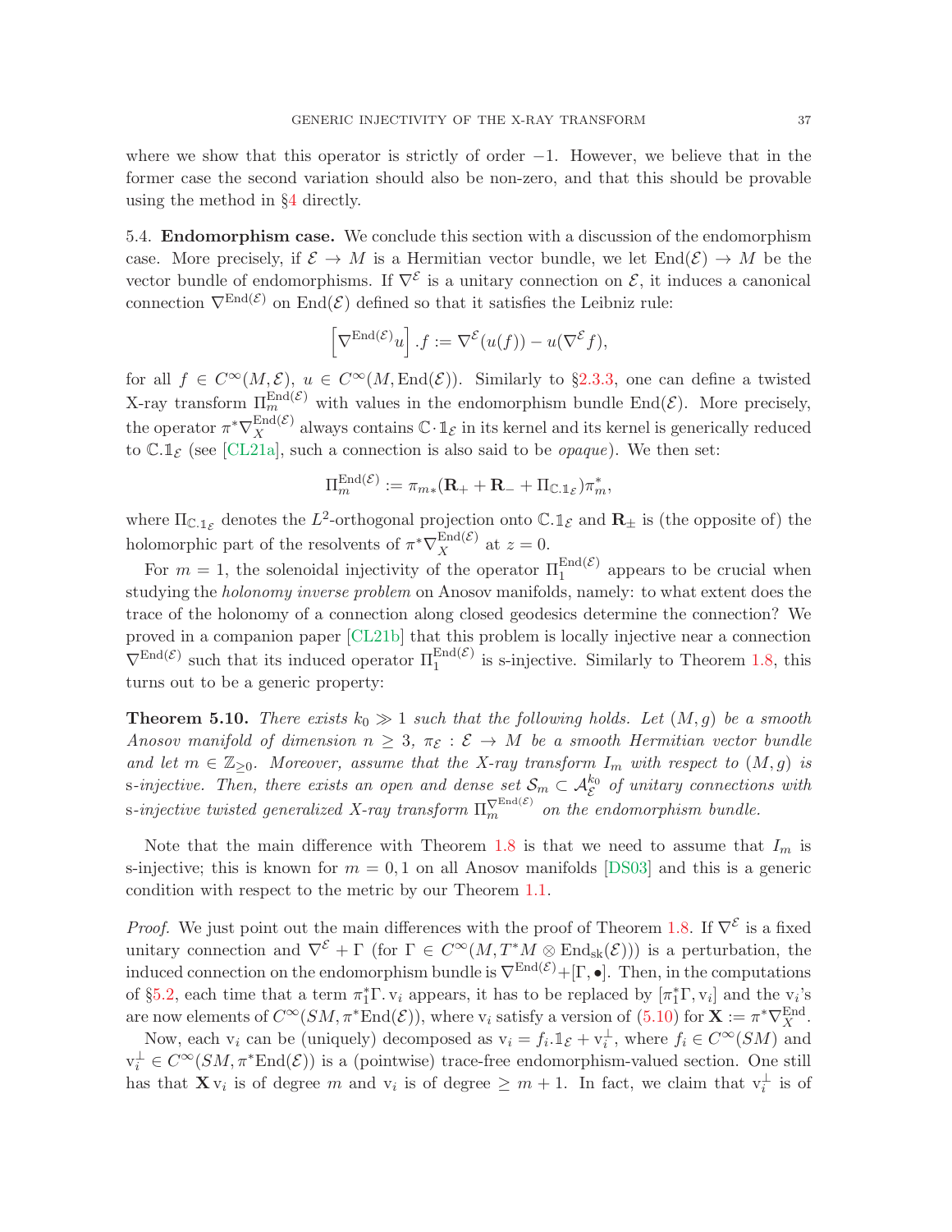where we show that this operator is strictly of order $-1$. However, we believe that in the former case the second variation should also be non-zero, and that this should be provable using the method in §4 directly.

5.4. **Endomorphism case.** We conclude this section with a discussion of the endomorphism case. More precisely, if $\mathcal{E} \to M$ is a Hermitian vector bundle, we let $\mathrm{End}(\mathcal{E}) \to M$ be the vector bundle of endomorphisms. If $\nabla^{\mathcal{E}}$ is a unitary connection on $\mathcal{E}$, it induces a canonical connection $\nabla^{\mathrm{End}(\mathcal{E})}$ on $\mathrm{End}(\mathcal{E})$ defined so that it satisfies the Leibniz rule:

$$\left[\nabla^{\mathrm{End}(\mathcal{E})} u\right].f := \nabla^{\mathcal{E}}(u(f)) - u(\nabla^{\mathcal{E}} f),$$

for all $f \in C^\infty(M, \mathcal{E})$, $u \in C^\infty(M, \mathrm{End}(\mathcal{E}))$. Similarly to §2.3.3, one can define a twisted X-ray transform $\Pi_m^{\mathrm{End}(\mathcal{E})}$ with values in the endomorphism bundle $\mathrm{End}(\mathcal{E})$. More precisely, the operator $\pi^*\nabla_X^{\mathrm{End}(\mathcal{E})}$ always contains $\mathbb{C}\cdot \mathbb{1}_{\mathcal{E}}$ in its kernel and its kernel is generically reduced to $\mathbb{C}.\mathbb{1}_{\mathcal{E}}$ (see [CL21a], such a connection is also said to be *opaque*). We then set:

$$\Pi_m^{\mathrm{End}(\mathcal{E})} := \pi_{m*}(\mathbf{R}_+ + \mathbf{R}_- + \Pi_{\mathbb{C}.\mathbb{1}_{\mathcal{E}}})\pi_m^*,$$

where $\Pi_{\mathbb{C}.\mathbb{1}_{\mathcal{E}}}$ denotes the $L^2$-orthogonal projection onto $\mathbb{C}.\mathbb{1}_{\mathcal{E}}$ and $\mathbf{R}_\pm$ is (the opposite of) the holomorphic part of the resolvents of $\pi^*\nabla_X^{\mathrm{End}(\mathcal{E})}$ at $z = 0$.

For $m = 1$, the solenoidal injectivity of the operator $\Pi_1^{\mathrm{End}(\mathcal{E})}$ appears to be crucial when studying the *holonomy inverse problem* on Anosov manifolds, namely: to what extent does the trace of the holonomy of a connection along closed geodesics determine the connection? We proved in a companion paper [CL21b] that this problem is locally injective near a connection $\nabla^{\mathrm{End}(\mathcal{E})}$ such that its induced operator $\Pi_1^{\mathrm{End}(\mathcal{E})}$ is s-injective. Similarly to Theorem 1.8, this turns out to be a generic property:

**Theorem 5.10.** *There exists $k_0 \gg 1$ such that the following holds. Let $(M, g)$ be a smooth Anosov manifold of dimension $n \geq 3$, $\pi_{\mathcal{E}} : \mathcal{E} \to M$ be a smooth Hermitian vector bundle and let $m \in \mathbb{Z}_{\geq 0}$. Moreover, assume that the X-ray transform $I_m$ with respect to $(M, g)$ is* s*-injective. Then, there exists an open and dense set $\mathcal{S}_m \subset \mathcal{A}_{\mathcal{E}}^{k_0}$ of unitary connections with* s*-injective twisted generalized X-ray transform $\Pi_m^{\nabla^{\mathrm{End}(\mathcal{E})}}$ on the endomorphism bundle.*

Note that the main difference with Theorem 1.8 is that we need to assume that $I_m$ is s-injective; this is known for $m = 0, 1$ on all Anosov manifolds [DS03] and this is a generic condition with respect to the metric by our Theorem 1.1.

*Proof.* We just point out the main differences with the proof of Theorem 1.8. If $\nabla^{\mathcal{E}}$ is a fixed unitary connection and $\nabla^{\mathcal{E}} + \Gamma$ (for $\Gamma \in C^\infty(M, T^*M \otimes \mathrm{End}_{\mathrm{sk}}(\mathcal{E}))$) is a perturbation, the induced connection on the endomorphism bundle is $\nabla^{\mathrm{End}(\mathcal{E})} + [\Gamma, \bullet]$. Then, in the computations of §5.2, each time that a term $\pi_1^*\Gamma.\, \mathrm{v}_i$ appears, it has to be replaced by $[\pi_1^*\Gamma, \mathrm{v}_i]$ and the $\mathrm{v}_i$'s are now elements of $C^\infty(SM, \pi^*\mathrm{End}(\mathcal{E}))$, where $\mathrm{v}_i$ satisfy a version of (5.10) for $\mathbf{X} := \pi^*\nabla_X^{\mathrm{End}}$.

Now, each $\mathrm{v}_i$ can be (uniquely) decomposed as $\mathrm{v}_i = f_i.\mathbb{1}_{\mathcal{E}} + \mathrm{v}_i^\perp$, where $f_i \in C^\infty(SM)$ and $\mathrm{v}_i^\perp \in C^\infty(SM, \pi^*\mathrm{End}(\mathcal{E}))$ is a (pointwise) trace-free endomorphism-valued section. One still has that $\mathbf{X}\,\mathrm{v}_i$ is of degree $m$ and $\mathrm{v}_i$ is of degree $\geq m + 1$. In fact, we claim that $\mathrm{v}_i^\perp$ is of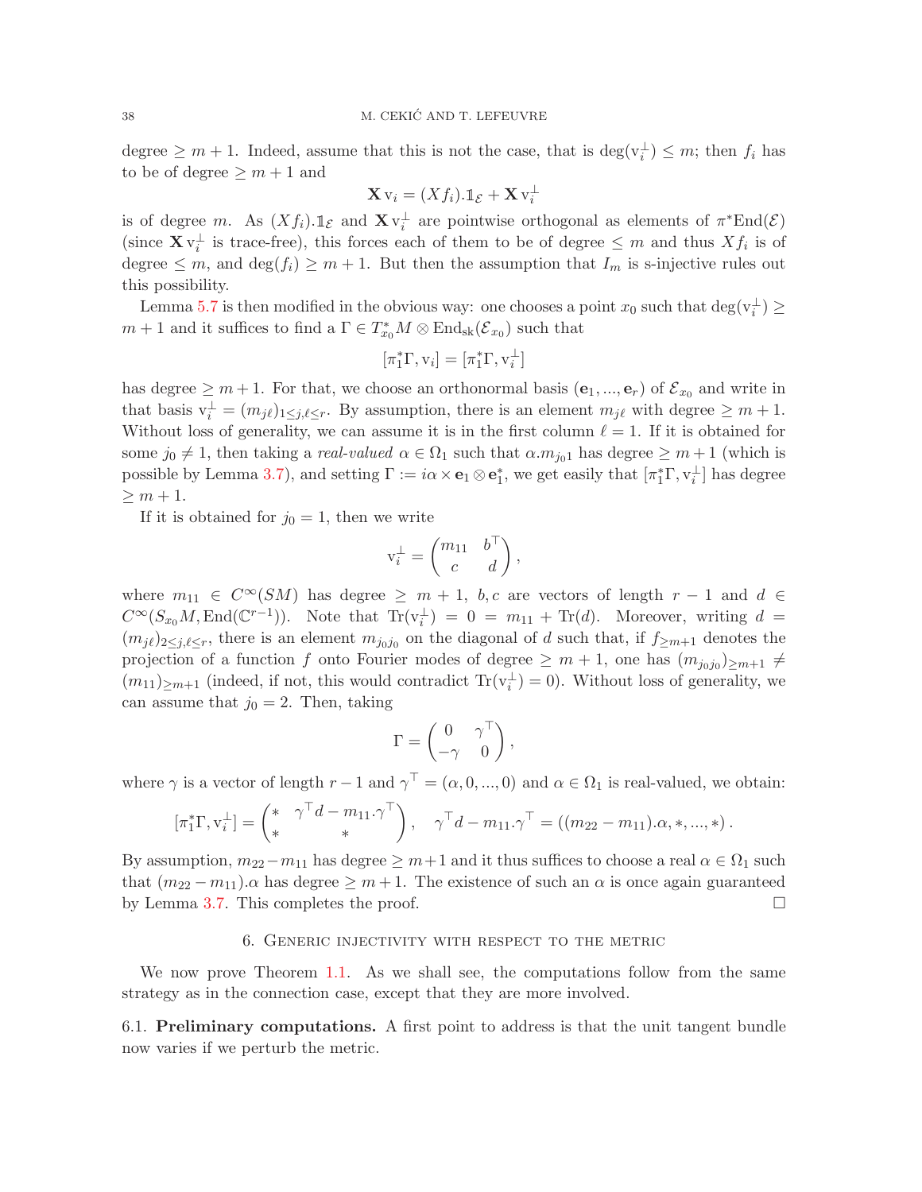degree $\geq m+1$. Indeed, assume that this is not the case, that is $\deg(\mathrm{v}_i^\perp) \leq m$; then $f_i$ has to be of degree $\geq m+1$ and

$$\mathbf{X}\,\mathrm{v}_i = (Xf_i).\mathbb{1}_{\mathcal{E}} + \mathbf{X}\,\mathrm{v}_i^\perp$$

is of degree $m$. As $(Xf_i).\mathbb{1}_{\mathcal{E}}$ and $\mathbf{X}\,\mathrm{v}_i^\perp$ are pointwise orthogonal as elements of $\pi^*\mathrm{End}(\mathcal{E})$ (since $\mathbf{X}\,\mathrm{v}_i^\perp$ is trace-free), this forces each of them to be of degree $\leq m$ and thus $Xf_i$ is of degree $\leq m$, and $\deg(f_i) \geq m+1$. But then the assumption that $I_m$ is s-injective rules out this possibility.

Lemma 5.7 is then modified in the obvious way: one chooses a point $x_0$ such that $\deg(\mathrm{v}_i^\perp) \geq m+1$ and it suffices to find a $\Gamma \in T^*_{x_0}M \otimes \mathrm{End}_{\mathrm{sk}}(\mathcal{E}_{x_0})$ such that

$$[\pi_1^*\Gamma, \mathrm{v}_i] = [\pi_1^*\Gamma, \mathrm{v}_i^\perp]$$

has degree $\geq m+1$. For that, we choose an orthonormal basis $(\mathbf{e}_1, ..., \mathbf{e}_r)$ of $\mathcal{E}_{x_0}$ and write in that basis $\mathrm{v}_i^\perp = (m_{j\ell})_{1 \leq j,\ell \leq r}$. By assumption, there is an element $m_{j\ell}$ with degree $\geq m+1$. Without loss of generality, we can assume it is in the first column $\ell = 1$. If it is obtained for some $j_0 \neq 1$, then taking a *real-valued* $\alpha \in \Omega_1$ such that $\alpha.m_{j_0 1}$ has degree $\geq m+1$ (which is possible by Lemma 3.7), and setting $\Gamma := i\alpha \times \mathbf{e}_1 \otimes \mathbf{e}_1^*$, we get easily that $[\pi_1^*\Gamma, \mathrm{v}_i^\perp]$ has degree $\geq m+1$.

If it is obtained for $j_0 = 1$, then we write

$$\mathrm{v}_i^\perp = \begin{pmatrix} m_{11} & b^\top \\ c & d \end{pmatrix},$$

where $m_{11} \in C^\infty(SM)$ has degree $\geq m+1$, $b, c$ are vectors of length $r-1$ and $d \in C^\infty(S_{x_0}M, \mathrm{End}(\mathbb{C}^{r-1}))$. Note that $\mathrm{Tr}(\mathrm{v}_i^\perp) = 0 = m_{11} + \mathrm{Tr}(d)$. Moreover, writing $d = (m_{j\ell})_{2 \leq j,\ell \leq r}$, there is an element $m_{j_0 j_0}$ on the diagonal of $d$ such that, if $f_{\geq m+1}$ denotes the projection of a function $f$ onto Fourier modes of degree $\geq m+1$, one has $(m_{j_0 j_0})_{\geq m+1} \neq (m_{11})_{\geq m+1}$ (indeed, if not, this would contradict $\mathrm{Tr}(\mathrm{v}_i^\perp) = 0$). Without loss of generality, we can assume that $j_0 = 2$. Then, taking

$$\Gamma = \begin{pmatrix} 0 & \gamma^\top \\ -\gamma & 0 \end{pmatrix},$$

where $\gamma$ is a vector of length $r-1$ and $\gamma^\top = (\alpha, 0, ..., 0)$ and $\alpha \in \Omega_1$ is real-valued, we obtain:

$$[\pi_1^*\Gamma, \mathrm{v}_i^\perp] = \begin{pmatrix} * & \gamma^\top d - m_{11}.\gamma^\top \\ * & * \end{pmatrix}, \quad \gamma^\top d - m_{11}.\gamma^\top = ((m_{22} - m_{11}).\alpha, *, ..., *).$$

By assumption, $m_{22} - m_{11}$ has degree $\geq m+1$ and it thus suffices to choose a real $\alpha \in \Omega_1$ such that $(m_{22} - m_{11}).\alpha$ has degree $\geq m+1$. The existence of such an $\alpha$ is once again guaranteed by Lemma 3.7. This completes the proof. $\square$

## 6. Generic injectivity with respect to the metric

We now prove Theorem 1.1. As we shall see, the computations follow from the same strategy as in the connection case, except that they are more involved.

### 6.1. Preliminary computations.

A first point to address is that the unit tangent bundle now varies if we perturb the metric.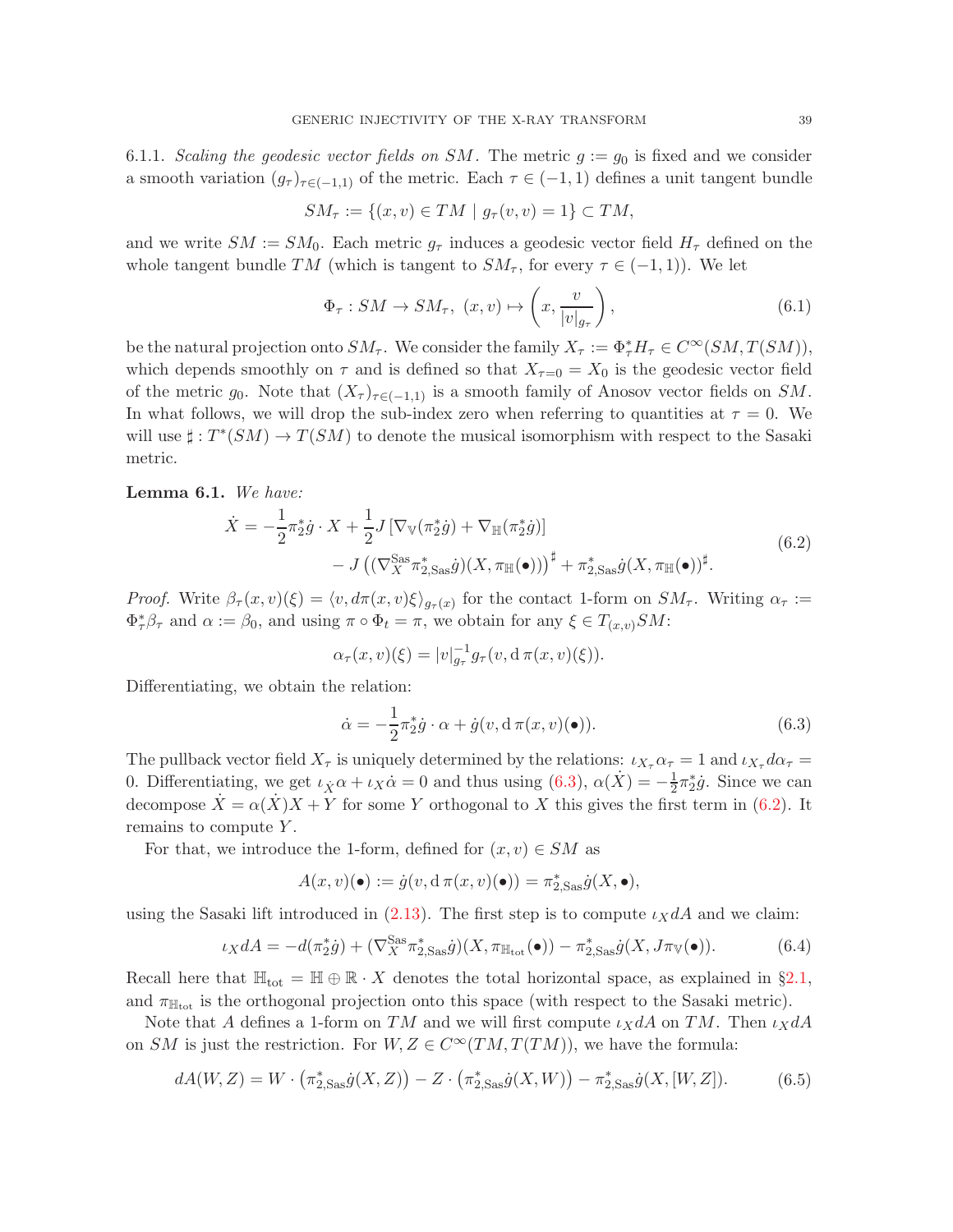6.1.1. *Scaling the geodesic vector fields on $SM$.* The metric $g := g_0$ is fixed and we consider a smooth variation $(g_\tau)_{\tau \in (-1,1)}$ of the metric. Each $\tau \in (-1,1)$ defines a unit tangent bundle

$$SM_\tau := \{(x,v) \in TM \mid g_\tau(v,v) = 1\} \subset TM,$$

and we write $SM := SM_0$. Each metric $g_\tau$ induces a geodesic vector field $H_\tau$ defined on the whole tangent bundle $TM$ (which is tangent to $SM_\tau$, for every $\tau \in (-1,1)$). We let

$$\Phi_\tau : SM \to SM_\tau,\ (x,v) \mapsto \left(x, \frac{v}{|v|_{g_\tau}}\right), \tag{6.1}$$

be the natural projection onto $SM_\tau$. We consider the family $X_\tau := \Phi_\tau^* H_\tau \in C^\infty(SM, T(SM))$, which depends smoothly on $\tau$ and is defined so that $X_{\tau=0} = X_0$ is the geodesic vector field of the metric $g_0$. Note that $(X_\tau)_{\tau \in (-1,1)}$ is a smooth family of Anosov vector fields on $SM$. In what follows, we will drop the sub-index zero when referring to quantities at $\tau = 0$. We will use $\sharp : T^*(SM) \to T(SM)$ to denote the musical isomorphism with respect to the Sasaki metric.

**Lemma 6.1.** *We have:*

$$\begin{aligned} \dot{X} = -\frac{1}{2}\pi_2^*\dot{g} \cdot X + \frac{1}{2} J\left[\nabla_{\mathbb{V}}(\pi_2^*\dot{g}) + \nabla_{\mathbb{H}}(\pi_2^*\dot{g})\right] \\ - J\left((\nabla_X^{\mathrm{Sas}} \pi_{2,\mathrm{Sas}}^*\dot{g})(X, \pi_{\mathbb{H}}(\bullet))\right)^\sharp + \pi_{2,\mathrm{Sas}}^*\dot{g}(X, \pi_{\mathbb{H}}(\bullet))^\sharp. \end{aligned} \tag{6.2}$$

*Proof.* Write $\beta_\tau(x,v)(\xi) = \langle v, d\pi(x,v)\xi\rangle_{g_\tau(x)}$ for the contact 1-form on $SM_\tau$. Writing $\alpha_\tau := \Phi_\tau^*\beta_\tau$ and $\alpha := \beta_0$, and using $\pi \circ \Phi_t = \pi$, we obtain for any $\xi \in T_{(x,v)}SM$:

$$\alpha_\tau(x,v)(\xi) = |v|_{g_\tau}^{-1} g_\tau(v, \mathrm{d}\,\pi(x,v)(\xi)).$$

Differentiating, we obtain the relation:

$$\dot{\alpha} = -\frac{1}{2}\pi_2^*\dot{g} \cdot \alpha + \dot{g}(v, \mathrm{d}\,\pi(x,v)(\bullet)). \tag{6.3}$$

The pullback vector field $X_\tau$ is uniquely determined by the relations: $\iota_{X_\tau}\alpha_\tau = 1$ and $\iota_{X_\tau} d\alpha_\tau = 0$. Differentiating, we get $\iota_{\dot{X}}\alpha + \iota_X\dot{\alpha} = 0$ and thus using (6.3), $\alpha(\dot{X}) = -\frac{1}{2}\pi_2^*\dot{g}$. Since we can decompose $\dot{X} = \alpha(\dot{X})X + Y$ for some $Y$ orthogonal to $X$ this gives the first term in (6.2). It remains to compute $Y$.

For that, we introduce the 1-form, defined for $(x,v) \in SM$ as

$$A(x,v)(\bullet) := \dot{g}(v, \mathrm{d}\,\pi(x,v)(\bullet)) = \pi_{2,\mathrm{Sas}}^*\dot{g}(X, \bullet),$$

using the Sasaki lift introduced in (2.13). The first step is to compute $\iota_X dA$ and we claim:

$$\iota_X dA = -d(\pi_2^*\dot{g}) + (\nabla_X^{\mathrm{Sas}}\pi_{2,\mathrm{Sas}}^*\dot{g})(X, \pi_{\mathbb{H}_{\mathrm{tot}}}(\bullet)) - \pi_{2,\mathrm{Sas}}^*\dot{g}(X, J\pi_{\mathbb{V}}(\bullet)). \tag{6.4}$$

Recall here that $\mathbb{H}_{\mathrm{tot}} = \mathbb{H} \oplus \mathbb{R} \cdot X$ denotes the total horizontal space, as explained in §2.1, and $\pi_{\mathbb{H}_{\mathrm{tot}}}$ is the orthogonal projection onto this space (with respect to the Sasaki metric).

Note that $A$ defines a 1-form on $TM$ and we will first compute $\iota_X dA$ on $TM$. Then $\iota_X dA$ on $SM$ is just the restriction. For $W, Z \in C^\infty(TM, T(TM))$, we have the formula:

$$dA(W,Z) = W \cdot \left(\pi_{2,\mathrm{Sas}}^*\dot{g}(X,Z)\right) - Z \cdot \left(\pi_{2,\mathrm{Sas}}^*\dot{g}(X,W)\right) - \pi_{2,\mathrm{Sas}}^*\dot{g}(X, [W,Z]). \tag{6.5}$$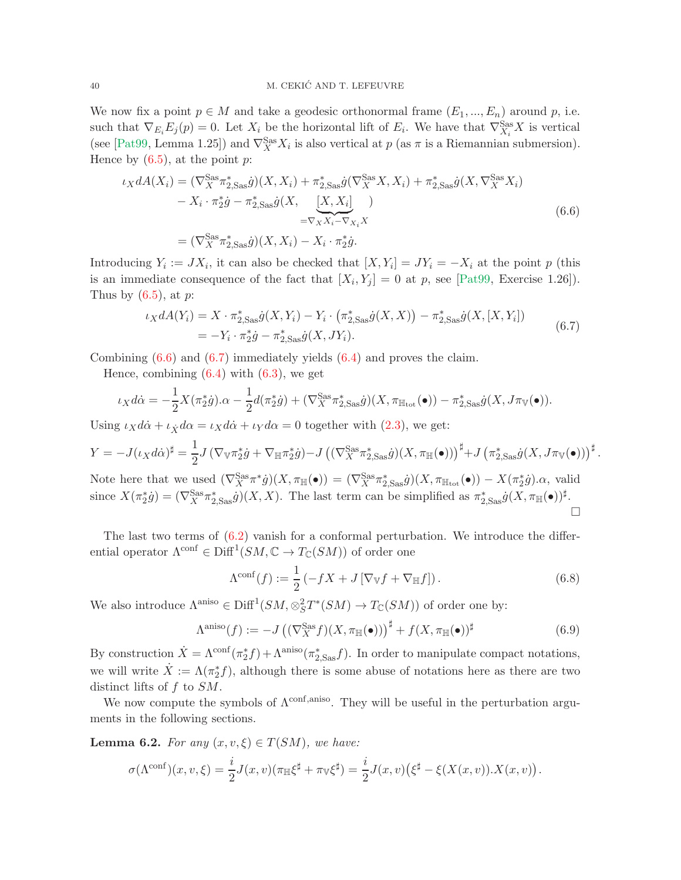We now fix a point $p \in M$ and take a geodesic orthonormal frame $(E_1, ..., E_n)$ around $p$, i.e. such that $\nabla_{E_i} E_j(p) = 0$. Let $X_i$ be the horizontal lift of $E_i$. We have that $\nabla^{\mathrm{Sas}}_{X_i} X$ is vertical (see [Pat99, Lemma 1.25]) and $\nabla^{\mathrm{Sas}}_X X_i$ is also vertical at $p$ (as $\pi$ is a Riemannian submersion). Hence by (6.5), at the point $p$:

$$
\begin{aligned}
\iota_X dA(X_i) &= (\nabla^{\mathrm{Sas}}_X \pi^*_{2,\mathrm{Sas}}\dot{g})(X, X_i) + \pi^*_{2,\mathrm{Sas}}\dot{g}(\nabla^{\mathrm{Sas}}_X X, X_i) + \pi^*_{2,\mathrm{Sas}}\dot{g}(X, \nabla^{\mathrm{Sas}}_X X_i) \\
&\quad - X_i \cdot \pi_2^*\dot{g} - \pi^*_{2,\mathrm{Sas}}\dot{g}(X, \underbrace{[X, X_i]}_{=\nabla_X X_i - \nabla_{X_i} X}) \\
&= (\nabla^{\mathrm{Sas}}_X \pi^*_{2,\mathrm{Sas}}\dot{g})(X, X_i) - X_i \cdot \pi_2^*\dot{g}.
\end{aligned}
\tag{6.6}
$$

Introducing $Y_i := JX_i$, it can also be checked that $[X, Y_i] = JY_i = -X_i$ at the point $p$ (this is an immediate consequence of the fact that $[X_i, Y_j] = 0$ at $p$, see [Pat99, Exercise 1.26]). Thus by (6.5), at $p$:

$$
\begin{aligned}
\iota_X dA(Y_i) &= X \cdot \pi^*_{2,\mathrm{Sas}}\dot{g}(X, Y_i) - Y_i \cdot \left(\pi^*_{2,\mathrm{Sas}}\dot{g}(X, X)\right) - \pi^*_{2,\mathrm{Sas}}\dot{g}(X, [X, Y_i]) \\
&= -Y_i \cdot \pi_2^*\dot{g} - \pi^*_{2,\mathrm{Sas}}\dot{g}(X, JY_i).
\end{aligned}
\tag{6.7}
$$

Combining (6.6) and (6.7) immediately yields (6.4) and proves the claim.

Hence, combining (6.4) with (6.3), we get

$$
\iota_X d\dot{\alpha} = -\frac{1}{2} X(\pi_2^*\dot{g}).\alpha - \frac{1}{2} d(\pi_2^*\dot{g}) + (\nabla^{\mathrm{Sas}}_X \pi^*_{2,\mathrm{Sas}}\dot{g})(X, \pi_{\mathbb{H}_{\mathrm{tot}}}(\bullet)) - \pi^*_{2,\mathrm{Sas}}\dot{g}(X, J\pi_{\mathbb{V}}(\bullet)).
$$

Using $\iota_X d\dot{\alpha} + \iota_{\dot{X}} d\alpha = \iota_X d\dot{\alpha} + \iota_Y d\alpha = 0$ together with (2.3), we get:

$$
Y = -J(\iota_X d\dot{\alpha})^\sharp = \frac{1}{2} J\left(\nabla_{\mathbb{V}} \pi_2^*\dot{g} + \nabla_{\mathbb{H}} \pi_2^*\dot{g}\right) - J\left((\nabla^{\mathrm{Sas}}_X \pi^*_{2,\mathrm{Sas}}\dot{g})(X, \pi_{\mathbb{H}}(\bullet))\right)^\sharp + J\left(\pi^*_{2,\mathrm{Sas}}\dot{g}(X, J\pi_{\mathbb{V}}(\bullet))\right)^\sharp.
$$

Note here that we used $(\nabla^{\mathrm{Sas}}_X \pi^*\dot{g})(X, \pi_{\mathbb{H}}(\bullet)) = (\nabla^{\mathrm{Sas}}_X \pi^*_{2,\mathrm{Sas}}\dot{g})(X, \pi_{\mathbb{H}_{\mathrm{tot}}}(\bullet)) - X(\pi_2^*\dot{g}).\alpha$, valid since $X(\pi_2^*\dot{g}) = (\nabla^{\mathrm{Sas}}_X \pi^*_{2,\mathrm{Sas}}\dot{g})(X, X)$. The last term can be simplified as $\pi^*_{2,\mathrm{Sas}}\dot{g}(X, \pi_{\mathbb{H}}(\bullet))^\sharp$. $\square$

The last two terms of (6.2) vanish for a conformal perturbation. We introduce the differential operator $\Lambda^{\mathrm{conf}} \in \mathrm{Diff}^1(SM, \mathbb{C} \to T_{\mathbb{C}}(SM))$ of order one

$$
\Lambda^{\mathrm{conf}}(f) := \frac{1}{2}\left(-fX + J\left[\nabla_{\mathbb{V}} f + \nabla_{\mathbb{H}} f\right]\right).
\tag{6.8}
$$

We also introduce $\Lambda^{\mathrm{aniso}} \in \mathrm{Diff}^1(SM, \otimes^2_S T^*(SM) \to T_{\mathbb{C}}(SM))$ of order one by:

$$
\Lambda^{\mathrm{aniso}}(f) := -J\left((\nabla^{\mathrm{Sas}}_X f)(X, \pi_{\mathbb{H}}(\bullet))\right)^\sharp + f(X, \pi_{\mathbb{H}}(\bullet))^\sharp
\tag{6.9}
$$

By construction $\dot{X} = \Lambda^{\mathrm{conf}}(\pi_2^* f) + \Lambda^{\mathrm{aniso}}(\pi^*_{2,\mathrm{Sas}} f)$. In order to manipulate compact notations, we will write $\dot{X} := \Lambda(\pi_2^* f)$, although there is some abuse of notations here as there are two distinct lifts of $f$ to $SM$.

We now compute the symbols of $\Lambda^{\mathrm{conf,aniso}}$. They will be useful in the perturbation arguments in the following sections.

**Lemma 6.2.** *For any $(x, v, \xi) \in T(SM)$, we have:*

$$
\sigma(\Lambda^{\mathrm{conf}})(x, v, \xi) = \frac{i}{2} J(x, v)(\pi_{\mathbb{H}}\xi^\sharp + \pi_{\mathbb{V}}\xi^\sharp) = \frac{i}{2} J(x, v)\left(\xi^\sharp - \xi(X(x, v)).X(x, v)\right).
$$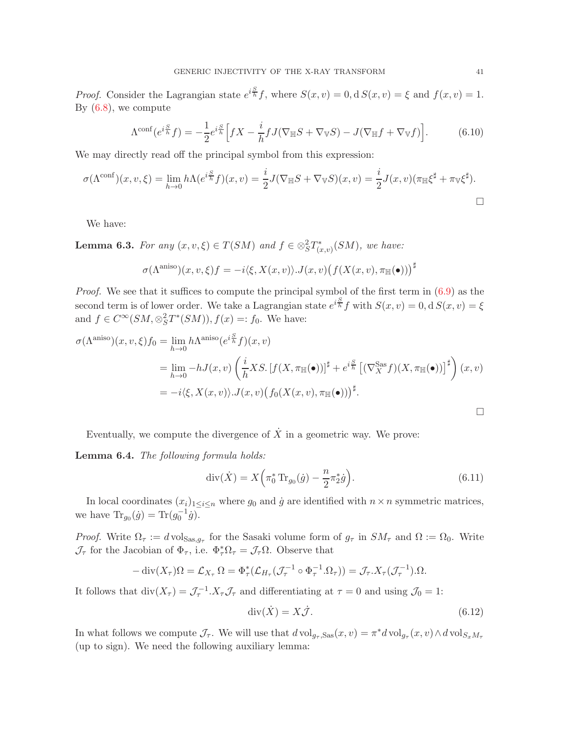*Proof.* Consider the Lagrangian state $e^{i\frac{S}{h}}f$, where $S(x,v) = 0, \mathrm{d}\, S(x,v) = \xi$ and $f(x,v) = 1$. By (6.8), we compute

$$\Lambda^{\mathrm{conf}}(e^{i\frac{S}{h}}f) = -\frac{1}{2}e^{i\frac{S}{h}}\Big[fX - \frac{i}{h}fJ(\nabla_{\mathbb{H}}S + \nabla_{\mathbb{V}}S) - J(\nabla_{\mathbb{H}}f + \nabla_{\mathbb{V}}f)\Big]. \tag{6.10}$$

We may directly read off the principal symbol from this expression:

$$\sigma(\Lambda^{\mathrm{conf}})(x,v,\xi) = \lim_{h\to 0} h\Lambda(e^{i\frac{S}{h}}f)(x,v) = \frac{i}{2}J(\nabla_{\mathbb{H}}S + \nabla_{\mathbb{V}}S)(x,v) = \frac{i}{2}J(x,v)(\pi_{\mathbb{H}}\xi^\sharp + \pi_{\mathbb{V}}\xi^\sharp).$$

□

We have:

**Lemma 6.3.** *For any $(x,v,\xi) \in T(SM)$ and $f \in \otimes_S^2 T^*_{(x,v)}(SM)$, we have:*

$$\sigma(\Lambda^{\mathrm{aniso}})(x,v,\xi)f = -i\langle \xi, X(x,v)\rangle.J(x,v)\big(f(X(x,v),\pi_{\mathbb{H}}(\bullet))\big)^\sharp$$

*Proof.* We see that it suffices to compute the principal symbol of the first term in (6.9) as the second term is of lower order. We take a Lagrangian state $e^{i\frac{S}{h}}f$ with $S(x,v) = 0, \mathrm{d}\, S(x,v) = \xi$ and $f \in C^\infty(SM, \otimes_S^2 T^*(SM)), f(x) =: f_0$. We have:

$$\begin{aligned}
\sigma(\Lambda^{\mathrm{aniso}})(x,v,\xi)f_0 &= \lim_{h\to 0} h\Lambda^{\mathrm{aniso}}(e^{i\frac{S}{h}}f)(x,v) \\
&= \lim_{h\to 0} -hJ(x,v)\left(\frac{i}{h}XS.\left[f(X,\pi_{\mathbb{H}}(\bullet))\right]^\sharp + e^{i\frac{S}{h}}\left[(\nabla_X^{\mathrm{Sas}}f)(X,\pi_{\mathbb{H}}(\bullet))\right]^\sharp\right)(x,v) \\
&= -i\langle \xi, X(x,v)\rangle.J(x,v)\big(f_0(X(x,v),\pi_{\mathbb{H}}(\bullet))\big)^\sharp.
\end{aligned}$$

□

Eventually, we compute the divergence of $\dot{X}$ in a geometric way. We prove:

**Lemma 6.4.** *The following formula holds:*

$$\mathrm{div}(\dot{X}) = X\Big(\pi_0^*\operatorname{Tr}_{g_0}(\dot{g}) - \frac{n}{2}\pi_2^*\dot{g}\Big). \tag{6.11}$$

In local coordinates $(x_i)_{1\leq i\leq n}$ where $g_0$ and $\dot{g}$ are identified with $n\times n$ symmetric matrices, we have $\operatorname{Tr}_{g_0}(\dot{g}) = \operatorname{Tr}(g_0^{-1}\dot{g})$.

*Proof.* Write $\Omega_\tau := d\,\mathrm{vol}_{\mathrm{Sas},g_\tau}$ for the Sasaki volume form of $g_\tau$ in $SM_\tau$ and $\Omega := \Omega_0$. Write $\mathcal{J}_\tau$ for the Jacobian of $\Phi_\tau$, i.e. $\Phi_\tau^*\Omega_\tau = \mathcal{J}_\tau\Omega$. Observe that

$$-\mathrm{div}(X_\tau)\Omega = \mathcal{L}_{X_\tau}\Omega = \Phi_\tau^*(\mathcal{L}_{H_\tau}(\mathcal{J}_\tau^{-1}\circ\Phi_\tau^{-1}.\Omega_\tau)) = \mathcal{J}_\tau.X_\tau(\mathcal{J}_\tau^{-1}).\Omega.$$

It follows that $\mathrm{div}(X_\tau) = \mathcal{J}_\tau^{-1}.X_\tau\mathcal{J}_\tau$ and differentiating at $\tau = 0$ and using $\mathcal{J}_0 = 1$:

$$\mathrm{div}(\dot{X}) = X\dot{\mathcal{J}}. \tag{6.12}$$

In what follows we compute $\mathcal{J}_\tau$. We will use that $d\,\mathrm{vol}_{g_\tau,\mathrm{Sas}}(x,v) = \pi^*d\,\mathrm{vol}_{g_\tau}(x,v)\wedge d\,\mathrm{vol}_{S_xM_\tau}$ (up to sign). We need the following auxiliary lemma: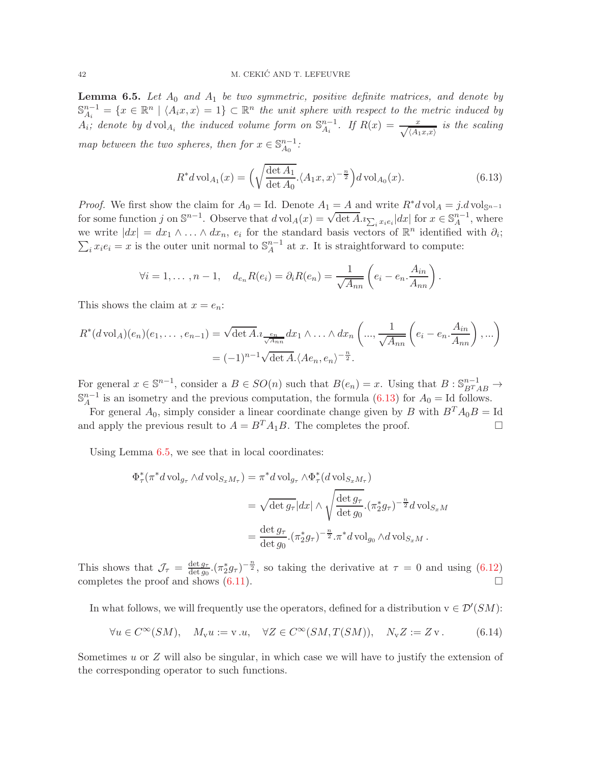**Lemma 6.5.** *Let $A_0$ and $A_1$ be two symmetric, positive definite matrices, and denote by $\mathbb{S}^{n-1}_{A_i} = \{x \in \mathbb{R}^n \mid \langle A_i x, x\rangle = 1\} \subset \mathbb{R}^n$ the unit sphere with respect to the metric induced by $A_i$; denote by $d\,\mathrm{vol}_{A_i}$ the induced volume form on $\mathbb{S}^{n-1}_{A_i}$. If $R(x) = \frac{x}{\sqrt{\langle A_1 x, x\rangle}}$ is the scaling map between the two spheres, then for $x \in \mathbb{S}^{n-1}_{A_0}$:*

$$R^* d\,\mathrm{vol}_{A_1}(x) = \Big(\sqrt{\frac{\det A_1}{\det A_0}}.\langle A_1 x, x\rangle^{-\frac{n}{2}}\Big) d\,\mathrm{vol}_{A_0}(x). \tag{6.13}$$

*Proof.* We first show the claim for $A_0 = \mathrm{Id}$. Denote $A_1 = A$ and write $R^* d\,\mathrm{vol}_A = j.d\,\mathrm{vol}_{\mathbb{S}^{n-1}}$ for some function $j$ on $\mathbb{S}^{n-1}$. Observe that $d\,\mathrm{vol}_A(x) = \sqrt{\det A}.\iota_{\sum_i x_i e_i}|dx|$ for $x \in \mathbb{S}^{n-1}_A$, where we write $|dx| = dx_1 \wedge \ldots \wedge dx_n$, $e_i$ for the standard basis vectors of $\mathbb{R}^n$ identified with $\partial_i$; $\sum_i x_i e_i = x$ is the outer unit normal to $\mathbb{S}^{n-1}_A$ at $x$. It is straightforward to compute:

$$\forall i = 1, \ldots, n-1, \quad d_{e_n} R(e_i) = \partial_i R(e_n) = \frac{1}{\sqrt{A_{nn}}}\left(e_i - e_n.\frac{A_{in}}{A_{nn}}\right).$$

This shows the claim at $x = e_n$:

$$\begin{aligned}
R^*(d\,\mathrm{vol}_A)(e_n)(e_1, \ldots, e_{n-1}) &= \sqrt{\det A}.\iota_{\frac{e_n}{\sqrt{A_{nn}}}} dx_1 \wedge \ldots \wedge dx_n \left(..., \frac{1}{\sqrt{A_{nn}}}\left(e_i - e_n.\frac{A_{in}}{A_{nn}}\right), ...\right)\\
&= (-1)^{n-1}\sqrt{\det A}.\langle Ae_n, e_n\rangle^{-\frac{n}{2}}.
\end{aligned}$$

For general $x \in \mathbb{S}^{n-1}$, consider a $B \in SO(n)$ such that $B(e_n) = x$. Using that $B : \mathbb{S}^{n-1}_{B^T AB} \to \mathbb{S}^{n-1}_A$ is an isometry and the previous computation, the formula (6.13) for $A_0 = \mathrm{Id}$ follows.

For general $A_0$, simply consider a linear coordinate change given by $B$ with $B^T A_0 B = \mathrm{Id}$ and apply the previous result to $A = B^T A_1 B$. The completes the proof. $\square$

Using Lemma 6.5, we see that in local coordinates:

$$\begin{aligned}
\Phi_\tau^*(\pi^* d\,\mathrm{vol}_{g_\tau} \wedge d\,\mathrm{vol}_{S_x M_\tau}) &= \pi^* d\,\mathrm{vol}_{g_\tau} \wedge \Phi_\tau^*(d\,\mathrm{vol}_{S_x M_\tau})\\
&= \sqrt{\det g_\tau}|dx| \wedge \sqrt{\frac{\det g_\tau}{\det g_0}}.(\pi_2^* g_\tau)^{-\frac{n}{2}} d\,\mathrm{vol}_{S_x M}\\
&= \frac{\det g_\tau}{\det g_0}.(\pi_2^* g_\tau)^{-\frac{n}{2}}.\pi^* d\,\mathrm{vol}_{g_0} \wedge d\,\mathrm{vol}_{S_x M}.
\end{aligned}$$

This shows that $\mathcal{J}_\tau = \frac{\det g_\tau}{\det g_0}.(\pi_2^* g_\tau)^{-\frac{n}{2}}$, so taking the derivative at $\tau = 0$ and using (6.12) completes the proof and shows (6.11). $\square$

In what follows, we will frequently use the operators, defined for a distribution $\mathrm{v} \in \mathcal{D}'(SM)$:

$$\forall u \in C^\infty(SM), \quad M_{\mathrm{v}} u := \mathrm{v}.u, \quad \forall Z \in C^\infty(SM, T(SM)), \quad N_{\mathrm{v}} Z := Z\,\mathrm{v}. \tag{6.14}$$

Sometimes $u$ or $Z$ will also be singular, in which case we will have to justify the extension of the corresponding operator to such functions.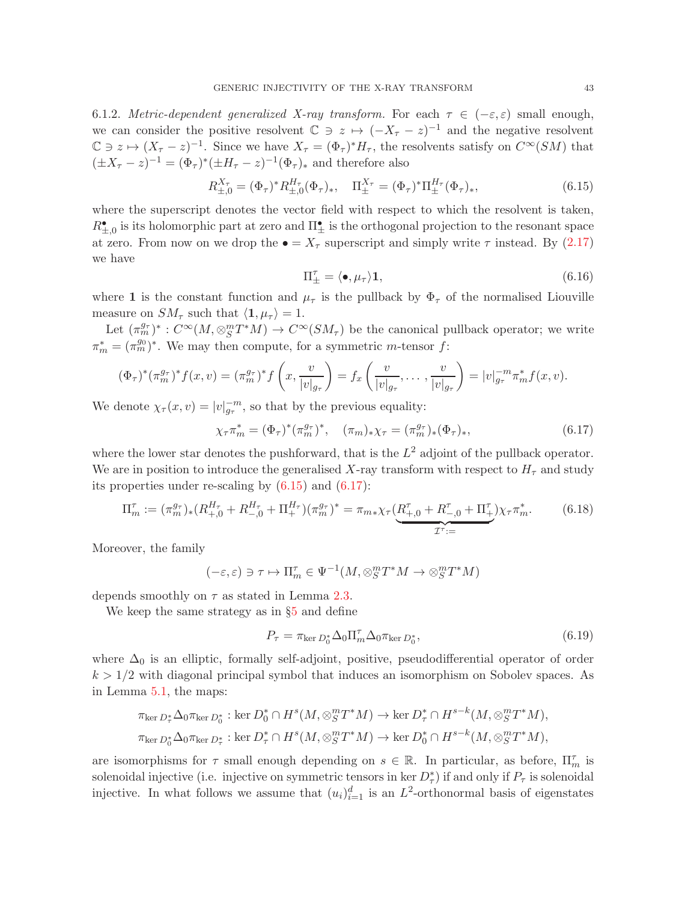6.1.2. *Metric-dependent generalized X-ray transform.* For each $\tau \in (-\varepsilon, \varepsilon)$ small enough, we can consider the positive resolvent $\mathbb{C} \ni z \mapsto (-X_\tau - z)^{-1}$ and the negative resolvent $\mathbb{C} \ni z \mapsto (X_\tau - z)^{-1}$. Since we have $X_\tau = (\Phi_\tau)^* H_\tau$, the resolvents satisfy on $C^\infty(SM)$ that $(\pm X_\tau - z)^{-1} = (\Phi_\tau)^*(\pm H_\tau - z)^{-1}(\Phi_\tau)_*$ and therefore also

$$R^{X_\tau}_{\pm,0} = (\Phi_\tau)^* R^{H_\tau}_{\pm,0}(\Phi_\tau)_*, \quad \Pi^{X_\tau}_\pm = (\Phi_\tau)^* \Pi^{H_\tau}_\pm (\Phi_\tau)_*, \tag{6.15}$$

where the superscript denotes the vector field with respect to which the resolvent is taken, $R^\bullet_{\pm,0}$ is its holomorphic part at zero and $\Pi^\bullet_\pm$ is the orthogonal projection to the resonant space at zero. From now on we drop the $\bullet = X_\tau$ superscript and simply write $\tau$ instead. By (2.17) we have

$$\Pi^\tau_\pm = \langle \bullet, \mu_\tau \rangle \mathbf{1}, \tag{6.16}$$

where $\mathbf{1}$ is the constant function and $\mu_\tau$ is the pullback by $\Phi_\tau$ of the normalised Liouville measure on $SM_\tau$ such that $\langle \mathbf{1}, \mu_\tau \rangle = 1$.

Let $(\pi_m^{g_\tau})^* : C^\infty(M, \otimes^m_S T^*M) \to C^\infty(SM_\tau)$ be the canonical pullback operator; we write $\pi_m^* = (\pi_m^{g_0})^*$. We may then compute, for a symmetric $m$-tensor $f$:

$$(\Phi_\tau)^*(\pi_m^{g_\tau})^* f(x,v) = (\pi_m^{g_\tau})^* f\left(x, \frac{v}{|v|_{g_\tau}}\right) = f_x\left(\frac{v}{|v|_{g_\tau}}, \dots, \frac{v}{|v|_{g_\tau}}\right) = |v|^{-m}_{g_\tau} \pi_m^* f(x,v).$$

We denote $\chi_\tau(x,v) = |v|^{-m}_{g_\tau}$, so that by the previous equality:

$$\chi_\tau \pi_m^* = (\Phi_\tau)^*(\pi_m^{g_\tau})^*, \quad (\pi_m)_* \chi_\tau = (\pi_m^{g_\tau})_*(\Phi_\tau)_*, \tag{6.17}$$

where the lower star denotes the pushforward, that is the $L^2$ adjoint of the pullback operator. We are in position to introduce the generalised $X$-ray transform with respect to $H_\tau$ and study its properties under re-scaling by (6.15) and (6.17):

$$\Pi^\tau_m := (\pi_m^{g_\tau})_*(R^{H_\tau}_{+,0} + R^{H_\tau}_{-,0} + \Pi^{H_\tau}_+)(\pi_m^{g_\tau})^* = \pi_{m*}\chi_\tau \underbrace{(R^\tau_{+,0} + R^\tau_{-,0} + \Pi^\tau_+)}_{\mathcal{I}^\tau :=} \chi_\tau \pi_m^*. \tag{6.18}$$

Moreover, the family

$$(-\varepsilon, \varepsilon) \ni \tau \mapsto \Pi^\tau_m \in \Psi^{-1}(M, \otimes^m_S T^*M \to \otimes^m_S T^*M)$$

depends smoothly on $\tau$ as stated in Lemma 2.3.

We keep the same strategy as in §5 and define

$$P_\tau = \pi_{\ker D_0^*} \Delta_0 \Pi^\tau_m \Delta_0 \pi_{\ker D_0^*}, \tag{6.19}$$

where $\Delta_0$ is an elliptic, formally self-adjoint, positive, pseudodifferential operator of order $k > 1/2$ with diagonal principal symbol that induces an isomorphism on Sobolev spaces. As in Lemma 5.1, the maps:

$$\pi_{\ker D_\tau^*} \Delta_0 \pi_{\ker D_0^*} : \ker D_0^* \cap H^s(M, \otimes^m_S T^*M) \to \ker D_\tau^* \cap H^{s-k}(M, \otimes^m_S T^*M),$$
$$\pi_{\ker D_0^*} \Delta_0 \pi_{\ker D_\tau^*} : \ker D_\tau^* \cap H^s(M, \otimes^m_S T^*M) \to \ker D_0^* \cap H^{s-k}(M, \otimes^m_S T^*M),$$

are isomorphisms for $\tau$ small enough depending on $s \in \mathbb{R}$. In particular, as before, $\Pi^\tau_m$ is solenoidal injective (i.e. injective on symmetric tensors in $\ker D_\tau^*$) if and only if $P_\tau$ is solenoidal injective. In what follows we assume that $(u_i)_{i=1}^d$ is an $L^2$-orthonormal basis of eigenstates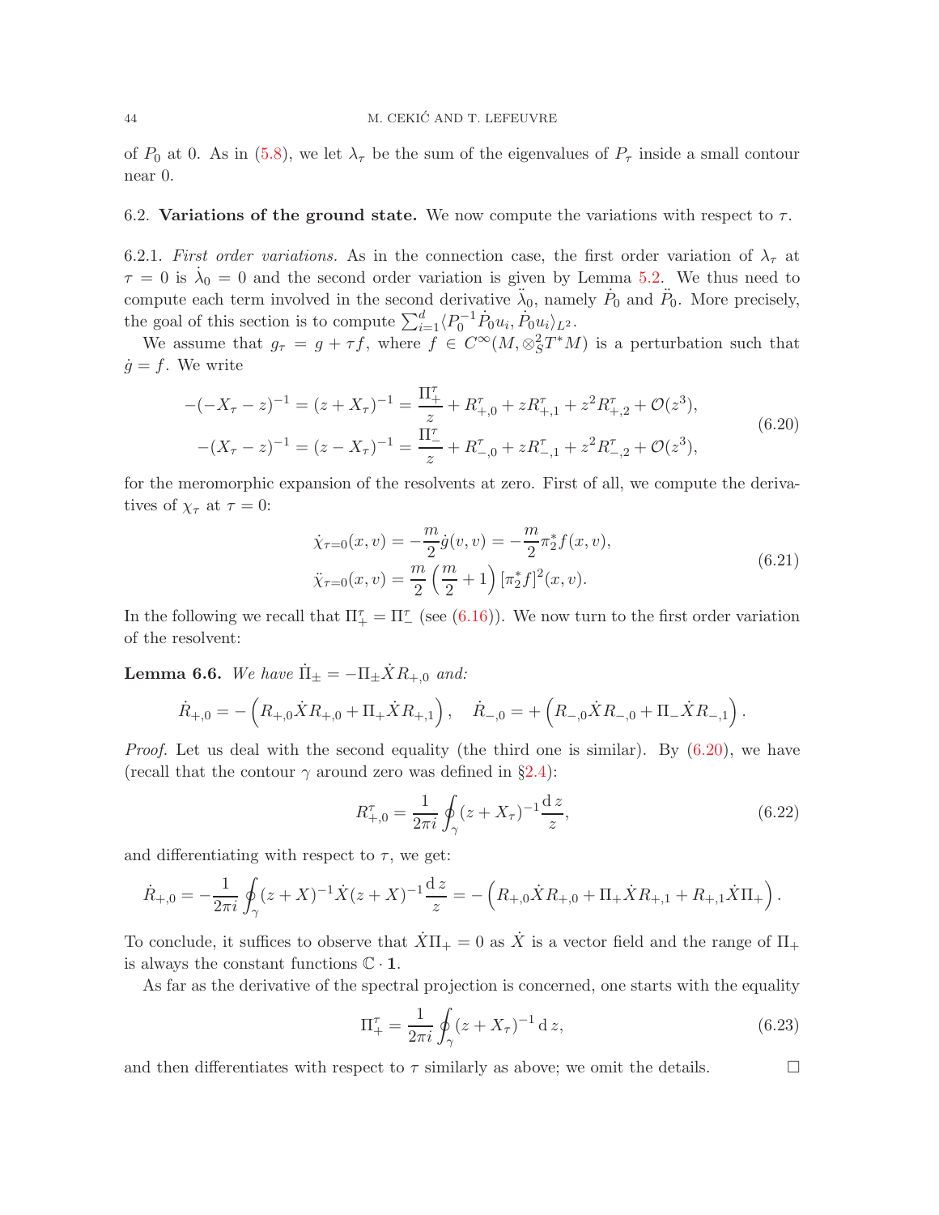of $P_0$ at 0. As in (5.8), we let $\lambda_\tau$ be the sum of the eigenvalues of $P_\tau$ inside a small contour near 0.

### 6.2. Variations of the ground state.

We now compute the variations with respect to $\tau$.

6.2.1. *First order variations.* As in the connection case, the first order variation of $\lambda_\tau$ at $\tau = 0$ is $\dot{\lambda}_0 = 0$ and the second order variation is given by Lemma 5.2. We thus need to compute each term involved in the second derivative $\ddot{\lambda}_0$, namely $\dot{P}_0$ and $\ddot{P}_0$. More precisely, the goal of this section is to compute $\sum_{i=1}^d \langle P_0^{-1}\dot{P}_0 u_i, \dot{P}_0 u_i\rangle_{L^2}$.

We assume that $g_\tau = g + \tau f$, where $f \in C^\infty(M, \otimes_S^2 T^*M)$ is a perturbation such that $\dot{g} = f$. We write

$$
\begin{aligned}
-(-X_\tau - z)^{-1} = (z + X_\tau)^{-1} &= \frac{\Pi_+^\tau}{z} + R_{+,0}^\tau + zR_{+,1}^\tau + z^2 R_{+,2}^\tau + \mathcal{O}(z^3),\\
-(X_\tau - z)^{-1} = (z - X_\tau)^{-1} &= \frac{\Pi_-^\tau}{z} + R_{-,0}^\tau + zR_{-,1}^\tau + z^2 R_{-,2}^\tau + \mathcal{O}(z^3),
\end{aligned}
\tag{6.20}
$$

for the meromorphic expansion of the resolvents at zero. First of all, we compute the derivatives of $\chi_\tau$ at $\tau = 0$:

$$
\begin{aligned}
\dot{\chi}_{\tau=0}(x,v) &= -\frac{m}{2}\dot{g}(v,v) = -\frac{m}{2}\pi_2^* f(x,v),\\
\ddot{\chi}_{\tau=0}(x,v) &= \frac{m}{2}\left(\frac{m}{2}+1\right)[\pi_2^* f]^2(x,v).
\end{aligned}
\tag{6.21}
$$

In the following we recall that $\Pi_+^\tau = \Pi_-^\tau$ (see (6.16)). We now turn to the first order variation of the resolvent:

**Lemma 6.6.** *We have $\dot{\Pi}_\pm = -\Pi_\pm \dot{X} R_{+,0}$ and:*

$$
\dot{R}_{+,0} = -\left(R_{+,0}\dot{X}R_{+,0} + \Pi_+\dot{X}R_{+,1}\right), \quad \dot{R}_{-,0} = +\left(R_{-,0}\dot{X}R_{-,0} + \Pi_-\dot{X}R_{-,1}\right).
$$

*Proof.* Let us deal with the second equality (the third one is similar). By (6.20), we have (recall that the contour $\gamma$ around zero was defined in §2.4):

$$
R_{+,0}^\tau = \frac{1}{2\pi i}\oint_\gamma (z + X_\tau)^{-1}\frac{\mathrm{d}\, z}{z},
\tag{6.22}
$$

and differentiating with respect to $\tau$, we get:

$$
\dot{R}_{+,0} = -\frac{1}{2\pi i}\oint_\gamma (z+X)^{-1}\dot{X}(z+X)^{-1}\frac{\mathrm{d}\, z}{z} = -\left(R_{+,0}\dot{X}R_{+,0} + \Pi_+\dot{X}R_{+,1} + R_{+,1}\dot{X}\Pi_+\right).
$$

To conclude, it suffices to observe that $\dot{X}\Pi_+ = 0$ as $\dot{X}$ is a vector field and the range of $\Pi_+$ is always the constant functions $\mathbb{C}\cdot\mathbf{1}$.

As far as the derivative of the spectral projection is concerned, one starts with the equality

$$
\Pi_+^\tau = \frac{1}{2\pi i}\oint_\gamma (z + X_\tau)^{-1}\,\mathrm{d}\, z,
\tag{6.23}
$$

and then differentiates with respect to $\tau$ similarly as above; we omit the details. $\square$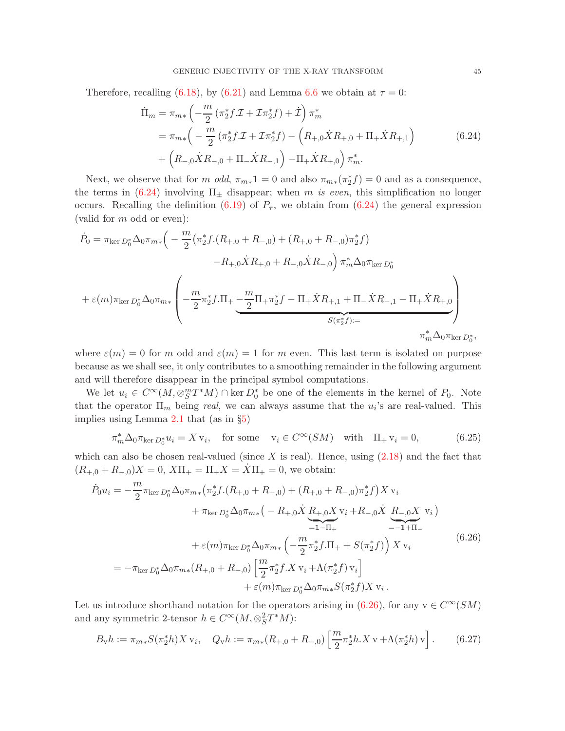Therefore, recalling (6.18), by (6.21) and Lemma 6.6 we obtain at $\tau = 0$:

$$
\begin{aligned}
\dot{\Pi}_m &= \pi_{m*}\left(-\frac{m}{2}\left(\pi_2^* f.\mathcal{I} + \mathcal{I}\pi_2^* f\right) + \dot{\mathcal{I}}\right)\pi_m^* \\
&= \pi_{m*}\Big(-\frac{m}{2}\left(\pi_2^* f.\mathcal{I} + \mathcal{I}\pi_2^* f\right) - \Big(R_{+,0}\dot{X}R_{+,0} + \Pi_+\dot{X}R_{+,1}\Big) \\
&\quad + \Big(R_{-,0}\dot{X}R_{-,0} + \Pi_-\dot{X}R_{-,1}\Big) - \Pi_+\dot{X}R_{+,0}\Big)\pi_m^*.
\end{aligned}
\tag{6.24}
$$

Next, we observe that for $m$ *odd*, $\pi_{m*}\mathbf{1} = 0$ and also $\pi_{m*}(\pi_2^* f) = 0$ and as a consequence, the terms in (6.24) involving $\Pi_\pm$ disappear; when $m$ *is even*, this simplification no longer occurs. Recalling the definition (6.19) of $P_\tau$, we obtain from (6.24) the general expression (valid for $m$ odd or even):

$$
\begin{aligned}
\dot{P}_0 &= \pi_{\ker D_0^*}\Delta_0\pi_{m*}\Big(-\frac{m}{2}\big(\pi_2^* f.(R_{+,0} + R_{-,0}) + (R_{+,0} + R_{-,0})\pi_2^* f\big) \\
&\qquad - R_{+,0}\dot{X}R_{+,0} + R_{-,0}\dot{X}R_{-,0}\Big)\pi_m^*\Delta_0\pi_{\ker D_0^*} \\
&+ \varepsilon(m)\pi_{\ker D_0^*}\Delta_0\pi_{m*}\left(-\frac{m}{2}\pi_2^* f.\Pi_+ \underbrace{-\frac{m}{2}\Pi_+\pi_2^* f - \Pi_+\dot{X}R_{+,1} + \Pi_-\dot{X}R_{-,1} - \Pi_+\dot{X}R_{+,0}}_{S(\pi_2^* f):=}\right) \\
&\qquad \pi_m^*\Delta_0\pi_{\ker D_0^*},
\end{aligned}
$$

where $\varepsilon(m) = 0$ for $m$ odd and $\varepsilon(m) = 1$ for $m$ even. This last term is isolated on purpose because as we shall see, it only contributes to a smoothing remainder in the following argument and will therefore disappear in the principal symbol computations.

We let $u_i \in C^\infty(M, \otimes_S^m T^*M) \cap \ker D_0^*$ be one of the elements in the kernel of $P_0$. Note that the operator $\Pi_m$ being *real*, we can always assume that the $u_i$'s are real-valued. This implies using Lemma 2.1 that (as in §5)

$$
\pi_m^*\Delta_0\pi_{\ker D_0^*}u_i = X\,\mathrm{v}_i, \quad \text{for some} \quad \mathrm{v}_i \in C^\infty(SM) \quad \text{with} \quad \Pi_+\,\mathrm{v}_i = 0, \tag{6.25}
$$

which can also be chosen real-valued (since $X$ is real). Hence, using (2.18) and the fact that $(R_{+,0} + R_{-,0})X = 0$, $X\Pi_+ = \Pi_+X = \dot{X}\Pi_+ = 0$, we obtain:

$$
\begin{aligned}
\dot{P}_0 u_i &= -\frac{m}{2}\pi_{\ker D_0^*}\Delta_0\pi_{m*}\big(\pi_2^* f.(R_{+,0} + R_{-,0}) + (R_{+,0} + R_{-,0})\pi_2^* f\big)X\,\mathrm{v}_i \\
&\quad + \pi_{\ker D_0^*}\Delta_0\pi_{m*}\big(-R_{+,0}\dot{X}\underbrace{R_{+,0}X}_{=\mathbb{1}-\Pi_+}\mathrm{v}_i + R_{-,0}\dot{X}\underbrace{R_{-,0}X}_{=-\mathbb{1}+\Pi_-}\mathrm{v}_i\big) \\
&\quad + \varepsilon(m)\pi_{\ker D_0^*}\Delta_0\pi_{m*}\left(-\frac{m}{2}\pi_2^* f.\Pi_+ + S(\pi_2^* f)\right)X\,\mathrm{v}_i \\
&= -\pi_{\ker D_0^*}\Delta_0\pi_{m*}(R_{+,0} + R_{-,0})\left[\frac{m}{2}\pi_2^* f.X\,\mathrm{v}_i + \Lambda(\pi_2^* f)\,\mathrm{v}_i\right] \\
&\quad + \varepsilon(m)\pi_{\ker D_0^*}\Delta_0\pi_{m*}S(\pi_2^* f)X\,\mathrm{v}_i\,.
\end{aligned}
\tag{6.26}
$$

Let us introduce shorthand notation for the operators arising in (6.26), for any $\mathrm{v} \in C^\infty(SM)$ and any symmetric 2-tensor $h \in C^\infty(M, \otimes_S^2 T^*M)$:

$$
B_{\mathrm{v}}h := \pi_{m*}S(\pi_2^* h)X\,\mathrm{v}_i, \quad Q_{\mathrm{v}}h := \pi_{m*}(R_{+,0} + R_{-,0})\left[\frac{m}{2}\pi_2^* h.X\,\mathrm{v} + \Lambda(\pi_2^* h)\,\mathrm{v}\right]. \tag{6.27}
$$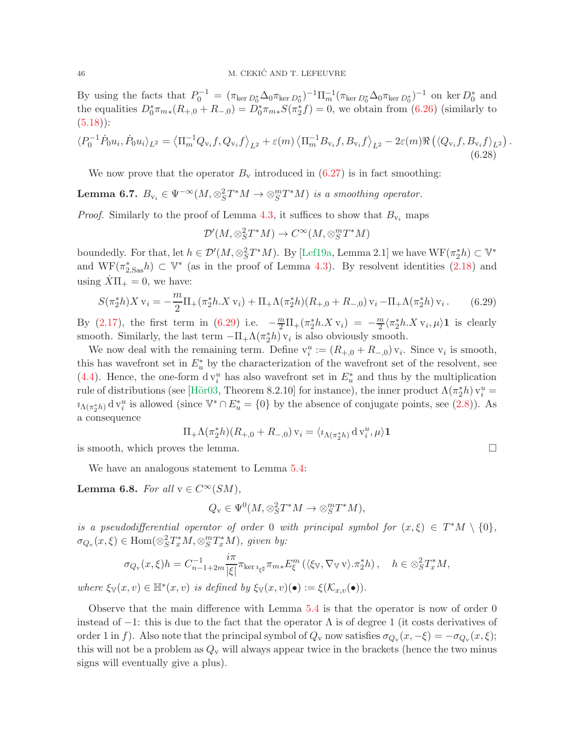By using the facts that $P_0^{-1} = (\pi_{\ker D_0^*}\Delta_0\pi_{\ker D_0^*})^{-1}\Pi_m^{-1}(\pi_{\ker D_0^*}\Delta_0\pi_{\ker D_0^*})^{-1}$ on $\ker D_0^*$ and the equalities $D_0^*\pi_{m*}(R_{+,0}+R_{-,0}) = D_0^*\pi_{m*}S(\pi_2^* f) = 0$, we obtain from (6.26) (similarly to (5.18)):

$$\langle P_0^{-1}\dot{P}_0 u_i, \dot{P}_0 u_i\rangle_{L^2} = \left\langle \Pi_m^{-1} Q_{\mathrm{v}_i} f, Q_{\mathrm{v}_i} f\right\rangle_{L^2} + \varepsilon(m)\left\langle \Pi_m^{-1} B_{\mathrm{v}_i} f, B_{\mathrm{v}_i} f\right\rangle_{L^2} - 2\varepsilon(m)\Re\left(\langle Q_{\mathrm{v}_i} f, B_{\mathrm{v}_i} f\rangle_{L^2}\right). \tag{6.28}$$

We now prove that the operator $B_{\mathrm{v}}$ introduced in (6.27) is in fact smoothing:

**Lemma 6.7.** *$B_{\mathrm{v}_i} \in \Psi^{-\infty}(M, \otimes_S^2 T^*M \to \otimes_S^m T^*M)$ is a smoothing operator.*

*Proof.* Similarly to the proof of Lemma 4.3, it suffices to show that $B_{\mathrm{v}_i}$ maps

$$\mathcal{D}'(M, \otimes_S^2 T^*M) \to C^\infty(M, \otimes_S^m T^*M)$$

boundedly. For that, let $h \in \mathcal{D}'(M, \otimes_S^2 T^*M)$. By [Lef19a, Lemma 2.1] we have $\mathrm{WF}(\pi_2^* h) \subset \mathbb{V}^*$ and $\mathrm{WF}(\pi_{2,\mathrm{Sas}}^* h) \subset \mathbb{V}^*$ (as in the proof of Lemma 4.3). By resolvent identities (2.18) and using $\dot{X}\Pi_+ = 0$, we have:

$$S(\pi_2^* h) X\,\mathrm{v}_i = -\frac{m}{2}\Pi_+(\pi_2^* h.X\,\mathrm{v}_i) + \Pi_+\Lambda(\pi_2^* h)(R_{+,0}+R_{-,0})\,\mathrm{v}_i - \Pi_+\Lambda(\pi_2^* h)\,\mathrm{v}_i\,. \tag{6.29}$$

By (2.17), the first term in (6.29) i.e. $-\frac{m}{2}\Pi_+(\pi_2^* h.X\,\mathrm{v}_i) = -\frac{m}{2}\langle \pi_2^* h.X\,\mathrm{v}_i, \mu\rangle \mathbf{1}$ is clearly smooth. Similarly, the last term $-\Pi_+\Lambda(\pi_2^* h)\,\mathrm{v}_i$ is also obviously smooth.

We now deal with the remaining term. Define $\mathrm{v}_i^u := (R_{+,0}+R_{-,0})\,\mathrm{v}_i$. Since $\mathrm{v}_i$ is smooth, this has wavefront set in $E_u^*$ by the characterization of the wavefront set of the resolvent, see (4.4). Hence, the one-form $\mathrm{d}\,\mathrm{v}_i^u$ has also wavefront set in $E_u^*$ and thus by the multiplication rule of distributions (see [Hör03, Theorem 8.2.10] for instance), the inner product $\Lambda(\pi_2^* h)\,\mathrm{v}_i^u = \imath_{\Lambda(\pi_2^* h)}\,\mathrm{d}\,\mathrm{v}_i^u$ is allowed (since $\mathbb{V}^* \cap E_u^* = \{0\}$ by the absence of conjugate points, see (2.8)). As a consequence

$$\Pi_+\Lambda(\pi_2^* h)(R_{+,0}+R_{-,0})\,\mathrm{v}_i = \langle \imath_{\Lambda(\pi_2^* h)}\,\mathrm{d}\,\mathrm{v}_i^u, \mu\rangle \mathbf{1}$$

is smooth, which proves the lemma. $\square$

We have an analogous statement to Lemma 5.4:

**Lemma 6.8.** *For all $\mathrm{v} \in C^\infty(SM)$,*

$$Q_{\mathrm{v}} \in \Psi^0(M, \otimes_S^2 T^*M \to \otimes_S^m T^*M),$$

*is a pseudodifferential operator of order 0 with principal symbol for $(x,\xi) \in T^*M \setminus \{0\}$, $\sigma_{Q_{\mathrm{v}}}(x,\xi) \in \mathrm{Hom}(\otimes_S^2 T_x^*M, \otimes_S^m T_x^*M)$, given by:*

$$\sigma_{Q_{\mathrm{v}}}(x,\xi)h = C_{n-1+2m}^{-1}\frac{i\pi}{|\xi|}\pi_{\ker \imath_{\xi^\sharp}}\pi_{m*}E_\xi^m\left(\langle \xi_{\mathbb{V}}, \nabla_{\mathbb{V}}\,\mathrm{v}\rangle.\pi_2^* h\right), \quad h \in \otimes_S^2 T_x^*M,$$

*where $\xi_{\mathbb{V}}(x,v) \in \mathbb{H}^*(x,v)$ is defined by $\xi_{\mathbb{V}}(x,v)(\bullet) := \xi(\mathcal{K}_{x,v}(\bullet))$.*

Observe that the main difference with Lemma 5.4 is that the operator is now of order 0 instead of $-1$: this is due to the fact that the operator $\Lambda$ is of degree 1 (it costs derivatives of order 1 in $f$). Also note that the principal symbol of $Q_{\mathrm{v}}$ now satisfies $\sigma_{Q_{\mathrm{v}}}(x,-\xi) = -\sigma_{Q_{\mathrm{v}}}(x,\xi)$; this will not be a problem as $Q_{\mathrm{v}}$ will always appear twice in the brackets (hence the two minus signs will eventually give a plus).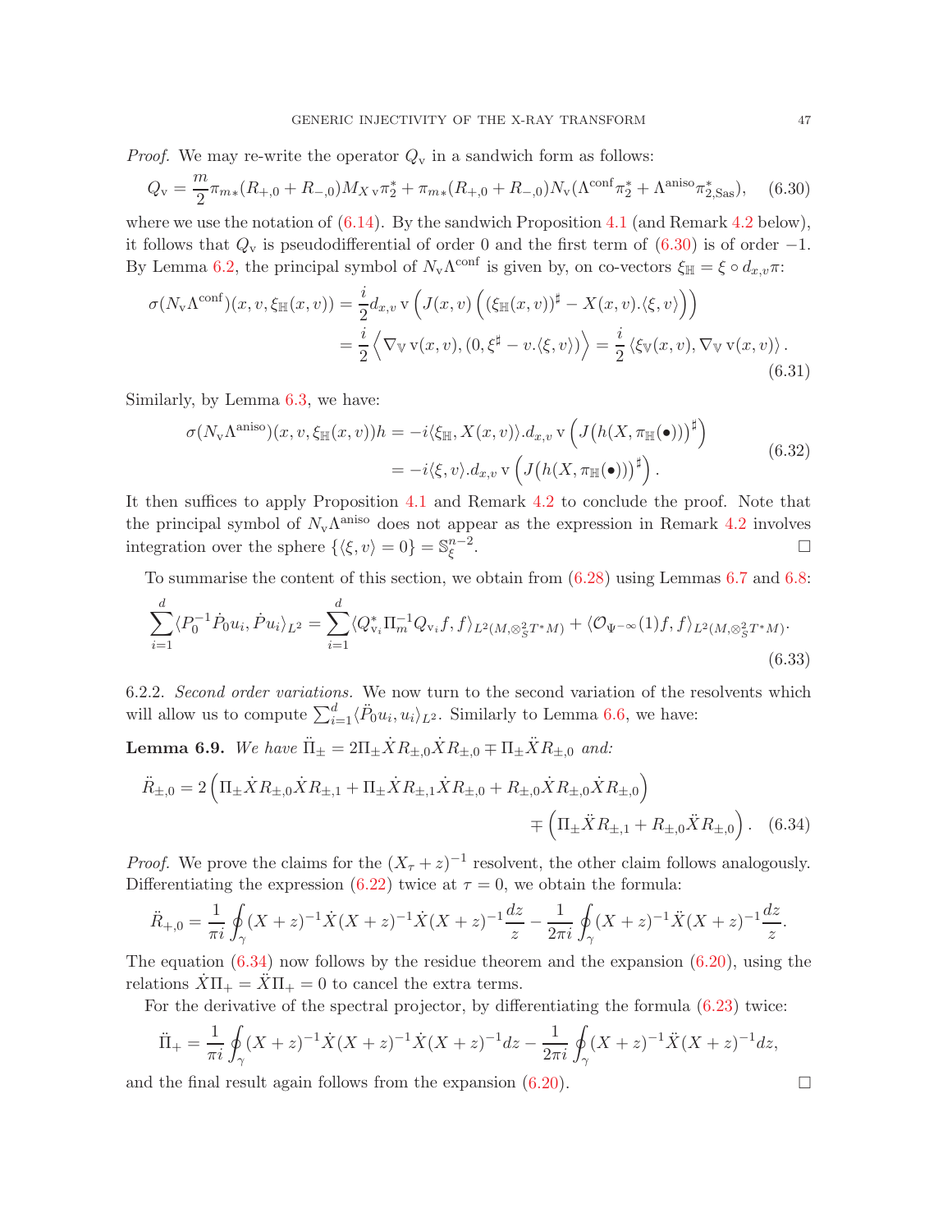*Proof.* We may re-write the operator $Q_{\mathrm{v}}$ in a sandwich form as follows:

$$Q_{\mathrm{v}} = \frac{m}{2}\pi_{m*}(R_{+,0}+R_{-,0})M_{X\,\mathrm{v}}\pi_2^* + \pi_{m*}(R_{+,0}+R_{-,0})N_{\mathrm{v}}(\Lambda^{\mathrm{conf}}\pi_2^* + \Lambda^{\mathrm{aniso}}\pi_{2,\mathrm{Sas}}^*), \tag{6.30}$$

where we use the notation of (6.14). By the sandwich Proposition 4.1 (and Remark 4.2 below), it follows that $Q_{\mathrm{v}}$ is pseudodifferential of order 0 and the first term of (6.30) is of order $-1$. By Lemma 6.2, the principal symbol of $N_{\mathrm{v}}\Lambda^{\mathrm{conf}}$ is given by, on co-vectors $\xi_{\mathbb{H}} = \xi \circ d_{x,v}\pi$:

$$\begin{aligned}\sigma(N_{\mathrm{v}}\Lambda^{\mathrm{conf}})(x,v,\xi_{\mathbb{H}}(x,v)) &= \frac{i}{2} d_{x,v}\,\mathrm{v}\left(J(x,v)\left((\xi_{\mathbb{H}}(x,v))^\sharp - X(x,v).\langle \xi, v\rangle\right)\right) \\ &= \frac{i}{2}\left\langle \nabla_{\mathbb{V}}\,\mathrm{v}(x,v), (0, \xi^\sharp - v.\langle \xi, v\rangle)\right\rangle = \frac{i}{2}\left\langle \xi_{\mathbb{V}}(x,v), \nabla_{\mathbb{V}}\,\mathrm{v}(x,v)\right\rangle.\end{aligned} \tag{6.31}$$

Similarly, by Lemma 6.3, we have:

$$\begin{aligned}\sigma(N_{\mathrm{v}}\Lambda^{\mathrm{aniso}})(x,v,\xi_{\mathbb{H}}(x,v))h &= -i\langle \xi_{\mathbb{H}}, X(x,v)\rangle.d_{x,v}\,\mathrm{v}\left(J\big(h(X,\pi_{\mathbb{H}}(\bullet))\big)^\sharp\right) \\ &= -i\langle \xi, v\rangle.d_{x,v}\,\mathrm{v}\left(J\big(h(X,\pi_{\mathbb{H}}(\bullet))\big)^\sharp\right).\end{aligned} \tag{6.32}$$

It then suffices to apply Proposition 4.1 and Remark 4.2 to conclude the proof. Note that the principal symbol of $N_{\mathrm{v}}\Lambda^{\mathrm{aniso}}$ does not appear as the expression in Remark 4.2 involves integration over the sphere $\{\langle \xi, v\rangle = 0\} = \mathbb{S}^{n-2}_\xi$. $\square$

To summarise the content of this section, we obtain from (6.28) using Lemmas 6.7 and 6.8:

$$\sum_{i=1}^d \langle P_0^{-1}\dot{P}_0 u_i, \dot{P} u_i\rangle_{L^2} = \sum_{i=1}^d \langle Q_{\mathrm{v}_i}^* \Pi_m^{-1} Q_{\mathrm{v}_i} f, f\rangle_{L^2(M,\otimes^2_S T^*M)} + \langle \mathcal{O}_{\Psi^{-\infty}}(1) f, f\rangle_{L^2(M,\otimes^2_S T^*M)}. \tag{6.33}$$

6.2.2. *Second order variations.* We now turn to the second variation of the resolvents which will allow us to compute $\sum_{i=1}^d \langle \ddot{P}_0 u_i, u_i\rangle_{L^2}$. Similarly to Lemma 6.6, we have:

**Lemma 6.9.** *We have* $\ddot{\Pi}_\pm = 2\Pi_\pm \dot{X} R_{\pm,0}\dot{X} R_{\pm,0} \mp \Pi_\pm \ddot{X} R_{\pm,0}$ *and:*

$$\ddot{R}_{\pm,0} = 2\left(\Pi_\pm \dot{X} R_{\pm,0}\dot{X} R_{\pm,1} + \Pi_\pm \dot{X} R_{\pm,1}\dot{X} R_{\pm,0} + R_{\pm,0}\dot{X} R_{\pm,0}\dot{X} R_{\pm,0}\right) \mp \left(\Pi_\pm \ddot{X} R_{\pm,1} + R_{\pm,0}\ddot{X} R_{\pm,0}\right). \tag{6.34}$$

*Proof.* We prove the claims for the $(X_\tau + z)^{-1}$ resolvent, the other claim follows analogously. Differentiating the expression (6.22) twice at $\tau = 0$, we obtain the formula:

$$\ddot{R}_{+,0} = \frac{1}{\pi i}\oint_\gamma (X+z)^{-1}\dot{X}(X+z)^{-1}\dot{X}(X+z)^{-1}\frac{dz}{z} - \frac{1}{2\pi i}\oint_\gamma (X+z)^{-1}\ddot{X}(X+z)^{-1}\frac{dz}{z}.$$

The equation (6.34) now follows by the residue theorem and the expansion (6.20), using the relations $\dot{X}\Pi_+ = \ddot{X}\Pi_+ = 0$ to cancel the extra terms.

For the derivative of the spectral projector, by differentiating the formula (6.23) twice:

$$\ddot{\Pi}_+ = \frac{1}{\pi i}\oint_\gamma (X+z)^{-1}\dot{X}(X+z)^{-1}\dot{X}(X+z)^{-1}dz - \frac{1}{2\pi i}\oint_\gamma (X+z)^{-1}\ddot{X}(X+z)^{-1}dz,$$

and the final result again follows from the expansion (6.20). $\square$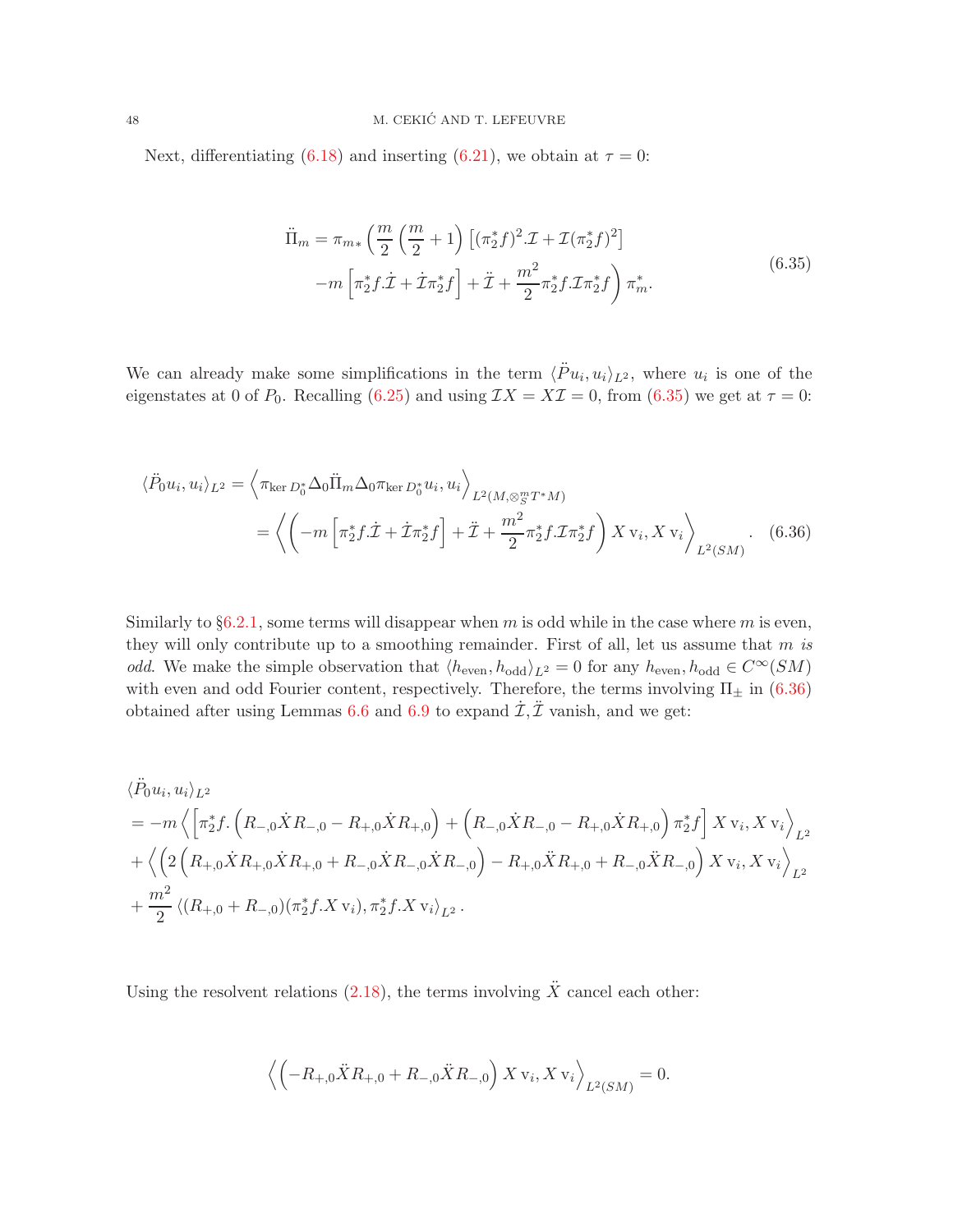Next, differentiating (6.18) and inserting (6.21), we obtain at $\tau = 0$:

$$\ddot{\Pi}_m = \pi_{m*}\Big(\frac{m}{2}\Big(\frac{m}{2}+1\Big)\left[(\pi_2^*f)^2.\mathcal{I} + \mathcal{I}(\pi_2^*f)^2\right] \\ -m\left[\pi_2^*f.\dot{\mathcal{I}} + \dot{\mathcal{I}}\pi_2^*f\right] + \ddot{\mathcal{I}} + \frac{m^2}{2}\pi_2^*f.\mathcal{I}\pi_2^*f\Big)\pi_m^*. \tag{6.35}$$

We can already make some simplifications in the term $\langle \ddot{P}u_i, u_i\rangle_{L^2}$, where $u_i$ is one of the eigenstates at 0 of $P_0$. Recalling (6.25) and using $\mathcal{I}X = X\mathcal{I} = 0$, from (6.35) we get at $\tau = 0$:

$$\begin{aligned}\langle \ddot{P}_0 u_i, u_i\rangle_{L^2} &= \left\langle \pi_{\ker D_0^*}\Delta_0\ddot{\Pi}_m\Delta_0\pi_{\ker D_0^*}u_i, u_i\right\rangle_{L^2(M,\otimes_S^m T^*M)} \\ &= \left\langle \left(-m\left[\pi_2^*f.\dot{\mathcal{I}} + \dot{\mathcal{I}}\pi_2^*f\right] + \ddot{\mathcal{I}} + \frac{m^2}{2}\pi_2^*f.\mathcal{I}\pi_2^*f\right)X\,\mathrm{v}_i, X\,\mathrm{v}_i\right\rangle_{L^2(SM)}.\end{aligned} \tag{6.36}$$

Similarly to §6.2.1, some terms will disappear when $m$ is odd while in the case where $m$ is even, they will only contribute up to a smoothing remainder. First of all, let us assume that *$m$ is odd*. We make the simple observation that $\langle h_{\mathrm{even}}, h_{\mathrm{odd}}\rangle_{L^2} = 0$ for any $h_{\mathrm{even}}, h_{\mathrm{odd}} \in C^\infty(SM)$ with even and odd Fourier content, respectively. Therefore, the terms involving $\Pi_\pm$ in (6.36) obtained after using Lemmas 6.6 and 6.9 to expand $\dot{\mathcal{I}}, \ddot{\mathcal{I}}$ vanish, and we get:

$$\begin{aligned}&\langle \ddot{P}_0 u_i, u_i\rangle_{L^2} \\ &= -m\left\langle \left[\pi_2^*f.\left(R_{-,0}\dot{X}R_{-,0} - R_{+,0}\dot{X}R_{+,0}\right) + \left(R_{-,0}\dot{X}R_{-,0} - R_{+,0}\dot{X}R_{+,0}\right)\pi_2^*f\right]X\,\mathrm{v}_i, X\,\mathrm{v}_i\right\rangle_{L^2} \\ &+ \left\langle \left(2\left(R_{+,0}\dot{X}R_{+,0}\dot{X}R_{+,0} + R_{-,0}\dot{X}R_{-,0}\dot{X}R_{-,0}\right) - R_{+,0}\ddot{X}R_{+,0} + R_{-,0}\ddot{X}R_{-,0}\right)X\,\mathrm{v}_i, X\,\mathrm{v}_i\right\rangle_{L^2} \\ &+ \frac{m^2}{2}\left\langle (R_{+,0}+R_{-,0})(\pi_2^*f.X\,\mathrm{v}_i), \pi_2^*f.X\,\mathrm{v}_i\right\rangle_{L^2}.\end{aligned}$$

Using the resolvent relations (2.18), the terms involving $\ddot{X}$ cancel each other:

$$\left\langle \left(-R_{+,0}\ddot{X}R_{+,0} + R_{-,0}\ddot{X}R_{-,0}\right)X\,\mathrm{v}_i, X\,\mathrm{v}_i\right\rangle_{L^2(SM)} = 0.$$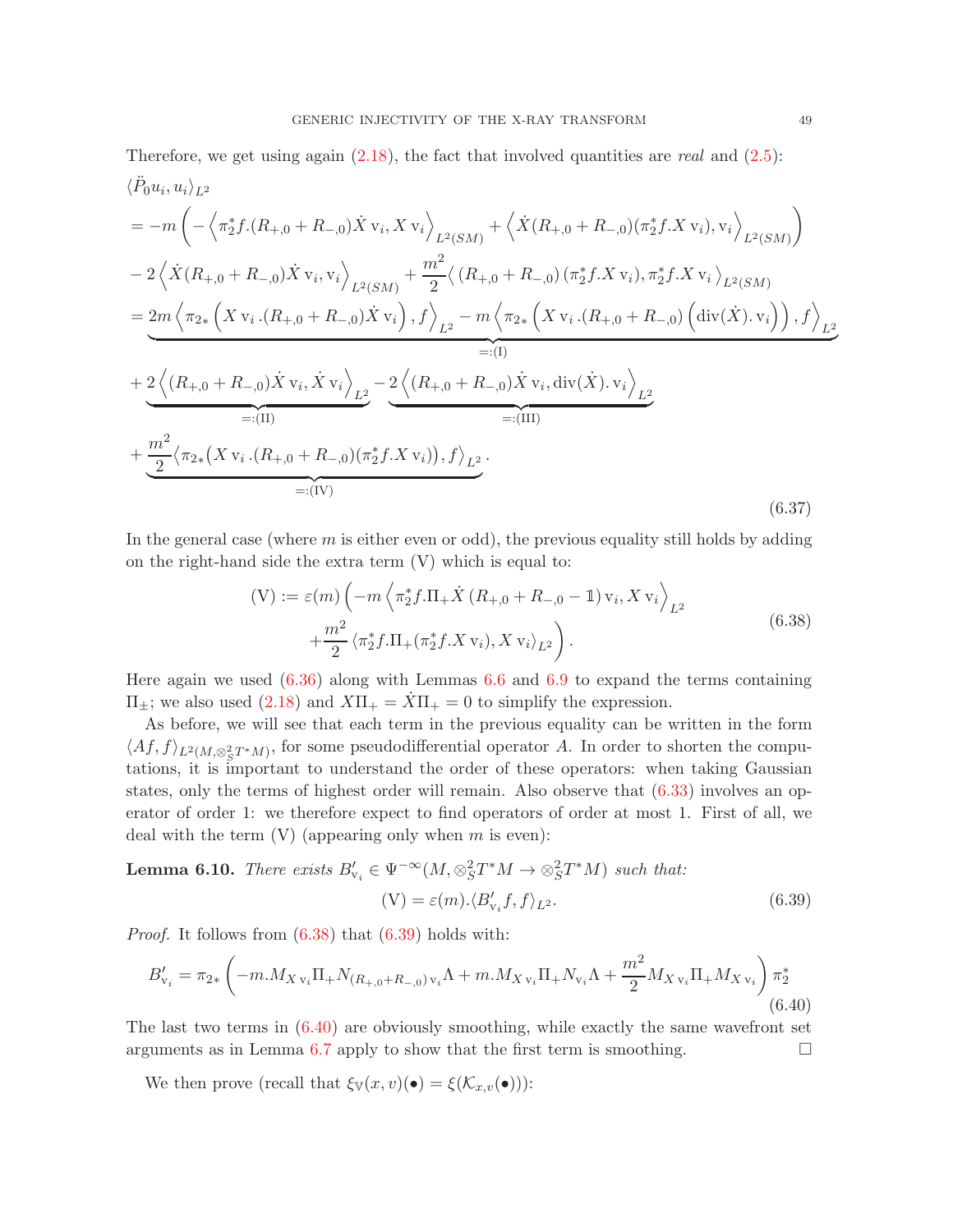Therefore, we get using again (2.18), the fact that involved quantities are *real* and (2.5):

$$
\begin{aligned}
&\langle \ddot{P}_0 u_i, u_i\rangle_{L^2} \\
&= -m\left(-\left\langle \pi_2^* f.(R_{+,0}+R_{-,0})\dot{X}\,\mathrm{v}_i, X\,\mathrm{v}_i\right\rangle_{L^2(SM)} + \left\langle \dot{X}(R_{+,0}+R_{-,0})(\pi_2^* f.X\,\mathrm{v}_i), \mathrm{v}_i\right\rangle_{L^2(SM)}\right) \\
&\quad - 2\left\langle \dot{X}(R_{+,0}+R_{-,0})\dot{X}\,\mathrm{v}_i, \mathrm{v}_i\right\rangle_{L^2(SM)} + \frac{m^2}{2}\left\langle (R_{+,0}+R_{-,0})\left(\pi_2^* f.X\,\mathrm{v}_i\right), \pi_2^* f.X\,\mathrm{v}_i\right\rangle_{L^2(SM)} \\
&= \underbrace{2m\left\langle \pi_{2*}\left(X\,\mathrm{v}_i\,.(R_{+,0}+R_{-,0})\dot{X}\,\mathrm{v}_i\right), f\right\rangle_{L^2} - m\left\langle \pi_{2*}\left(X\,\mathrm{v}_i\,.(R_{+,0}+R_{-,0})\left(\mathrm{div}(\dot{X}).\,\mathrm{v}_i\right)\right), f\right\rangle_{L^2}}_{=:\text{(I)}} \\
&\quad + \underbrace{2\left\langle (R_{+,0}+R_{-,0})\dot{X}\,\mathrm{v}_i, \dot{X}\,\mathrm{v}_i\right\rangle_{L^2}}_{=:\text{(II)}} - \underbrace{2\left\langle (R_{+,0}+R_{-,0})\dot{X}\,\mathrm{v}_i, \mathrm{div}(\dot{X}).\,\mathrm{v}_i\right\rangle_{L^2}}_{=:\text{(III)}} \\
&\quad + \underbrace{\frac{m^2}{2}\left\langle \pi_{2*}\left(X\,\mathrm{v}_i\,.(R_{+,0}+R_{-,0})(\pi_2^* f.X\,\mathrm{v}_i)\right), f\right\rangle_{L^2}}_{=:\text{(IV)}}.
\end{aligned}
\tag{6.37}
$$

In the general case (where $m$ is either even or odd), the previous equality still holds by adding on the right-hand side the extra term (V) which is equal to:

$$
\begin{aligned}
\text{(V)} := \varepsilon(m)\Big(&-m\left\langle \pi_2^* f.\Pi_+\dot{X}\left(R_{+,0}+R_{-,0}-\mathbb{1}\right)\mathrm{v}_i, X\,\mathrm{v}_i\right\rangle_{L^2} \\
&+\frac{m^2}{2}\left\langle \pi_2^* f.\Pi_+(\pi_2^* f.X\,\mathrm{v}_i), X\,\mathrm{v}_i\right\rangle_{L^2}\Big).
\end{aligned}
\tag{6.38}
$$

Here again we used (6.36) along with Lemmas 6.6 and 6.9 to expand the terms containing $\Pi_\pm$; we also used (2.18) and $X\Pi_+ = \dot{X}\Pi_+ = 0$ to simplify the expression.

As before, we will see that each term in the previous equality can be written in the form $\langle Af, f\rangle_{L^2(M,\otimes_S^2 T^*M)}$, for some pseudodifferential operator $A$. In order to shorten the computations, it is important to understand the order of these operators: when taking Gaussian states, only the terms of highest order will remain. Also observe that (6.33) involves an operator of order 1: we therefore expect to find operators of order at most 1. First of all, we deal with the term (V) (appearing only when $m$ is even):

**Lemma 6.10.** *There exists $B'_{\mathrm{v}_i} \in \Psi^{-\infty}(M, \otimes_S^2 T^*M \to \otimes_S^2 T^*M)$ such that:*

$$
\text{(V)} = \varepsilon(m).\langle B'_{\mathrm{v}_i} f, f\rangle_{L^2}. \tag{6.39}
$$

*Proof.* It follows from (6.38) that (6.39) holds with:

$$
B'_{\mathrm{v}_i} = \pi_{2*}\left(-m.M_{X\,\mathrm{v}_i}\Pi_+ N_{(R_{+,0}+R_{-,0})\,\mathrm{v}_i}\Lambda + m.M_{X\,\mathrm{v}_i}\Pi_+ N_{\mathrm{v}_i}\Lambda + \frac{m^2}{2}M_{X\,\mathrm{v}_i}\Pi_+ M_{X\,\mathrm{v}_i}\right)\pi_2^* \tag{6.40}
$$

The last two terms in (6.40) are obviously smoothing, while exactly the same wavefront set arguments as in Lemma 6.7 apply to show that the first term is smoothing. $\square$

We then prove (recall that $\xi_{\mathbb{V}}(x,v)(\bullet) = \xi(\mathcal{K}_{x,v}(\bullet))$):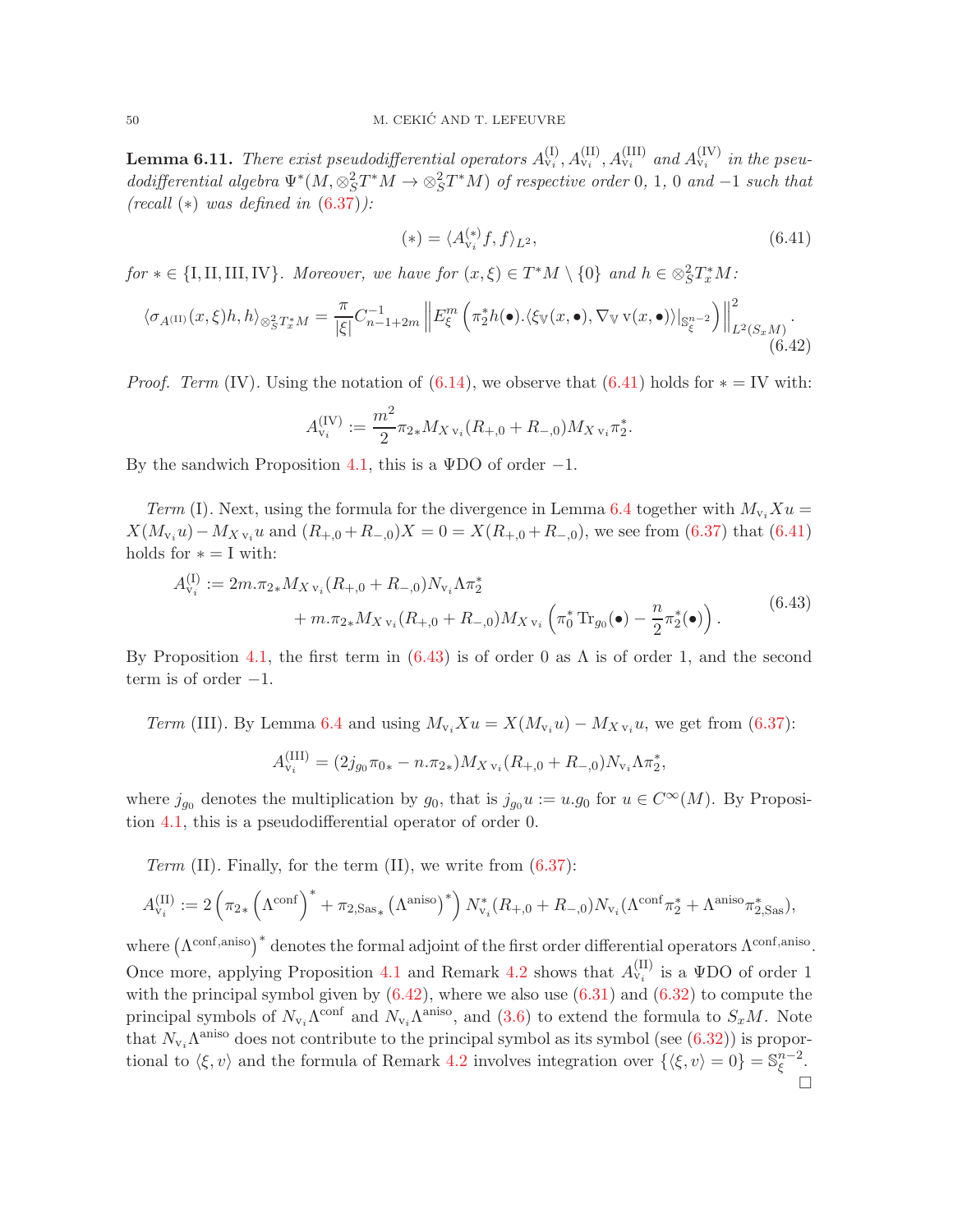**Lemma 6.11.** *There exist pseudodifferential operators $A^{(\mathrm{I})}_{\mathrm{v}_i}, A^{(\mathrm{II})}_{\mathrm{v}_i}, A^{(\mathrm{III})}_{\mathrm{v}_i}$ and $A^{(\mathrm{IV})}_{\mathrm{v}_i}$ in the pseudodifferential algebra $\Psi^*(M, \otimes^2_S T^*M \to \otimes^2_S T^*M)$ of respective order 0, 1, 0 and $-1$ such that (recall $(*)$ was defined in (6.37)):*

$$(*) = \langle A^{(*)}_{\mathrm{v}_i} f, f\rangle_{L^2}, \tag{6.41}$$

*for $* \in \{\mathrm{I}, \mathrm{II}, \mathrm{III}, \mathrm{IV}\}$. Moreover, we have for $(x,\xi) \in T^*M \setminus \{0\}$ and $h \in \otimes^2_S T^*_x M$:*

$$\langle \sigma_{A^{(\mathrm{II})}}(x,\xi) h, h\rangle_{\otimes^2_S T^*_x M} = \frac{\pi}{|\xi|} C^{-1}_{n-1+2m} \left\| E^m_\xi \left( \pi_2^* h(\bullet).\langle \xi_{\mathbb{V}}(x,\bullet), \nabla_{\mathbb{V}}\, \mathrm{v}(x,\bullet)\rangle|_{\mathbb{S}^{n-2}_\xi}\right)\right\|^2_{L^2(S_xM)}. \tag{6.42}$$

*Proof.* *Term* (IV). Using the notation of (6.14), we observe that (6.41) holds for $* = \mathrm{IV}$ with:

$$A^{(\mathrm{IV})}_{\mathrm{v}_i} := \frac{m^2}{2} \pi_{2*} M_{X\,\mathrm{v}_i}(R_{+,0} + R_{-,0}) M_{X\,\mathrm{v}_i} \pi_2^*.$$

By the sandwich Proposition 4.1, this is a ΨDO of order $-1$.

*Term* (I). Next, using the formula for the divergence in Lemma 6.4 together with $M_{\mathrm{v}_i} X u = X(M_{\mathrm{v}_i} u) - M_{X\,\mathrm{v}_i} u$ and $(R_{+,0} + R_{-,0})X = 0 = X(R_{+,0} + R_{-,0})$, we see from (6.37) that (6.41) holds for $* = \mathrm{I}$ with:

$$\begin{aligned} A^{(\mathrm{I})}_{\mathrm{v}_i} := 2m.\pi_{2*} M_{X\,\mathrm{v}_i} (R_{+,0} + R_{-,0}) N_{\mathrm{v}_i} \Lambda \pi_2^* \\ + m.\pi_{2*} M_{X\,\mathrm{v}_i}(R_{+,0} + R_{-,0}) M_{X\,\mathrm{v}_i} \left( \pi_0^* \operatorname{Tr}_{g_0}(\bullet) - \frac{n}{2}\pi_2^*(\bullet)\right). \end{aligned} \tag{6.43}$$

By Proposition 4.1, the first term in (6.43) is of order 0 as $\Lambda$ is of order 1, and the second term is of order $-1$.

*Term* (III). By Lemma 6.4 and using $M_{\mathrm{v}_i} X u = X(M_{\mathrm{v}_i} u) - M_{X\,\mathrm{v}_i} u$, we get from (6.37):

$$A^{(\mathrm{III})}_{\mathrm{v}_i} = (2 j_{g_0} \pi_{0*} - n.\pi_{2*}) M_{X\,\mathrm{v}_i} (R_{+,0} + R_{-,0}) N_{\mathrm{v}_i} \Lambda \pi_2^*,$$

where $j_{g_0}$ denotes the multiplication by $g_0$, that is $j_{g_0} u := u.g_0$ for $u \in C^\infty(M)$. By Proposition 4.1, this is a pseudodifferential operator of order 0.

*Term* (II). Finally, for the term (II), we write from (6.37):

$$A^{(\mathrm{II})}_{\mathrm{v}_i} := 2\left( \pi_{2*} \left(\Lambda^{\mathrm{conf}}\right)^* + \pi_{2,\mathrm{Sas}_*} \left(\Lambda^{\mathrm{aniso}}\right)^*\right) N^*_{\mathrm{v}_i} (R_{+,0} + R_{-,0}) N_{\mathrm{v}_i} (\Lambda^{\mathrm{conf}} \pi_2^* + \Lambda^{\mathrm{aniso}} \pi^*_{2,\mathrm{Sas}}),$$

where $\left(\Lambda^{\mathrm{conf,aniso}}\right)^*$ denotes the formal adjoint of the first order differential operators $\Lambda^{\mathrm{conf,aniso}}$. Once more, applying Proposition 4.1 and Remark 4.2 shows that $A^{(\mathrm{II})}_{\mathrm{v}_i}$ is a ΨDO of order 1 with the principal symbol given by (6.42), where we also use (6.31) and (6.32) to compute the principal symbols of $N_{\mathrm{v}_i}\Lambda^{\mathrm{conf}}$ and $N_{\mathrm{v}_i}\Lambda^{\mathrm{aniso}}$, and (3.6) to extend the formula to $S_xM$. Note that $N_{\mathrm{v}_i}\Lambda^{\mathrm{aniso}}$ does not contribute to the principal symbol as its symbol (see (6.32)) is proportional to $\langle \xi, v\rangle$ and the formula of Remark 4.2 involves integration over $\{\langle \xi, v\rangle = 0\} = \mathbb{S}^{n-2}_\xi$. □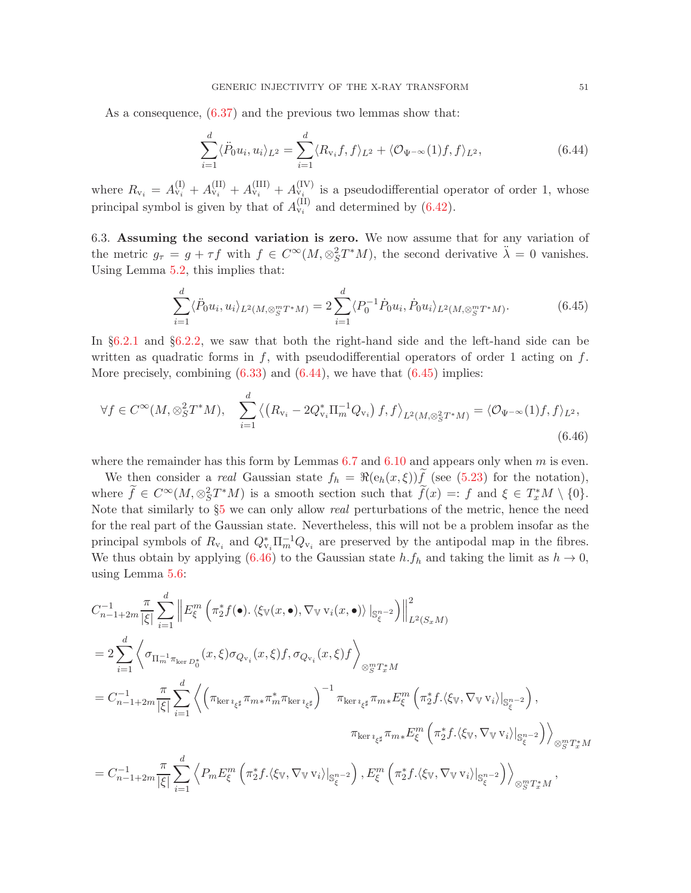As a consequence, (6.37) and the previous two lemmas show that:

$$\sum_{i=1}^{d} \langle \ddot{P}_0 u_i, u_i \rangle_{L^2} = \sum_{i=1}^{d} \langle R_{\mathrm{v}_i} f, f \rangle_{L^2} + \langle \mathcal{O}_{\Psi^{-\infty}}(1) f, f \rangle_{L^2}, \tag{6.44}$$

where $R_{\mathrm{v}_i} = A_{\mathrm{v}_i}^{(\mathrm{I})} + A_{\mathrm{v}_i}^{(\mathrm{II})} + A_{\mathrm{v}_i}^{(\mathrm{III})} + A_{\mathrm{v}_i}^{(\mathrm{IV})}$ is a pseudodifferential operator of order 1, whose principal symbol is given by that of $A_{\mathrm{v}_i}^{(\mathrm{II})}$ and determined by (6.42).

6.3. **Assuming the second variation is zero.** We now assume that for any variation of the metric $g_\tau = g + \tau f$ with $f \in C^\infty(M, \otimes_S^2 T^*M)$, the second derivative $\ddot{\lambda} = 0$ vanishes. Using Lemma 5.2, this implies that:

$$\sum_{i=1}^{d} \langle \ddot{P}_0 u_i, u_i \rangle_{L^2(M, \otimes_S^m T^*M)} = 2 \sum_{i=1}^{d} \langle P_0^{-1} \dot{P}_0 u_i, \dot{P}_0 u_i \rangle_{L^2(M, \otimes_S^m T^*M)}. \tag{6.45}$$

In §6.2.1 and §6.2.2, we saw that both the right-hand side and the left-hand side can be written as quadratic forms in $f$, with pseudodifferential operators of order 1 acting on $f$. More precisely, combining (6.33) and (6.44), we have that (6.45) implies:

$$\forall f \in C^\infty(M, \otimes_S^2 T^*M), \quad \sum_{i=1}^{d} \left\langle \left( R_{\mathrm{v}_i} - 2 Q_{\mathrm{v}_i}^* \Pi_m^{-1} Q_{\mathrm{v}_i} \right) f, f \right\rangle_{L^2(M, \otimes_S^2 T^*M)} = \langle \mathcal{O}_{\Psi^{-\infty}}(1) f, f \rangle_{L^2}, \tag{6.46}$$

where the remainder has this form by Lemmas 6.7 and 6.10 and appears only when $m$ is even.

We then consider a *real* Gaussian state $f_h = \Re(\mathrm{e}_h(x, \xi)) \widetilde{f}$ (see (5.23) for the notation), where $\widetilde{f} \in C^\infty(M, \otimes_S^2 T^*M)$ is a smooth section such that $\widetilde{f}(x) =: f$ and $\xi \in T_x^*M \setminus \{0\}$. Note that similarly to §5 we can only allow *real* perturbations of the metric, hence the need for the real part of the Gaussian state. Nevertheless, this will not be a problem insofar as the principal symbols of $R_{\mathrm{v}_i}$ and $Q_{\mathrm{v}_i}^* \Pi_m^{-1} Q_{\mathrm{v}_i}$ are preserved by the antipodal map in the fibres. We thus obtain by applying (6.46) to the Gaussian state $h.f_h$ and taking the limit as $h \to 0$, using Lemma 5.6:

$$\begin{aligned}
&C_{n-1+2m}^{-1} \frac{\pi}{|\xi|} \sum_{i=1}^{d} \left\| E_\xi^m \left( \pi_2^* f(\bullet). \langle \xi_{\mathbb{V}}(x, \bullet), \nabla_{\mathbb{V}} \mathrm{v}_i(x, \bullet) \rangle \,|_{\mathbb{S}_\xi^{n-2}} \right) \right\|_{L^2(S_x M)}^2 \\
&= 2 \sum_{i=1}^{d} \left\langle \sigma_{\Pi_m^{-1} \pi_{\ker D_0^*}}(x, \xi) \sigma_{Q_{\mathrm{v}_i}}(x, \xi) f, \sigma_{Q_{\mathrm{v}_i}}(x, \xi) f \right\rangle_{\otimes_S^m T_x^* M} \\
&= C_{n-1+2m}^{-1} \frac{\pi}{|\xi|} \sum_{i=1}^{d} \Big\langle \left( \pi_{\ker \imath_{\xi^\sharp}} \pi_{m*} \pi_m^* \pi_{\ker \imath_{\xi^\sharp}} \right)^{-1} \pi_{\ker \imath_{\xi^\sharp}} \pi_{m*} E_\xi^m \left( \pi_2^* f. \langle \xi_{\mathbb{V}}, \nabla_{\mathbb{V}} \mathrm{v}_i \rangle |_{\mathbb{S}_\xi^{n-2}} \right), \\
&\qquad\qquad\qquad\qquad \pi_{\ker \imath_{\xi^\sharp}} \pi_{m*} E_\xi^m \left( \pi_2^* f. \langle \xi_{\mathbb{V}}, \nabla_{\mathbb{V}} \mathrm{v}_i \rangle |_{\mathbb{S}_\xi^{n-2}} \right) \Big\rangle_{\otimes_S^m T_x^* M} \\
&= C_{n-1+2m}^{-1} \frac{\pi}{|\xi|} \sum_{i=1}^{d} \left\langle P_m E_\xi^m \left( \pi_2^* f. \langle \xi_{\mathbb{V}}, \nabla_{\mathbb{V}} \mathrm{v}_i \rangle |_{\mathbb{S}_\xi^{n-2}} \right), E_\xi^m \left( \pi_2^* f. \langle \xi_{\mathbb{V}}, \nabla_{\mathbb{V}} \mathrm{v}_i \rangle |_{\mathbb{S}_\xi^{n-2}} \right) \right\rangle_{\otimes_S^m T_x^* M},
\end{aligned}$$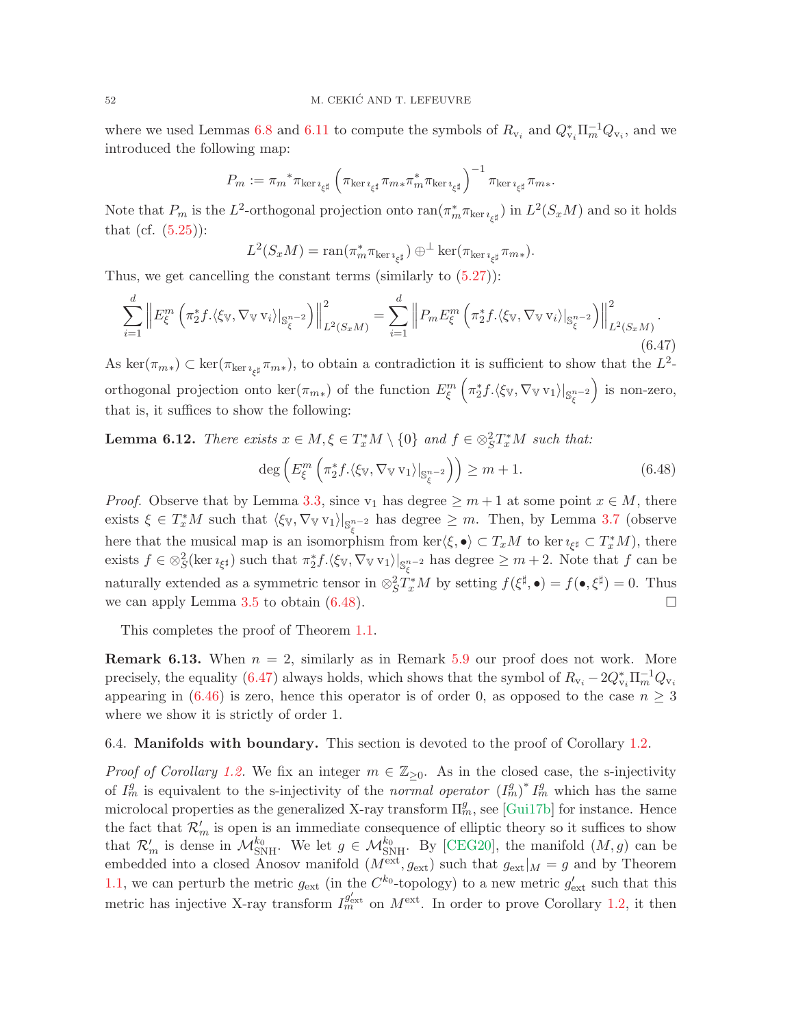where we used Lemmas 6.8 and 6.11 to compute the symbols of $R_{\mathrm{v}_i}$ and $Q_{\mathrm{v}_i}^*\Pi_m^{-1}Q_{\mathrm{v}_i}$, and we introduced the following map:

$$P_m := {\pi_m}^*\pi_{\ker \imath_{\xi^\sharp}}\left(\pi_{\ker \imath_{\xi^\sharp}}\pi_{m*}\pi_m^*\pi_{\ker \imath_{\xi^\sharp}}\right)^{-1}\pi_{\ker \imath_{\xi^\sharp}}\pi_{m*}.$$

Note that $P_m$ is the $L^2$-orthogonal projection onto $\operatorname{ran}(\pi_m^*\pi_{\ker \imath_{\xi^\sharp}})$ in $L^2(S_xM)$ and so it holds that (cf. (5.25)):

$$L^2(S_xM) = \operatorname{ran}(\pi_m^*\pi_{\ker \imath_{\xi^\sharp}}) \oplus^\perp \ker(\pi_{\ker \imath_{\xi^\sharp}}\pi_{m*}).$$

Thus, we get cancelling the constant terms (similarly to (5.27)):

$$\sum_{i=1}^d \left\| E_\xi^m\left(\pi_2^*f.\langle \xi_{\mathbb{V}}, \nabla_{\mathbb{V}}\, \mathrm{v}_i\rangle|_{\mathbb{S}_\xi^{n-2}}\right)\right\|^2_{L^2(S_xM)} = \sum_{i=1}^d \left\| P_m E_\xi^m\left(\pi_2^*f.\langle \xi_{\mathbb{V}}, \nabla_{\mathbb{V}}\, \mathrm{v}_i\rangle|_{\mathbb{S}_\xi^{n-2}}\right)\right\|^2_{L^2(S_xM)}. \tag{6.47}$$

As $\ker(\pi_{m*}) \subset \ker(\pi_{\ker \imath_{\xi^\sharp}}\pi_{m*})$, to obtain a contradiction it is sufficient to show that the $L^2$-orthogonal projection onto $\ker(\pi_{m*})$ of the function $E_\xi^m\left(\pi_2^*f.\langle \xi_{\mathbb{V}}, \nabla_{\mathbb{V}}\, \mathrm{v}_1\rangle|_{\mathbb{S}_\xi^{n-2}}\right)$ is non-zero, that is, it suffices to show the following:

**Lemma 6.12.** *There exists $x \in M, \xi \in T_x^*M \setminus \{0\}$ and $f \in \otimes_S^2 T_x^*M$ such that:*

$$\deg\left(E_\xi^m\left(\pi_2^*f.\langle \xi_{\mathbb{V}}, \nabla_{\mathbb{V}}\, \mathrm{v}_1\rangle|_{\mathbb{S}_\xi^{n-2}}\right)\right) \geq m+1. \tag{6.48}$$

*Proof.* Observe that by Lemma 3.3, since $\mathrm{v}_1$ has degree $\geq m+1$ at some point $x \in M$, there exists $\xi \in T_x^*M$ such that $\langle \xi_{\mathbb{V}}, \nabla_{\mathbb{V}}\, \mathrm{v}_1\rangle|_{\mathbb{S}_\xi^{n-2}}$ has degree $\geq m$. Then, by Lemma 3.7 (observe here that the musical map is an isomorphism from $\ker\langle \xi, \bullet\rangle \subset T_xM$ to $\ker \imath_{\xi^\sharp} \subset T_x^*M$), there exists $f \in \otimes_S^2(\ker \imath_{\xi^\sharp})$ such that $\pi_2^*f.\langle \xi_{\mathbb{V}}, \nabla_{\mathbb{V}}\, \mathrm{v}_1\rangle|_{\mathbb{S}_\xi^{n-2}}$ has degree $\geq m+2$. Note that $f$ can be naturally extended as a symmetric tensor in $\otimes_S^2 T_x^*M$ by setting $f(\xi^\sharp, \bullet) = f(\bullet, \xi^\sharp) = 0$. Thus we can apply Lemma 3.5 to obtain (6.48). □

This completes the proof of Theorem 1.1.

**Remark 6.13.** When $n = 2$, similarly as in Remark 5.9 our proof does not work. More precisely, the equality (6.47) always holds, which shows that the symbol of $R_{\mathrm{v}_i} - 2Q_{\mathrm{v}_i}^*\Pi_m^{-1}Q_{\mathrm{v}_i}$ appearing in (6.46) is zero, hence this operator is of order 0, as opposed to the case $n \geq 3$ where we show it is strictly of order 1.

### 6.4. Manifolds with boundary.

This section is devoted to the proof of Corollary 1.2.

*Proof of Corollary 1.2.* We fix an integer $m \in \mathbb{Z}_{\geq 0}$. As in the closed case, the s-injectivity of $I_m^g$ is equivalent to the s-injectivity of the *normal operator* $(I_m^g)^* I_m^g$ which has the same microlocal properties as the generalized X-ray transform $\Pi_m^g$, see [Gui17b] for instance. Hence the fact that $\mathcal{R}_m'$ is open is an immediate consequence of elliptic theory so it suffices to show that $\mathcal{R}_m'$ is dense in $\mathcal{M}_{\mathrm{SNH}}^{k_0}$. We let $g \in \mathcal{M}_{\mathrm{SNH}}^{k_0}$. By [CEG20], the manifold $(M, g)$ can be embedded into a closed Anosov manifold $(M^{\mathrm{ext}}, g_{\mathrm{ext}})$ such that $g_{\mathrm{ext}}|_M = g$ and by Theorem 1.1, we can perturb the metric $g_{\mathrm{ext}}$ (in the $C^{k_0}$-topology) to a new metric $g_{\mathrm{ext}}'$ such that this metric has injective X-ray transform $I_m^{g_{\mathrm{ext}}'}$ on $M^{\mathrm{ext}}$. In order to prove Corollary 1.2, it then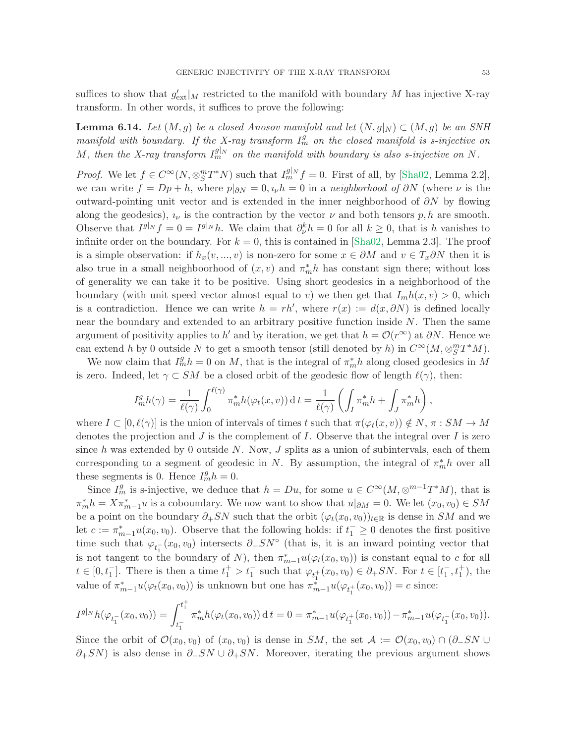suffices to show that $g'_{\mathrm{ext}}|_M$ restricted to the manifold with boundary $M$ has injective X-ray transform. In other words, it suffices to prove the following:

**Lemma 6.14.** *Let $(M, g)$ be a closed Anosov manifold and let $(N, g|_N) \subset (M, g)$ be an SNH manifold with boundary. If the X-ray transform $I^g_m$ on the closed manifold is s-injective on $M$, then the X-ray transform $I^{g|_N}_m$ on the manifold with boundary is also s-injective on $N$.*

*Proof.* We let $f \in C^\infty(N, \otimes^m_S T^*N)$ such that $I^{g|_N}_m f = 0$. First of all, by [Sha02, Lemma 2.2], we can write $f = Dp + h$, where $p|_{\partial N} = 0, \imath_\nu h = 0$ in a *neighborhood of* $\partial N$ (where $\nu$ is the outward-pointing unit vector and is extended in the inner neighborhood of $\partial N$ by flowing along the geodesics), $\imath_\nu$ is the contraction by the vector $\nu$ and both tensors $p, h$ are smooth. Observe that $I^{g|_N} f = 0 = I^{g|_N} h$. We claim that $\partial^k_\nu h = 0$ for all $k \geq 0$, that is $h$ vanishes to infinite order on the boundary. For $k = 0$, this is contained in [Sha02, Lemma 2.3]. The proof is a simple observation: if $h_x(v, ..., v)$ is non-zero for some $x \in \partial M$ and $v \in T_x\partial N$ then it is also true in a small neighboorhood of $(x, v)$ and $\pi^*_m h$ has constant sign there; without loss of generality we can take it to be positive. Using short geodesics in a neighborhood of the boundary (with unit speed vector almost equal to $v$) we then get that $I_m h(x, v) > 0$, which is a contradiction. Hence we can write $h = rh'$, where $r(x) := d(x, \partial N)$ is defined locally near the boundary and extended to an arbitrary positive function inside $N$. Then the same argument of positivity applies to $h'$ and by iteration, we get that $h = \mathcal{O}(r^\infty)$ at $\partial N$. Hence we can extend $h$ by 0 outside $N$ to get a smooth tensor (still denoted by $h$) in $C^\infty(M, \otimes^m_S T^*M)$.

We now claim that $I^g_m h = 0$ on $M$, that is the integral of $\pi^*_m h$ along closed geodesics in $M$ is zero. Indeed, let $\gamma \subset SM$ be a closed orbit of the geodesic flow of length $\ell(\gamma)$, then:

$$I^g_m h(\gamma) = \frac{1}{\ell(\gamma)} \int_0^{\ell(\gamma)} \pi^*_m h(\varphi_t(x, v))\, \mathrm{d}\, t = \frac{1}{\ell(\gamma)} \left( \int_I \pi^*_m h + \int_J \pi^*_m h \right),$$

where $I \subset [0, \ell(\gamma)]$ is the union of intervals of times $t$ such that $\pi(\varphi_t(x, v)) \notin N$, $\pi : SM \to M$ denotes the projection and $J$ is the complement of $I$. Observe that the integral over $I$ is zero since $h$ was extended by 0 outside $N$. Now, $J$ splits as a union of subintervals, each of them corresponding to a segment of geodesic in $N$. By assumption, the integral of $\pi^*_m h$ over all these segments is 0. Hence $I^g_m h = 0$.

Since $I^g_m$ is s-injective, we deduce that $h = Du$, for some $u \in C^\infty(M, \otimes^{m-1} T^*M)$, that is $\pi^*_m h = X\pi^*_{m-1} u$ is a coboundary. We now want to show that $u|_{\partial M} = 0$. We let $(x_0, v_0) \in SM$ be a point on the boundary $\partial_+ SN$ such that the orbit $(\varphi_t(x_0, v_0))_{t \in \mathbb{R}}$ is dense in $SM$ and we let $c := \pi^*_{m-1} u(x_0, v_0)$. Observe that the following holds: if $t^-_1 \geq 0$ denotes the first positive time such that $\varphi_{t^-_1}(x_0, v_0)$ intersects $\partial_- SN^\circ$ (that is, it is an inward pointing vector that is not tangent to the boundary of $N$), then $\pi^*_{m-1} u(\varphi_t(x_0, v_0))$ is constant equal to $c$ for all $t \in [0, t^-_1]$. There is then a time $t^+_1 > t^-_1$ such that $\varphi_{t^+_1}(x_0, v_0) \in \partial_+ SN$. For $t \in [t^-_1, t^+_1)$, the value of $\pi^*_{m-1} u(\varphi_t(x_0, v_0))$ is unknown but one has $\pi^*_{m-1} u(\varphi_{t^+_1}(x_0, v_0)) = c$ since:

$$I^{g|_N} h(\varphi_{t^-_1}(x_0, v_0)) = \int_{t^-_1}^{t^+_1} \pi^*_m h(\varphi_t(x_0, v_0))\, \mathrm{d}\, t = 0 = \pi^*_{m-1} u(\varphi_{t^+_1}(x_0, v_0)) - \pi^*_{m-1} u(\varphi_{t^-_1}(x_0, v_0)).$$

Since the orbit of $\mathcal{O}(x_0, v_0)$ of $(x_0, v_0)$ is dense in $SM$, the set $\mathcal{A} := \mathcal{O}(x_0, v_0) \cap (\partial_- SN \cup \partial_+ SN)$ is also dense in $\partial_- SN \cup \partial_+ SN$. Moreover, iterating the previous argument shows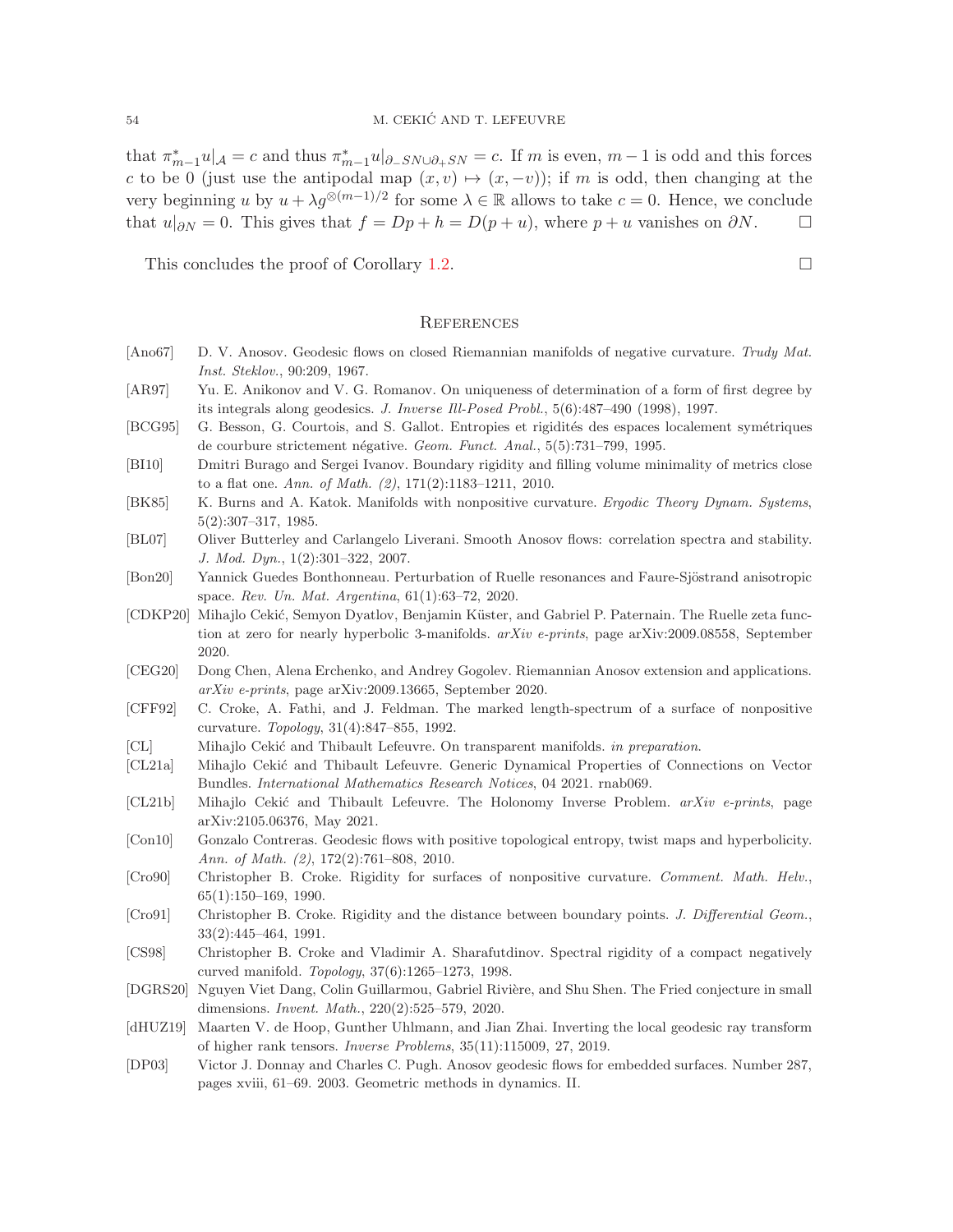that $\pi_{m-1}^* u|_{\mathcal{A}} = c$ and thus $\pi_{m-1}^* u|_{\partial_- SN \cup \partial_+ SN} = c$. If $m$ is even, $m-1$ is odd and this forces $c$ to be 0 (just use the antipodal map $(x,v) \mapsto (x,-v)$); if $m$ is odd, then changing at the very beginning $u$ by $u + \lambda g^{\otimes(m-1)/2}$ for some $\lambda \in \mathbb{R}$ allows to take $c = 0$. Hence, we conclude that $u|_{\partial N} = 0$. This gives that $f = Dp + h = D(p+u)$, where $p + u$ vanishes on $\partial N$. □

This concludes the proof of Corollary 1.2. □

## References

[Ano67] D. V. Anosov. Geodesic flows on closed Riemannian manifolds of negative curvature. *Trudy Mat. Inst. Steklov.*, 90:209, 1967.

[AR97] Yu. E. Anikonov and V. G. Romanov. On uniqueness of determination of a form of first degree by its integrals along geodesics. *J. Inverse Ill-Posed Probl.*, 5(6):487–490 (1998), 1997.

[BCG95] G. Besson, G. Courtois, and S. Gallot. Entropies et rigidités des espaces localement symétriques de courbure strictement négative. *Geom. Funct. Anal.*, 5(5):731–799, 1995.

[BI10] Dmitri Burago and Sergei Ivanov. Boundary rigidity and filling volume minimality of metrics close to a flat one. *Ann. of Math. (2)*, 171(2):1183–1211, 2010.

[BK85] K. Burns and A. Katok. Manifolds with nonpositive curvature. *Ergodic Theory Dynam. Systems*, 5(2):307–317, 1985.

[BL07] Oliver Butterley and Carlangelo Liverani. Smooth Anosov flows: correlation spectra and stability. *J. Mod. Dyn.*, 1(2):301–322, 2007.

[Bon20] Yannick Guedes Bonthonneau. Perturbation of Ruelle resonances and Faure-Sjöstrand anisotropic space. *Rev. Un. Mat. Argentina*, 61(1):63–72, 2020.

[CDKP20] Mihajlo Cekić, Semyon Dyatlov, Benjamin Küster, and Gabriel P. Paternain. The Ruelle zeta function at zero for nearly hyperbolic 3-manifolds. *arXiv e-prints*, page arXiv:2009.08558, September 2020.

[CEG20] Dong Chen, Alena Erchenko, and Andrey Gogolev. Riemannian Anosov extension and applications. *arXiv e-prints*, page arXiv:2009.13665, September 2020.

[CFF92] C. Croke, A. Fathi, and J. Feldman. The marked length-spectrum of a surface of nonpositive curvature. *Topology*, 31(4):847–855, 1992.

[CL] Mihajlo Cekić and Thibault Lefeuvre. On transparent manifolds. *in preparation*.

[CL21a] Mihajlo Cekić and Thibault Lefeuvre. Generic Dynamical Properties of Connections on Vector Bundles. *International Mathematics Research Notices*, 04 2021. rnab069.

[CL21b] Mihajlo Cekić and Thibault Lefeuvre. The Holonomy Inverse Problem. *arXiv e-prints*, page arXiv:2105.06376, May 2021.

[Con10] Gonzalo Contreras. Geodesic flows with positive topological entropy, twist maps and hyperbolicity. *Ann. of Math. (2)*, 172(2):761–808, 2010.

[Cro90] Christopher B. Croke. Rigidity for surfaces of nonpositive curvature. *Comment. Math. Helv.*, 65(1):150–169, 1990.

[Cro91] Christopher B. Croke. Rigidity and the distance between boundary points. *J. Differential Geom.*, 33(2):445–464, 1991.

[CS98] Christopher B. Croke and Vladimir A. Sharafutdinov. Spectral rigidity of a compact negatively curved manifold. *Topology*, 37(6):1265–1273, 1998.

[DGRS20] Nguyen Viet Dang, Colin Guillarmou, Gabriel Rivière, and Shu Shen. The Fried conjecture in small dimensions. *Invent. Math.*, 220(2):525–579, 2020.

[dHUZ19] Maarten V. de Hoop, Gunther Uhlmann, and Jian Zhai. Inverting the local geodesic ray transform of higher rank tensors. *Inverse Problems*, 35(11):115009, 27, 2019.

[DP03] Victor J. Donnay and Charles C. Pugh. Anosov geodesic flows for embedded surfaces. Number 287, pages xviii, 61–69. 2003. Geometric methods in dynamics. II.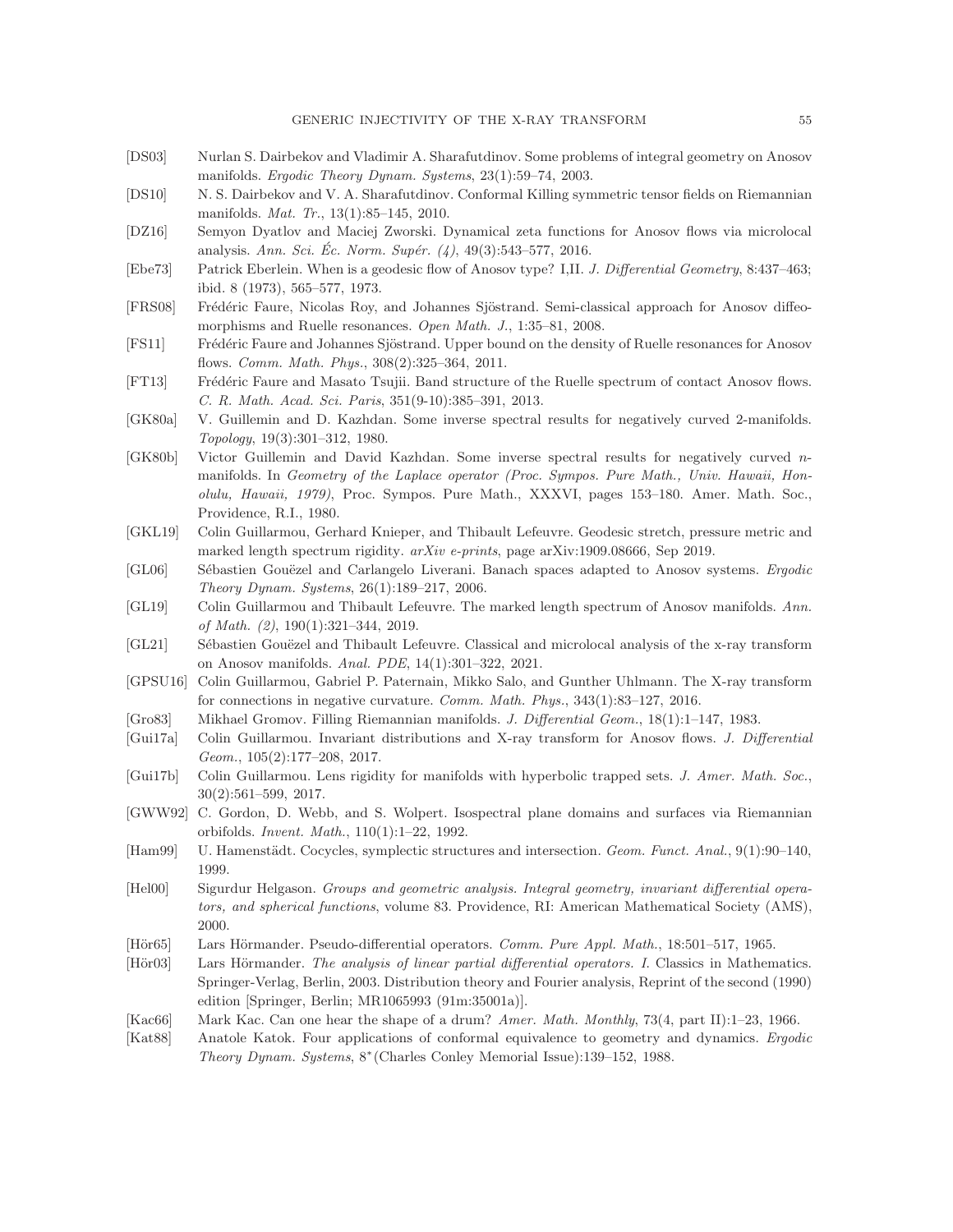[DS03] Nurlan S. Dairbekov and Vladimir A. Sharafutdinov. Some problems of integral geometry on Anosov manifolds. *Ergodic Theory Dynam. Systems*, 23(1):59–74, 2003.

[DS10] N. S. Dairbekov and V. A. Sharafutdinov. Conformal Killing symmetric tensor fields on Riemannian manifolds. *Mat. Tr.*, 13(1):85–145, 2010.

[DZ16] Semyon Dyatlov and Maciej Zworski. Dynamical zeta functions for Anosov flows via microlocal analysis. *Ann. Sci. Éc. Norm. Supér. (4)*, 49(3):543–577, 2016.

[Ebe73] Patrick Eberlein. When is a geodesic flow of Anosov type? I,II. *J. Differential Geometry*, 8:437–463; ibid. 8 (1973), 565–577, 1973.

[FRS08] Frédéric Faure, Nicolas Roy, and Johannes Sjöstrand. Semi-classical approach for Anosov diffeomorphisms and Ruelle resonances. *Open Math. J.*, 1:35–81, 2008.

[FS11] Frédéric Faure and Johannes Sjöstrand. Upper bound on the density of Ruelle resonances for Anosov flows. *Comm. Math. Phys.*, 308(2):325–364, 2011.

[FT13] Frédéric Faure and Masato Tsujii. Band structure of the Ruelle spectrum of contact Anosov flows. *C. R. Math. Acad. Sci. Paris*, 351(9-10):385–391, 2013.

[GK80a] V. Guillemin and D. Kazhdan. Some inverse spectral results for negatively curved 2-manifolds. *Topology*, 19(3):301–312, 1980.

[GK80b] Victor Guillemin and David Kazhdan. Some inverse spectral results for negatively curved $n$-manifolds. In *Geometry of the Laplace operator (Proc. Sympos. Pure Math., Univ. Hawaii, Honolulu, Hawaii, 1979)*, Proc. Sympos. Pure Math., XXXVI, pages 153–180. Amer. Math. Soc., Providence, R.I., 1980.

[GKL19] Colin Guillarmou, Gerhard Knieper, and Thibault Lefeuvre. Geodesic stretch, pressure metric and marked length spectrum rigidity. *arXiv e-prints*, page arXiv:1909.08666, Sep 2019.

[GL06] Sébastien Gouëzel and Carlangelo Liverani. Banach spaces adapted to Anosov systems. *Ergodic Theory Dynam. Systems*, 26(1):189–217, 2006.

[GL19] Colin Guillarmou and Thibault Lefeuvre. The marked length spectrum of Anosov manifolds. *Ann. of Math. (2)*, 190(1):321–344, 2019.

[GL21] Sébastien Gouëzel and Thibault Lefeuvre. Classical and microlocal analysis of the x-ray transform on Anosov manifolds. *Anal. PDE*, 14(1):301–322, 2021.

[GPSU16] Colin Guillarmou, Gabriel P. Paternain, Mikko Salo, and Gunther Uhlmann. The X-ray transform for connections in negative curvature. *Comm. Math. Phys.*, 343(1):83–127, 2016.

[Gro83] Mikhael Gromov. Filling Riemannian manifolds. *J. Differential Geom.*, 18(1):1–147, 1983.

[Gui17a] Colin Guillarmou. Invariant distributions and X-ray transform for Anosov flows. *J. Differential Geom.*, 105(2):177–208, 2017.

[Gui17b] Colin Guillarmou. Lens rigidity for manifolds with hyperbolic trapped sets. *J. Amer. Math. Soc.*, 30(2):561–599, 2017.

[GWW92] C. Gordon, D. Webb, and S. Wolpert. Isospectral plane domains and surfaces via Riemannian orbifolds. *Invent. Math.*, 110(1):1–22, 1992.

[Ham99] U. Hamenstädt. Cocycles, symplectic structures and intersection. *Geom. Funct. Anal.*, 9(1):90–140, 1999.

[Hel00] Sigurdur Helgason. *Groups and geometric analysis. Integral geometry, invariant differential operators, and spherical functions*, volume 83. Providence, RI: American Mathematical Society (AMS), 2000.

[Hör65] Lars Hörmander. Pseudo-differential operators. *Comm. Pure Appl. Math.*, 18:501–517, 1965.

[Hör03] Lars Hörmander. *The analysis of linear partial differential operators. I*. Classics in Mathematics. Springer-Verlag, Berlin, 2003. Distribution theory and Fourier analysis, Reprint of the second (1990) edition [Springer, Berlin; MR1065993 (91m:35001a)].

[Kac66] Mark Kac. Can one hear the shape of a drum? *Amer. Math. Monthly*, 73(4, part II):1–23, 1966.

[Kat88] Anatole Katok. Four applications of conformal equivalence to geometry and dynamics. *Ergodic Theory Dynam. Systems*, 8*(Charles Conley Memorial Issue):139–152, 1988.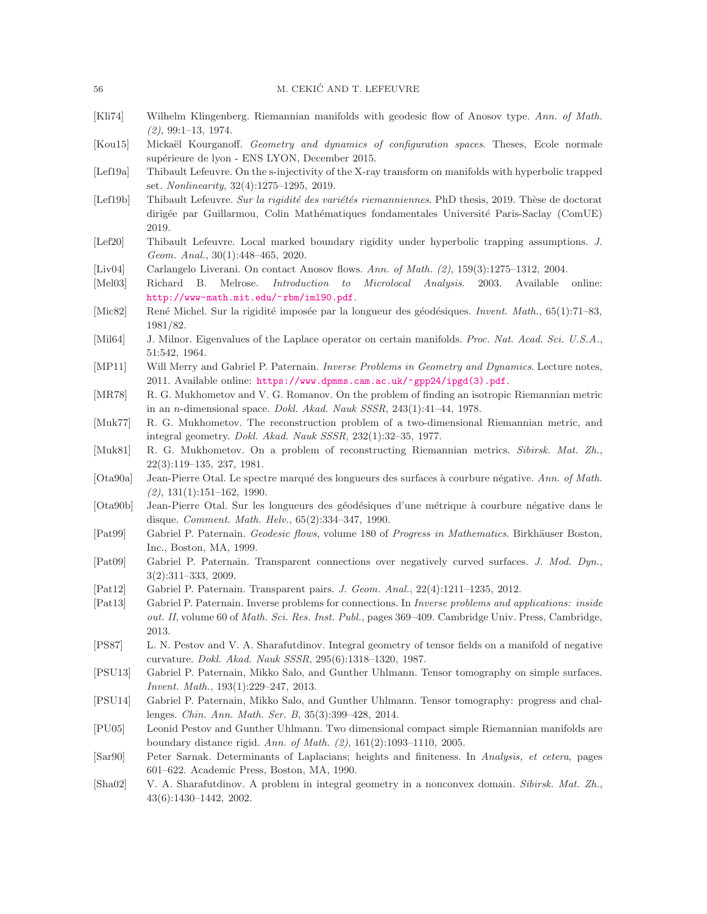[Kli74] Wilhelm Klingenberg. Riemannian manifolds with geodesic flow of Anosov type. *Ann. of Math. (2)*, 99:1–13, 1974.

[Kou15] Mickaël Kourganoff. *Geometry and dynamics of configuration spaces*. Theses, Ecole normale supérieure de lyon - ENS LYON, December 2015.

[Lef19a] Thibault Lefeuvre. On the s-injectivity of the X-ray transform on manifolds with hyperbolic trapped set. *Nonlinearity*, 32(4):1275–1295, 2019.

[Lef19b] Thibault Lefeuvre. *Sur la rigidité des variétés riemanniennes*. PhD thesis, 2019. Thèse de doctorat dirigée par Guillarmou, Colin Mathématiques fondamentales Université Paris-Saclay (ComUE) 2019.

[Lef20] Thibault Lefeuvre. Local marked boundary rigidity under hyperbolic trapping assumptions. *J. Geom. Anal.*, 30(1):448–465, 2020.

[Liv04] Carlangelo Liverani. On contact Anosov flows. *Ann. of Math. (2)*, 159(3):1275–1312, 2004.

[Mel03] Richard B. Melrose. *Introduction to Microlocal Analysis*. 2003. Available online: http://www-math.mit.edu/~rbm/iml90.pdf.

[Mic82] René Michel. Sur la rigidité imposée par la longueur des géodésiques. *Invent. Math.*, 65(1):71–83, 1981/82.

[Mil64] J. Milnor. Eigenvalues of the Laplace operator on certain manifolds. *Proc. Nat. Acad. Sci. U.S.A.*, 51:542, 1964.

[MP11] Will Merry and Gabriel P. Paternain. *Inverse Problems in Geometry and Dynamics*. Lecture notes, 2011. Available online: https://www.dpmms.cam.ac.uk/~gpp24/ipgd(3).pdf.

[MR78] R. G. Mukhometov and V. G. Romanov. On the problem of finding an isotropic Riemannian metric in an $n$-dimensional space. *Dokl. Akad. Nauk SSSR*, 243(1):41–44, 1978.

[Muk77] R. G. Mukhometov. The reconstruction problem of a two-dimensional Riemannian metric, and integral geometry. *Dokl. Akad. Nauk SSSR*, 232(1):32–35, 1977.

[Muk81] R. G. Mukhometov. On a problem of reconstructing Riemannian metrics. *Sibirsk. Mat. Zh.*, 22(3):119–135, 237, 1981.

[Ota90a] Jean-Pierre Otal. Le spectre marqué des longueurs des surfaces à courbure négative. *Ann. of Math. (2)*, 131(1):151–162, 1990.

[Ota90b] Jean-Pierre Otal. Sur les longueurs des géodésiques d'une métrique à courbure négative dans le disque. *Comment. Math. Helv.*, 65(2):334–347, 1990.

[Pat99] Gabriel P. Paternain. *Geodesic flows*, volume 180 of *Progress in Mathematics*. Birkhäuser Boston, Inc., Boston, MA, 1999.

[Pat09] Gabriel P. Paternain. Transparent connections over negatively curved surfaces. *J. Mod. Dyn.*, 3(2):311–333, 2009.

[Pat12] Gabriel P. Paternain. Transparent pairs. *J. Geom. Anal.*, 22(4):1211–1235, 2012.

[Pat13] Gabriel P. Paternain. Inverse problems for connections. In *Inverse problems and applications: inside out. II*, volume 60 of *Math. Sci. Res. Inst. Publ.*, pages 369–409. Cambridge Univ. Press, Cambridge, 2013.

[PS87] L. N. Pestov and V. A. Sharafutdinov. Integral geometry of tensor fields on a manifold of negative curvature. *Dokl. Akad. Nauk SSSR*, 295(6):1318–1320, 1987.

[PSU13] Gabriel P. Paternain, Mikko Salo, and Gunther Uhlmann. Tensor tomography on simple surfaces. *Invent. Math.*, 193(1):229–247, 2013.

[PSU14] Gabriel P. Paternain, Mikko Salo, and Gunther Uhlmann. Tensor tomography: progress and challenges. *Chin. Ann. Math. Ser. B*, 35(3):399–428, 2014.

[PU05] Leonid Pestov and Gunther Uhlmann. Two dimensional compact simple Riemannian manifolds are boundary distance rigid. *Ann. of Math. (2)*, 161(2):1093–1110, 2005.

[Sar90] Peter Sarnak. Determinants of Laplacians; heights and finiteness. In *Analysis, et cetera*, pages 601–622. Academic Press, Boston, MA, 1990.

[Sha02] V. A. Sharafutdinov. A problem in integral geometry in a nonconvex domain. *Sibirsk. Mat. Zh.*, 43(6):1430–1442, 2002.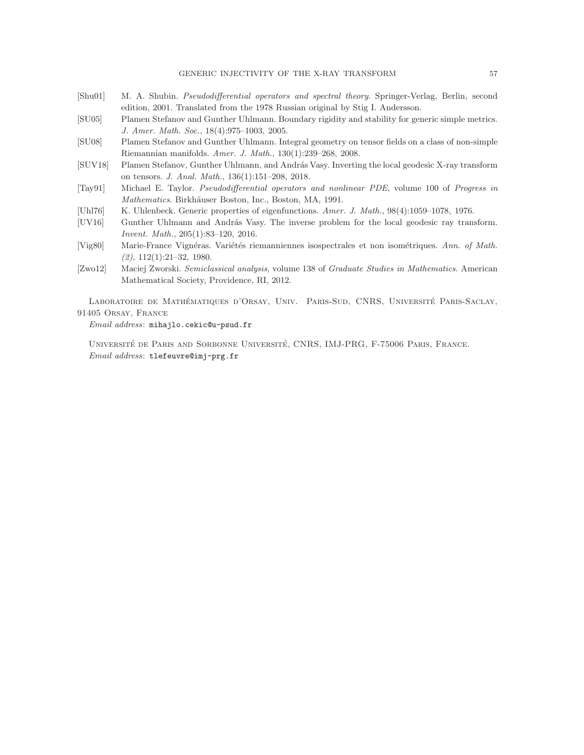[Shu01] M. A. Shubin. *Pseudodifferential operators and spectral theory*. Springer-Verlag, Berlin, second edition, 2001. Translated from the 1978 Russian original by Stig I. Andersson.

[SU05] Plamen Stefanov and Gunther Uhlmann. Boundary rigidity and stability for generic simple metrics. *J. Amer. Math. Soc.*, 18(4):975–1003, 2005.

[SU08] Plamen Stefanov and Gunther Uhlmann. Integral geometry on tensor fields on a class of non-simple Riemannian manifolds. *Amer. J. Math.*, 130(1):239–268, 2008.

[SUV18] Plamen Stefanov, Gunther Uhlmann, and András Vasy. Inverting the local geodesic X-ray transform on tensors. *J. Anal. Math.*, 136(1):151–208, 2018.

[Tay91] Michael E. Taylor. *Pseudodifferential operators and nonlinear PDE*, volume 100 of *Progress in Mathematics*. Birkhäuser Boston, Inc., Boston, MA, 1991.

[Uhl76] K. Uhlenbeck. Generic properties of eigenfunctions. *Amer. J. Math.*, 98(4):1059–1078, 1976.

[UV16] Gunther Uhlmann and András Vasy. The inverse problem for the local geodesic ray transform. *Invent. Math.*, 205(1):83–120, 2016.

[Vig80] Marie-France Vignéras. Variétés riemanniennes isospectrales et non isométriques. *Ann. of Math. (2)*, 112(1):21–32, 1980.

[Zwo12] Maciej Zworski. *Semiclassical analysis*, volume 138 of *Graduate Studies in Mathematics*. American Mathematical Society, Providence, RI, 2012.

Laboratoire de Mathématiques d'Orsay, Univ. Paris-Sud, CNRS, Université Paris-Saclay, 91405 Orsay, France

*Email address*: mihajlo.cekic@u-psud.fr

Université de Paris and Sorbonne Université, CNRS, IMJ-PRG, F-75006 Paris, France.

*Email address*: tlefeuvre@imj-prg.fr